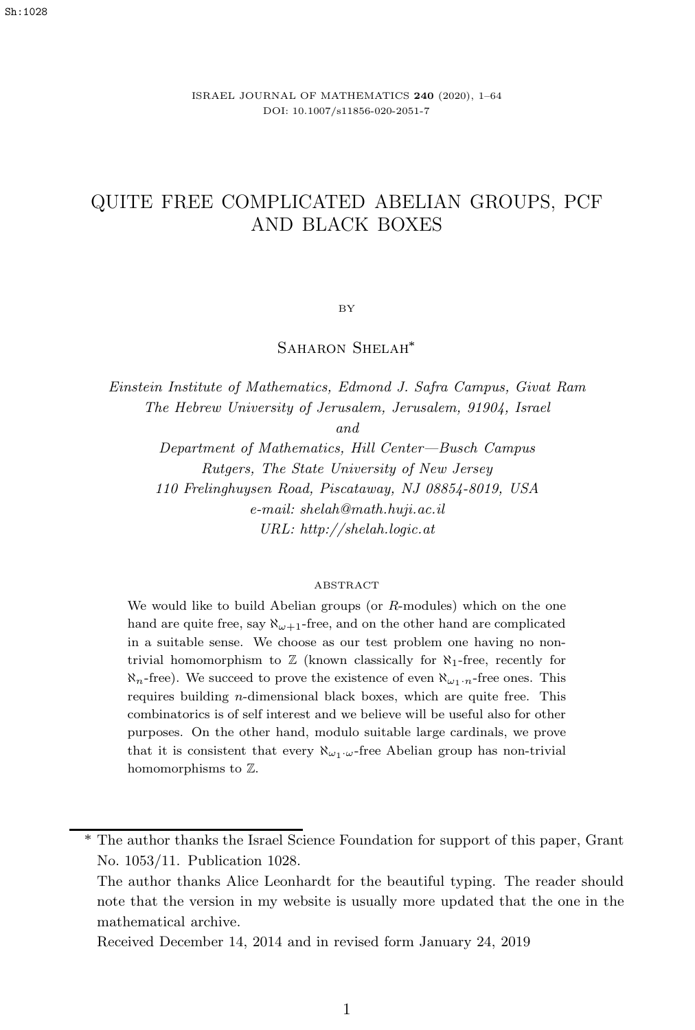# QUITE FREE COMPLICATED ABELIAN GROUPS, PCF AND BLACK BOXES

BY

Saharon Shelah*

*Einstein Institute of Mathematics, Edmond J. Safra Campus, Givat Ram*
*The Hebrew University of Jerusalem, Jerusalem, 91904, Israel*
*and*
*Department of Mathematics, Hill Center—Busch Campus*
*Rutgers, The State University of New Jersey*
*110 Frelinghuysen Road, Piscataway, NJ 08854-8019, USA*
*e-mail: shelah@math.huji.ac.il*
*URL: http://shelah.logic.at*

## ABSTRACT

We would like to build Abelian groups (or $R$-modules) which on the one hand are quite free, say $\aleph_{\omega+1}$-free, and on the other hand are complicated in a suitable sense. We choose as our test problem one having no non-trivial homomorphism to $\mathbb{Z}$ (known classically for $\aleph_1$-free, recently for $\aleph_n$-free). We succeed to prove the existence of even $\aleph_{\omega_1 \cdot n}$-free ones. This requires building $n$-dimensional black boxes, which are quite free. This combinatorics is of self interest and we believe will be useful also for other purposes. On the other hand, modulo suitable large cardinals, we prove that it is consistent that every $\aleph_{\omega_1 \cdot \omega}$-free Abelian group has non-trivial homomorphisms to $\mathbb{Z}$.

---

\* The author thanks the Israel Science Foundation for support of this paper, Grant No. 1053/11. Publication 1028.

The author thanks Alice Leonhardt for the beautiful typing. The reader should note that the version in my website is usually more updated that the one in the mathematical archive.

Received December 14, 2014 and in revised form January 24, 2019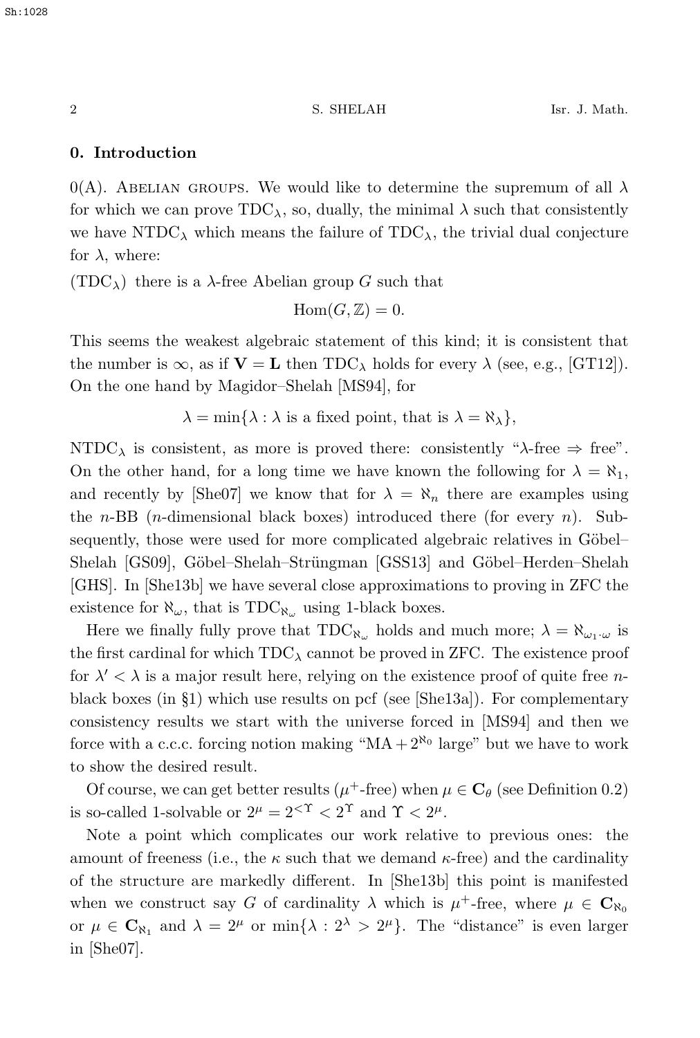## 0. Introduction

0(A). Abelian groups. We would like to determine the supremum of all $\lambda$ for which we can prove $\mathrm{TDC}_\lambda$, so, dually, the minimal $\lambda$ such that consistently we have $\mathrm{NTDC}_\lambda$ which means the failure of $\mathrm{TDC}_\lambda$, the trivial dual conjecture for $\lambda$, where:

($\mathrm{TDC}_\lambda$) there is a $\lambda$-free Abelian group $G$ such that

$$\mathrm{Hom}(G, \mathbb{Z}) = 0.$$

This seems the weakest algebraic statement of this kind; it is consistent that the number is $\infty$, as if $\mathbf{V} = \mathbf{L}$ then $\mathrm{TDC}_\lambda$ holds for every $\lambda$ (see, e.g., [GT12]). On the one hand by Magidor–Shelah [MS94], for

$$\lambda = \min\{\lambda : \lambda \text{ is a fixed point, that is } \lambda = \aleph_\lambda\},$$

$\mathrm{NTDC}_\lambda$ is consistent, as more is proved there: consistently "$\lambda$-free $\Rightarrow$ free". On the other hand, for a long time we have known the following for $\lambda = \aleph_1$, and recently by [She07] we know that for $\lambda = \aleph_n$ there are examples using the $n$-BB ($n$-dimensional black boxes) introduced there (for every $n$). Subsequently, those were used for more complicated algebraic relatives in Göbel–Shelah [GS09], Göbel–Shelah–Strüngman [GSS13] and Göbel–Herden–Shelah [GHS]. In [She13b] we have several close approximations to proving in ZFC the existence for $\aleph_\omega$, that is $\mathrm{TDC}_{\aleph_\omega}$ using 1-black boxes.

Here we finally fully prove that $\mathrm{TDC}_{\aleph_\omega}$ holds and much more; $\lambda = \aleph_{\omega_1 \cdot \omega}$ is the first cardinal for which $\mathrm{TDC}_\lambda$ cannot be proved in ZFC. The existence proof for $\lambda' < \lambda$ is a major result here, relying on the existence proof of quite free $n$-black boxes (in §1) which use results on pcf (see [She13a]). For complementary consistency results we start with the universe forced in [MS94] and then we force with a c.c.c. forcing notion making "$\mathrm{MA} + 2^{\aleph_0}$ large" but we have to work to show the desired result.

Of course, we can get better results ($\mu^+$-free) when $\mu \in \mathbf{C}_\theta$ (see Definition 0.2) is so-called 1-solvable or $2^\mu = 2^{<\Upsilon} < 2^\Upsilon$ and $\Upsilon < 2^\mu$.

Note a point which complicates our work relative to previous ones: the amount of freeness (i.e., the $\kappa$ such that we demand $\kappa$-free) and the cardinality of the structure are markedly different. In [She13b] this point is manifested when we construct say $G$ of cardinality $\lambda$ which is $\mu^+$-free, where $\mu \in \mathbf{C}_{\aleph_0}$ or $\mu \in \mathbf{C}_{\aleph_1}$ and $\lambda = 2^\mu$ or $\min\{\lambda : 2^\lambda > 2^\mu\}$. The "distance" is even larger in [She07].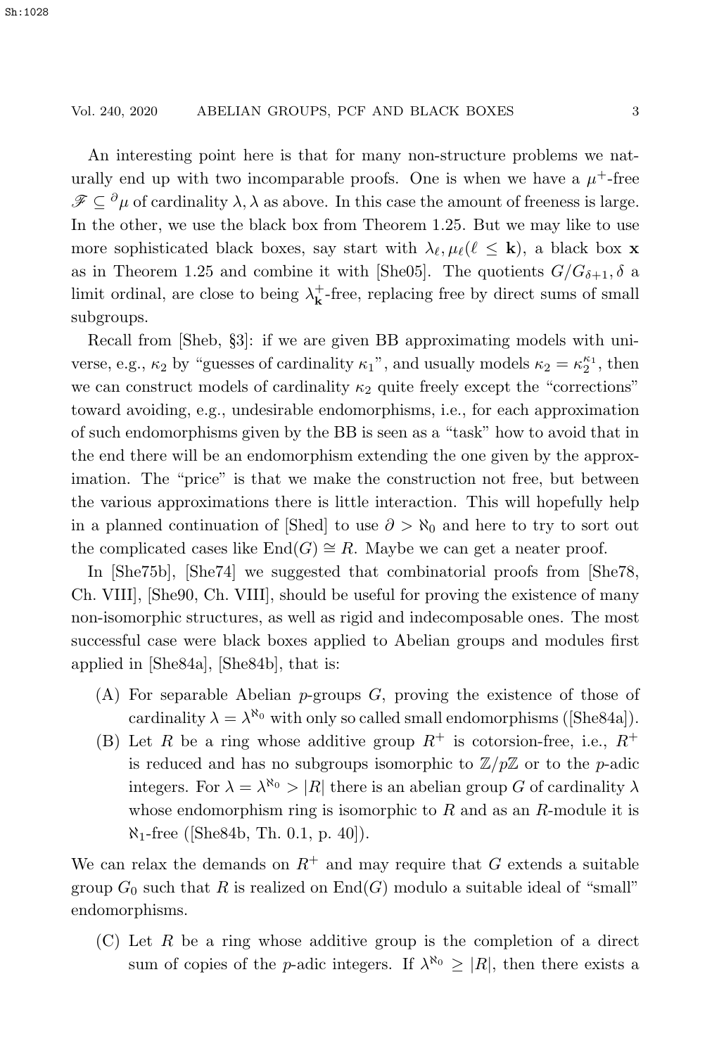An interesting point here is that for many non-structure problems we naturally end up with two incomparable proofs. One is when we have a $\mu^+$-free $\mathscr{F} \subseteq {}^{\partial}\mu$ of cardinality $\lambda, \lambda$ as above. In this case the amount of freeness is large. In the other, we use the black box from Theorem 1.25. But we may like to use more sophisticated black boxes, say start with $\lambda_\ell, \mu_\ell (\ell \leq \mathbf{k})$, a black box $\mathbf{x}$ as in Theorem 1.25 and combine it with [She05]. The quotients $G/G_{\delta+1}, \delta$ a limit ordinal, are close to being $\lambda_{\mathbf{k}}^+$-free, replacing free by direct sums of small subgroups.

Recall from [Sheb, §3]: if we are given BB approximating models with universe, e.g., $\kappa_2$ by "guesses of cardinality $\kappa_1$", and usually models $\kappa_2 = \kappa_2^{\kappa_1}$, then we can construct models of cardinality $\kappa_2$ quite freely except the "corrections" toward avoiding, e.g., undesirable endomorphisms, i.e., for each approximation of such endomorphisms given by the BB is seen as a "task" how to avoid that in the end there will be an endomorphism extending the one given by the approximation. The "price" is that we make the construction not free, but between the various approximations there is little interaction. This will hopefully help in a planned continuation of [Shed] to use $\partial > \aleph_0$ and here to try to sort out the complicated cases like $\mathrm{End}(G) \cong R$. Maybe we can get a neater proof.

In [She75b], [She74] we suggested that combinatorial proofs from [She78, Ch. VIII], [She90, Ch. VIII], should be useful for proving the existence of many non-isomorphic structures, as well as rigid and indecomposable ones. The most successful case were black boxes applied to Abelian groups and modules first applied in [She84a], [She84b], that is:

(A) For separable Abelian $p$-groups $G$, proving the existence of those of cardinality $\lambda = \lambda^{\aleph_0}$ with only so called small endomorphisms ([She84a]).

(B) Let $R$ be a ring whose additive group $R^+$ is cotorsion-free, i.e., $R^+$ is reduced and has no subgroups isomorphic to $\mathbb{Z}/p\mathbb{Z}$ or to the $p$-adic integers. For $\lambda = \lambda^{\aleph_0} > |R|$ there is an abelian group $G$ of cardinality $\lambda$ whose endomorphism ring is isomorphic to $R$ and as an $R$-module it is $\aleph_1$-free ([She84b, Th. 0.1, p. 40]).

We can relax the demands on $R^+$ and may require that $G$ extends a suitable group $G_0$ such that $R$ is realized on $\mathrm{End}(G)$ modulo a suitable ideal of "small" endomorphisms.

(C) Let $R$ be a ring whose additive group is the completion of a direct sum of copies of the $p$-adic integers. If $\lambda^{\aleph_0} \geq |R|$, then there exists a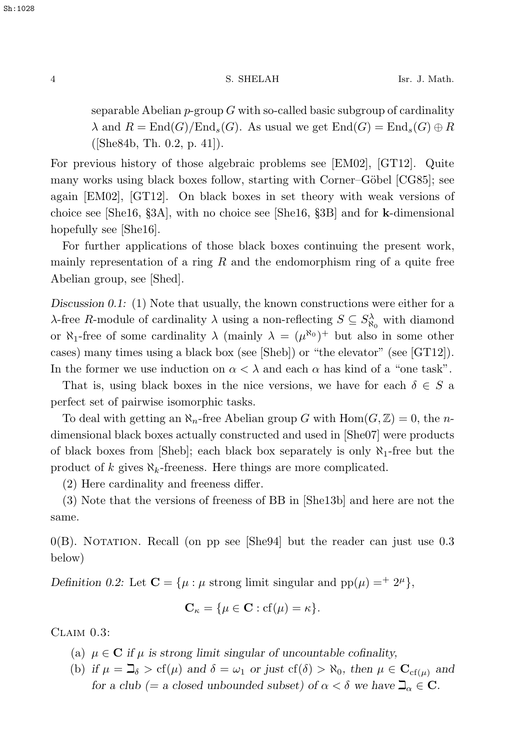separable Abelian $p$-group $G$ with so-called basic subgroup of cardinality $\lambda$ and $R = \mathrm{End}(G)/\mathrm{End}_s(G)$. As usual we get $\mathrm{End}(G) = \mathrm{End}_s(G) \oplus R$ ([She84b, Th. 0.2, p. 41]).

For previous history of those algebraic problems see [EM02], [GT12]. Quite many works using black boxes follow, starting with Corner–Göbel [CG85]; see again [EM02], [GT12]. On black boxes in set theory with weak versions of choice see [She16, §3A], with no choice see [She16, §3B] and for **k**-dimensional hopefully see [She16].

For further applications of those black boxes continuing the present work, mainly representation of a ring $R$ and the endomorphism ring of a quite free Abelian group, see [Shed].

*Discussion 0.1:* (1) Note that usually, the known constructions were either for a $\lambda$-free $R$-module of cardinality $\lambda$ using a non-reflecting $S \subseteq S^{\lambda}_{\aleph_0}$ with diamond or $\aleph_1$-free of some cardinality $\lambda$ (mainly $\lambda = (\mu^{\aleph_0})^+$ but also in some other cases) many times using a black box (see [Sheb]) or "the elevator" (see [GT12]). In the former we use induction on $\alpha < \lambda$ and each $\alpha$ has kind of a "one task".

That is, using black boxes in the nice versions, we have for each $\delta \in S$ a perfect set of pairwise isomorphic tasks.

To deal with getting an $\aleph_n$-free Abelian group $G$ with $\mathrm{Hom}(G, \mathbb{Z}) = 0$, the $n$-dimensional black boxes actually constructed and used in [She07] were products of black boxes from [Sheb]; each black box separately is only $\aleph_1$-free but the product of $k$ gives $\aleph_k$-freeness. Here things are more complicated.

(2) Here cardinality and freeness differ.

(3) Note that the versions of freeness of BB in [She13b] and here are not the same.

## 0(B). Notation.

Recall (on pp see [She94] but the reader can just use 0.3 below)

*Definition 0.2:* Let $\mathbf{C} = \{\mu : \mu$ strong limit singular and $\mathrm{pp}(\mu) =^+ 2^\mu\}$,

$$\mathbf{C}_\kappa = \{\mu \in \mathbf{C} : \mathrm{cf}(\mu) = \kappa\}.$$

Claim 0.3:

(a) *$\mu \in \mathbf{C}$ if $\mu$ is strong limit singular of uncountable cofinality,*

(b) *if $\mu = \beth_\delta > \mathrm{cf}(\mu)$ and $\delta = \omega_1$ or just $\mathrm{cf}(\delta) > \aleph_0$, then $\mu \in \mathbf{C}_{\mathrm{cf}(\mu)}$ and for a club (= a closed unbounded subset) of $\alpha < \delta$ we have $\beth_\alpha \in \mathbf{C}$.*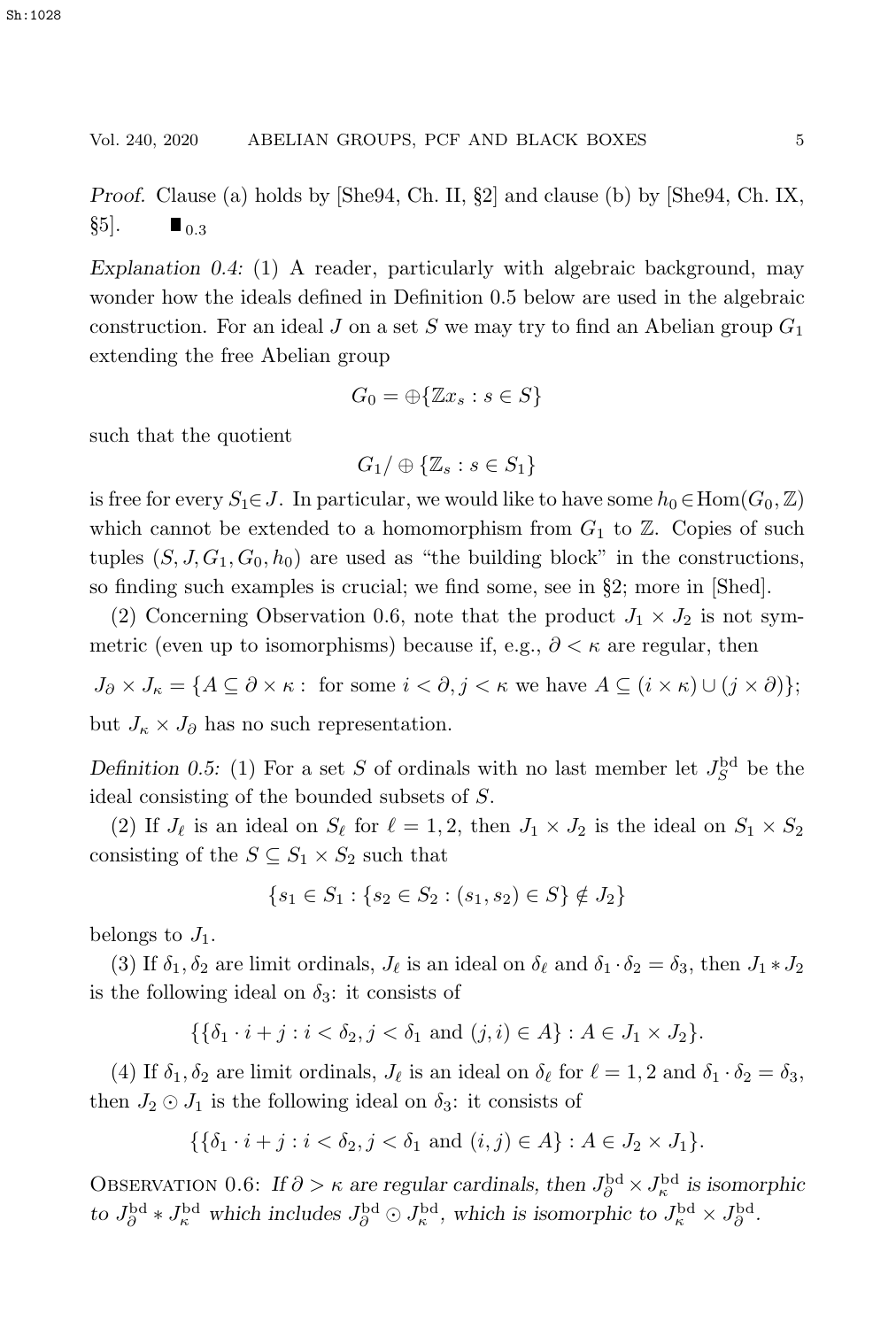*Proof.* Clause (a) holds by [She94, Ch. II, §2] and clause (b) by [She94, Ch. IX, §5]. $\blacksquare_{0.3}$

*Explanation 0.4:* (1) A reader, particularly with algebraic background, may wonder how the ideals defined in Definition 0.5 below are used in the algebraic construction. For an ideal $J$ on a set $S$ we may try to find an Abelian group $G_1$ extending the free Abelian group

$$G_0 = \oplus\{\mathbb{Z}x_s : s \in S\}$$

such that the quotient

$$G_1 / \oplus \{\mathbb{Z}_s : s \in S_1\}$$

is free for every $S_1 \in J$. In particular, we would like to have some $h_0 \in \mathrm{Hom}(G_0, \mathbb{Z})$ which cannot be extended to a homomorphism from $G_1$ to $\mathbb{Z}$. Copies of such tuples $(S, J, G_1, G_0, h_0)$ are used as "the building block" in the constructions, so finding such examples is crucial; we find some, see in §2; more in [Shed].

(2) Concerning Observation 0.6, note that the product $J_1 \times J_2$ is not symmetric (even up to isomorphisms) because if, e.g., $\partial < \kappa$ are regular, then

$$J_\partial \times J_\kappa = \{A \subseteq \partial \times \kappa : \text{ for some } i < \partial, j < \kappa \text{ we have } A \subseteq (i \times \kappa) \cup (j \times \partial)\};$$

but $J_\kappa \times J_\partial$ has no such representation.

*Definition 0.5:* (1) For a set $S$ of ordinals with no last member let $J_S^{\mathrm{bd}}$ be the ideal consisting of the bounded subsets of $S$.

(2) If $J_\ell$ is an ideal on $S_\ell$ for $\ell = 1, 2$, then $J_1 \times J_2$ is the ideal on $S_1 \times S_2$ consisting of the $S \subseteq S_1 \times S_2$ such that

$$\{s_1 \in S_1 : \{s_2 \in S_2 : (s_1, s_2) \in S\} \notin J_2\}$$

belongs to $J_1$.

(3) If $\delta_1, \delta_2$ are limit ordinals, $J_\ell$ is an ideal on $\delta_\ell$ and $\delta_1 \cdot \delta_2 = \delta_3$, then $J_1 * J_2$ is the following ideal on $\delta_3$: it consists of

$$\{\{\delta_1 \cdot i + j : i < \delta_2, j < \delta_1 \text{ and } (j, i) \in A\} : A \in J_1 \times J_2\}.$$

(4) If $\delta_1, \delta_2$ are limit ordinals, $J_\ell$ is an ideal on $\delta_\ell$ for $\ell = 1, 2$ and $\delta_1 \cdot \delta_2 = \delta_3$, then $J_2 \odot J_1$ is the following ideal on $\delta_3$: it consists of

$$\{\{\delta_1 \cdot i + j : i < \delta_2, j < \delta_1 \text{ and } (i, j) \in A\} : A \in J_2 \times J_1\}.$$

Observation 0.6: *If $\partial > \kappa$ are regular cardinals, then $J_\partial^{\mathrm{bd}} \times J_\kappa^{\mathrm{bd}}$ is isomorphic to $J_\partial^{\mathrm{bd}} * J_\kappa^{\mathrm{bd}}$ which includes $J_\partial^{\mathrm{bd}} \odot J_\kappa^{\mathrm{bd}}$, which is isomorphic to $J_\kappa^{\mathrm{bd}} \times J_\partial^{\mathrm{bd}}$.*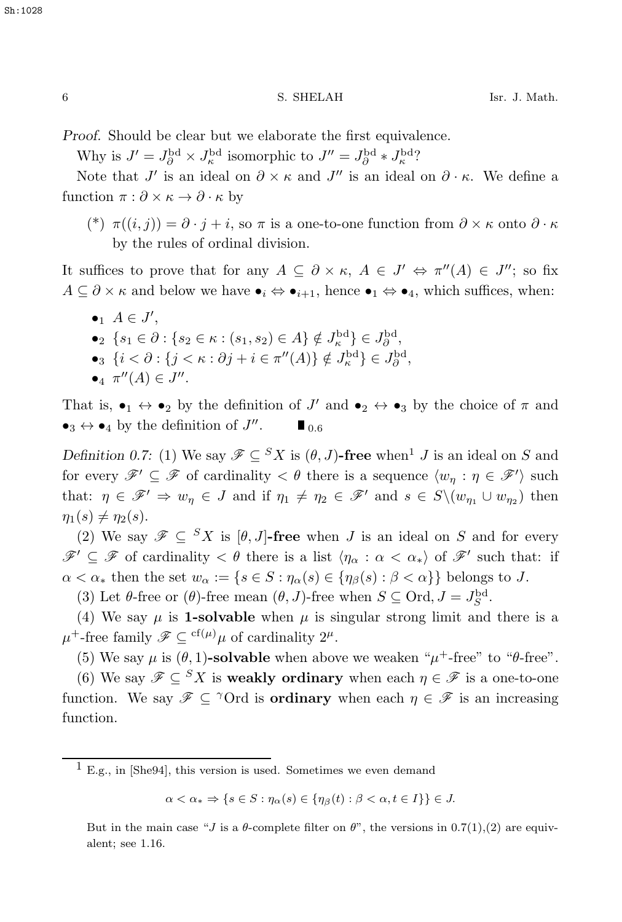*Proof.* Should be clear but we elaborate the first equivalence.

Why is $J' = J^{\rm bd}_\partial \times J^{\rm bd}_\kappa$ isomorphic to $J'' = J^{\rm bd}_\partial * J^{\rm bd}_\kappa$?

Note that $J'$ is an ideal on $\partial \times \kappa$ and $J''$ is an ideal on $\partial \cdot \kappa$. We define a function $\pi : \partial \times \kappa \to \partial \cdot \kappa$ by

(*) $\pi((i,j)) = \partial \cdot j + i$, so $\pi$ is a one-to-one function from $\partial \times \kappa$ onto $\partial \cdot \kappa$ by the rules of ordinal division.

It suffices to prove that for any $A \subseteq \partial \times \kappa$, $A \in J' \Leftrightarrow \pi''(A) \in J''$; so fix $A \subseteq \partial \times \kappa$ and below we have $\bullet_i \Leftrightarrow \bullet_{i+1}$, hence $\bullet_1 \Leftrightarrow \bullet_4$, which suffices, when:

- $\bullet_1$ $A \in J'$,
- $\bullet_2$ $\{s_1 \in \partial : \{s_2 \in \kappa : (s_1, s_2) \in A\} \notin J^{\rm bd}_\kappa\} \in J^{\rm bd}_\partial$,
- $\bullet_3$ $\{i < \partial : \{j < \kappa : \partial j + i \in \pi''(A)\} \notin J^{\rm bd}_\kappa\} \in J^{\rm bd}_\partial$,
- $\bullet_4$ $\pi''(A) \in J''$.

That is, $\bullet_1 \leftrightarrow \bullet_2$ by the definition of $J'$ and $\bullet_2 \leftrightarrow \bullet_3$ by the choice of $\pi$ and $\bullet_3 \leftrightarrow \bullet_4$ by the definition of $J''$. $\blacksquare_{0.6}$

*Definition 0.7:* (1) We say $\mathscr{F} \subseteq {}^S X$ is **$(\theta, J)$-free** when[1] $J$ is an ideal on $S$ and for every $\mathscr{F}' \subseteq \mathscr{F}$ of cardinality $< \theta$ there is a sequence $\langle w_\eta : \eta \in \mathscr{F}' \rangle$ such that: $\eta \in \mathscr{F}' \Rightarrow w_\eta \in J$ and if $\eta_1 \neq \eta_2 \in \mathscr{F}'$ and $s \in S \backslash (w_{\eta_1} \cup w_{\eta_2})$ then $\eta_1(s) \neq \eta_2(s)$.

(2) We say $\mathscr{F} \subseteq {}^S X$ is **$[\theta, J]$-free** when $J$ is an ideal on $S$ and for every $\mathscr{F}' \subseteq \mathscr{F}$ of cardinality $< \theta$ there is a list $\langle \eta_\alpha : \alpha < \alpha_* \rangle$ of $\mathscr{F}'$ such that: if $\alpha < \alpha_*$ then the set $w_\alpha := \{s \in S : \eta_\alpha(s) \in \{\eta_\beta(s) : \beta < \alpha\}\}$ belongs to $J$.

(3) Let $\theta$-free or $(\theta)$-free mean $(\theta, J)$-free when $S \subseteq \text{Ord}, J = J^{\rm bd}_S$.

(4) We say $\mu$ is **1-solvable** when $\mu$ is singular strong limit and there is a $\mu^+$-free family $\mathscr{F} \subseteq {}^{\text{cf}(\mu)}\mu$ of cardinality $2^\mu$.

(5) We say $\mu$ is **$(\theta, 1)$-solvable** when above we weaken "$\mu^+$-free" to "$\theta$-free".

(6) We say $\mathscr{F} \subseteq {}^S X$ is **weakly ordinary** when each $\eta \in \mathscr{F}$ is a one-to-one function. We say $\mathscr{F} \subseteq {}^\gamma\text{Ord}$ is **ordinary** when each $\eta \in \mathscr{F}$ is an increasing function.

---

[1] E.g., in [She94], this version is used. Sometimes we even demand

$$\alpha < \alpha_* \Rightarrow \{s \in S : \eta_\alpha(s) \in \{\eta_\beta(t) : \beta < \alpha, t \in I\}\} \in J.$$

But in the main case "$J$ is a $\theta$-complete filter on $\theta$", the versions in 0.7(1),(2) are equivalent; see 1.16.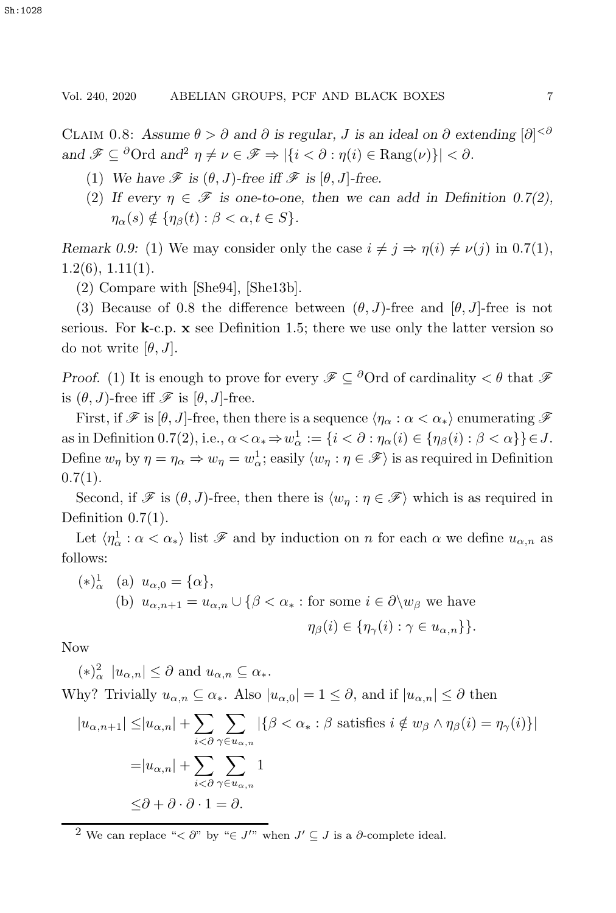Claim 0.8: *Assume $\theta > \partial$ and $\partial$ is regular, $J$ is an ideal on $\partial$ extending $[\partial]^{<\partial}$ and $\mathscr{F} \subseteq {}^{\partial}\mathrm{Ord}$ and*[2] *$\eta \neq \nu \in \mathscr{F} \Rightarrow |\{i < \partial : \eta(i) \in \mathrm{Rang}(\nu)\}| < \partial$.*

1. *We have $\mathscr{F}$ is $(\theta, J)$-free iff $\mathscr{F}$ is $[\theta, J]$-free.*
2. *If every $\eta \in \mathscr{F}$ is one-to-one, then we can add in Definition 0.7(2), $\eta_\alpha(s) \notin \{\eta_\beta(t) : \beta < \alpha, t \in S\}$.*

*Remark 0.9:* (1) We may consider only the case $i \neq j \Rightarrow \eta(i) \neq \nu(j)$ in 0.7(1), 1.2(6), 1.11(1).

(2) Compare with [She94], [She13b].

(3) Because of 0.8 the difference between $(\theta, J)$-free and $[\theta, J]$-free is not serious. For $\mathbf{k}$-c.p. $\mathbf{x}$ see Definition 1.5; there we use only the latter version so do not write $[\theta, J]$.

*Proof.* (1) It is enough to prove for every $\mathscr{F} \subseteq {}^{\partial}\mathrm{Ord}$ of cardinality $< \theta$ that $\mathscr{F}$ is $(\theta, J)$-free iff $\mathscr{F}$ is $[\theta, J]$-free.

First, if $\mathscr{F}$ is $[\theta, J]$-free, then there is a sequence $\langle \eta_\alpha : \alpha < \alpha_* \rangle$ enumerating $\mathscr{F}$ as in Definition 0.7(2), i.e., $\alpha < \alpha_* \Rightarrow w^1_\alpha := \{i < \partial : \eta_\alpha(i) \in \{\eta_\beta(i) : \beta < \alpha\}\} \in J$. Define $w_\eta$ by $\eta = \eta_\alpha \Rightarrow w_\eta = w^1_\alpha$; easily $\langle w_\eta : \eta \in \mathscr{F} \rangle$ is as required in Definition 0.7(1).

Second, if $\mathscr{F}$ is $(\theta, J)$-free, then there is $\langle w_\eta : \eta \in \mathscr{F} \rangle$ which is as required in Definition 0.7(1).

Let $\langle \eta^1_\alpha : \alpha < \alpha_* \rangle$ list $\mathscr{F}$ and by induction on $n$ for each $\alpha$ we define $u_{\alpha,n}$ as follows:

$(*)^1_\alpha$ (a) $u_{\alpha,0} = \{\alpha\}$,

(b) $u_{\alpha,n+1} = u_{\alpha,n} \cup \{\beta < \alpha_* :$ for some $i \in \partial \backslash w_\beta$ we have $\eta_\beta(i) \in \{\eta_\gamma(i) : \gamma \in u_{\alpha,n}\}\}$.

Now

$(*)^2_\alpha$ $|u_{\alpha,n}| \leq \partial$ and $u_{\alpha,n} \subseteq \alpha_*$.

Why? Trivially $u_{\alpha,n} \subseteq \alpha_*$. Also $|u_{\alpha,0}| = 1 \leq \partial$, and if $|u_{\alpha,n}| \leq \partial$ then

$$
\begin{aligned}
|u_{\alpha,n+1}| &\leq |u_{\alpha,n}| + \sum_{i<\partial} \sum_{\gamma \in u_{\alpha,n}} |\{\beta < \alpha_* : \beta \text{ satisfies } i \notin w_\beta \wedge \eta_\beta(i) = \eta_\gamma(i)\}| \\
&= |u_{\alpha,n}| + \sum_{i<\partial} \sum_{\gamma \in u_{\alpha,n}} 1 \\
&\leq \partial + \partial \cdot \partial \cdot 1 = \partial.
\end{aligned}
$$

---

[2] We can replace "$< \partial$" by "$\in J'$" when $J' \subseteq J$ is a $\partial$-complete ideal.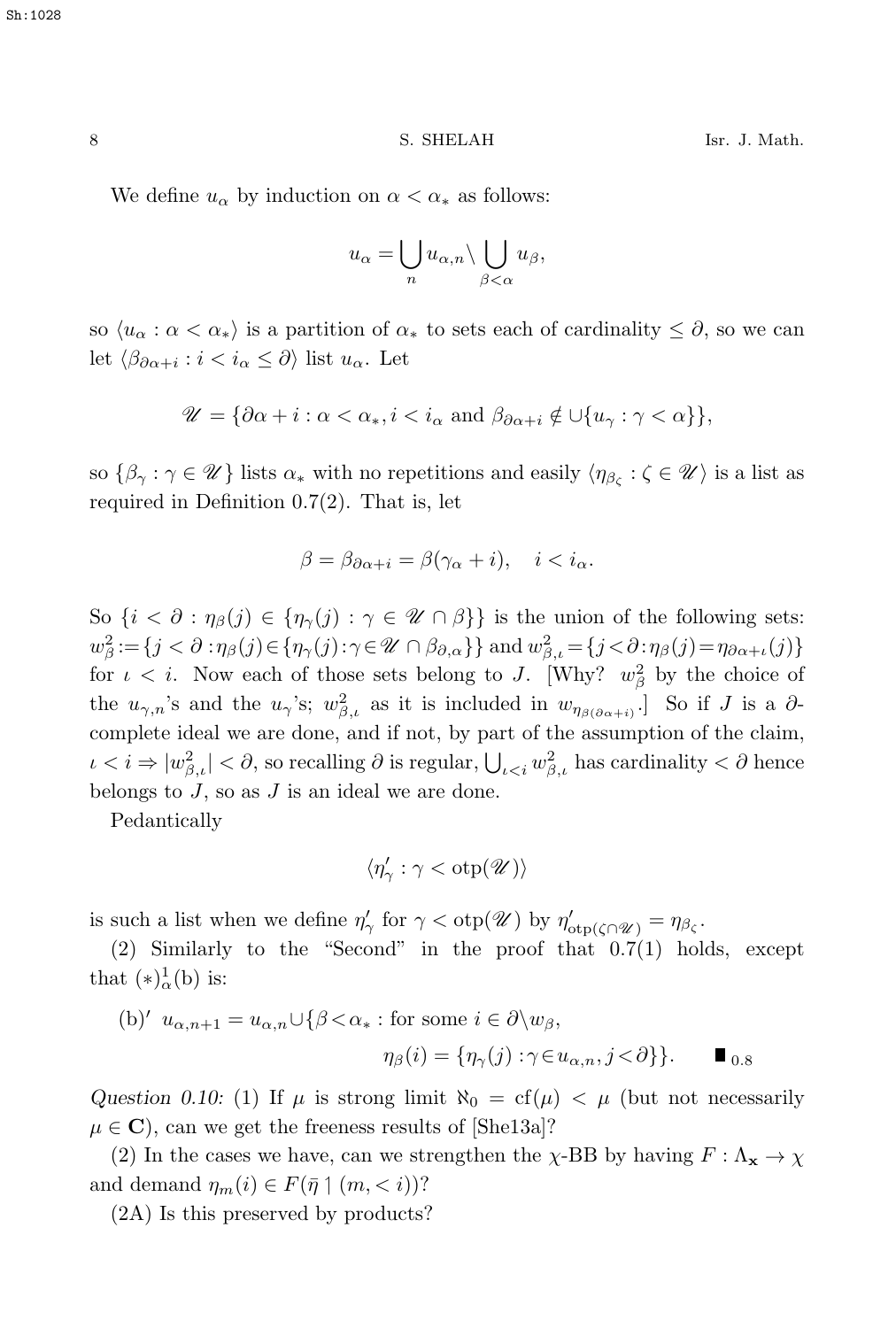We define $u_\alpha$ by induction on $\alpha < \alpha_*$ as follows:

$$u_\alpha = \bigcup_n u_{\alpha,n} \backslash \bigcup_{\beta<\alpha} u_\beta,$$

so $\langle u_\alpha : \alpha < \alpha_* \rangle$ is a partition of $\alpha_*$ to sets each of cardinality $\leq \partial$, so we can let $\langle \beta_{\partial\alpha+i} : i < i_\alpha \leq \partial \rangle$ list $u_\alpha$. Let

$$\mathscr{U} = \{\partial\alpha + i : \alpha < \alpha_*, i < i_\alpha \text{ and } \beta_{\partial\alpha+i} \notin \cup\{u_\gamma : \gamma < \alpha\}\},$$

so $\{\beta_\gamma : \gamma \in \mathscr{U}\}$ lists $\alpha_*$ with no repetitions and easily $\langle \eta_{\beta_\zeta} : \zeta \in \mathscr{U} \rangle$ is a list as required in Definition 0.7(2). That is, let

$$\beta = \beta_{\partial\alpha+i} = \beta(\gamma_\alpha + i), \quad i < i_\alpha.$$

So $\{i < \partial : \eta_\beta(j) \in \{\eta_\gamma(j) : \gamma \in \mathscr{U} \cap \beta\}\}$ is the union of the following sets: $w^2_\beta := \{j < \partial : \eta_\beta(j) \in \{\eta_\gamma(j) : \gamma \in \mathscr{U} \cap \beta_{\partial,\alpha}\}\}$ and $w^2_{\beta,\iota} = \{j < \partial : \eta_\beta(j) = \eta_{\partial\alpha+\iota}(j)\}$ for $\iota < i$. Now each of those sets belong to $J$. [Why? $w^2_\beta$ by the choice of the $u_{\gamma,n}$'s and the $u_\gamma$'s; $w^2_{\beta,\iota}$ as it is included in $w_{\eta_{\beta(\partial\alpha+i)}}$.] So if $J$ is a $\partial$-complete ideal we are done, and if not, by part of the assumption of the claim, $\iota < i \Rightarrow |w^2_{\beta,\iota}| < \partial$, so recalling $\partial$ is regular, $\bigcup_{\iota<i} w^2_{\beta,\iota}$ has cardinality $< \partial$ hence belongs to $J$, so as $J$ is an ideal we are done.

Pedantically

$$\langle \eta'_\gamma : \gamma < \text{otp}(\mathscr{U}) \rangle$$

is such a list when we define $\eta'_\gamma$ for $\gamma < \text{otp}(\mathscr{U})$ by $\eta'_{\text{otp}(\zeta\cap\mathscr{U})} = \eta_{\beta_\zeta}$.

(2) Similarly to the "Second" in the proof that 0.7(1) holds, except that $(*)^1_\alpha$(b) is:

(b)′ $u_{\alpha,n+1} = u_{\alpha,n} \cup \{\beta < \alpha_* : \text{for some } i \in \partial\backslash w_\beta,$

$$\eta_\beta(i) = \{\eta_\gamma(j) : \gamma \in u_{\alpha,n}, j < \partial\}\}. \qquad \blacksquare_{0.8}$$

*Question 0.10:* (1) If $\mu$ is strong limit $\aleph_0 = \text{cf}(\mu) < \mu$ (but not necessarily $\mu \in \mathbf{C}$), can we get the freeness results of [She13a]?

(2) In the cases we have, can we strengthen the $\chi$-BB by having $F : \Lambda_{\mathbf{x}} \to \chi$ and demand $\eta_m(i) \in F(\bar{\eta} \restriction (m, < i))$?

(2A) Is this preserved by products?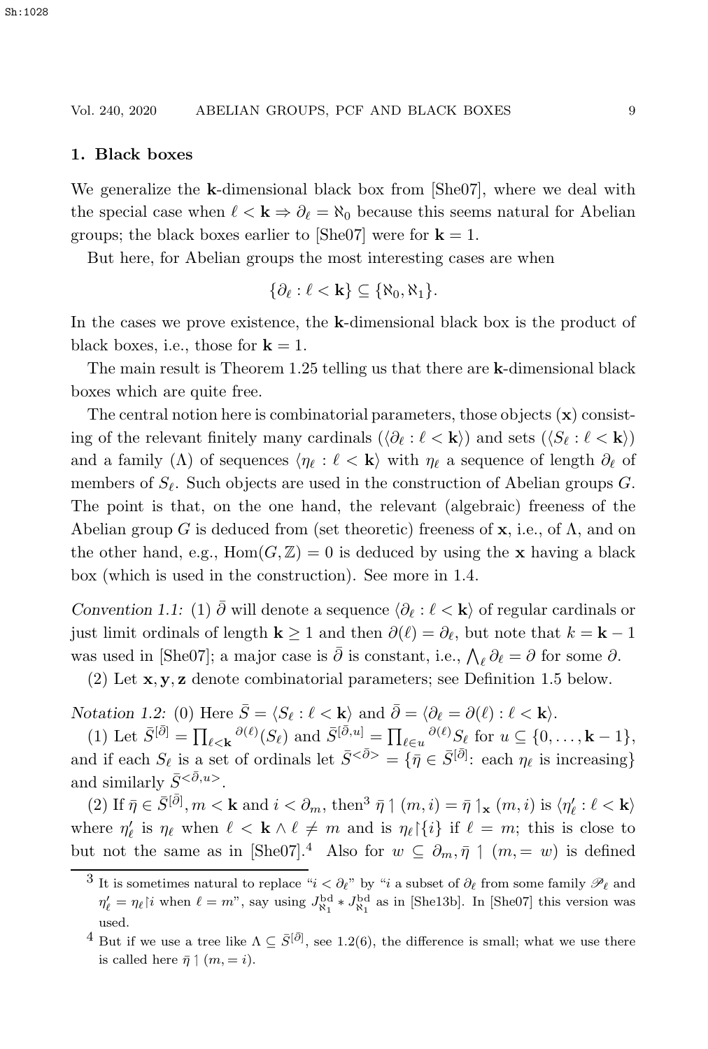## 1. Black boxes

We generalize the $\mathbf{k}$-dimensional black box from [She07], where we deal with the special case when $\ell < \mathbf{k} \Rightarrow \partial_\ell = \aleph_0$ because this seems natural for Abelian groups; the black boxes earlier to [She07] were for $\mathbf{k} = 1$.

But here, for Abelian groups the most interesting cases are when

$$\{\partial_\ell : \ell < \mathbf{k}\} \subseteq \{\aleph_0, \aleph_1\}.$$

In the cases we prove existence, the $\mathbf{k}$-dimensional black box is the product of black boxes, i.e., those for $\mathbf{k} = 1$.

The main result is Theorem 1.25 telling us that there are $\mathbf{k}$-dimensional black boxes which are quite free.

The central notion here is combinatorial parameters, those objects ($\mathbf{x}$) consisting of the relevant finitely many cardinals ($\langle \partial_\ell : \ell < \mathbf{k}\rangle$) and sets ($\langle S_\ell : \ell < \mathbf{k}\rangle$) and a family ($\Lambda$) of sequences $\langle \eta_\ell : \ell < \mathbf{k}\rangle$ with $\eta_\ell$ a sequence of length $\partial_\ell$ of members of $S_\ell$. Such objects are used in the construction of Abelian groups $G$. The point is that, on the one hand, the relevant (algebraic) freeness of the Abelian group $G$ is deduced from (set theoretic) freeness of $\mathbf{x}$, i.e., of $\Lambda$, and on the other hand, e.g., $\mathrm{Hom}(G, \mathbb{Z}) = 0$ is deduced by using the $\mathbf{x}$ having a black box (which is used in the construction). See more in 1.4.

*Convention 1.1:* (1) $\bar\partial$ will denote a sequence $\langle \partial_\ell : \ell < \mathbf{k}\rangle$ of regular cardinals or just limit ordinals of length $\mathbf{k} \geq 1$ and then $\partial(\ell) = \partial_\ell$, but note that $k = \mathbf{k} - 1$ was used in [She07]; a major case is $\bar\partial$ is constant, i.e., $\bigwedge_\ell \partial_\ell = \partial$ for some $\partial$.

(2) Let $\mathbf{x}, \mathbf{y}, \mathbf{z}$ denote combinatorial parameters; see Definition 1.5 below.

*Notation 1.2:* (0) Here $\bar S = \langle S_\ell : \ell < \mathbf{k}\rangle$ and $\bar\partial = \langle \partial_\ell = \partial(\ell) : \ell < \mathbf{k}\rangle$.

(1) Let $\bar S^{[\bar\partial]} = \prod_{\ell<\mathbf{k}} {}^{\partial(\ell)}(S_\ell)$ and $\bar S^{[\bar\partial, u]} = \prod_{\ell \in u} {}^{\partial(\ell)} S_\ell$ for $u \subseteq \{0, \ldots, \mathbf{k}-1\}$, and if each $S_\ell$ is a set of ordinals let $\bar S^{<\bar\partial>} = \{\bar\eta \in \bar S^{[\bar\partial]}$: each $\eta_\ell$ is increasing$\}$ and similarly $\bar S^{<\bar\partial, u>}$.

(2) If $\bar\eta \in \bar S^{[\bar\partial]}, m < \mathbf{k}$ and $i < \partial_m$, then[3] $\bar\eta \upharpoonright (m, i) = \bar\eta \upharpoonright_{\mathbf{x}} (m, i)$ is $\langle \eta'_\ell : \ell < \mathbf{k}\rangle$ where $\eta'_\ell$ is $\eta_\ell$ when $\ell < \mathbf{k} \wedge \ell \neq m$ and is $\eta_\ell \restriction \{i\}$ if $\ell = m$; this is close to but not the same as in [She07].[4] Also for $w \subseteq \partial_m, \bar\eta \upharpoonright (m, = w)$ is defined

---

[3] It is sometimes natural to replace "$i < \partial_\ell$" by "$i$ a subset of $\partial_\ell$ from some family $\mathscr{P}_\ell$ and $\eta'_\ell = \eta_\ell \restriction i$ when $\ell = m$", say using $J^{\mathrm{bd}}_{\aleph_1} * J^{\mathrm{bd}}_{\aleph_1}$ as in [She13b]. In [She07] this version was used.

[4] But if we use a tree like $\Lambda \subseteq \bar S^{[\bar\partial]}$, see 1.2(6), the difference is small; what we use there is called here $\bar\eta \upharpoonright (m, = i)$.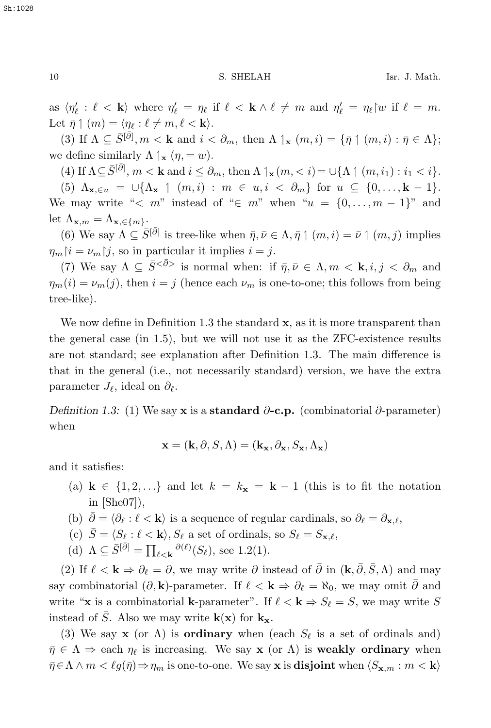as $\langle \eta'_\ell : \ell < \mathbf{k} \rangle$ where $\eta'_\ell = \eta_\ell$ if $\ell < \mathbf{k} \wedge \ell \neq m$ and $\eta'_\ell = \eta_\ell{\restriction}w$ if $\ell = m$. Let $\bar\eta \upharpoonleft (m) = \langle \eta_\ell : \ell \neq m, \ell < \mathbf{k} \rangle$.

(3) If $\Lambda \subseteq \bar S^{[\bar\partial]}, m < \mathbf{k}$ and $i < \partial_m$, then $\Lambda \upharpoonleft_{\mathbf{x}} (m,i) = \{\bar\eta \upharpoonleft (m,i) : \bar\eta \in \Lambda\}$; we define similarly $\Lambda \upharpoonleft_{\mathbf{x}} (\eta, = w)$.

(4) If $\Lambda \subseteq \bar S^{[\bar\partial]}$, $m < \mathbf{k}$ and $i \leq \partial_m$, then $\Lambda \upharpoonleft_{\mathbf{x}} (m, < i) = \cup \{\Lambda \upharpoonleft (m, i_1) : i_1 < i\}$.

(5) $\Lambda_{\mathbf{x}, \in u} = \cup \{\Lambda_{\mathbf{x}} \upharpoonleft (m,i) : m \in u, i < \partial_m\}$ for $u \subseteq \{0, \ldots, \mathbf{k}-1\}$. We may write "$< m$" instead of "$\in m$" when "$u = \{0, \ldots, m-1\}$" and let $\Lambda_{\mathbf{x},m} = \Lambda_{\mathbf{x}, \in \{m\}}$.

(6) We say $\Lambda \subseteq \bar S^{[\bar\partial]}$ is tree-like when $\bar\eta, \bar\nu \in \Lambda, \bar\eta \upharpoonleft (m,i) = \bar\nu \upharpoonleft (m,j)$ implies $\eta_m{\restriction}i = \nu_m{\restriction}j$, so in particular it implies $i = j$.

(7) We say $\Lambda \subseteq \bar S^{<\bar\partial>}$ is normal when: if $\bar\eta, \bar\nu \in \Lambda, m < \mathbf{k}, i, j < \partial_m$ and $\eta_m(i) = \nu_m(j)$, then $i = j$ (hence each $\nu_m$ is one-to-one; this follows from being tree-like).

We now define in Definition 1.3 the standard $\mathbf{x}$, as it is more transparent than the general case (in 1.5), but we will not use it as the ZFC-existence results are not standard; see explanation after Definition 1.3. The main difference is that in the general (i.e., not necessarily standard) version, we have the extra parameter $J_\ell$, ideal on $\partial_\ell$.

*Definition 1.3:* (1) We say $\mathbf{x}$ is a **standard $\bar\partial$-c.p.** (combinatorial $\bar\partial$-parameter) when

$$\mathbf{x} = (\mathbf{k}, \bar\partial, \bar S, \Lambda) = (\mathbf{k}_{\mathbf{x}}, \bar\partial_{\mathbf{x}}, \bar S_{\mathbf{x}}, \Lambda_{\mathbf{x}})$$

and it satisfies:

- (a) $\mathbf{k} \in \{1, 2, \ldots\}$ and let $k = k_{\mathbf{x}} = \mathbf{k} - 1$ (this is to fit the notation in [She07]),
- (b) $\bar\partial = \langle \partial_\ell : \ell < \mathbf{k} \rangle$ is a sequence of regular cardinals, so $\partial_\ell = \partial_{\mathbf{x},\ell}$,
- (c) $\bar S = \langle S_\ell : \ell < \mathbf{k} \rangle, S_\ell$ a set of ordinals, so $S_\ell = S_{\mathbf{x},\ell}$,
- (d) $\Lambda \subseteq \bar S^{[\bar\partial]} = \prod_{\ell < \mathbf{k}} {}^{\partial(\ell)}(S_\ell)$, see 1.2(1).

(2) If $\ell < \mathbf{k} \Rightarrow \partial_\ell = \partial$, we may write $\partial$ instead of $\bar\partial$ in $(\mathbf{k}, \bar\partial, \bar S, \Lambda)$ and may say combinatorial $(\partial, \mathbf{k})$-parameter. If $\ell < \mathbf{k} \Rightarrow \partial_\ell = \aleph_0$, we may omit $\bar\partial$ and write "$\mathbf{x}$ is a combinatorial $\mathbf{k}$-parameter". If $\ell < \mathbf{k} \Rightarrow S_\ell = S$, we may write $S$ instead of $\bar S$. Also we may write $\mathbf{k}(\mathbf{x})$ for $\mathbf{k}_{\mathbf{x}}$.

(3) We say $\mathbf{x}$ (or $\Lambda$) is **ordinary** when (each $S_\ell$ is a set of ordinals and) $\bar\eta \in \Lambda \Rightarrow$ each $\eta_\ell$ is increasing. We say $\mathbf{x}$ (or $\Lambda$) is **weakly ordinary** when $\bar\eta \in \Lambda \wedge m < \ell g(\bar\eta) \Rightarrow \eta_m$ is one-to-one. We say $\mathbf{x}$ is **disjoint** when $\langle S_{\mathbf{x},m} : m < \mathbf{k} \rangle$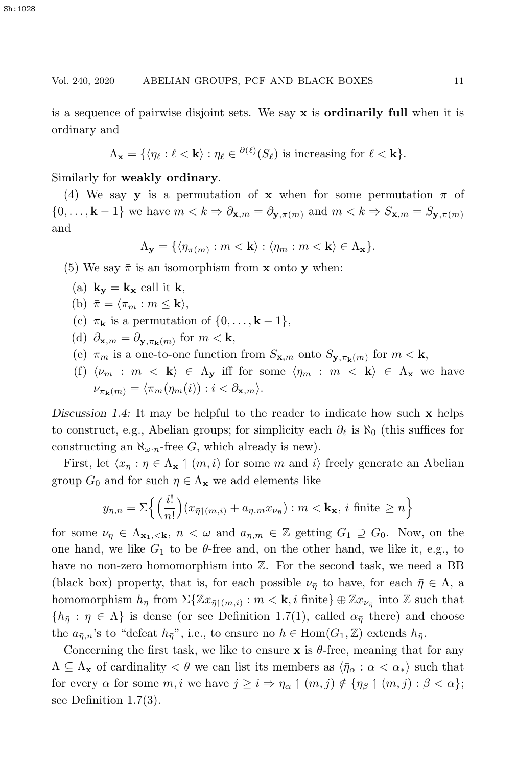is a sequence of pairwise disjoint sets. We say $\mathbf{x}$ is **ordinarily full** when it is ordinary and

$$\Lambda_{\mathbf{x}} = \{\langle \eta_\ell : \ell < \mathbf{k}\rangle : \eta_\ell \in {}^{\partial(\ell)}(S_\ell) \text{ is increasing for } \ell < \mathbf{k}\}.$$

Similarly for **weakly ordinary**.

(4) We say $\mathbf{y}$ is a permutation of $\mathbf{x}$ when for some permutation $\pi$ of $\{0,\dots,\mathbf{k}-1\}$ we have $m < k \Rightarrow \partial_{\mathbf{x},m} = \partial_{\mathbf{y},\pi(m)}$ and $m < k \Rightarrow S_{\mathbf{x},m} = S_{\mathbf{y},\pi(m)}$ and

$$\Lambda_{\mathbf{y}} = \{\langle \eta_{\pi(m)} : m < \mathbf{k}\rangle : \langle \eta_m : m < \mathbf{k}\rangle \in \Lambda_{\mathbf{x}}\}.$$

(5) We say $\bar{\pi}$ is an isomorphism from $\mathbf{x}$ onto $\mathbf{y}$ when:

- (a) $\mathbf{k}_{\mathbf{y}} = \mathbf{k}_{\mathbf{x}}$ call it $\mathbf{k}$,
- (b) $\bar{\pi} = \langle \pi_m : m \leq \mathbf{k}\rangle$,
- (c) $\pi_{\mathbf{k}}$ is a permutation of $\{0,\dots,\mathbf{k}-1\}$,
- (d) $\partial_{\mathbf{x},m} = \partial_{\mathbf{y},\pi_{\mathbf{k}}(m)}$ for $m < \mathbf{k}$,
- (e) $\pi_m$ is a one-to-one function from $S_{\mathbf{x},m}$ onto $S_{\mathbf{y},\pi_{\mathbf{k}}(m)}$ for $m < \mathbf{k}$,
- (f) $\langle \nu_m : m < \mathbf{k}\rangle \in \Lambda_{\mathbf{y}}$ iff for some $\langle \eta_m : m < \mathbf{k}\rangle \in \Lambda_{\mathbf{x}}$ we have $\nu_{\pi_{\mathbf{k}}(m)} = \langle \pi_m(\eta_m(i)) : i < \partial_{\mathbf{x},m}\rangle$.

*Discussion 1.4:* It may be helpful to the reader to indicate how such $\mathbf{x}$ helps to construct, e.g., Abelian groups; for simplicity each $\partial_\ell$ is $\aleph_0$ (this suffices for constructing an $\aleph_{\omega\cdot n}$-free $G$, which already is new).

First, let $\langle x_{\bar{\eta}} : \bar{\eta} \in \Lambda_{\mathbf{x}} \upharpoonright (m,i)$ for some $m$ and $i\rangle$ freely generate an Abelian group $G_0$ and for such $\bar{\eta} \in \Lambda_{\mathbf{x}}$ we add elements like

$$y_{\bar{\eta},n} = \Sigma\Big\{\Big(\frac{i!}{n!}\Big)(x_{\bar{\eta}\upharpoonright(m,i)} + a_{\bar{\eta},m} x_{\nu_{\bar{\eta}}}) : m < \mathbf{k}_{\mathbf{x}},\, i \text{ finite} \geq n\Big\}$$

for some $\nu_{\bar{\eta}} \in \Lambda_{\mathbf{x}_1,<\mathbf{k}}$, $n < \omega$ and $a_{\bar{\eta},m} \in \mathbb{Z}$ getting $G_1 \supseteq G_0$. Now, on the one hand, we like $G_1$ to be $\theta$-free and, on the other hand, we like it, e.g., to have no non-zero homomorphism into $\mathbb{Z}$. For the second task, we need a BB (black box) property, that is, for each possible $\nu_{\bar{\eta}}$ to have, for each $\bar{\eta} \in \Lambda$, a homomorphism $h_{\bar{\eta}}$ from $\Sigma\{\mathbb{Z}x_{\bar{\eta}\upharpoonright(m,i)} : m < \mathbf{k}, i \text{ finite}\} \oplus \mathbb{Z}x_{\nu_{\bar{\eta}}}$ into $\mathbb{Z}$ such that $\{h_{\bar{\eta}} : \bar{\eta} \in \Lambda\}$ is dense (or see Definition 1.7(1), called $\bar{\alpha}_{\bar{\eta}}$ there) and choose the $a_{\bar{\eta},n}$'s to "defeat $h_{\bar{\eta}}$", i.e., to ensure no $h \in \mathrm{Hom}(G_1,\mathbb{Z})$ extends $h_{\bar{\eta}}$.

Concerning the first task, we like to ensure $\mathbf{x}$ is $\theta$-free, meaning that for any $\Lambda \subseteq \Lambda_{\mathbf{x}}$ of cardinality $< \theta$ we can list its members as $\langle \bar{\eta}_\alpha : \alpha < \alpha_*\rangle$ such that for every $\alpha$ for some $m, i$ we have $j \geq i \Rightarrow \bar{\eta}_\alpha \upharpoonright (m,j) \notin \{\bar{\eta}_\beta \upharpoonright (m,j) : \beta < \alpha\}$; see Definition 1.7(3).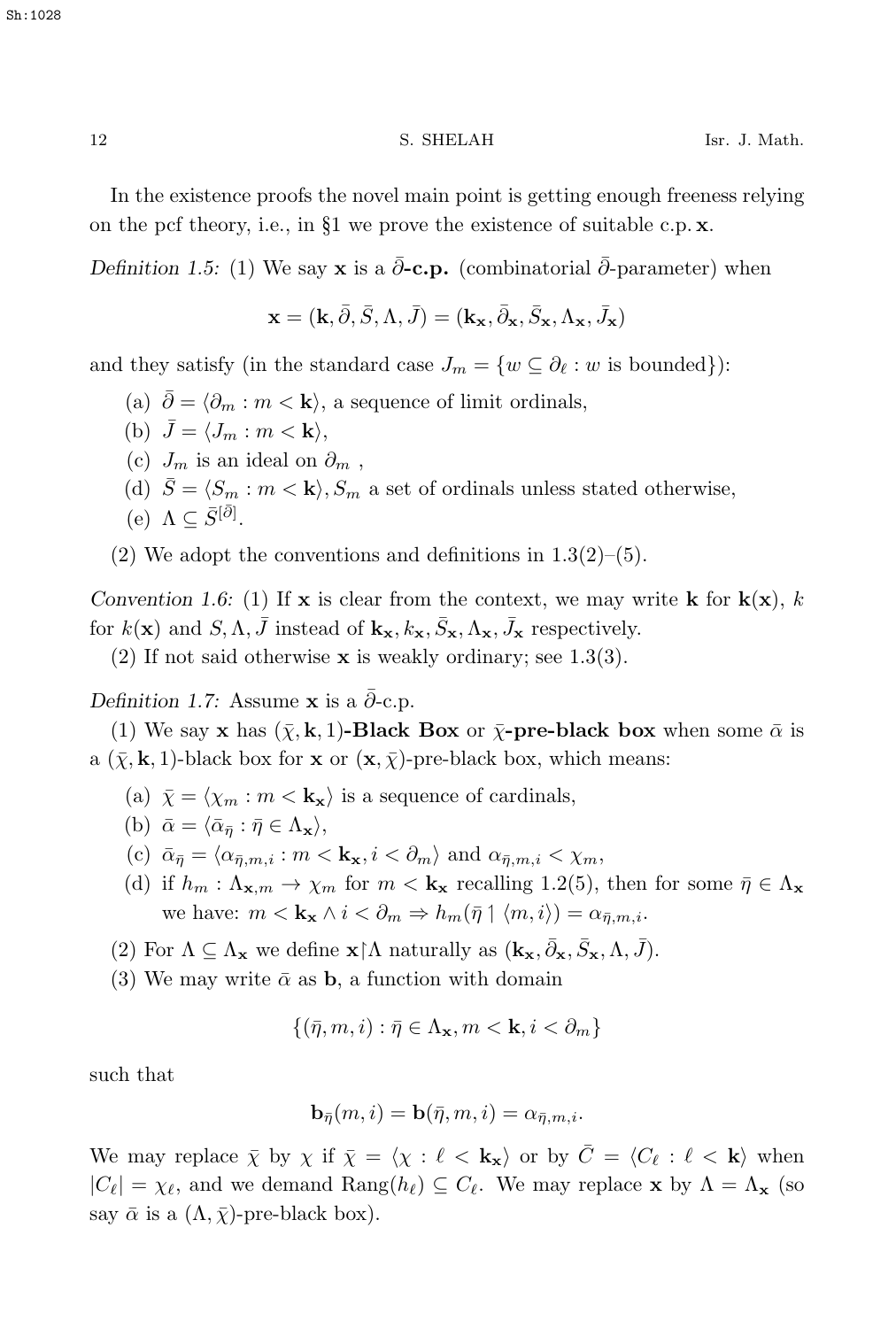In the existence proofs the novel main point is getting enough freeness relying on the pcf theory, i.e., in §1 we prove the existence of suitable c.p. $\mathbf{x}$.

*Definition 1.5:* (1) We say $\mathbf{x}$ is a **$\bar{\partial}$-c.p.** (combinatorial $\bar{\partial}$-parameter) when

$$\mathbf{x} = (\mathbf{k}, \bar{\partial}, \bar{S}, \Lambda, \bar{J}) = (\mathbf{k}_{\mathbf{x}}, \bar{\partial}_{\mathbf{x}}, \bar{S}_{\mathbf{x}}, \Lambda_{\mathbf{x}}, \bar{J}_{\mathbf{x}})$$

and they satisfy (in the standard case $J_m = \{w \subseteq \partial_\ell : w \text{ is bounded}\}$):

(a) $\bar{\partial} = \langle \partial_m : m < \mathbf{k} \rangle$, a sequence of limit ordinals,

(b) $\bar{J} = \langle J_m : m < \mathbf{k} \rangle$,

(c) $J_m$ is an ideal on $\partial_m$ ,

(d) $\bar{S} = \langle S_m : m < \mathbf{k} \rangle, S_m$ a set of ordinals unless stated otherwise,

(e) $\Lambda \subseteq \bar{S}^{[\bar{\partial}]}$.

(2) We adopt the conventions and definitions in 1.3(2)–(5).

*Convention 1.6:* (1) If $\mathbf{x}$ is clear from the context, we may write $\mathbf{k}$ for $\mathbf{k}(\mathbf{x})$, $k$ for $k(\mathbf{x})$ and $S, \Lambda, \bar{J}$ instead of $\mathbf{k}_{\mathbf{x}}, k_{\mathbf{x}}, \bar{S}_{\mathbf{x}}, \Lambda_{\mathbf{x}}, \bar{J}_{\mathbf{x}}$ respectively.

(2) If not said otherwise $\mathbf{x}$ is weakly ordinary; see 1.3(3).

*Definition 1.7:* Assume $\mathbf{x}$ is a $\bar{\partial}$-c.p.

(1) We say $\mathbf{x}$ has **$(\bar{\chi}, \mathbf{k}, 1)$-Black Box** or **$\bar{\chi}$-pre-black box** when some $\bar{\alpha}$ is a $(\bar{\chi}, \mathbf{k}, 1)$-black box for $\mathbf{x}$ or $(\mathbf{x}, \bar{\chi})$-pre-black box, which means:

(a) $\bar{\chi} = \langle \chi_m : m < \mathbf{k}_{\mathbf{x}} \rangle$ is a sequence of cardinals,

(b) $\bar{\alpha} = \langle \bar{\alpha}_{\bar{\eta}} : \bar{\eta} \in \Lambda_{\mathbf{x}} \rangle$,

(c) $\bar{\alpha}_{\bar{\eta}} = \langle \alpha_{\bar{\eta},m,i} : m < \mathbf{k}_{\mathbf{x}}, i < \partial_m \rangle$ and $\alpha_{\bar{\eta},m,i} < \chi_m$,

(d) if $h_m : \Lambda_{\mathbf{x},m} \to \chi_m$ for $m < \mathbf{k}_{\mathbf{x}}$ recalling 1.2(5), then for some $\bar{\eta} \in \Lambda_{\mathbf{x}}$ we have: $m < \mathbf{k}_{\mathbf{x}} \wedge i < \partial_m \Rightarrow h_m(\bar{\eta} \upharpoonright \langle m, i \rangle) = \alpha_{\bar{\eta},m,i}$.

(2) For $\Lambda \subseteq \Lambda_{\mathbf{x}}$ we define $\mathbf{x}{\upharpoonright}\Lambda$ naturally as $(\mathbf{k}_{\mathbf{x}}, \bar{\partial}_{\mathbf{x}}, \bar{S}_{\mathbf{x}}, \Lambda, \bar{J})$.

(3) We may write $\bar{\alpha}$ as $\mathbf{b}$, a function with domain

$$\{(\bar{\eta}, m, i) : \bar{\eta} \in \Lambda_{\mathbf{x}}, m < \mathbf{k}, i < \partial_m\}$$

such that

$$\mathbf{b}_{\bar{\eta}}(m, i) = \mathbf{b}(\bar{\eta}, m, i) = \alpha_{\bar{\eta},m,i}.$$

We may replace $\bar{\chi}$ by $\chi$ if $\bar{\chi} = \langle \chi : \ell < \mathbf{k}_{\mathbf{x}} \rangle$ or by $\bar{C} = \langle C_\ell : \ell < \mathbf{k} \rangle$ when $|C_\ell| = \chi_\ell$, and we demand $\mathrm{Rang}(h_\ell) \subseteq C_\ell$. We may replace $\mathbf{x}$ by $\Lambda = \Lambda_{\mathbf{x}}$ (so say $\bar{\alpha}$ is a $(\Lambda, \bar{\chi})$-pre-black box).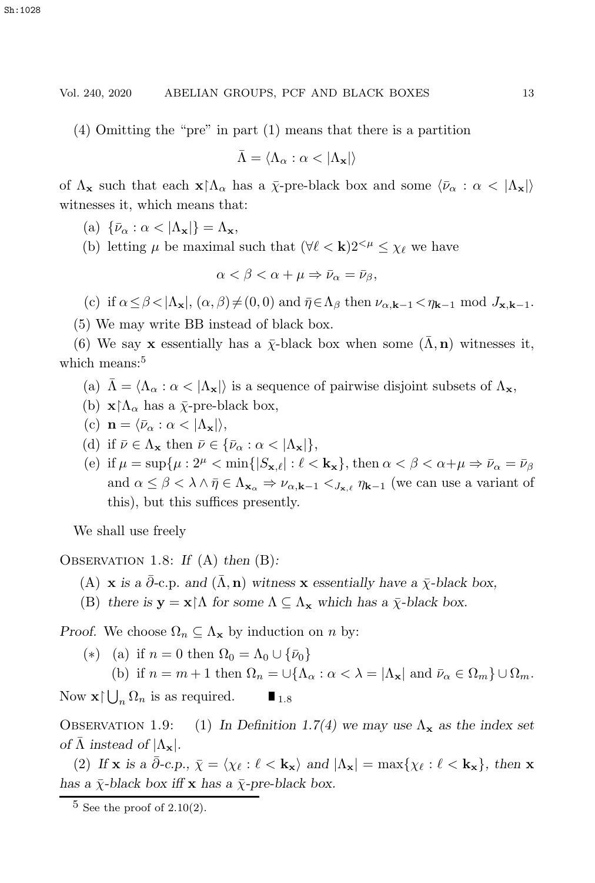(4) Omitting the "pre" in part (1) means that there is a partition

$$\bar{\Lambda} = \langle \Lambda_\alpha : \alpha < |\Lambda_{\mathbf{x}}| \rangle$$

of $\Lambda_{\mathbf{x}}$ such that each $\mathbf{x}{\restriction}\Lambda_\alpha$ has a $\bar{\chi}$-pre-black box and some $\langle \bar{\nu}_\alpha : \alpha < |\Lambda_{\mathbf{x}}| \rangle$ witnesses it, which means that:

(a) $\{\bar{\nu}_\alpha : \alpha < |\Lambda_{\mathbf{x}}|\} = \Lambda_{\mathbf{x}}$,

(b) letting $\mu$ be maximal such that $(\forall \ell < \mathbf{k}) 2^{<\mu} \leq \chi_\ell$ we have

$$\alpha < \beta < \alpha + \mu \Rightarrow \bar{\nu}_\alpha = \bar{\nu}_\beta,$$

(c) if $\alpha \leq \beta < |\Lambda_{\mathbf{x}}|$, $(\alpha, \beta) \neq (0,0)$ and $\bar{\eta} \in \Lambda_\beta$ then $\nu_{\alpha, \mathbf{k}-1} < \eta_{\mathbf{k}-1} \bmod J_{\mathbf{x}, \mathbf{k}-1}$.

(5) We may write BB instead of black box.

(6) We say $\mathbf{x}$ essentially has a $\bar{\chi}$-black box when some $(\bar{\Lambda}, \mathbf{n})$ witnesses it, which means:[5]

(a) $\bar{\Lambda} = \langle \Lambda_\alpha : \alpha < |\Lambda_{\mathbf{x}}| \rangle$ is a sequence of pairwise disjoint subsets of $\Lambda_{\mathbf{x}}$,

(b) $\mathbf{x}{\restriction}\Lambda_\alpha$ has a $\bar{\chi}$-pre-black box,

(c) $\mathbf{n} = \langle \bar{\nu}_\alpha : \alpha < |\Lambda_{\mathbf{x}}| \rangle$,

(d) if $\bar{\nu} \in \Lambda_{\mathbf{x}}$ then $\bar{\nu} \in \{\bar{\nu}_\alpha : \alpha < |\Lambda_{\mathbf{x}}|\}$,

(e) if $\mu = \sup\{\mu : 2^\mu < \min\{|S_{\mathbf{x},\ell}| : \ell < \mathbf{k}_{\mathbf{x}}\}$, then $\alpha < \beta < \alpha + \mu \Rightarrow \bar{\nu}_\alpha = \bar{\nu}_\beta$ and $\alpha \leq \beta < \lambda \wedge \bar{\eta} \in \Lambda_{\mathbf{x}_\alpha} \Rightarrow \nu_{\alpha, \mathbf{k}-1} <_{J_{\mathbf{x},\ell}} \eta_{\mathbf{k}-1}$ (we can use a variant of this), but this suffices presently.

We shall use freely

Observation 1.8: *If* (A) *then* (B)*:*

(A) *$\mathbf{x}$ is a $\bar{\partial}$-c.p. and $(\bar{\Lambda}, \mathbf{n})$ witness $\mathbf{x}$ essentially have a $\bar{\chi}$-black box,*

(B) *there is $\mathbf{y} = \mathbf{x}{\restriction}\Lambda$ for some $\Lambda \subseteq \Lambda_{\mathbf{x}}$ which has a $\bar{\chi}$-black box.*

*Proof.* We choose $\Omega_n \subseteq \Lambda_{\mathbf{x}}$ by induction on $n$ by:

$(*)$ (a) if $n = 0$ then $\Omega_0 = \Lambda_0 \cup \{\bar{\nu}_0\}$

(b) if $n = m+1$ then $\Omega_n = \cup\{\Lambda_\alpha : \alpha < \lambda = |\Lambda_{\mathbf{x}}|$ and $\bar{\nu}_\alpha \in \Omega_m\} \cup \Omega_m$.

Now $\mathbf{x}{\restriction}\bigcup_n \Omega_n$ is as required. ■$_{1.8}$

Observation 1.9: (1) *In Definition 1.7(4) we may use $\Lambda_{\mathbf{x}}$ as the index set of $\bar{\Lambda}$ instead of $|\Lambda_{\mathbf{x}}|$.*

(2) *If $\mathbf{x}$ is a $\bar{\partial}$-c.p., $\bar{\chi} = \langle \chi_\ell : \ell < \mathbf{k}_{\mathbf{x}} \rangle$ and $|\Lambda_{\mathbf{x}}| = \max\{\chi_\ell : \ell < \mathbf{k}_{\mathbf{x}}\}$, then $\mathbf{x}$ has a $\bar{\chi}$-black box iff $\mathbf{x}$ has a $\bar{\chi}$-pre-black box.*

---

[5] See the proof of 2.10(2).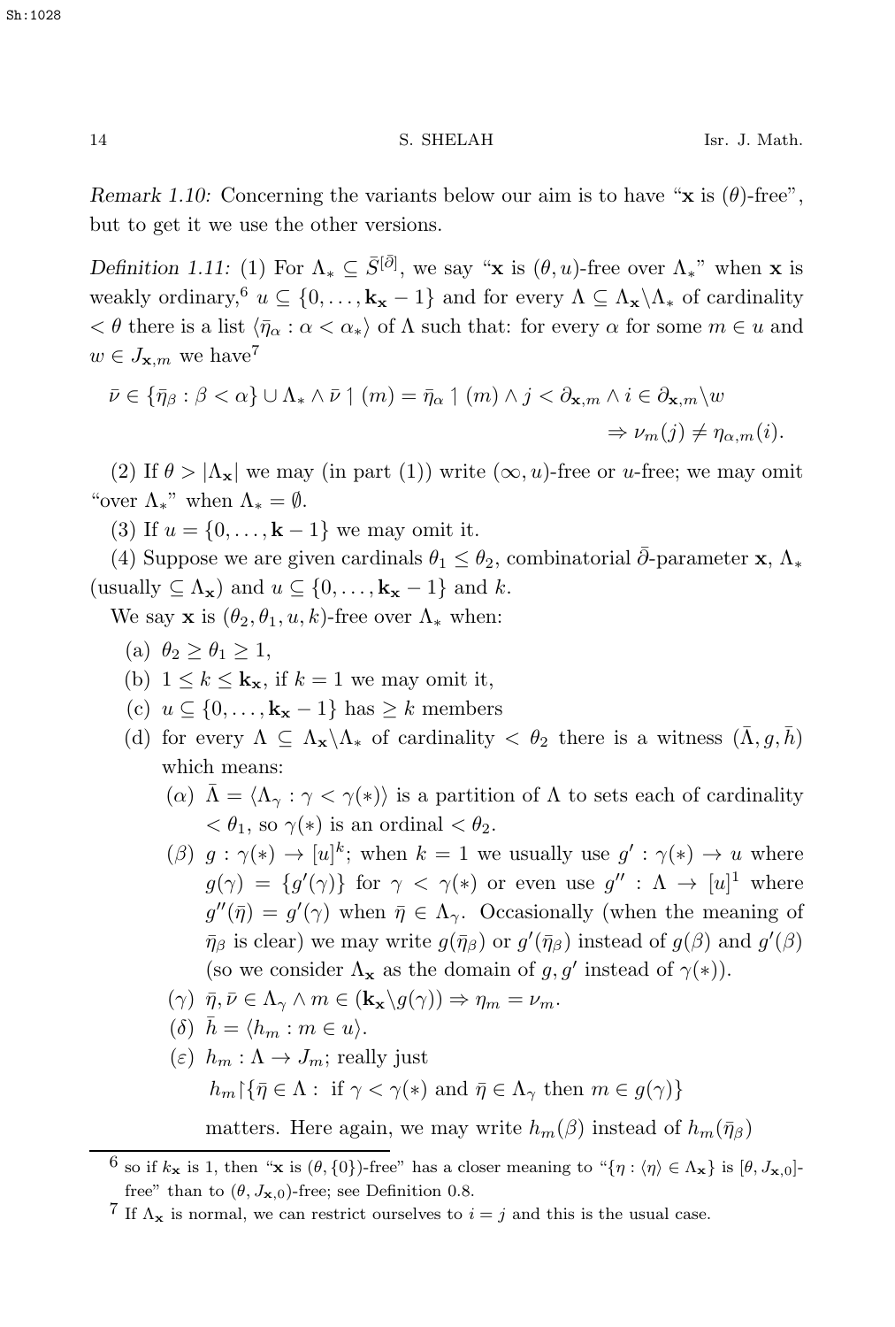*Remark 1.10:* Concerning the variants below our aim is to have "$\mathbf{x}$ is $(\theta)$-free", but to get it we use the other versions.

*Definition 1.11:* (1) For $\Lambda_* \subseteq \bar{S}^{[\bar{\partial}]}$, we say "$\mathbf{x}$ is $(\theta, u)$-free over $\Lambda_*$" when $\mathbf{x}$ is weakly ordinary,[6] $u \subseteq \{0, \ldots, \mathbf{k}_{\mathbf{x}} - 1\}$ and for every $\Lambda \subseteq \Lambda_{\mathbf{x}} \backslash \Lambda_*$ of cardinality $< \theta$ there is a list $\langle \bar{\eta}_\alpha : \alpha < \alpha_* \rangle$ of $\Lambda$ such that: for every $\alpha$ for some $m \in u$ and $w \in J_{\mathbf{x},m}$ we have[7]

$$\bar{\nu} \in \{\bar{\eta}_\beta : \beta < \alpha\} \cup \Lambda_* \wedge \bar{\nu} \upharpoonleft (m) = \bar{\eta}_\alpha \upharpoonleft (m) \wedge j < \partial_{\mathbf{x},m} \wedge i \in \partial_{\mathbf{x},m} \backslash w \Rightarrow \nu_m(j) \neq \eta_{\alpha,m}(i).$$

(2) If $\theta > |\Lambda_{\mathbf{x}}|$ we may (in part (1)) write $(\infty, u)$-free or $u$-free; we may omit "over $\Lambda_*$" when $\Lambda_* = \emptyset$.

(3) If $u = \{0, \ldots, \mathbf{k} - 1\}$ we may omit it.

(4) Suppose we are given cardinals $\theta_1 \leq \theta_2$, combinatorial $\bar{\partial}$-parameter $\mathbf{x}$, $\Lambda_*$ (usually $\subseteq \Lambda_{\mathbf{x}}$) and $u \subseteq \{0, \ldots, \mathbf{k}_{\mathbf{x}} - 1\}$ and $k$.

We say $\mathbf{x}$ is $(\theta_2, \theta_1, u, k)$-free over $\Lambda_*$ when:

- (a) $\theta_2 \geq \theta_1 \geq 1$,
- (b) $1 \leq k \leq \mathbf{k}_{\mathbf{x}}$, if $k = 1$ we may omit it,
- (c) $u \subseteq \{0, \ldots, \mathbf{k}_{\mathbf{x}} - 1\}$ has $\geq k$ members
- (d) for every $\Lambda \subseteq \Lambda_{\mathbf{x}} \backslash \Lambda_*$ of cardinality $< \theta_2$ there is a witness $(\bar{\Lambda}, g, \bar{h})$ which means:
  - $(\alpha)$ $\bar{\Lambda} = \langle \Lambda_\gamma : \gamma < \gamma(*) \rangle$ is a partition of $\Lambda$ to sets each of cardinality $< \theta_1$, so $\gamma(*)$ is an ordinal $< \theta_2$.
  - $(\beta)$ $g : \gamma(*) \to [u]^k$; when $k = 1$ we usually use $g' : \gamma(*) \to u$ where $g(\gamma) = \{g'(\gamma)\}$ for $\gamma < \gamma(*)$ or even use $g'' : \Lambda \to [u]^1$ where $g''(\bar{\eta}) = g'(\gamma)$ when $\bar{\eta} \in \Lambda_\gamma$. Occasionally (when the meaning of $\bar{\eta}_\beta$ is clear) we may write $g(\bar{\eta}_\beta)$ or $g'(\bar{\eta}_\beta)$ instead of $g(\beta)$ and $g'(\beta)$ (so we consider $\Lambda_{\mathbf{x}}$ as the domain of $g, g'$ instead of $\gamma(*)$).
  - $(\gamma)$ $\bar{\eta}, \bar{\nu} \in \Lambda_\gamma \wedge m \in (\mathbf{k}_{\mathbf{x}} \backslash g(\gamma)) \Rightarrow \eta_m = \nu_m$.
  - $(\delta)$ $\bar{h} = \langle h_m : m \in u \rangle$.
  - $(\varepsilon)$ $h_m : \Lambda \to J_m$; really just

    $h_m {\restriction} \{\bar{\eta} \in \Lambda :$ if $\gamma < \gamma(*)$ and $\bar{\eta} \in \Lambda_\gamma$ then $m \in g(\gamma)\}$

    matters. Here again, we may write $h_m(\beta)$ instead of $h_m(\bar{\eta}_\beta)$

---

[6] so if $k_{\mathbf{x}}$ is 1, then "$\mathbf{x}$ is $(\theta, \{0\})$-free" has a closer meaning to "$\{\eta : \langle \eta \rangle \in \Lambda_{\mathbf{x}}\}$ is $[\theta, J_{\mathbf{x},0}]$-free" than to $(\theta, J_{\mathbf{x},0})$-free; see Definition 0.8.

[7] If $\Lambda_{\mathbf{x}}$ is normal, we can restrict ourselves to $i = j$ and this is the usual case.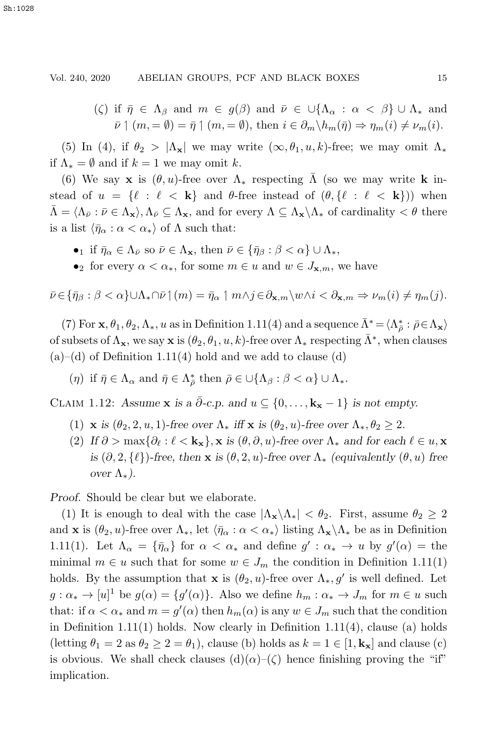($\zeta$) if $\bar\eta \in \Lambda_\beta$ and $m \in g(\beta)$ and $\bar\nu \in \cup\{\Lambda_\alpha : \alpha < \beta\} \cup \Lambda_*$ and $\bar\nu \restriction (m, = \emptyset) = \bar\eta \restriction (m, = \emptyset)$, then $i \in \partial_m \backslash h_m(\bar\eta) \Rightarrow \eta_m(i) \neq \nu_m(i)$.

(5) In (4), if $\theta_2 > |\Lambda_{\mathbf{x}}|$ we may write $(\infty, \theta_1, u, k)$-free; we may omit $\Lambda_*$ if $\Lambda_* = \emptyset$ and if $k = 1$ we may omit $k$.

(6) We say $\mathbf{x}$ is $(\theta, u)$-free over $\Lambda_*$ respecting $\bar\Lambda$ (so we may write $\mathbf{k}$ instead of $u = \{\ell : \ell < \mathbf{k}\}$ and $\theta$-free instead of $(\theta, \{\ell : \ell < \mathbf{k}\})$) when $\bar\Lambda = \langle \Lambda_{\bar\nu} : \bar\nu \in \Lambda_{\mathbf{x}}\rangle$, $\Lambda_{\bar\nu} \subseteq \Lambda_{\mathbf{x}}$, and for every $\Lambda \subseteq \Lambda_{\mathbf{x}} \backslash \Lambda_*$ of cardinality $< \theta$ there is a list $\langle \bar\eta_\alpha : \alpha < \alpha_*\rangle$ of $\Lambda$ such that:

- $\bullet_1$ if $\bar\eta_\alpha \in \Lambda_{\bar\nu}$ so $\bar\nu \in \Lambda_{\mathbf{x}}$, then $\bar\nu \in \{\bar\eta_\beta : \beta < \alpha\} \cup \Lambda_*$,
- $\bullet_2$ for every $\alpha < \alpha_*$, for some $m \in u$ and $w \in J_{\mathbf{x},m}$, we have

$$\bar\nu \in \{\bar\eta_\beta : \beta < \alpha\} \cup \Lambda_* \cap \bar\nu \restriction (m) = \bar\eta_\alpha \restriction m \wedge j \in \partial_{\mathbf{x},m} \backslash w \wedge i < \partial_{\mathbf{x},m} \Rightarrow \nu_m(i) \neq \eta_m(j).$$

(7) For $\mathbf{x}, \theta_1, \theta_2, \Lambda_*, u$ as in Definition 1.11(4) and a sequence $\bar\Lambda^* = \langle \Lambda^*_{\bar\rho} : \bar\rho \in \Lambda_{\mathbf{x}}\rangle$ of subsets of $\Lambda_{\mathbf{x}}$, we say $\mathbf{x}$ is $(\theta_2, \theta_1, u, k)$-free over $\Lambda_*$ respecting $\bar\Lambda^*$, when clauses (a)–(d) of Definition 1.11(4) hold and we add to clause (d)

($\eta$) if $\bar\eta \in \Lambda_\alpha$ and $\bar\eta \in \Lambda^*_{\bar\rho}$ then $\bar\rho \in \cup\{\Lambda_\beta : \beta < \alpha\} \cup \Lambda_*$.

Claim 1.12: *Assume $\mathbf{x}$ is a $\bar\partial$-c.p. and $u \subseteq \{0, \dots, \mathbf{k}_{\mathbf{x}} - 1\}$ is not empty.*

1. *$\mathbf{x}$ is $(\theta_2, 2, u, 1)$-free over $\Lambda_*$ iff $\mathbf{x}$ is $(\theta_2, u)$-free over $\Lambda_*$, $\theta_2 \geq 2$.*
2. *If $\partial > \max\{\partial_\ell : \ell < \mathbf{k}_{\mathbf{x}}\}$, $\mathbf{x}$ is $(\theta, \partial, u)$-free over $\Lambda_*$ and for each $\ell \in u$, $\mathbf{x}$ is $(\partial, 2, \{\ell\})$-free, then $\mathbf{x}$ is $(\theta, 2, u)$-free over $\Lambda_*$ (equivalently $(\theta, u)$ free over $\Lambda_*$).*

*Proof.* Should be clear but we elaborate.

(1) It is enough to deal with the case $|\Lambda_{\mathbf{x}} \backslash \Lambda_*| < \theta_2$. First, assume $\theta_2 \geq 2$ and $\mathbf{x}$ is $(\theta_2, u)$-free over $\Lambda_*$, let $\langle \bar\eta_\alpha : \alpha < \alpha_*\rangle$ listing $\Lambda_{\mathbf{x}} \backslash \Lambda_*$ be as in Definition 1.11(1). Let $\Lambda_\alpha = \{\bar\eta_\alpha\}$ for $\alpha < \alpha_*$ and define $g' : \alpha_* \to u$ by $g'(\alpha) =$ the minimal $m \in u$ such that for some $w \in J_m$ the condition in Definition 1.11(1) holds. By the assumption that $\mathbf{x}$ is $(\theta_2, u)$-free over $\Lambda_*$, $g'$ is well defined. Let $g : \alpha_* \to [u]^1$ be $g(\alpha) = \{g'(\alpha)\}$. Also we define $h_m : \alpha_* \to J_m$ for $m \in u$ such that: if $\alpha < \alpha_*$ and $m = g'(\alpha)$ then $h_m(\alpha)$ is any $w \in J_m$ such that the condition in Definition 1.11(1) holds. Now clearly in Definition 1.11(4), clause (a) holds (letting $\theta_1 = 2$ as $\theta_2 \geq 2 = \theta_1$), clause (b) holds as $k = 1 \in [1, \mathbf{k}_{\mathbf{x}}]$ and clause (c) is obvious. We shall check clauses (d)($\alpha$)–($\zeta$) hence finishing proving the "if" implication.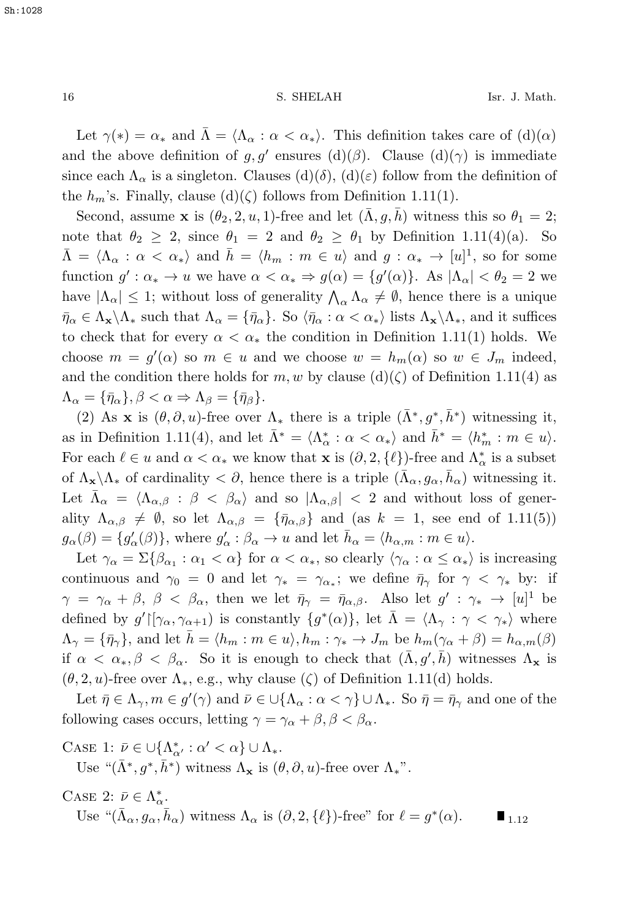Let $\gamma(*) = \alpha_*$ and $\bar\Lambda = \langle \Lambda_\alpha : \alpha < \alpha_*\rangle$. This definition takes care of (d)($\alpha$) and the above definition of $g, g'$ ensures (d)($\beta$). Clause (d)($\gamma$) is immediate since each $\Lambda_\alpha$ is a singleton. Clauses (d)($\delta$), (d)($\varepsilon$) follow from the definition of the $h_m$'s. Finally, clause (d)($\zeta$) follows from Definition 1.11(1).

Second, assume $\mathbf{x}$ is $(\theta_2, 2, u, 1)$-free and let $(\bar\Lambda, g, \bar h)$ witness this so $\theta_1 = 2$; note that $\theta_2 \geq 2$, since $\theta_1 = 2$ and $\theta_2 \geq \theta_1$ by Definition 1.11(4)(a). So $\bar\Lambda = \langle \Lambda_\alpha : \alpha < \alpha_*\rangle$ and $\bar h = \langle h_m : m \in u\rangle$ and $g : \alpha_* \to [u]^1$, so for some function $g' : \alpha_* \to u$ we have $\alpha < \alpha_* \Rightarrow g(\alpha) = \{g'(\alpha)\}$. As $|\Lambda_\alpha| < \theta_2 = 2$ we have $|\Lambda_\alpha| \leq 1$; without loss of generality $\bigwedge_\alpha \Lambda_\alpha \neq \emptyset$, hence there is a unique $\bar\eta_\alpha \in \Lambda_{\mathbf{x}} \backslash \Lambda_*$ such that $\Lambda_\alpha = \{\bar\eta_\alpha\}$. So $\langle \bar\eta_\alpha : \alpha < \alpha_*\rangle$ lists $\Lambda_{\mathbf{x}}\backslash\Lambda_*$, and it suffices to check that for every $\alpha < \alpha_*$ the condition in Definition 1.11(1) holds. We choose $m = g'(\alpha)$ so $m \in u$ and we choose $w = h_m(\alpha)$ so $w \in J_m$ indeed, and the condition there holds for $m, w$ by clause (d)($\zeta$) of Definition 1.11(4) as $\Lambda_\alpha = \{\bar\eta_\alpha\}, \beta < \alpha \Rightarrow \Lambda_\beta = \{\bar\eta_\beta\}$.

(2) As $\mathbf{x}$ is $(\theta, \partial, u)$-free over $\Lambda_*$ there is a triple $(\bar\Lambda^*, g^*, \bar h^*)$ witnessing it, as in Definition 1.11(4), and let $\bar\Lambda^* = \langle \Lambda^*_\alpha : \alpha < \alpha_*\rangle$ and $\bar h^* = \langle h^*_m : m \in u\rangle$. For each $\ell \in u$ and $\alpha < \alpha_*$ we know that $\mathbf{x}$ is $(\partial, 2, \{\ell\})$-free and $\Lambda^*_\alpha$ is a subset of $\Lambda_{\mathbf{x}}\backslash\Lambda_*$ of cardinality $< \partial$, hence there is a triple $(\bar\Lambda_\alpha, g_\alpha, \bar h_\alpha)$ witnessing it. Let $\bar\Lambda_\alpha = \langle \Lambda_{\alpha,\beta} : \beta < \beta_\alpha\rangle$ and so $|\Lambda_{\alpha,\beta}| < 2$ and without loss of generality $\Lambda_{\alpha,\beta} \neq \emptyset$, so let $\Lambda_{\alpha,\beta} = \{\bar\eta_{\alpha,\beta}\}$ and (as $k = 1$, see end of 1.11(5)) $g_\alpha(\beta) = \{g'_\alpha(\beta)\}$, where $g'_\alpha : \beta_\alpha \to u$ and let $\bar h_\alpha = \langle h_{\alpha,m} : m \in u\rangle$.

Let $\gamma_\alpha = \Sigma\{\beta_{\alpha_1} : \alpha_1 < \alpha\}$ for $\alpha < \alpha_*$, so clearly $\langle \gamma_\alpha : \alpha \leq \alpha_*\rangle$ is increasing continuous and $\gamma_0 = 0$ and let $\gamma_* = \gamma_{\alpha_*}$; we define $\bar\eta_\gamma$ for $\gamma < \gamma_*$ by: if $\gamma = \gamma_\alpha + \beta$, $\beta < \beta_\alpha$, then we let $\bar\eta_\gamma = \bar\eta_{\alpha,\beta}$. Also let $g' : \gamma_* \to [u]^1$ be defined by $g'{\restriction}[\gamma_\alpha, \gamma_{\alpha+1})$ is constantly $\{g^*(\alpha)\}$, let $\bar\Lambda = \langle \Lambda_\gamma : \gamma < \gamma_*\rangle$ where $\Lambda_\gamma = \{\bar\eta_\gamma\}$, and let $\bar h = \langle h_m : m \in u\rangle, h_m : \gamma_* \to J_m$ be $h_m(\gamma_\alpha + \beta) = h_{\alpha,m}(\beta)$ if $\alpha < \alpha_*, \beta < \beta_\alpha$. So it is enough to check that $(\bar\Lambda, g', \bar h)$ witnesses $\Lambda_{\mathbf{x}}$ is $(\theta, 2, u)$-free over $\Lambda_*$, e.g., why clause ($\zeta$) of Definition 1.11(d) holds.

Let $\bar\eta \in \Lambda_\gamma, m \in g'(\gamma)$ and $\bar\nu \in \cup\{\Lambda_\alpha : \alpha < \gamma\} \cup \Lambda_*$. So $\bar\eta = \bar\eta_\gamma$ and one of the following cases occurs, letting $\gamma = \gamma_\alpha + \beta, \beta < \beta_\alpha$.

Case 1: $\bar\nu \in \cup\{\Lambda^*_{\alpha'} : \alpha' < \alpha\} \cup \Lambda_*$.
Use "$(\bar\Lambda^*, g^*, \bar h^*)$ witness $\Lambda_{\mathbf{x}}$ is $(\theta, \partial, u)$-free over $\Lambda_*$".

Case 2: $\bar\nu \in \Lambda^*_\alpha$.
Use "$(\bar\Lambda_\alpha, g_\alpha, \bar h_\alpha)$ witness $\Lambda_\alpha$ is $(\partial, 2, \{\ell\})$-free" for $\ell = g^*(\alpha)$. $\blacksquare_{1.12}$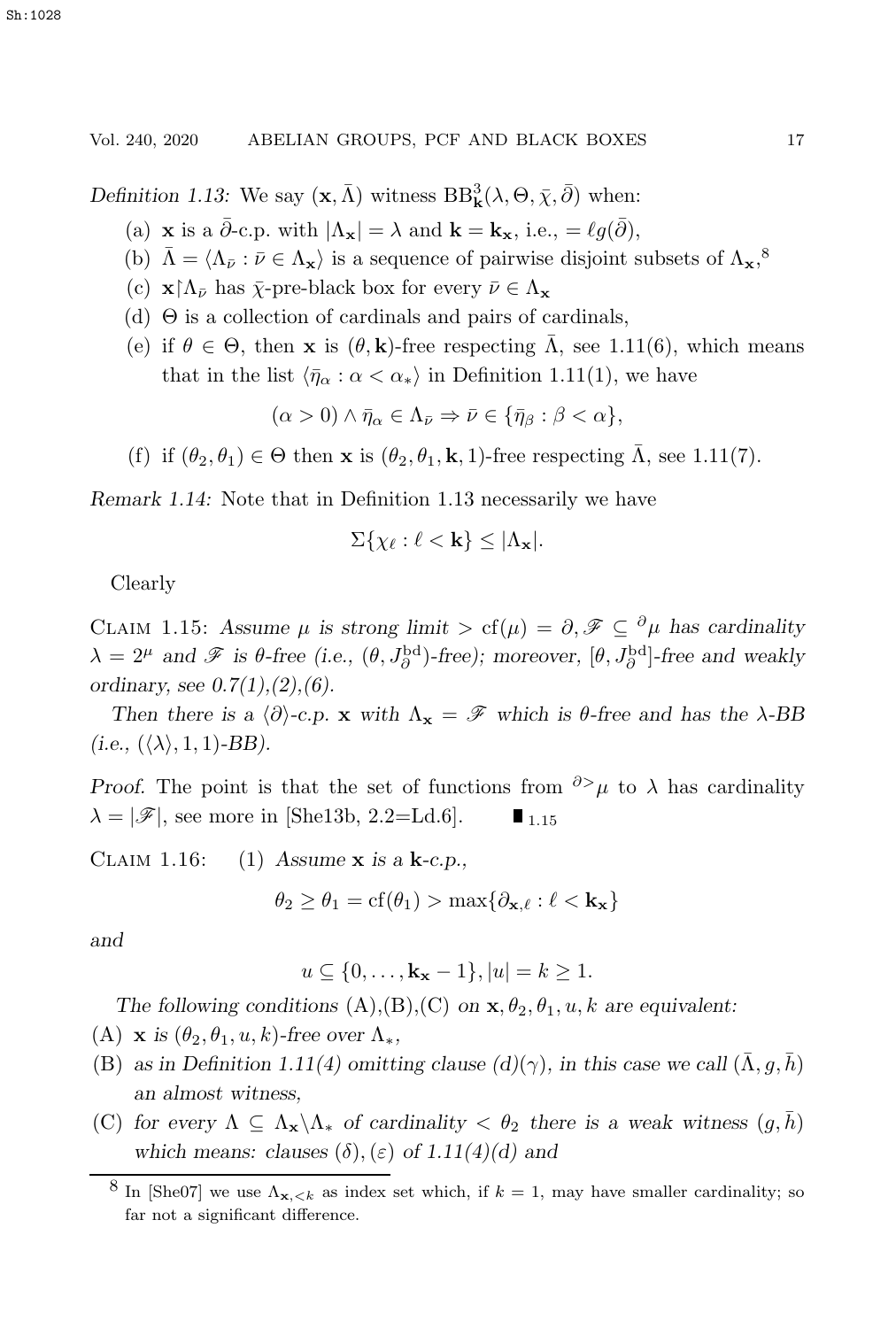*Definition 1.13:* We say $(\mathbf{x}, \bar{\Lambda})$ witness $\mathrm{BB}^3_{\mathbf{k}}(\lambda, \Theta, \bar{\chi}, \bar{\partial})$ when:

(a) $\mathbf{x}$ is a $\bar{\partial}$-c.p. with $|\Lambda_{\mathbf{x}}| = \lambda$ and $\mathbf{k} = \mathbf{k}_{\mathbf{x}}$, i.e., $= \ell g(\bar{\partial})$,

(b) $\bar{\Lambda} = \langle \Lambda_{\bar{\nu}} : \bar{\nu} \in \Lambda_{\mathbf{x}} \rangle$ is a sequence of pairwise disjoint subsets of $\Lambda_{\mathbf{x}}$,[8]

(c) $\mathbf{x}{\restriction}\Lambda_{\bar{\nu}}$ has $\bar{\chi}$-pre-black box for every $\bar{\nu} \in \Lambda_{\mathbf{x}}$

(d) $\Theta$ is a collection of cardinals and pairs of cardinals,

(e) if $\theta \in \Theta$, then $\mathbf{x}$ is $(\theta, \mathbf{k})$-free respecting $\bar{\Lambda}$, see 1.11(6), which means that in the list $\langle \bar{\eta}_\alpha : \alpha < \alpha_* \rangle$ in Definition 1.11(1), we have

$$(\alpha > 0) \wedge \bar{\eta}_\alpha \in \Lambda_{\bar{\nu}} \Rightarrow \bar{\nu} \in \{\bar{\eta}_\beta : \beta < \alpha\},$$

(f) if $(\theta_2, \theta_1) \in \Theta$ then $\mathbf{x}$ is $(\theta_2, \theta_1, \mathbf{k}, 1)$-free respecting $\bar{\Lambda}$, see 1.11(7).

*Remark 1.14:* Note that in Definition 1.13 necessarily we have

$$\Sigma\{\chi_\ell : \ell < \mathbf{k}\} \leq |\Lambda_{\mathbf{x}}|.$$

Clearly

Claim 1.15: *Assume $\mu$ is strong limit $> \mathrm{cf}(\mu) = \partial$, $\mathscr{F} \subseteq {}^\partial\mu$ has cardinality $\lambda = 2^\mu$ and $\mathscr{F}$ is $\theta$-free (i.e., $(\theta, J^{\mathrm{bd}}_\partial)$-free); moreover, $[\theta, J^{\mathrm{bd}}_\partial]$-free and weakly ordinary, see 0.7(1),(2),(6).*

*Then there is a $\langle \partial \rangle$-c.p. $\mathbf{x}$ with $\Lambda_{\mathbf{x}} = \mathscr{F}$ which is $\theta$-free and has the $\lambda$-BB (i.e., $(\langle \lambda \rangle, 1, 1)$-BB).*

*Proof.* The point is that the set of functions from ${}^{\partial >}\mu$ to $\lambda$ has cardinality $\lambda = |\mathscr{F}|$, see more in [She13b, 2.2=Ld.6]. $\blacksquare_{1.15}$

Claim 1.16: (1) *Assume $\mathbf{x}$ is a $\mathbf{k}$-c.p.,*

$$\theta_2 \geq \theta_1 = \mathrm{cf}(\theta_1) > \max\{\partial_{\mathbf{x},\ell} : \ell < \mathbf{k}_{\mathbf{x}}\}$$

*and*

$$u \subseteq \{0, \ldots, \mathbf{k}_{\mathbf{x}} - 1\}, |u| = k \geq 1.$$

*The following conditions* (A),(B),(C) *on* $\mathbf{x}, \theta_2, \theta_1, u, k$ *are equivalent:*

(A) *$\mathbf{x}$ is $(\theta_2, \theta_1, u, k)$-free over $\Lambda_*$,*

(B) *as in Definition 1.11(4) omitting clause (d)($\gamma$), in this case we call $(\bar{\Lambda}, g, \bar{h})$ an almost witness,*

(C) *for every $\Lambda \subseteq \Lambda_{\mathbf{x}} \backslash \Lambda_*$ of cardinality $< \theta_2$ there is a weak witness $(g, \bar{h})$ which means: clauses $(\delta), (\varepsilon)$ of 1.11(4)(d) and*

[8] In [She07] we use $\Lambda_{\mathbf{x},<k}$ as index set which, if $k = 1$, may have smaller cardinality; so far not a significant difference.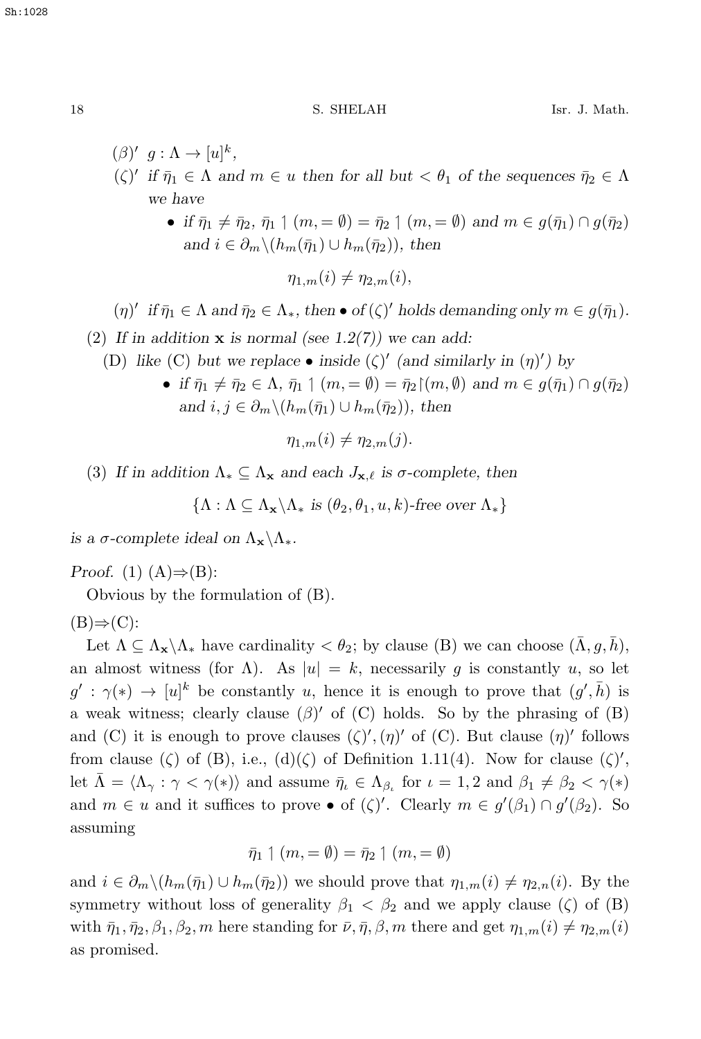$(\beta)'$ $g : \Lambda \to [u]^k$,

$(\zeta)'$ *if $\bar\eta_1 \in \Lambda$ and $m \in u$ then for all but $< \theta_1$ of the sequences $\bar\eta_2 \in \Lambda$ we have*

- *if $\bar\eta_1 \neq \bar\eta_2$, $\bar\eta_1 \restriction (m, = \emptyset) = \bar\eta_2 \restriction (m, = \emptyset)$ and $m \in g(\bar\eta_1) \cap g(\bar\eta_2)$ and $i \in \partial_m \backslash (h_m(\bar\eta_1) \cup h_m(\bar\eta_2))$, then*

$$\eta_{1,m}(i) \neq \eta_{2,m}(i),$$

$(\eta)'$ *if $\bar\eta_1 \in \Lambda$ and $\bar\eta_2 \in \Lambda_*$, then $\bullet$ of $(\zeta)'$ holds demanding only $m \in g(\bar\eta_1)$.*

(2) *If in addition $\mathbf{x}$ is normal (see 1.2(7)) we can add:*

(D) *like (C) but we replace $\bullet$ inside $(\zeta)'$ (and similarly in $(\eta)'$) by*

- *if $\bar\eta_1 \neq \bar\eta_2 \in \Lambda$, $\bar\eta_1 \restriction (m, = \emptyset) = \bar\eta_2 \restriction (m, \emptyset)$ and $m \in g(\bar\eta_1) \cap g(\bar\eta_2)$ and $i, j \in \partial_m \backslash (h_m(\bar\eta_1) \cup h_m(\bar\eta_2))$, then*

$$\eta_{1,m}(i) \neq \eta_{2,m}(j).$$

(3) *If in addition $\Lambda_* \subseteq \Lambda_{\mathbf{x}}$ and each $J_{\mathbf{x},\ell}$ is $\sigma$-complete, then*

$$\{\Lambda : \Lambda \subseteq \Lambda_{\mathbf{x}} \backslash \Lambda_* \text{ is } (\theta_2, \theta_1, u, k)\text{-free over } \Lambda_*\}$$

*is a $\sigma$-complete ideal on $\Lambda_{\mathbf{x}} \backslash \Lambda_*$.*

*Proof.* (1) (A)$\Rightarrow$(B):

Obvious by the formulation of (B).

(B)$\Rightarrow$(C):

Let $\Lambda \subseteq \Lambda_{\mathbf{x}} \backslash \Lambda_*$ have cardinality $< \theta_2$; by clause (B) we can choose $(\bar\Lambda, g, \bar h)$, an almost witness (for $\Lambda$). As $|u| = k$, necessarily $g$ is constantly $u$, so let $g' : \gamma(*) \to [u]^k$ be constantly $u$, hence it is enough to prove that $(g', \bar h)$ is a weak witness; clearly clause $(\beta)'$ of (C) holds. So by the phrasing of (B) and (C) it is enough to prove clauses $(\zeta)', (\eta)'$ of (C). But clause $(\eta)'$ follows from clause $(\zeta)$ of (B), i.e., (d)$(\zeta)$ of Definition 1.11(4). Now for clause $(\zeta)'$, let $\bar\Lambda = \langle \Lambda_\gamma : \gamma < \gamma(*) \rangle$ and assume $\bar\eta_\iota \in \Lambda_{\beta_\iota}$ for $\iota = 1, 2$ and $\beta_1 \neq \beta_2 < \gamma(*)$ and $m \in u$ and it suffices to prove $\bullet$ of $(\zeta)'$. Clearly $m \in g'(\beta_1) \cap g'(\beta_2)$. So assuming

$$\bar\eta_1 \restriction (m, = \emptyset) = \bar\eta_2 \restriction (m, = \emptyset)$$

and $i \in \partial_m \backslash (h_m(\bar\eta_1) \cup h_m(\bar\eta_2))$ we should prove that $\eta_{1,m}(i) \neq \eta_{2,n}(i)$. By the symmetry without loss of generality $\beta_1 < \beta_2$ and we apply clause $(\zeta)$ of (B) with $\bar\eta_1, \bar\eta_2, \beta_1, \beta_2, m$ here standing for $\bar\nu, \bar\eta, \beta, m$ there and get $\eta_{1,m}(i) \neq \eta_{2,m}(i)$ as promised.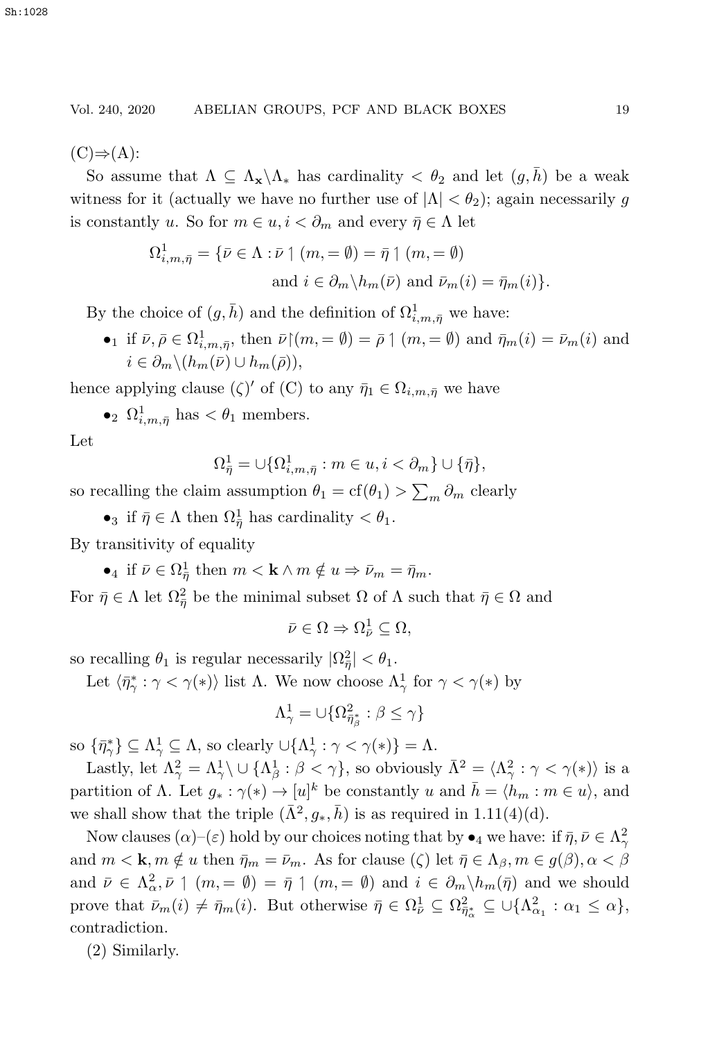(C)⇒(A):

So assume that $\Lambda \subseteq \Lambda_{\mathbf{x}} \backslash \Lambda_*$ has cardinality $< \theta_2$ and let $(g, \bar{h})$ be a weak witness for it (actually we have no further use of $|\Lambda| < \theta_2$); again necessarily $g$ is constantly $u$. So for $m \in u, i < \partial_m$ and every $\bar{\eta} \in \Lambda$ let

$$\Omega^1_{i,m,\bar{\eta}} = \{\bar{\nu} \in \Lambda : \bar{\nu} \upharpoonright (m, = \emptyset) = \bar{\eta} \upharpoonright (m, = \emptyset)$$
$$\text{and } i \in \partial_m \backslash h_m(\bar{\nu}) \text{ and } \bar{\nu}_m(i) = \bar{\eta}_m(i)\}.$$

By the choice of $(g, \bar{h})$ and the definition of $\Omega^1_{i,m,\bar{\eta}}$ we have:

- $\bullet_1$ if $\bar{\nu}, \bar{\rho} \in \Omega^1_{i,m,\bar{\eta}}$, then $\bar{\nu}{\restriction}(m, = \emptyset) = \bar{\rho} \upharpoonright (m, = \emptyset)$ and $\bar{\eta}_m(i) = \bar{\nu}_m(i)$ and $i \in \partial_m \backslash (h_m(\bar{\nu}) \cup h_m(\bar{\rho}))$,

hence applying clause $(\zeta)'$ of (C) to any $\bar{\eta}_1 \in \Omega_{i,m,\bar{\eta}}$ we have

- $\bullet_2$ $\Omega^1_{i,m,\bar{\eta}}$ has $< \theta_1$ members.

Let

$$\Omega^1_{\bar{\eta}} = \cup \{\Omega^1_{i,m,\bar{\eta}} : m \in u, i < \partial_m\} \cup \{\bar{\eta}\},$$

so recalling the claim assumption $\theta_1 = \mathrm{cf}(\theta_1) > \sum_m \partial_m$ clearly

- $\bullet_3$ if $\bar{\eta} \in \Lambda$ then $\Omega^1_{\bar{\eta}}$ has cardinality $< \theta_1$.

By transitivity of equality

- $\bullet_4$ if $\bar{\nu} \in \Omega^1_{\bar{\eta}}$ then $m < \mathbf{k} \wedge m \notin u \Rightarrow \bar{\nu}_m = \bar{\eta}_m$.

For $\bar{\eta} \in \Lambda$ let $\Omega^2_{\bar{\eta}}$ be the minimal subset $\Omega$ of $\Lambda$ such that $\bar{\eta} \in \Omega$ and

$$\bar{\nu} \in \Omega \Rightarrow \Omega^1_{\bar{\nu}} \subseteq \Omega,$$

so recalling $\theta_1$ is regular necessarily $|\Omega^2_{\bar{\eta}}| < \theta_1$.

Let $\langle \bar{\eta}^*_\gamma : \gamma < \gamma(*) \rangle$ list $\Lambda$. We now choose $\Lambda^1_\gamma$ for $\gamma < \gamma(*)$ by

$$\Lambda^1_\gamma = \cup \{\Omega^2_{\bar{\eta}^*_\beta} : \beta \leq \gamma\}$$

so $\{\bar{\eta}^*_\gamma\} \subseteq \Lambda^1_\gamma \subseteq \Lambda$, so clearly $\cup \{\Lambda^1_\gamma : \gamma < \gamma(*)\} = \Lambda$.

Lastly, let $\Lambda^2_\gamma = \Lambda^1_\gamma \backslash \cup \{\Lambda^1_\beta : \beta < \gamma\}$, so obviously $\bar{\Lambda}^2 = \langle \Lambda^2_\gamma : \gamma < \gamma(*) \rangle$ is a partition of $\Lambda$. Let $g_* : \gamma(*) \to [u]^k$ be constantly $u$ and $\bar{h} = \langle h_m : m \in u \rangle$, and we shall show that the triple $(\bar{\Lambda}^2, g_*, \bar{h})$ is as required in 1.11(4)(d).

Now clauses $(\alpha)$–$(\varepsilon)$ hold by our choices noting that by $\bullet_4$ we have: if $\bar{\eta}, \bar{\nu} \in \Lambda^2_\gamma$ and $m < \mathbf{k}, m \notin u$ then $\bar{\eta}_m = \bar{\nu}_m$. As for clause $(\zeta)$ let $\bar{\eta} \in \Lambda_\beta, m \in g(\beta), \alpha < \beta$ and $\bar{\nu} \in \Lambda^2_\alpha, \bar{\nu} \upharpoonright (m, = \emptyset) = \bar{\eta} \upharpoonright (m, = \emptyset)$ and $i \in \partial_m \backslash h_m(\bar{\eta})$ and we should prove that $\bar{\nu}_m(i) \neq \bar{\eta}_m(i)$. But otherwise $\bar{\eta} \in \Omega^1_{\bar{\nu}} \subseteq \Omega^2_{\bar{\eta}^*_\alpha} \subseteq \cup \{\Lambda^2_{\alpha_1} : \alpha_1 \leq \alpha\}$, contradiction.

(2) Similarly.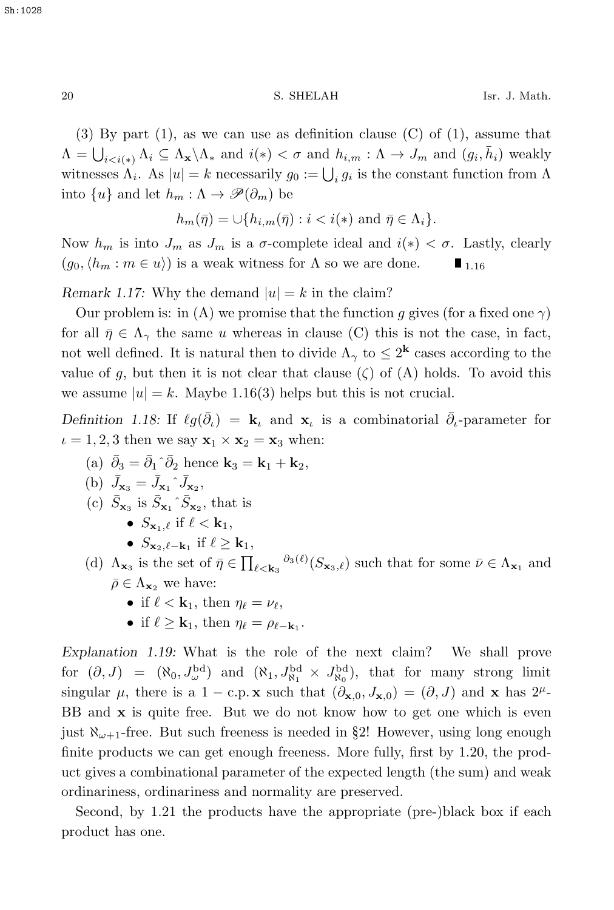(3) By part (1), as we can use as definition clause (C) of (1), assume that $\Lambda = \bigcup_{i<i(*)} \Lambda_i \subseteq \Lambda_{\mathbf{x}} \backslash \Lambda_*$ and $i(*) < \sigma$ and $h_{i,m} : \Lambda \to J_m$ and $(g_i, \bar{h}_i)$ weakly witnesses $\Lambda_i$. As $|u| = k$ necessarily $g_0 := \bigcup_i g_i$ is the constant function from $\Lambda$ into $\{u\}$ and let $h_m : \Lambda \to \mathscr{P}(\partial_m)$ be

$$h_m(\bar{\eta}) = \cup\{h_{i,m}(\bar{\eta}) : i < i(*) \text{ and } \bar{\eta} \in \Lambda_i\}.$$

Now $h_m$ is into $J_m$ as $J_m$ is a $\sigma$-complete ideal and $i(*) < \sigma$. Lastly, clearly $(g_0, \langle h_m : m \in u \rangle)$ is a weak witness for $\Lambda$ so we are done. $\blacksquare_{1.16}$

*Remark 1.17:* Why the demand $|u| = k$ in the claim?

Our problem is: in (A) we promise that the function $g$ gives (for a fixed one $\gamma$) for all $\bar{\eta} \in \Lambda_\gamma$ the same $u$ whereas in clause (C) this is not the case, in fact, not well defined. It is natural then to divide $\Lambda_\gamma$ to $\leq 2^{\mathbf{k}}$ cases according to the value of $g$, but then it is not clear that clause $(\zeta)$ of (A) holds. To avoid this we assume $|u| = k$. Maybe 1.16(3) helps but this is not crucial.

*Definition 1.18:* If $\ell g(\bar{\partial}_\iota) = \mathbf{k}_\iota$ and $\mathbf{x}_\iota$ is a combinatorial $\bar{\partial}_\iota$-parameter for $\iota = 1, 2, 3$ then we say $\mathbf{x}_1 \times \mathbf{x}_2 = \mathbf{x}_3$ when:

- (a) $\bar{\partial}_3 = \bar{\partial}_1 {}^\frown \bar{\partial}_2$ hence $\mathbf{k}_3 = \mathbf{k}_1 + \mathbf{k}_2$,
- (b) $\bar{J}_{\mathbf{x}_3} = \bar{J}_{\mathbf{x}_1} {}^\frown \bar{J}_{\mathbf{x}_2}$,
- (c) $\bar{S}_{\mathbf{x}_3}$ is $\bar{S}_{\mathbf{x}_1} {}^\frown \bar{S}_{\mathbf{x}_2}$, that is
  - $S_{\mathbf{x}_1,\ell}$ if $\ell < \mathbf{k}_1$,
  - $S_{\mathbf{x}_2,\ell-\mathbf{k}_1}$ if $\ell \geq \mathbf{k}_1$,
- (d) $\Lambda_{\mathbf{x}_3}$ is the set of $\bar{\eta} \in \prod_{\ell < \mathbf{k}_3} {}^{\partial_3(\ell)}(S_{\mathbf{x}_3,\ell})$ such that for some $\bar{\nu} \in \Lambda_{\mathbf{x}_1}$ and $\bar{\rho} \in \Lambda_{\mathbf{x}_2}$ we have:
  - if $\ell < \mathbf{k}_1$, then $\eta_\ell = \nu_\ell$,
  - if $\ell \geq \mathbf{k}_1$, then $\eta_\ell = \rho_{\ell-\mathbf{k}_1}$.

*Explanation 1.19:* What is the role of the next claim? We shall prove for $(\partial, J) = (\aleph_0, J^{\rm bd}_\omega)$ and $(\aleph_1, J^{\rm bd}_{\aleph_1} \times J^{\rm bd}_{\aleph_0})$, that for many strong limit singular $\mu$, there is a $1 -$ c.p. $\mathbf{x}$ such that $(\partial_{\mathbf{x},0}, J_{\mathbf{x},0}) = (\partial, J)$ and $\mathbf{x}$ has $2^\mu$-BB and $\mathbf{x}$ is quite free. But we do not know how to get one which is even just $\aleph_{\omega+1}$-free. But such freeness is needed in §2! However, using long enough finite products we can get enough freeness. More fully, first by 1.20, the product gives a combinational parameter of the expected length (the sum) and weak ordinariness, ordinariness and normality are preserved.

Second, by 1.21 the products have the appropriate (pre-)black box if each product has one.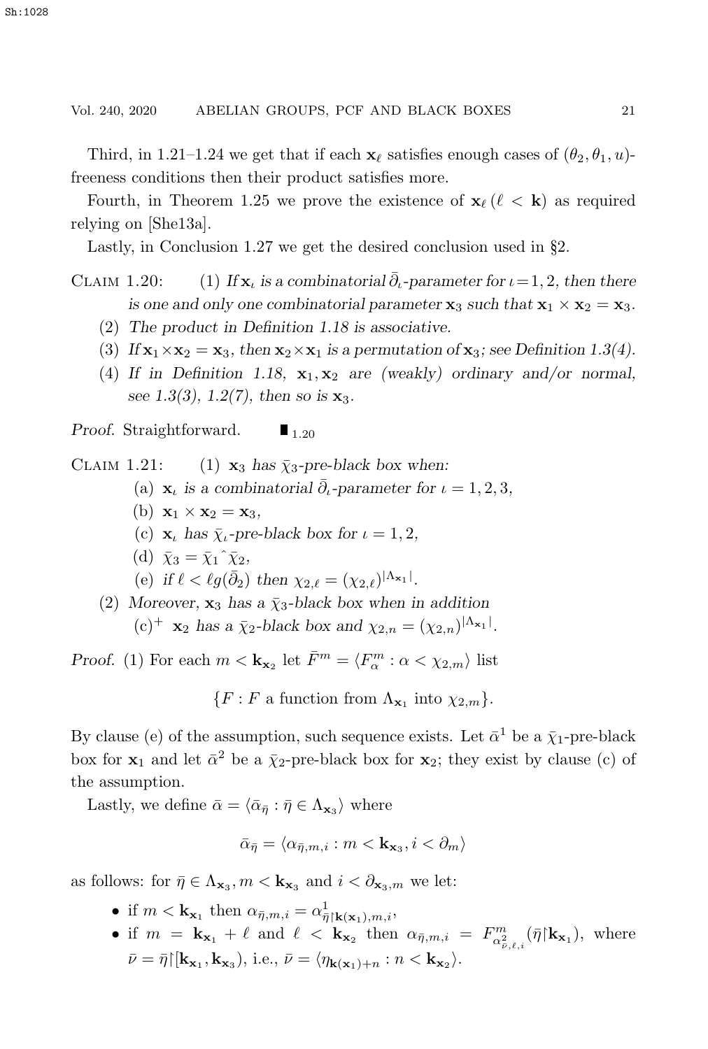Third, in 1.21–1.24 we get that if each $\mathbf{x}_\ell$ satisfies enough cases of $(\theta_2, \theta_1, u)$-freeness conditions then their product satisfies more.

Fourth, in Theorem 1.25 we prove the existence of $\mathbf{x}_\ell \, (\ell < \mathbf{k})$ as required relying on [She13a].

Lastly, in Conclusion 1.27 we get the desired conclusion used in §2.

Claim 1.20: (1) *If $\mathbf{x}_\iota$ is a combinatorial $\bar{\partial}_\iota$-parameter for $\iota = 1, 2$, then there is one and only one combinatorial parameter $\mathbf{x}_3$ such that $\mathbf{x}_1 \times \mathbf{x}_2 = \mathbf{x}_3$.*

(2) *The product in Definition 1.18 is associative.*

(3) *If $\mathbf{x}_1 \times \mathbf{x}_2 = \mathbf{x}_3$, then $\mathbf{x}_2 \times \mathbf{x}_1$ is a permutation of $\mathbf{x}_3$; see Definition 1.3(4).*

(4) *If in Definition 1.18, $\mathbf{x}_1, \mathbf{x}_2$ are (weakly) ordinary and/or normal, see 1.3(3), 1.2(7), then so is $\mathbf{x}_3$.*

*Proof.* Straightforward. $\blacksquare_{1.20}$

Claim 1.21: (1) *$\mathbf{x}_3$ has $\bar{\chi}_3$-pre-black box when:*

(a) *$\mathbf{x}_\iota$ is a combinatorial $\bar{\partial}_\iota$-parameter for $\iota = 1, 2, 3$,*

(b) *$\mathbf{x}_1 \times \mathbf{x}_2 = \mathbf{x}_3$,*

(c) *$\mathbf{x}_\iota$ has $\bar{\chi}_\iota$-pre-black box for $\iota = 1, 2$,*

(d) *$\bar{\chi}_3 = \bar{\chi}_1 {}^\frown \bar{\chi}_2$,*

(e) *if $\ell < \ell g(\bar{\partial}_2)$ then $\chi_{2,\ell} = (\chi_{2,\ell})^{|\Lambda_{\mathbf{x}_1}|}$.*

(2) *Moreover, $\mathbf{x}_3$ has a $\bar{\chi}_3$-black box when in addition*

(c)$^+$ *$\mathbf{x}_2$ has a $\bar{\chi}_2$-black box and $\chi_{2,n} = (\chi_{2,n})^{|\Lambda_{\mathbf{x}_1}|}$.*

*Proof.* (1) For each $m < \mathbf{k}_{\mathbf{x}_2}$ let $\bar{F}^m = \langle F^m_\alpha : \alpha < \chi_{2,m} \rangle$ list

$$\{F : F \text{ a function from } \Lambda_{\mathbf{x}_1} \text{ into } \chi_{2,m}\}.$$

By clause (e) of the assumption, such sequence exists. Let $\bar{\alpha}^1$ be a $\bar{\chi}_1$-pre-black box for $\mathbf{x}_1$ and let $\bar{\alpha}^2$ be a $\bar{\chi}_2$-pre-black box for $\mathbf{x}_2$; they exist by clause (c) of the assumption.

Lastly, we define $\bar{\alpha} = \langle \bar{\alpha}_{\bar{\eta}} : \bar{\eta} \in \Lambda_{\mathbf{x}_3} \rangle$ where

$$\bar{\alpha}_{\bar{\eta}} = \langle \alpha_{\bar{\eta},m,i} : m < \mathbf{k}_{\mathbf{x}_3}, i < \partial_m \rangle$$

as follows: for $\bar{\eta} \in \Lambda_{\mathbf{x}_3}, m < \mathbf{k}_{\mathbf{x}_3}$ and $i < \partial_{\mathbf{x}_3,m}$ we let:

- if $m < \mathbf{k}_{\mathbf{x}_1}$ then $\alpha_{\bar{\eta},m,i} = \alpha^1_{\bar{\eta}\restriction \mathbf{k}(\mathbf{x}_1),m,i}$,
- if $m = \mathbf{k}_{\mathbf{x}_1} + \ell$ and $\ell < \mathbf{k}_{\mathbf{x}_2}$ then $\alpha_{\bar{\eta},m,i} = F^m_{\alpha^2_{\bar{\nu},\ell,i}}(\bar{\eta}\restriction \mathbf{k}_{\mathbf{x}_1})$, where $\bar{\nu} = \bar{\eta}\restriction [\mathbf{k}_{\mathbf{x}_1}, \mathbf{k}_{\mathbf{x}_3})$, i.e., $\bar{\nu} = \langle \eta_{\mathbf{k}(\mathbf{x}_1)+n} : n < \mathbf{k}_{\mathbf{x}_2} \rangle$.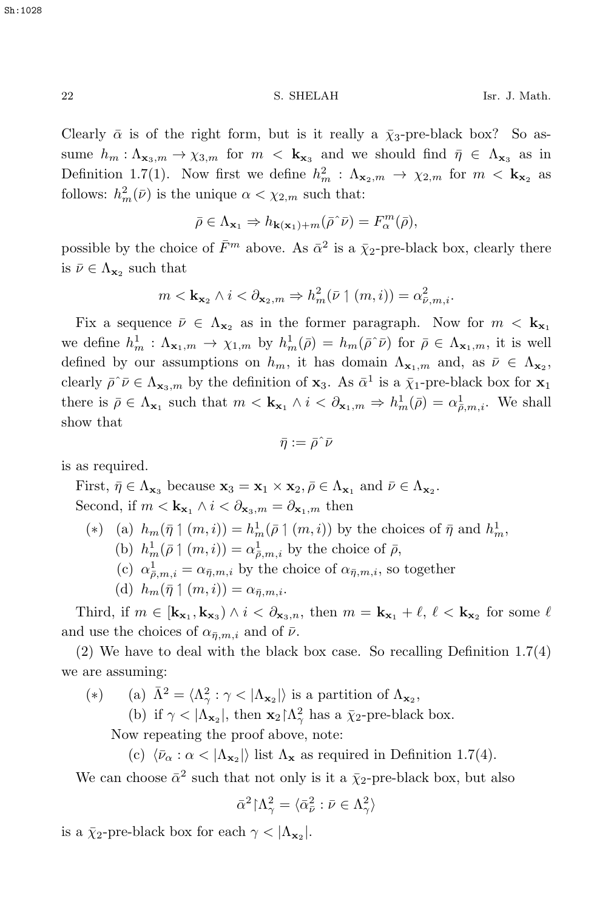Clearly $\bar{\alpha}$ is of the right form, but is it really a $\bar{\chi}_3$-pre-black box? So assume $h_m : \Lambda_{\mathbf{x}_3,m} \to \chi_{3,m}$ for $m < \mathbf{k}_{\mathbf{x}_3}$ and we should find $\bar{\eta} \in \Lambda_{\mathbf{x}_3}$ as in Definition 1.7(1). Now first we define $h^2_m : \Lambda_{\mathbf{x}_2,m} \to \chi_{2,m}$ for $m < \mathbf{k}_{\mathbf{x}_2}$ as follows: $h^2_m(\bar{\nu})$ is the unique $\alpha < \chi_{2,m}$ such that:

$$\bar{\rho} \in \Lambda_{\mathbf{x}_1} \Rightarrow h_{\mathbf{k}(\mathbf{x}_1)+m}(\bar{\rho}\hat{\ }\bar{\nu}) = F^m_\alpha(\bar{\rho}),$$

possible by the choice of $\bar{F}^m$ above. As $\bar{\alpha}^2$ is a $\bar{\chi}_2$-pre-black box, clearly there is $\bar{\nu} \in \Lambda_{\mathbf{x}_2}$ such that

$$m < \mathbf{k}_{\mathbf{x}_2} \wedge i < \partial_{\mathbf{x}_2,m} \Rightarrow h^2_m(\bar{\nu} \upharpoonright (m,i)) = \alpha^2_{\bar{\nu},m,i}.$$

Fix a sequence $\bar{\nu} \in \Lambda_{\mathbf{x}_2}$ as in the former paragraph. Now for $m < \mathbf{k}_{\mathbf{x}_1}$ we define $h^1_m : \Lambda_{\mathbf{x}_1,m} \to \chi_{1,m}$ by $h^1_m(\bar{\rho}) = h_m(\bar{\rho}\hat{\ }\bar{\nu})$ for $\bar{\rho} \in \Lambda_{\mathbf{x}_1,m}$, it is well defined by our assumptions on $h_m$, it has domain $\Lambda_{\mathbf{x}_1,m}$ and, as $\bar{\nu} \in \Lambda_{\mathbf{x}_2}$, clearly $\bar{\rho}\hat{\ }\bar{\nu} \in \Lambda_{\mathbf{x}_3,m}$ by the definition of $\mathbf{x}_3$. As $\bar{\alpha}^1$ is a $\bar{\chi}_1$-pre-black box for $\mathbf{x}_1$ there is $\bar{\rho} \in \Lambda_{\mathbf{x}_1}$ such that $m < \mathbf{k}_{\mathbf{x}_1} \wedge i < \partial_{\mathbf{x}_1,m} \Rightarrow h^1_m(\bar{\rho}) = \alpha^1_{\bar{\rho},m,i}$. We shall show that

$$\bar{\eta} := \bar{\rho}\hat{\ }\bar{\nu}$$

is as required.

First, $\bar{\eta} \in \Lambda_{\mathbf{x}_3}$ because $\mathbf{x}_3 = \mathbf{x}_1 \times \mathbf{x}_2, \bar{\rho} \in \Lambda_{\mathbf{x}_1}$ and $\bar{\nu} \in \Lambda_{\mathbf{x}_2}$.

Second, if $m < \mathbf{k}_{\mathbf{x}_1} \wedge i < \partial_{\mathbf{x}_3,m} = \partial_{\mathbf{x}_1,m}$ then

- $(*)$ (a) $h_m(\bar{\eta} \upharpoonright (m,i)) = h^1_m(\bar{\rho} \upharpoonright (m,i))$ by the choices of $\bar{\eta}$ and $h^1_m$,
  - (b) $h^1_m(\bar{\rho} \upharpoonright (m,i)) = \alpha^1_{\bar{\rho},m,i}$ by the choice of $\bar{\rho}$,
  - (c) $\alpha^1_{\bar{\rho},m,i} = \alpha_{\bar{\eta},m,i}$ by the choice of $\alpha_{\bar{\eta},m,i}$, so together
  - (d) $h_m(\bar{\eta} \upharpoonright (m,i)) = \alpha_{\bar{\eta},m,i}$.

Third, if $m \in [\mathbf{k}_{\mathbf{x}_1}, \mathbf{k}_{\mathbf{x}_3}) \wedge i < \partial_{\mathbf{x}_3,n}$, then $m = \mathbf{k}_{\mathbf{x}_1} + \ell$, $\ell < \mathbf{k}_{\mathbf{x}_2}$ for some $\ell$ and use the choices of $\alpha_{\bar{\eta},m,i}$ and of $\bar{\nu}$.

(2) We have to deal with the black box case. So recalling Definition 1.7(4) we are assuming:

- $(*)$ (a) $\bar{\Lambda}^2 = \langle \Lambda^2_\gamma : \gamma < |\Lambda_{\mathbf{x}_2}| \rangle$ is a partition of $\Lambda_{\mathbf{x}_2}$,
  - (b) if $\gamma < |\Lambda_{\mathbf{x}_2}|$, then $\mathbf{x}_2 {\restriction} \Lambda^2_\gamma$ has a $\bar{\chi}_2$-pre-black box.

  Now repeating the proof above, note:

  - (c) $\langle \bar{\nu}_\alpha : \alpha < |\Lambda_{\mathbf{x}_2}| \rangle$ list $\Lambda_{\mathbf{x}}$ as required in Definition 1.7(4).

We can choose $\bar{\alpha}^2$ such that not only is it a $\bar{\chi}_2$-pre-black box, but also

$$\bar{\alpha}^2 {\restriction} \Lambda^2_\gamma = \langle \bar{\alpha}^2_{\bar{\nu}} : \bar{\nu} \in \Lambda^2_\gamma \rangle$$

is a $\bar{\chi}_2$-pre-black box for each $\gamma < |\Lambda_{\mathbf{x}_2}|$.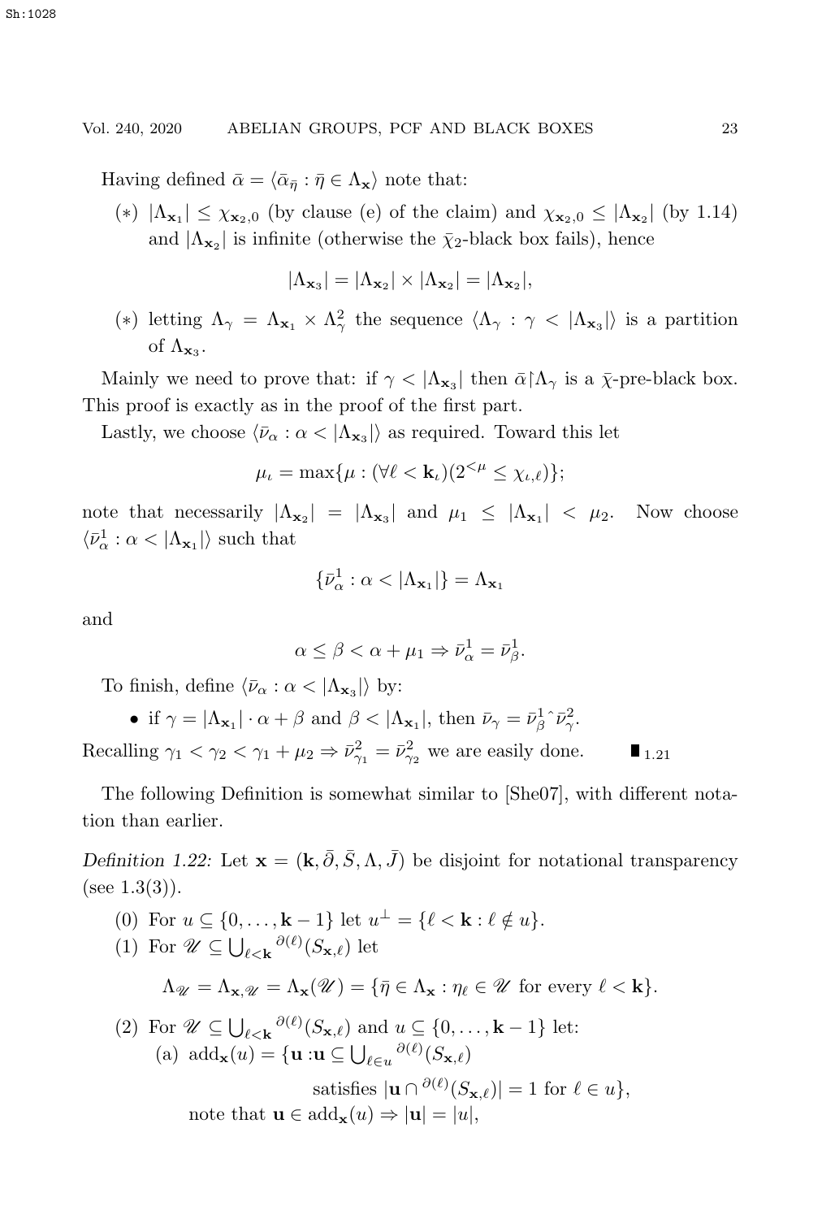Having defined $\bar{\alpha} = \langle \bar{\alpha}_{\bar{\eta}} : \bar{\eta} \in \Lambda_{\mathbf{x}} \rangle$ note that:

(∗) $|\Lambda_{\mathbf{x}_1}| \leq \chi_{\mathbf{x}_2,0}$ (by clause (e) of the claim) and $\chi_{\mathbf{x}_2,0} \leq |\Lambda_{\mathbf{x}_2}|$ (by 1.14) and $|\Lambda_{\mathbf{x}_2}|$ is infinite (otherwise the $\bar{\chi}_2$-black box fails), hence

$$|\Lambda_{\mathbf{x}_3}| = |\Lambda_{\mathbf{x}_2}| \times |\Lambda_{\mathbf{x}_2}| = |\Lambda_{\mathbf{x}_2}|,$$

(∗) letting $\Lambda_\gamma = \Lambda_{\mathbf{x}_1} \times \Lambda^2_\gamma$ the sequence $\langle \Lambda_\gamma : \gamma < |\Lambda_{\mathbf{x}_3}| \rangle$ is a partition of $\Lambda_{\mathbf{x}_3}$.

Mainly we need to prove that: if $\gamma < |\Lambda_{\mathbf{x}_3}|$ then $\bar{\alpha} \restriction \Lambda_\gamma$ is a $\bar{\chi}$-pre-black box. This proof is exactly as in the proof of the first part.

Lastly, we choose $\langle \bar{\nu}_\alpha : \alpha < |\Lambda_{\mathbf{x}_3}| \rangle$ as required. Toward this let

$$\mu_\iota = \max\{\mu : (\forall \ell < \mathbf{k}_\iota)(2^{<\mu} \leq \chi_{\iota,\ell})\};$$

note that necessarily $|\Lambda_{\mathbf{x}_2}| = |\Lambda_{\mathbf{x}_3}|$ and $\mu_1 \leq |\Lambda_{\mathbf{x}_1}| < \mu_2$. Now choose $\langle \bar{\nu}^1_\alpha : \alpha < |\Lambda_{\mathbf{x}_1}| \rangle$ such that

$$\{\bar{\nu}^1_\alpha : \alpha < |\Lambda_{\mathbf{x}_1}|\} = \Lambda_{\mathbf{x}_1}$$

and

$$\alpha \leq \beta < \alpha + \mu_1 \Rightarrow \bar{\nu}^1_\alpha = \bar{\nu}^1_\beta.$$

To finish, define $\langle \bar{\nu}_\alpha : \alpha < |\Lambda_{\mathbf{x}_3}| \rangle$ by:

- if $\gamma = |\Lambda_{\mathbf{x}_1}| \cdot \alpha + \beta$ and $\beta < |\Lambda_{\mathbf{x}_1}|$, then $\bar{\nu}_\gamma = \bar{\nu}^1_\beta{}^\frown \bar{\nu}^2_\gamma$.

Recalling $\gamma_1 < \gamma_2 < \gamma_1 + \mu_2 \Rightarrow \bar{\nu}^2_{\gamma_1} = \bar{\nu}^2_{\gamma_2}$ we are easily done. $\blacksquare_{1.21}$

The following Definition is somewhat similar to [She07], with different notation than earlier.

*Definition 1.22:* Let $\mathbf{x} = (\mathbf{k}, \bar{\partial}, \bar{S}, \Lambda, \bar{J})$ be disjoint for notational transparency (see 1.3(3)).

(0) For $u \subseteq \{0, \dots, \mathbf{k}-1\}$ let $u^\perp = \{\ell < \mathbf{k} : \ell \notin u\}$.

(1) For $\mathscr{U} \subseteq \bigcup_{\ell<\mathbf{k}} {}^{\partial(\ell)}(S_{\mathbf{x},\ell})$ let

$$\Lambda_{\mathscr{U}} = \Lambda_{\mathbf{x},\mathscr{U}} = \Lambda_{\mathbf{x}}(\mathscr{U}) = \{\bar{\eta} \in \Lambda_{\mathbf{x}} : \eta_\ell \in \mathscr{U} \text{ for every } \ell < \mathbf{k}\}.$$

(2) For $\mathscr{U} \subseteq \bigcup_{\ell<\mathbf{k}} {}^{\partial(\ell)}(S_{\mathbf{x},\ell})$ and $u \subseteq \{0, \dots, \mathbf{k}-1\}$ let:

(a) $\mathrm{add}_{\mathbf{x}}(u) = \{\mathbf{u} : \mathbf{u} \subseteq \bigcup_{\ell \in u} {}^{\partial(\ell)}(S_{\mathbf{x},\ell})$ satisfies $|\mathbf{u} \cap {}^{\partial(\ell)}(S_{\mathbf{x},\ell})| = 1$ for $\ell \in u\}$,

note that $\mathbf{u} \in \mathrm{add}_{\mathbf{x}}(u) \Rightarrow |\mathbf{u}| = |u|$,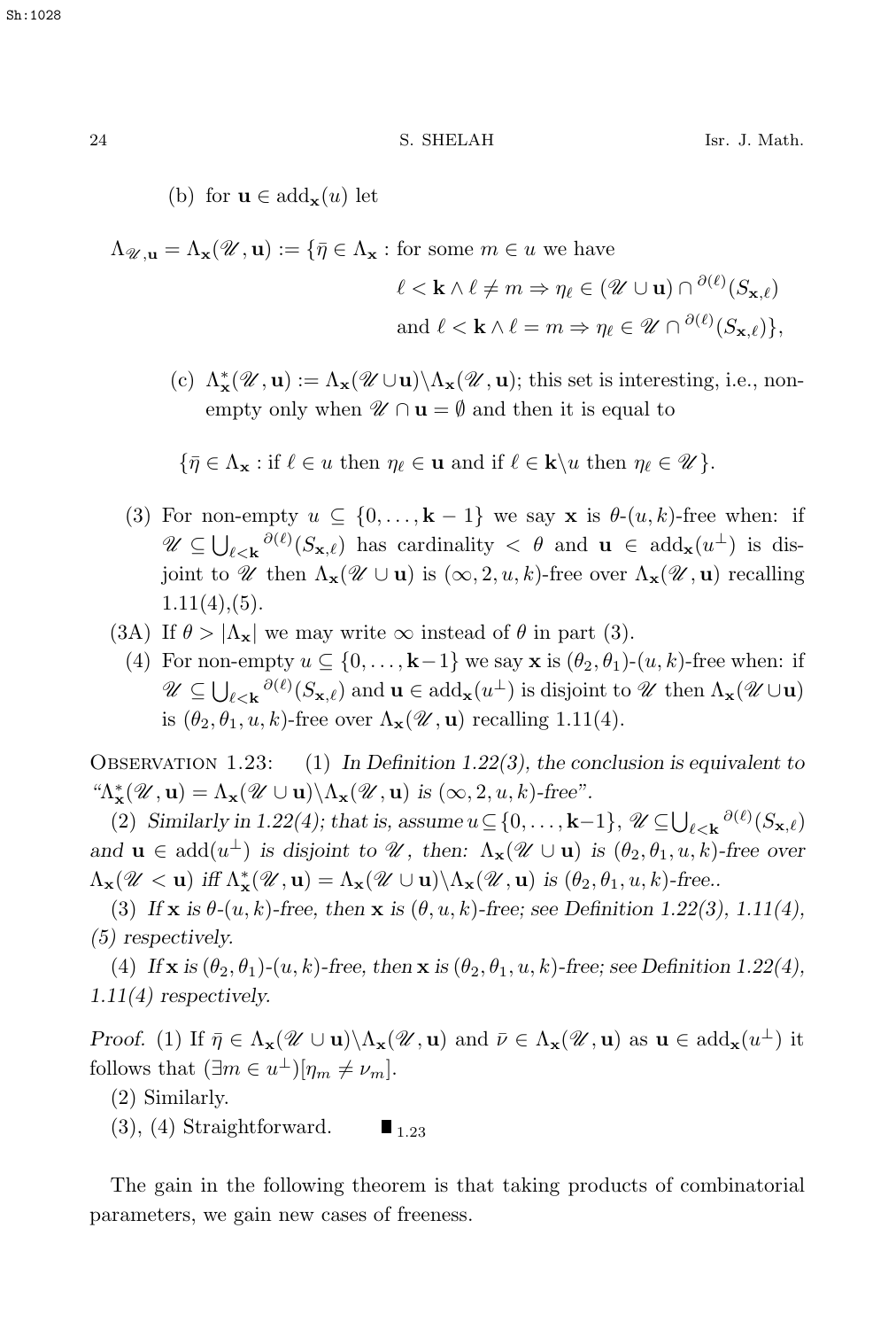(b) for $\mathbf{u} \in \text{add}_{\mathbf{x}}(u)$ let

$$\begin{aligned}\Lambda_{\mathscr{U},\mathbf{u}} = \Lambda_{\mathbf{x}}(\mathscr{U},\mathbf{u}) := \{\bar\eta \in \Lambda_{\mathbf{x}} : &\text{ for some } m \in u \text{ we have} \\ &\ell < \mathbf{k} \wedge \ell \neq m \Rightarrow \eta_\ell \in (\mathscr{U} \cup \mathbf{u}) \cap {}^{\partial(\ell)}(S_{\mathbf{x},\ell}) \\ &\text{and } \ell < \mathbf{k} \wedge \ell = m \Rightarrow \eta_\ell \in \mathscr{U} \cap {}^{\partial(\ell)}(S_{\mathbf{x},\ell})\},\end{aligned}$$

(c) $\Lambda^*_{\mathbf{x}}(\mathscr{U},\mathbf{u}) := \Lambda_{\mathbf{x}}(\mathscr{U} \cup \mathbf{u}) \backslash \Lambda_{\mathbf{x}}(\mathscr{U},\mathbf{u})$; this set is interesting, i.e., non-empty only when $\mathscr{U} \cap \mathbf{u} = \emptyset$ and then it is equal to

$$\{\bar\eta \in \Lambda_{\mathbf{x}} : \text{if } \ell \in u \text{ then } \eta_\ell \in \mathbf{u} \text{ and if } \ell \in \mathbf{k}\backslash u \text{ then } \eta_\ell \in \mathscr{U}\}.$$

(3) For non-empty $u \subseteq \{0,\dots,\mathbf{k}-1\}$ we say $\mathbf{x}$ is $\theta$-$(u,k)$-free when: if $\mathscr{U} \subseteq \bigcup_{\ell<\mathbf{k}} {}^{\partial(\ell)}(S_{\mathbf{x},\ell})$ has cardinality $< \theta$ and $\mathbf{u} \in \text{add}_{\mathbf{x}}(u^\perp)$ is disjoint to $\mathscr{U}$ then $\Lambda_{\mathbf{x}}(\mathscr{U} \cup \mathbf{u})$ is $(\infty, 2, u, k)$-free over $\Lambda_{\mathbf{x}}(\mathscr{U},\mathbf{u})$ recalling 1.11(4),(5).

(3A) If $\theta > |\Lambda_{\mathbf{x}}|$ we may write $\infty$ instead of $\theta$ in part (3).

(4) For non-empty $u \subseteq \{0,\dots,\mathbf{k}-1\}$ we say $\mathbf{x}$ is $(\theta_2,\theta_1)$-$(u,k)$-free when: if $\mathscr{U} \subseteq \bigcup_{\ell<\mathbf{k}} {}^{\partial(\ell)}(S_{\mathbf{x},\ell})$ and $\mathbf{u} \in \text{add}_{\mathbf{x}}(u^\perp)$ is disjoint to $\mathscr{U}$ then $\Lambda_{\mathbf{x}}(\mathscr{U} \cup \mathbf{u})$ is $(\theta_2,\theta_1,u,k)$-free over $\Lambda_{\mathbf{x}}(\mathscr{U},\mathbf{u})$ recalling 1.11(4).

Observation 1.23: (1) *In Definition 1.22(3), the conclusion is equivalent to "$\Lambda^*_{\mathbf{x}}(\mathscr{U},\mathbf{u}) = \Lambda_{\mathbf{x}}(\mathscr{U} \cup \mathbf{u}) \backslash \Lambda_{\mathbf{x}}(\mathscr{U},\mathbf{u})$ is $(\infty,2,u,k)$-free".*

(2) *Similarly in 1.22(4); that is, assume $u \subseteq \{0,\dots,\mathbf{k}-1\}$, $\mathscr{U} \subseteq \bigcup_{\ell<\mathbf{k}} {}^{\partial(\ell)}(S_{\mathbf{x},\ell})$ and $\mathbf{u} \in \text{add}(u^\perp)$ is disjoint to $\mathscr{U}$, then: $\Lambda_{\mathbf{x}}(\mathscr{U} \cup \mathbf{u})$ is $(\theta_2,\theta_1,u,k)$-free over $\Lambda_{\mathbf{x}}(\mathscr{U} < \mathbf{u})$ iff $\Lambda^*_{\mathbf{x}}(\mathscr{U},\mathbf{u}) = \Lambda_{\mathbf{x}}(\mathscr{U} \cup \mathbf{u}) \backslash \Lambda_{\mathbf{x}}(\mathscr{U},\mathbf{u})$ is $(\theta_2,\theta_1,u,k)$-free..*

(3) *If $\mathbf{x}$ is $\theta$-$(u,k)$-free, then $\mathbf{x}$ is $(\theta,u,k)$-free; see Definition 1.22(3), 1.11(4), (5) respectively.*

(4) *If $\mathbf{x}$ is $(\theta_2,\theta_1)$-$(u,k)$-free, then $\mathbf{x}$ is $(\theta_2,\theta_1,u,k)$-free; see Definition 1.22(4), 1.11(4) respectively.*

*Proof.* (1) If $\bar\eta \in \Lambda_{\mathbf{x}}(\mathscr{U} \cup \mathbf{u}) \backslash \Lambda_{\mathbf{x}}(\mathscr{U},\mathbf{u})$ and $\bar\nu \in \Lambda_{\mathbf{x}}(\mathscr{U},\mathbf{u})$ as $\mathbf{u} \in \text{add}_{\mathbf{x}}(u^\perp)$ it follows that $(\exists m \in u^\perp)[\eta_m \neq \nu_m]$.

(2) Similarly.

(3), (4) Straightforward. $\blacksquare_{1.23}$

The gain in the following theorem is that taking products of combinatorial parameters, we gain new cases of freeness.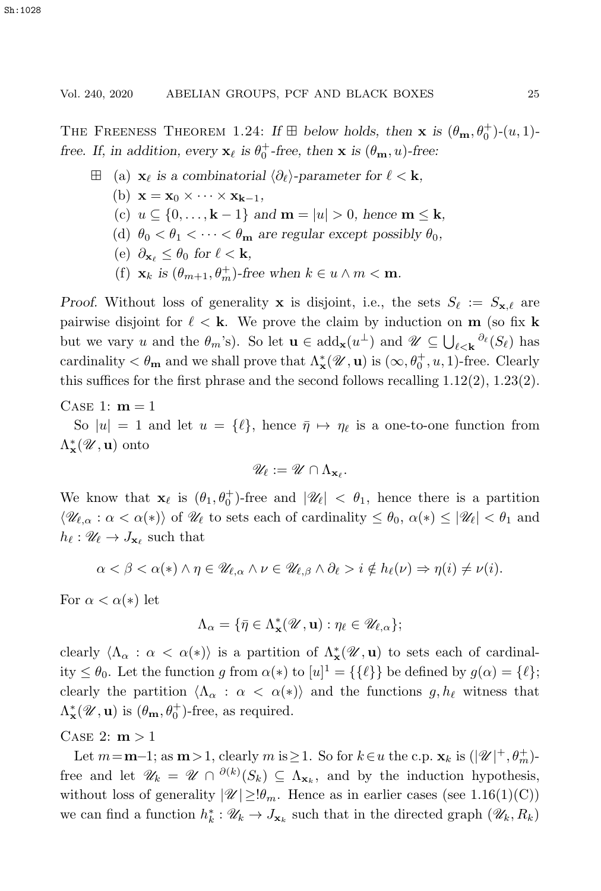The Freeness Theorem 1.24: *If $\boxplus$ below holds, then $\mathbf{x}$ is $(\theta_{\mathbf{m}}, \theta_0^+)$-$(u,1)$-free. If, in addition, every $\mathbf{x}_\ell$ is $\theta_0^+$-free, then $\mathbf{x}$ is $(\theta_{\mathbf{m}}, u)$-free:*

$\boxplus$ (a) *$\mathbf{x}_\ell$ is a combinatorial $\langle \partial_\ell \rangle$-parameter for $\ell < \mathbf{k}$,*

(b) $\mathbf{x} = \mathbf{x}_0 \times \cdots \times \mathbf{x}_{\mathbf{k}-1}$,

(c) *$u \subseteq \{0, \dots, \mathbf{k}-1\}$ and $\mathbf{m} = |u| > 0$, hence $\mathbf{m} \le \mathbf{k}$,*

(d) *$\theta_0 < \theta_1 < \cdots < \theta_{\mathbf{m}}$ are regular except possibly $\theta_0$,*

(e) *$\partial_{\mathbf{x}_\ell} \le \theta_0$ for $\ell < \mathbf{k}$,*

(f) *$\mathbf{x}_k$ is $(\theta_{m+1}, \theta_m^+)$-free when $k \in u \wedge m < \mathbf{m}$.*

*Proof.* Without loss of generality $\mathbf{x}$ is disjoint, i.e., the sets $S_\ell := S_{\mathbf{x},\ell}$ are pairwise disjoint for $\ell < \mathbf{k}$. We prove the claim by induction on $\mathbf{m}$ (so fix $\mathbf{k}$ but we vary $u$ and the $\theta_m$'s). So let $\mathbf{u} \in \mathrm{add}_{\mathbf{x}}(u^\perp)$ and $\mathscr{U} \subseteq \bigcup_{\ell<\mathbf{k}} {}^{\partial_\ell}(S_\ell)$ has cardinality $< \theta_{\mathbf{m}}$ and we shall prove that $\Lambda^*_{\mathbf{x}}(\mathscr{U}, \mathbf{u})$ is $(\infty, \theta_0^+, u, 1)$-free. Clearly this suffices for the first phrase and the second follows recalling 1.12(2), 1.23(2).

Case 1: $\mathbf{m} = 1$

So $|u| = 1$ and let $u = \{\ell\}$, hence $\bar\eta \mapsto \eta_\ell$ is a one-to-one function from $\Lambda^*_{\mathbf{x}}(\mathscr{U}, \mathbf{u})$ onto

$$\mathscr{U}_\ell := \mathscr{U} \cap \Lambda_{\mathbf{x}_\ell}.$$

We know that $\mathbf{x}_\ell$ is $(\theta_1, \theta_0^+)$-free and $|\mathscr{U}_\ell| < \theta_1$, hence there is a partition $\langle \mathscr{U}_{\ell,\alpha} : \alpha < \alpha(*) \rangle$ of $\mathscr{U}_\ell$ to sets each of cardinality $\le \theta_0$, $\alpha(*) \le |\mathscr{U}_\ell| < \theta_1$ and $h_\ell : \mathscr{U}_\ell \to J_{\mathbf{x}_\ell}$ such that

$$\alpha < \beta < \alpha(*) \wedge \eta \in \mathscr{U}_{\ell,\alpha} \wedge \nu \in \mathscr{U}_{\ell,\beta} \wedge \partial_\ell > i \notin h_\ell(\nu) \Rightarrow \eta(i) \ne \nu(i).$$

For $\alpha < \alpha(*)$ let

$$\Lambda_\alpha = \{\bar\eta \in \Lambda^*_{\mathbf{x}}(\mathscr{U}, \mathbf{u}) : \eta_\ell \in \mathscr{U}_{\ell,\alpha}\};$$

clearly $\langle \Lambda_\alpha : \alpha < \alpha(*) \rangle$ is a partition of $\Lambda^*_{\mathbf{x}}(\mathscr{U}, \mathbf{u})$ to sets each of cardinality $\le \theta_0$. Let the function $g$ from $\alpha(*)$ to $[u]^1 = \{\{\ell\}\}$ be defined by $g(\alpha) = \{\ell\}$; clearly the partition $\langle \Lambda_\alpha : \alpha < \alpha(*) \rangle$ and the functions $g, h_\ell$ witness that $\Lambda^*_{\mathbf{x}}(\mathscr{U}, \mathbf{u})$ is $(\theta_{\mathbf{m}}, \theta_0^+)$-free, as required.

Case 2: $\mathbf{m} > 1$

Let $m = \mathbf{m}$–1; as $\mathbf{m} > 1$, clearly $m$ is $\ge 1$. So for $k \in u$ the c.p. $\mathbf{x}_k$ is $(|\mathscr{U}|^+, \theta_m^+)$-free and let $\mathscr{U}_k = \mathscr{U} \cap {}^{\partial(k)}(S_k) \subseteq \Lambda_{\mathbf{x}_k}$, and by the induction hypothesis, without loss of generality $|\mathscr{U}| \ge ! \theta_m$. Hence as in earlier cases (see 1.16(1)(C)) we can find a function $h^*_k : \mathscr{U}_k \to J_{\mathbf{x}_k}$ such that in the directed graph $(\mathscr{U}_k, R_k)$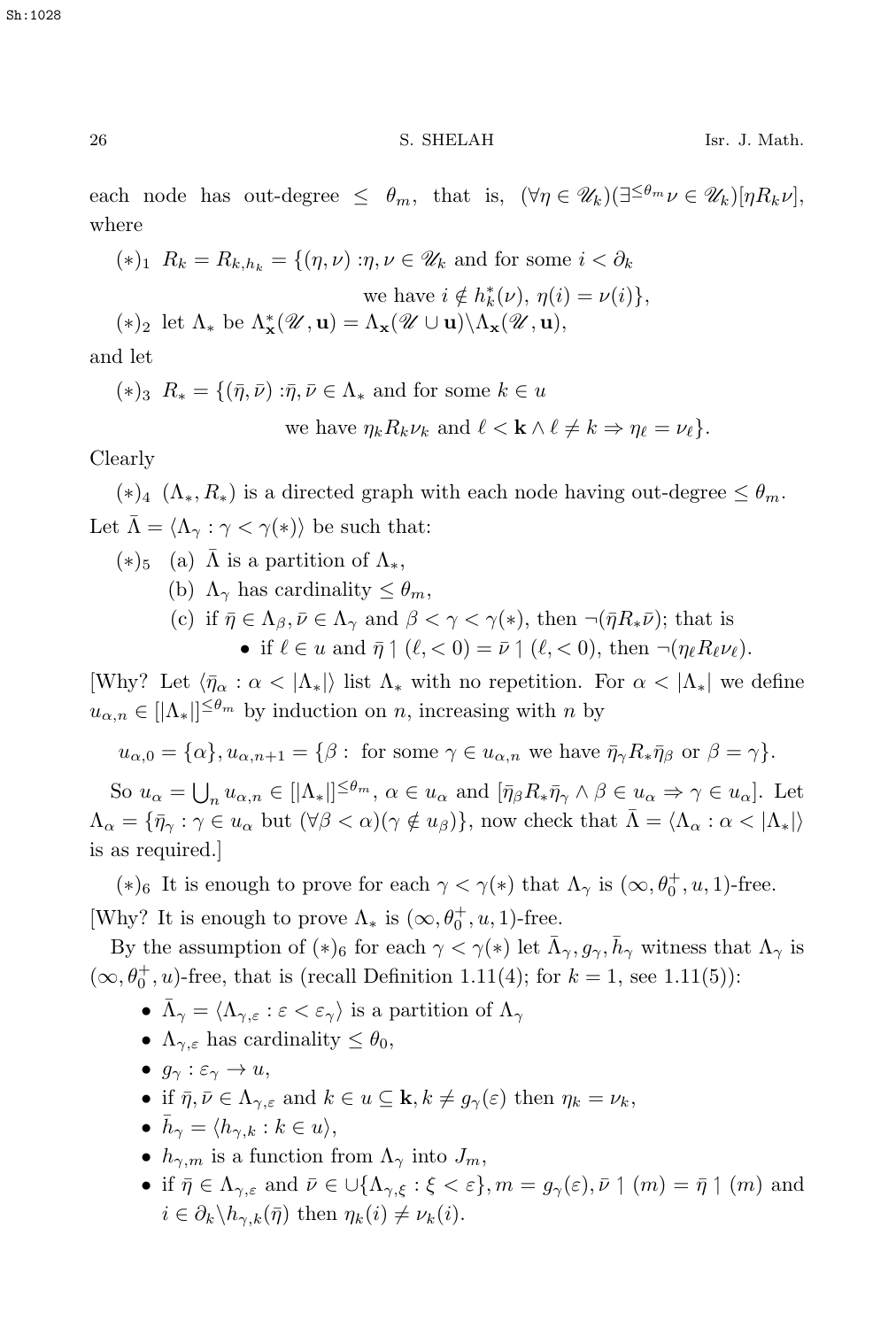each node has out-degree $\le \theta_m$, that is, $(\forall \eta \in \mathscr{U}_k)(\exists^{\le \theta_m} \nu \in \mathscr{U}_k)[\eta R_k \nu]$, where

$(*)_1$ $R_k = R_{k,h_k} = \{(\eta, \nu) : \eta, \nu \in \mathscr{U}_k$ and for some $i < \partial_k$ we have $i \notin h^*_k(\nu)$, $\eta(i) = \nu(i)\}$,

$(*)_2$ let $\Lambda_*$ be $\Lambda^*_{\mathbf{x}}(\mathscr{U}, \mathbf{u}) = \Lambda_{\mathbf{x}}(\mathscr{U} \cup \mathbf{u}) \backslash \Lambda_{\mathbf{x}}(\mathscr{U}, \mathbf{u})$,

and let

$(*)_3$ $R_* = \{(\bar{\eta}, \bar{\nu}) : \bar{\eta}, \bar{\nu} \in \Lambda_*$ and for some $k \in u$ we have $\eta_k R_k \nu_k$ and $\ell < \mathbf{k} \wedge \ell \neq k \Rightarrow \eta_\ell = \nu_\ell\}$.

Clearly

$(*)_4$ $(\Lambda_*, R_*)$ is a directed graph with each node having out-degree $\le \theta_m$.

Let $\bar{\Lambda} = \langle \Lambda_\gamma : \gamma < \gamma(*) \rangle$ be such that:

$(*)_5$ (a) $\bar{\Lambda}$ is a partition of $\Lambda_*$,

(b) $\Lambda_\gamma$ has cardinality $\le \theta_m$,

(c) if $\bar{\eta} \in \Lambda_\beta, \bar{\nu} \in \Lambda_\gamma$ and $\beta < \gamma < \gamma(*)$, then $\neg(\bar{\eta} R_* \bar{\nu})$; that is

- if $\ell \in u$ and $\bar{\eta} \restriction (\ell, < 0) = \bar{\nu} \restriction (\ell, < 0)$, then $\neg(\eta_\ell R_\ell \nu_\ell)$.

[Why? Let $\langle \bar{\eta}_\alpha : \alpha < |\Lambda_*| \rangle$ list $\Lambda_*$ with no repetition. For $\alpha < |\Lambda_*|$ we define $u_{\alpha,n} \in [|\Lambda_*|]^{\le \theta_m}$ by induction on $n$, increasing with $n$ by

$$u_{\alpha,0} = \{\alpha\}, u_{\alpha,n+1} = \{\beta : \text{ for some } \gamma \in u_{\alpha,n} \text{ we have } \bar{\eta}_\gamma R_* \bar{\eta}_\beta \text{ or } \beta = \gamma\}.$$

So $u_\alpha = \bigcup_n u_{\alpha,n} \in [|\Lambda_*|]^{\le \theta_m}$, $\alpha \in u_\alpha$ and $[\bar{\eta}_\beta R_* \bar{\eta}_\gamma \wedge \beta \in u_\alpha \Rightarrow \gamma \in u_\alpha]$. Let $\Lambda_\alpha = \{\bar{\eta}_\gamma : \gamma \in u_\alpha$ but $(\forall \beta < \alpha)(\gamma \notin u_\beta)\}$, now check that $\bar{\Lambda} = \langle \Lambda_\alpha : \alpha < |\Lambda_*| \rangle$ is as required.]

$(*)_6$ It is enough to prove for each $\gamma < \gamma(*)$ that $\Lambda_\gamma$ is $(\infty, \theta_0^+, u, 1)$-free.

[Why? It is enough to prove $\Lambda_*$ is $(\infty, \theta_0^+, u, 1)$-free.

By the assumption of $(*)_6$ for each $\gamma < \gamma(*)$ let $\bar{\Lambda}_\gamma, g_\gamma, \bar{h}_\gamma$ witness that $\Lambda_\gamma$ is $(\infty, \theta_0^+, u)$-free, that is (recall Definition 1.11(4); for $k = 1$, see 1.11(5)):

- $\bar{\Lambda}_\gamma = \langle \Lambda_{\gamma,\varepsilon} : \varepsilon < \varepsilon_\gamma \rangle$ is a partition of $\Lambda_\gamma$
- $\Lambda_{\gamma,\varepsilon}$ has cardinality $\le \theta_0$,
- $g_\gamma : \varepsilon_\gamma \to u$,
- if $\bar{\eta}, \bar{\nu} \in \Lambda_{\gamma,\varepsilon}$ and $k \in u \subseteq \mathbf{k}, k \neq g_\gamma(\varepsilon)$ then $\eta_k = \nu_k$,
- $\bar{h}_\gamma = \langle h_{\gamma,k} : k \in u \rangle$,
- $h_{\gamma,m}$ is a function from $\Lambda_\gamma$ into $J_m$,
- if $\bar{\eta} \in \Lambda_{\gamma,\varepsilon}$ and $\bar{\nu} \in \cup\{\Lambda_{\gamma,\xi} : \xi < \varepsilon\}, m = g_\gamma(\varepsilon), \bar{\nu} \restriction (m) = \bar{\eta} \restriction (m)$ and $i \in \partial_k \backslash h_{\gamma,k}(\bar{\eta})$ then $\eta_k(i) \neq \nu_k(i)$.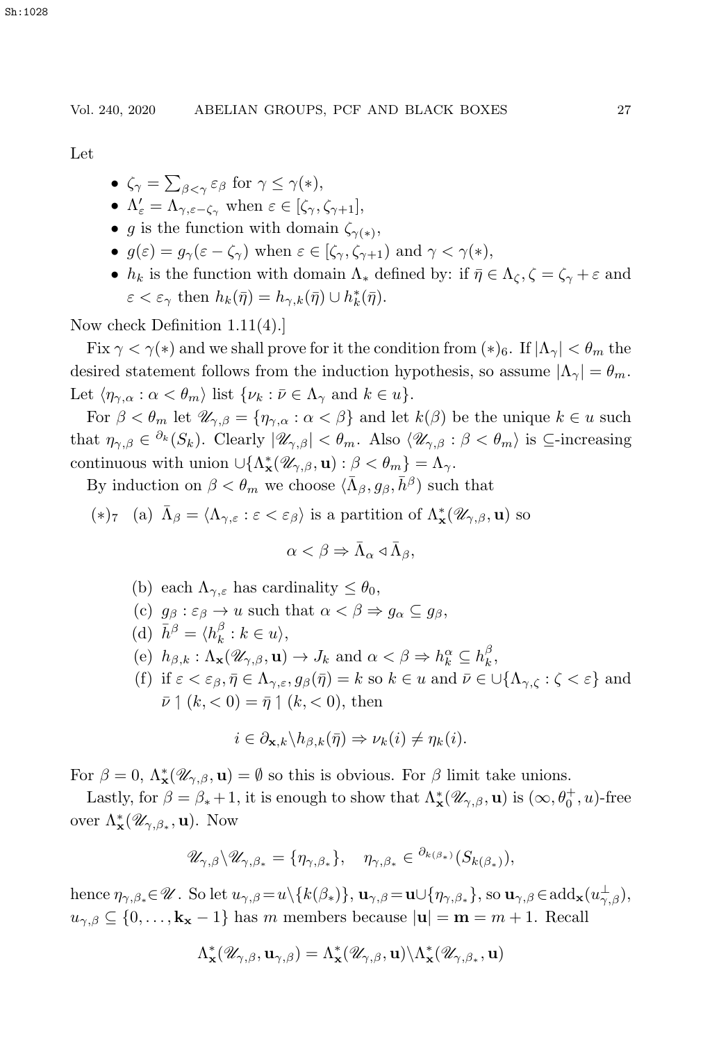Let

- $\zeta_\gamma = \sum_{\beta<\gamma} \varepsilon_\beta$ for $\gamma \le \gamma(*)$,
- $\Lambda'_\varepsilon = \Lambda_{\gamma,\varepsilon-\zeta_\gamma}$ when $\varepsilon \in [\zeta_\gamma, \zeta_{\gamma+1}]$,
- $g$ is the function with domain $\zeta_{\gamma(*)}$,
- $g(\varepsilon) = g_\gamma(\varepsilon - \zeta_\gamma)$ when $\varepsilon \in [\zeta_\gamma, \zeta_{\gamma+1})$ and $\gamma < \gamma(*)$,
- $h_k$ is the function with domain $\Lambda_*$ defined by: if $\bar\eta \in \Lambda_\zeta, \zeta = \zeta_\gamma + \varepsilon$ and $\varepsilon < \varepsilon_\gamma$ then $h_k(\bar\eta) = h_{\gamma,k}(\bar\eta) \cup h^*_k(\bar\eta)$.

Now check Definition 1.11(4).]

Fix $\gamma < \gamma(*)$ and we shall prove for it the condition from $(*)_6$. If $|\Lambda_\gamma| < \theta_m$ the desired statement follows from the induction hypothesis, so assume $|\Lambda_\gamma| = \theta_m$. Let $\langle \eta_{\gamma,\alpha} : \alpha < \theta_m \rangle$ list $\{\nu_k : \bar\nu \in \Lambda_\gamma \text{ and } k \in u\}$.

For $\beta < \theta_m$ let $\mathscr{U}_{\gamma,\beta} = \{\eta_{\gamma,\alpha} : \alpha < \beta\}$ and let $k(\beta)$ be the unique $k \in u$ such that $\eta_{\gamma,\beta} \in {}^{\partial_k}(S_k)$. Clearly $|\mathscr{U}_{\gamma,\beta}| < \theta_m$. Also $\langle \mathscr{U}_{\gamma,\beta} : \beta < \theta_m \rangle$ is $\subseteq$-increasing continuous with union $\cup\{\Lambda^*_{\mathbf{x}}(\mathscr{U}_{\gamma,\beta}, \mathbf{u}) : \beta < \theta_m\} = \Lambda_\gamma$.

By induction on $\beta < \theta_m$ we choose $\langle \bar\Lambda_\beta, g_\beta, \bar h^\beta \rangle$ such that

$(*)_7$ (a) $\bar\Lambda_\beta = \langle \Lambda_{\gamma,\varepsilon} : \varepsilon < \varepsilon_\beta \rangle$ is a partition of $\Lambda^*_{\mathbf{x}}(\mathscr{U}_{\gamma,\beta}, \mathbf{u})$ so

$$\alpha < \beta \Rightarrow \bar\Lambda_\alpha \triangleleft \bar\Lambda_\beta,$$

(b) each $\Lambda_{\gamma,\varepsilon}$ has cardinality $\le \theta_0$,

(c) $g_\beta : \varepsilon_\beta \to u$ such that $\alpha < \beta \Rightarrow g_\alpha \subseteq g_\beta$,

(d) $\bar h^\beta = \langle h^\beta_k : k \in u \rangle$,

(e) $h_{\beta,k} : \Lambda_{\mathbf{x}}(\mathscr{U}_{\gamma,\beta}, \mathbf{u}) \to J_k$ and $\alpha < \beta \Rightarrow h^\alpha_k \subseteq h^\beta_k$,

(f) if $\varepsilon < \varepsilon_\beta, \bar\eta \in \Lambda_{\gamma,\varepsilon}, g_\beta(\bar\eta) = k$ so $k \in u$ and $\bar\nu \in \cup\{\Lambda_{\gamma,\zeta} : \zeta < \varepsilon\}$ and $\bar\nu \restriction (k, <0) = \bar\eta \restriction (k, <0)$, then

$$i \in \partial_{\mathbf{x},k} \backslash h_{\beta,k}(\bar\eta) \Rightarrow \nu_k(i) \ne \eta_k(i).$$

For $\beta = 0$, $\Lambda^*_{\mathbf{x}}(\mathscr{U}_{\gamma,\beta}, \mathbf{u}) = \emptyset$ so this is obvious. For $\beta$ limit take unions.

Lastly, for $\beta = \beta_* + 1$, it is enough to show that $\Lambda^*_{\mathbf{x}}(\mathscr{U}_{\gamma,\beta}, \mathbf{u})$ is $(\infty, \theta_0^+, u)$-free over $\Lambda^*_{\mathbf{x}}(\mathscr{U}_{\gamma,\beta_*}, \mathbf{u})$. Now

$$\mathscr{U}_{\gamma,\beta} \backslash \mathscr{U}_{\gamma,\beta_*} = \{\eta_{\gamma,\beta_*}\}, \quad \eta_{\gamma,\beta_*} \in {}^{\partial_{k(\beta_*)}}(S_{k(\beta_*)}),$$

hence $\eta_{\gamma,\beta_*} \in \mathscr{U}$. So let $u_{\gamma,\beta} = u \backslash \{k(\beta_*)\}$, $\mathbf{u}_{\gamma,\beta} = \mathbf{u} \cup \{\eta_{\gamma,\beta_*}\}$, so $\mathbf{u}_{\gamma,\beta} \in \mathrm{add}_{\mathbf{x}}(u^\perp_{\gamma,\beta})$, $u_{\gamma,\beta} \subseteq \{0, \ldots, \mathbf{k}_{\mathbf{x}} - 1\}$ has $m$ members because $|\mathbf{u}| = \mathbf{m} = m + 1$. Recall

$$\Lambda^*_{\mathbf{x}}(\mathscr{U}_{\gamma,\beta}, \mathbf{u}_{\gamma,\beta}) = \Lambda^*_{\mathbf{x}}(\mathscr{U}_{\gamma,\beta}, \mathbf{u}) \backslash \Lambda^*_{\mathbf{x}}(\mathscr{U}_{\gamma,\beta_*}, \mathbf{u})$$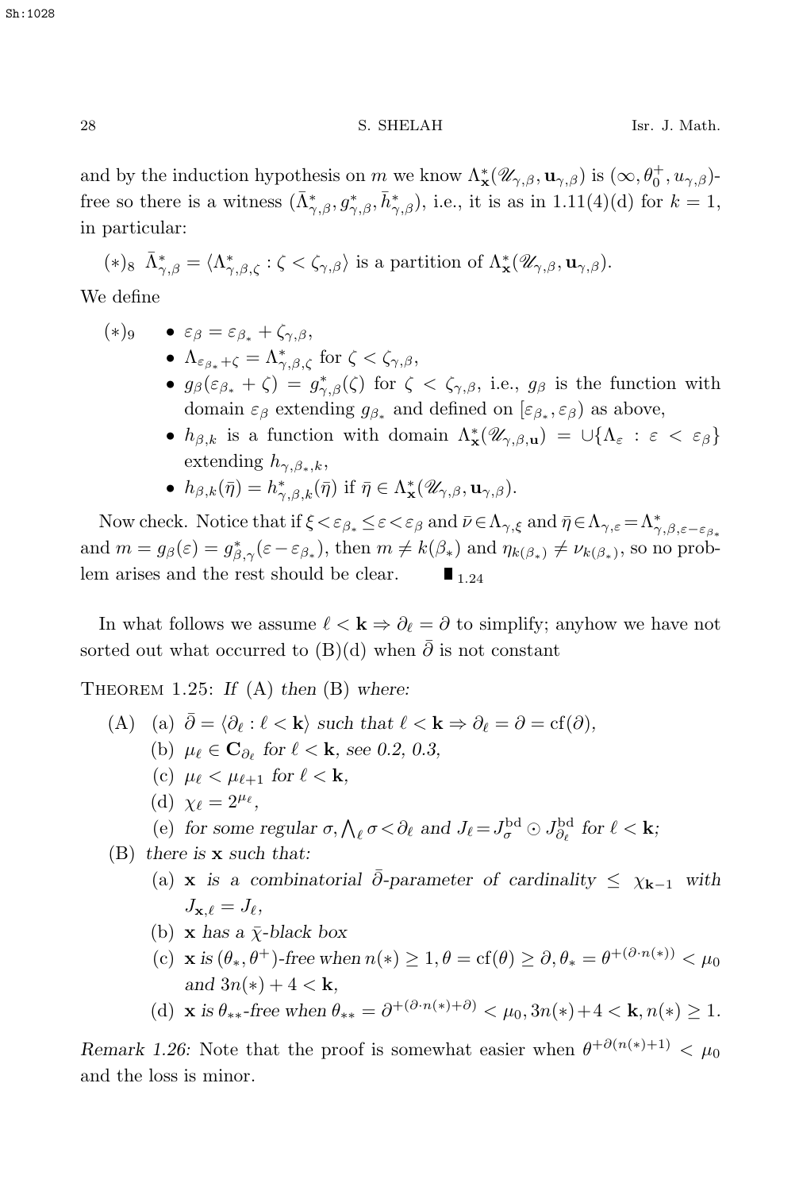and by the induction hypothesis on $m$ we know $\Lambda^*_{\mathbf{x}}(\mathscr{U}_{\gamma,\beta}, \mathbf{u}_{\gamma,\beta})$ is $(\infty, \theta_0^+, u_{\gamma,\beta})$-free so there is a witness $(\bar\Lambda^*_{\gamma,\beta}, g^*_{\gamma,\beta}, \bar h^*_{\gamma,\beta})$, i.e., it is as in 1.11(4)(d) for $k=1$, in particular:

$(*)_8$ $\bar\Lambda^*_{\gamma,\beta} = \langle \Lambda^*_{\gamma,\beta,\zeta} : \zeta < \zeta_{\gamma,\beta}\rangle$ is a partition of $\Lambda^*_{\mathbf{x}}(\mathscr{U}_{\gamma,\beta}, \mathbf{u}_{\gamma,\beta})$.

We define

$(*)_9$
- $\varepsilon_\beta = \varepsilon_{\beta_*} + \zeta_{\gamma,\beta}$,
- $\Lambda_{\varepsilon_{\beta_*}+\zeta} = \Lambda^*_{\gamma,\beta,\zeta}$ for $\zeta < \zeta_{\gamma,\beta}$,
- $g_\beta(\varepsilon_{\beta_*}+\zeta) = g^*_{\gamma,\beta}(\zeta)$ for $\zeta < \zeta_{\gamma,\beta}$, i.e., $g_\beta$ is the function with domain $\varepsilon_\beta$ extending $g_{\beta_*}$ and defined on $[\varepsilon_{\beta_*}, \varepsilon_\beta)$ as above,
- $h_{\beta,k}$ is a function with domain $\Lambda^*_{\mathbf{x}}(\mathscr{U}_{\gamma,\beta,\mathbf{u}}) = \cup\{\Lambda_\varepsilon : \varepsilon < \varepsilon_\beta\}$ extending $h_{\gamma,\beta_*,k}$,
- $h_{\beta,k}(\bar\eta) = h^*_{\gamma,\beta,k}(\bar\eta)$ if $\bar\eta \in \Lambda^*_{\mathbf{x}}(\mathscr{U}_{\gamma,\beta}, \mathbf{u}_{\gamma,\beta})$.

Now check. Notice that if $\xi < \varepsilon_{\beta_*} \le \varepsilon < \varepsilon_\beta$ and $\bar\nu \in \Lambda_{\gamma,\xi}$ and $\bar\eta \in \Lambda_{\gamma,\varepsilon} = \Lambda^*_{\gamma,\beta,\varepsilon-\varepsilon_{\beta_*}}$ and $m = g_\beta(\varepsilon) = g^*_{\beta,\gamma}(\varepsilon - \varepsilon_{\beta_*})$, then $m \ne k(\beta_*)$ and $\eta_{k(\beta_*)} \ne \nu_{k(\beta_*)}$, so no problem arises and the rest should be clear. $\blacksquare_{1.24}$

In what follows we assume $\ell < \mathbf{k} \Rightarrow \partial_\ell = \partial$ to simplify; anyhow we have not sorted out what occurred to (B)(d) when $\bar\partial$ is not constant

Theorem 1.25: *If* (A) *then* (B) *where:*

(A)
 (a) $\bar\partial = \langle \partial_\ell : \ell < \mathbf{k}\rangle$ *such that* $\ell < \mathbf{k} \Rightarrow \partial_\ell = \partial = \mathrm{cf}(\partial)$,
 (b) $\mu_\ell \in \mathbf{C}_{\partial_\ell}$ *for* $\ell < \mathbf{k}$, *see 0.2, 0.3,*
 (c) $\mu_\ell < \mu_{\ell+1}$ *for* $\ell < \mathbf{k}$,
 (d) $\chi_\ell = 2^{\mu_\ell}$,
 (e) *for some regular* $\sigma, \bigwedge_\ell \sigma < \partial_\ell$ *and* $J_\ell = J^{\mathrm{bd}}_\sigma \odot J^{\mathrm{bd}}_{\partial_\ell}$ *for* $\ell < \mathbf{k}$;

(B) *there is* $\mathbf{x}$ *such that:*
 (a) $\mathbf{x}$ *is a combinatorial* $\bar\partial$*-parameter of cardinality* $\le \chi_{\mathbf{k}-1}$ *with* $J_{\mathbf{x},\ell} = J_\ell$,
 (b) $\mathbf{x}$ *has a* $\bar\chi$*-black box*
 (c) $\mathbf{x}$ *is* $(\theta_*, \theta^+)$*-free when* $n(*) \ge 1, \theta = \mathrm{cf}(\theta) \ge \partial, \theta_* = \theta^{+(\partial\cdot n(*))} < \mu_0$ *and* $3n(*)+4 < \mathbf{k}$,
 (d) $\mathbf{x}$ *is* $\theta_{**}$*-free when* $\theta_{**} = \partial^{+(\partial\cdot n(*)+\partial)} < \mu_0, 3n(*)+4 < \mathbf{k}, n(*) \ge 1$.

*Remark 1.26:* Note that the proof is somewhat easier when $\theta^{+\partial(n(*)+1)} < \mu_0$ and the loss is minor.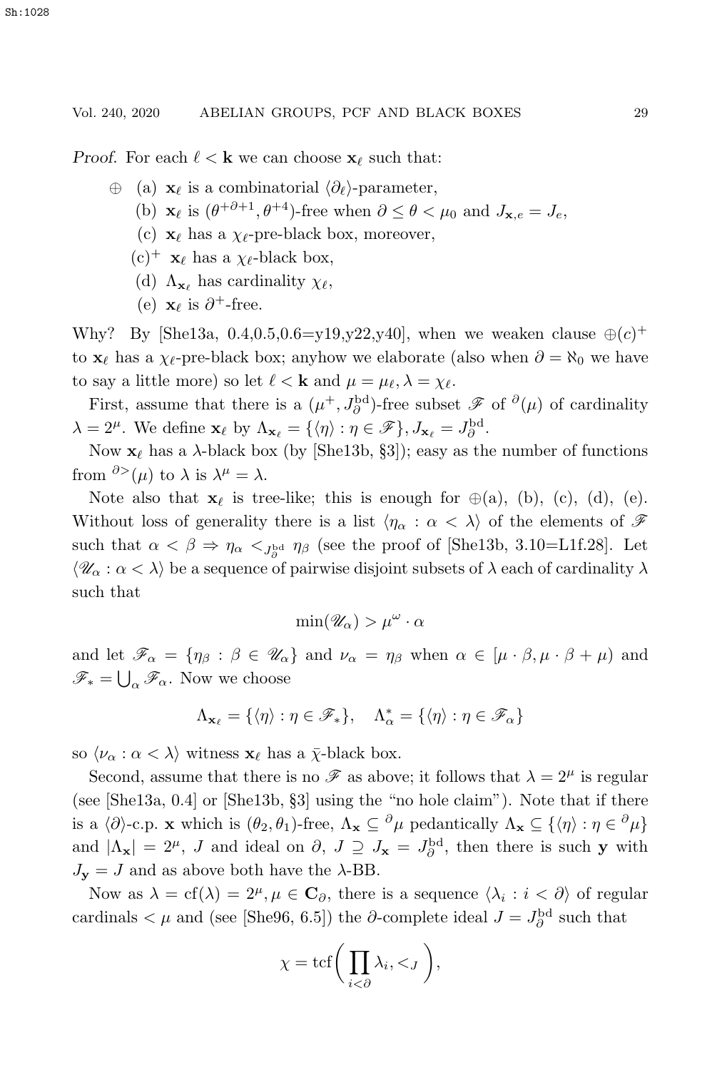*Proof.* For each $\ell < \mathbf{k}$ we can choose $\mathbf{x}_\ell$ such that:

$\oplus$ (a) $\mathbf{x}_\ell$ is a combinatorial $\langle \partial_\ell \rangle$-parameter,

(b) $\mathbf{x}_\ell$ is $(\theta^{+\partial+1}, \theta^{+4})$-free when $\partial \leq \theta < \mu_0$ and $J_{\mathbf{x},e} = J_e$,

(c) $\mathbf{x}_\ell$ has a $\chi_\ell$-pre-black box, moreover,

(c)$^+$ $\mathbf{x}_\ell$ has a $\chi_\ell$-black box,

(d) $\Lambda_{\mathbf{x}_\ell}$ has cardinality $\chi_\ell$,

(e) $\mathbf{x}_\ell$ is $\partial^+$-free.

Why? By [She13a, 0.4,0.5,0.6=y19,y22,y40], when we weaken clause $\oplus(c)^+$ to $\mathbf{x}_\ell$ has a $\chi_\ell$-pre-black box; anyhow we elaborate (also when $\partial = \aleph_0$ we have to say a little more) so let $\ell < \mathbf{k}$ and $\mu = \mu_\ell, \lambda = \chi_\ell$.

First, assume that there is a $(\mu^+, J^{\rm bd}_\partial)$-free subset $\mathscr{F}$ of ${}^\partial(\mu)$ of cardinality $\lambda = 2^\mu$. We define $\mathbf{x}_\ell$ by $\Lambda_{\mathbf{x}_\ell} = \{\langle \eta \rangle : \eta \in \mathscr{F}\}, J_{\mathbf{x}_\ell} = J^{\rm bd}_\partial$.

Now $\mathbf{x}_\ell$ has a $\lambda$-black box (by [She13b, §3]); easy as the number of functions from ${}^{\partial>}(\mu)$ to $\lambda$ is $\lambda^\mu = \lambda$.

Note also that $\mathbf{x}_\ell$ is tree-like; this is enough for $\oplus$(a), (b), (c), (d), (e). Without loss of generality there is a list $\langle \eta_\alpha : \alpha < \lambda \rangle$ of the elements of $\mathscr{F}$ such that $\alpha < \beta \Rightarrow \eta_\alpha <_{J^{\rm bd}_\partial} \eta_\beta$ (see the proof of [She13b, 3.10=L1f.28]. Let $\langle \mathscr{U}_\alpha : \alpha < \lambda \rangle$ be a sequence of pairwise disjoint subsets of $\lambda$ each of cardinality $\lambda$ such that

$$\min(\mathscr{U}_\alpha) > \mu^\omega \cdot \alpha$$

and let $\mathscr{F}_\alpha = \{\eta_\beta : \beta \in \mathscr{U}_\alpha\}$ and $\nu_\alpha = \eta_\beta$ when $\alpha \in [\mu \cdot \beta, \mu \cdot \beta + \mu)$ and $\mathscr{F}_* = \bigcup_\alpha \mathscr{F}_\alpha$. Now we choose

$$\Lambda_{\mathbf{x}_\ell} = \{\langle \eta \rangle : \eta \in \mathscr{F}_*\}, \quad \Lambda^*_\alpha = \{\langle \eta \rangle : \eta \in \mathscr{F}_\alpha\}$$

so $\langle \nu_\alpha : \alpha < \lambda \rangle$ witness $\mathbf{x}_\ell$ has a $\bar{\chi}$-black box.

Second, assume that there is no $\mathscr{F}$ as above; it follows that $\lambda = 2^\mu$ is regular (see [She13a, 0.4] or [She13b, §3] using the "no hole claim"). Note that if there is a $\langle \partial \rangle$-c.p. $\mathbf{x}$ which is $(\theta_2, \theta_1)$-free, $\Lambda_{\mathbf{x}} \subseteq {}^\partial\mu$ pedantically $\Lambda_{\mathbf{x}} \subseteq \{\langle \eta \rangle : \eta \in {}^\partial\mu\}$ and $|\Lambda_{\mathbf{x}}| = 2^\mu$, $J$ and ideal on $\partial$, $J \supseteq J_{\mathbf{x}} = J^{\rm bd}_\partial$, then there is such $\mathbf{y}$ with $J_{\mathbf{y}} = J$ and as above both have the $\lambda$-BB.

Now as $\lambda = {\rm cf}(\lambda) = 2^\mu, \mu \in \mathbf{C}_\partial$, there is a sequence $\langle \lambda_i : i < \partial \rangle$ of regular cardinals $< \mu$ and (see [She96, 6.5]) the $\partial$-complete ideal $J = J^{\rm bd}_\partial$ such that

$$\chi = {\rm tcf}\bigg(\prod_{i<\partial} \lambda_i, <_J\bigg),$$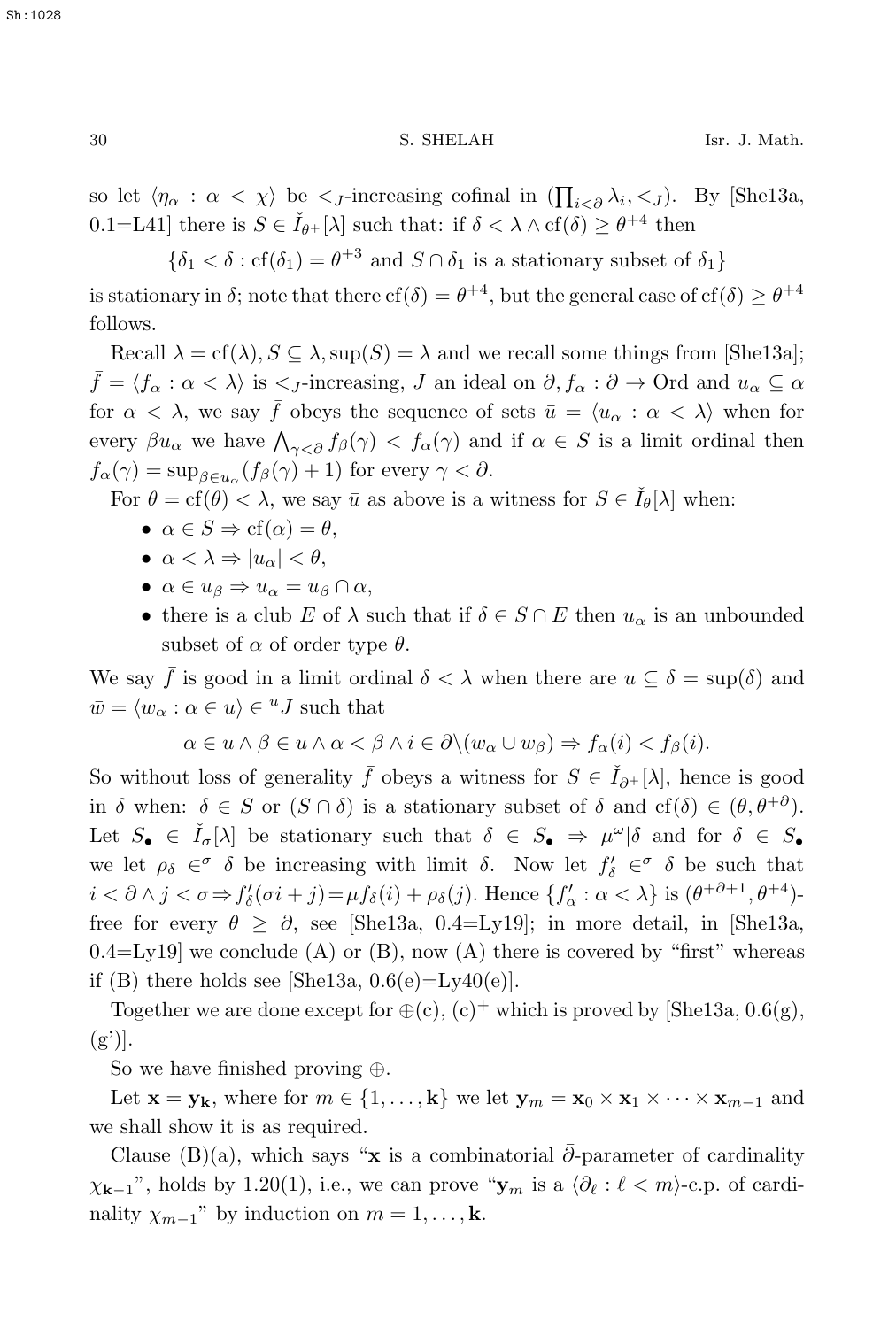so let $\langle \eta_\alpha : \alpha < \chi \rangle$ be $<_J$-increasing cofinal in $(\prod_{i<\partial} \lambda_i, <_J)$. By [She13a, 0.1=L41] there is $S \in \check{I}_{\theta^+}[\lambda]$ such that: if $\delta < \lambda \wedge \mathrm{cf}(\delta) \geq \theta^{+4}$ then

$$\{\delta_1 < \delta : \mathrm{cf}(\delta_1) = \theta^{+3} \text{ and } S \cap \delta_1 \text{ is a stationary subset of } \delta_1\}$$

is stationary in $\delta$; note that there $\mathrm{cf}(\delta) = \theta^{+4}$, but the general case of $\mathrm{cf}(\delta) \geq \theta^{+4}$ follows.

Recall $\lambda = \mathrm{cf}(\lambda), S \subseteq \lambda, \sup(S) = \lambda$ and we recall some things from [She13a]; $\bar{f} = \langle f_\alpha : \alpha < \lambda \rangle$ is $<_J$-increasing, $J$ an ideal on $\partial, f_\alpha : \partial \to \mathrm{Ord}$ and $u_\alpha \subseteq \alpha$ for $\alpha < \lambda$, we say $\bar{f}$ obeys the sequence of sets $\bar{u} = \langle u_\alpha : \alpha < \lambda \rangle$ when for every $\beta u_\alpha$ we have $\bigwedge_{\gamma<\partial} f_\beta(\gamma) < f_\alpha(\gamma)$ and if $\alpha \in S$ is a limit ordinal then $f_\alpha(\gamma) = \sup_{\beta \in u_\alpha}(f_\beta(\gamma) + 1)$ for every $\gamma < \partial$.

For $\theta = \mathrm{cf}(\theta) < \lambda$, we say $\bar{u}$ as above is a witness for $S \in \check{I}_\theta[\lambda]$ when:

- $\alpha \in S \Rightarrow \mathrm{cf}(\alpha) = \theta$,
- $\alpha < \lambda \Rightarrow |u_\alpha| < \theta$,
- $\alpha \in u_\beta \Rightarrow u_\alpha = u_\beta \cap \alpha$,
- there is a club $E$ of $\lambda$ such that if $\delta \in S \cap E$ then $u_\alpha$ is an unbounded subset of $\alpha$ of order type $\theta$.

We say $\bar{f}$ is good in a limit ordinal $\delta < \lambda$ when there are $u \subseteq \delta = \sup(\delta)$ and $\bar{w} = \langle w_\alpha : \alpha \in u \rangle \in {}^u J$ such that

$$\alpha \in u \wedge \beta \in u \wedge \alpha < \beta \wedge i \in \partial \backslash (w_\alpha \cup w_\beta) \Rightarrow f_\alpha(i) < f_\beta(i).$$

So without loss of generality $\bar{f}$ obeys a witness for $S \in \check{I}_{\partial^+}[\lambda]$, hence is good in $\delta$ when: $\delta \in S$ or $(S \cap \delta)$ is a stationary subset of $\delta$ and $\mathrm{cf}(\delta) \in (\theta, \theta^{+\partial})$. Let $S_\bullet \in \check{I}_\sigma[\lambda]$ be stationary such that $\delta \in S_\bullet \Rightarrow \mu^\omega | \delta$ and for $\delta \in S_\bullet$ we let $\rho_\delta \in^\sigma \delta$ be increasing with limit $\delta$. Now let $f'_\delta \in^\sigma \delta$ be such that $i < \partial \wedge j < \sigma \Rightarrow f'_\delta(\sigma i + j) = \mu f_\delta(i) + \rho_\delta(j)$. Hence $\{f'_\alpha : \alpha < \lambda\}$ is $(\theta^{+\partial+1}, \theta^{+4})$-free for every $\theta \geq \partial$, see [She13a, 0.4=Ly19]; in more detail, in [She13a, 0.4=Ly19] we conclude (A) or (B), now (A) there is covered by "first" whereas if (B) there holds see [She13a, 0.6(e)=Ly40(e)].

Together we are done except for $\oplus$(c), (c)$^+$ which is proved by [She13a, 0.6(g), (g')].

So we have finished proving $\oplus$.

Let $\mathbf{x} = \mathbf{y_k}$, where for $m \in \{1, \ldots, \mathbf{k}\}$ we let $\mathbf{y}_m = \mathbf{x}_0 \times \mathbf{x}_1 \times \cdots \times \mathbf{x}_{m-1}$ and we shall show it is as required.

Clause (B)(a), which says "$\mathbf{x}$ is a combinatorial $\bar{\partial}$-parameter of cardinality $\chi_{\mathbf{k}-1}$", holds by 1.20(1), i.e., we can prove "$\mathbf{y}_m$ is a $\langle \partial_\ell : \ell < m \rangle$-c.p. of cardinality $\chi_{m-1}$" by induction on $m = 1, \ldots, \mathbf{k}$.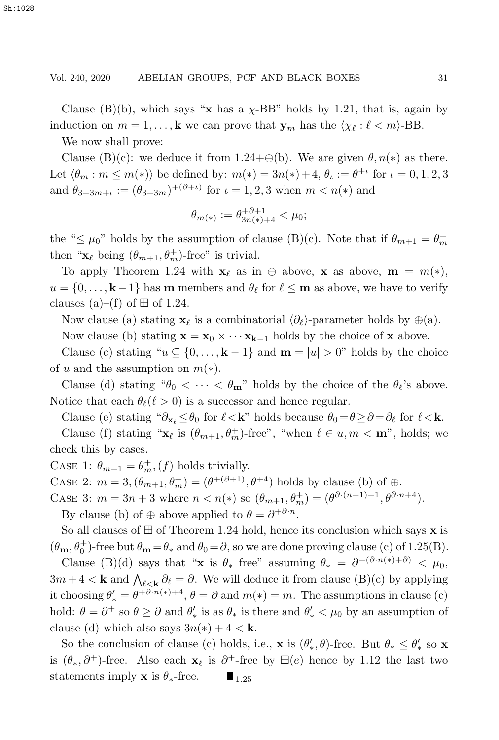Clause (B)(b), which says "$\mathbf{x}$ has a $\bar{\chi}$-BB" holds by 1.21, that is, again by induction on $m = 1, \dots, \mathbf{k}$ we can prove that $\mathbf{y}_m$ has the $\langle \chi_\ell : \ell < m \rangle$-BB.

We now shall prove:

Clause (B)(c): we deduce it from 1.24+$\oplus$(b). We are given $\theta, n(*)$ as there. Let $\langle \theta_m : m \le m(*) \rangle$ be defined by: $m(*) = 3n(*) + 4$, $\theta_\iota := \theta^{+\iota}$ for $\iota = 0, 1, 2, 3$ and $\theta_{3+3m+\iota} := (\theta_{3+3m})^{+(\partial+\iota)}$ for $\iota = 1, 2, 3$ when $m < n(*)$ and

$$\theta_{m(*)} := \theta_{3n(*)+4}^{+\partial+1} < \mu_0;$$

the "$\le \mu_0$" holds by the assumption of clause (B)(c). Note that if $\theta_{m+1} = \theta_m^+$ then "$\mathbf{x}_\ell$ being $(\theta_{m+1}, \theta_m^+)$-free" is trivial.

To apply Theorem 1.24 with $\mathbf{x}_\ell$ as in $\oplus$ above, $\mathbf{x}$ as above, $\mathbf{m} = m(*)$, $u = \{0, \dots, \mathbf{k}-1\}$ has $\mathbf{m}$ members and $\theta_\ell$ for $\ell \le \mathbf{m}$ as above, we have to verify clauses (a)–(f) of $\boxplus$ of 1.24.

Now clause (a) stating $\mathbf{x}_\ell$ is a combinatorial $\langle \partial_\ell \rangle$-parameter holds by $\oplus$(a).

Now clause (b) stating $\mathbf{x} = \mathbf{x}_0 \times \cdots \mathbf{x}_{\mathbf{k}-1}$ holds by the choice of $\mathbf{x}$ above.

Clause (c) stating "$u \subseteq \{0, \dots, \mathbf{k} - 1\}$ and $\mathbf{m} = |u| > 0$" holds by the choice of $u$ and the assumption on $m(*)$.

Clause (d) stating "$\theta_0 < \cdots < \theta_{\mathbf{m}}$" holds by the choice of the $\theta_\ell$'s above. Notice that each $\theta_\ell (\ell > 0)$ is a successor and hence regular.

Clause (e) stating "$\partial_{\mathbf{x}_\ell} \le \theta_0$ for $\ell < \mathbf{k}$" holds because $\theta_0 = \theta \ge \partial = \partial_\ell$ for $\ell < \mathbf{k}$.

Clause (f) stating "$\mathbf{x}_\ell$ is $(\theta_{m+1}, \theta_m^+)$-free", "when $\ell \in u, m < \mathbf{m}$", holds; we check this by cases.

Case 1: $\theta_{m+1} = \theta_m^+$, $(f)$ holds trivially.

Case 2: $m = 3, (\theta_{m+1}, \theta_m^+) = (\theta^{+(\partial+1)}, \theta^{+4})$ holds by clause (b) of $\oplus$.

Case 3: $m = 3n + 3$ where $n < n(*)$ so $(\theta_{m+1}, \theta_m^+) = (\theta^{\partial \cdot (n+1)+1}, \theta^{\partial \cdot n+4})$.

By clause (b) of $\oplus$ above applied to $\theta = \partial^{+\partial \cdot n}$.

So all clauses of $\boxplus$ of Theorem 1.24 hold, hence its conclusion which says $\mathbf{x}$ is $(\theta_{\mathbf{m}}, \theta_0^+)$-free but $\theta_{\mathbf{m}} = \theta_*$ and $\theta_0 = \partial$, so we are done proving clause (c) of 1.25(B).

Clause (B)(d) says that "$\mathbf{x}$ is $\theta_*$ free" assuming $\theta_* = \partial^{+(\partial \cdot n(*)+\partial)} < \mu_0$, $3m + 4 < \mathbf{k}$ and $\bigwedge_{\ell < \mathbf{k}} \partial_\ell = \partial$. We will deduce it from clause (B)(c) by applying it choosing $\theta'_* = \theta^{+\partial \cdot n(*)+4}$, $\theta = \partial$ and $m(*) = m$. The assumptions in clause (c) hold: $\theta = \partial^+$ so $\theta \ge \partial$ and $\theta'_*$ is as $\theta_*$ is there and $\theta'_* < \mu_0$ by an assumption of clause (d) which also says $3n(*) + 4 < \mathbf{k}$.

So the conclusion of clause (c) holds, i.e., $\mathbf{x}$ is $(\theta'_*, \theta)$-free. But $\theta_* \le \theta'_*$ so $\mathbf{x}$ is $(\theta_*, \partial^+)$-free. Also each $\mathbf{x}_\ell$ is $\partial^+$-free by $\boxplus(e)$ hence by 1.12 the last two statements imply $\mathbf{x}$ is $\theta_*$-free. $\blacksquare_{1.25}$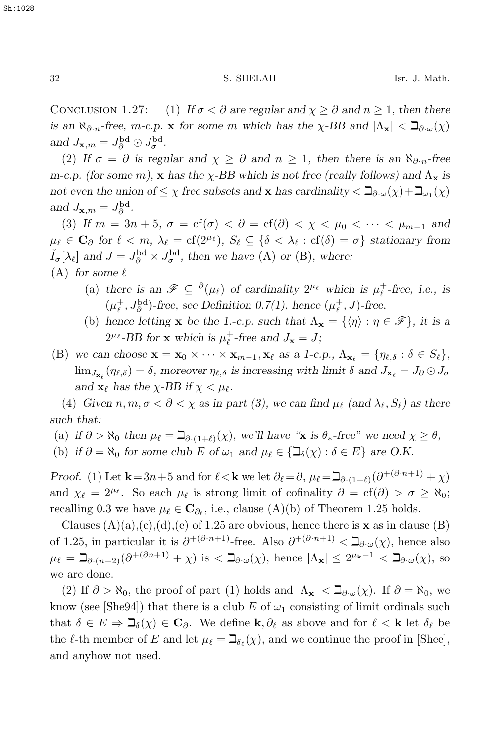Conclusion 1.27: (1) *If $\sigma < \partial$ are regular and $\chi \geq \partial$ and $n \geq 1$, then there is an $\aleph_{\partial \cdot n}$-free, m-c.p.* $\mathbf{x}$ *for some m which has the $\chi$-BB and $|\Lambda_{\mathbf{x}}| < \beth_{\partial \cdot \omega}(\chi)$ and $J_{\mathbf{x},m} = J^{\rm bd}_\partial \odot J^{\rm bd}_\sigma$.*

(2) *If $\sigma = \partial$ is regular and $\chi \geq \partial$ and $n \geq 1$, then there is an $\aleph_{\partial \cdot n}$-free m-c.p. (for some m),* $\mathbf{x}$ *has the $\chi$-BB which is not free (really follows) and $\Lambda_{\mathbf{x}}$ is not even the union of $\leq \chi$ free subsets and* $\mathbf{x}$ *has cardinality $< \beth_{\partial \cdot \omega}(\chi) + \beth_{\omega_1}(\chi)$ and $J_{\mathbf{x},m} = J^{\rm bd}_\partial$.*

(3) *If $m = 3n+5$, $\sigma = {\rm cf}(\sigma) < \partial = {\rm cf}(\partial) < \chi < \mu_0 < \cdots < \mu_{m-1}$ and $\mu_\ell \in \mathbf{C}_\partial$ for $\ell < m$, $\lambda_\ell = {\rm cf}(2^{\mu_\ell})$, $S_\ell \subseteq \{\delta < \lambda_\ell : {\rm cf}(\delta) = \sigma\}$ stationary from $\check{I}_\sigma[\lambda_\ell]$ and $J = J^{\rm bd}_\partial \times J^{\rm bd}_\sigma$, then we have (A) or (B), where:*

(A) *for some $\ell$*

- (a) *there is an $\mathscr{F} \subseteq {}^\partial(\mu_\ell)$ of cardinality $2^{\mu_\ell}$ which is $\mu^+_\ell$-free, i.e., is $(\mu^+_\ell, J^{\rm bd}_\partial)$-free, see Definition 0.7(1), hence $(\mu^+_\ell, J)$-free,*
- (b) *hence letting* $\mathbf{x}$ *be the 1.-c.p. such that $\Lambda_{\mathbf{x}} = \{\langle \eta \rangle : \eta \in \mathscr{F}\}$, it is a $2^{\mu_\ell}$-BB for* $\mathbf{x}$ *which is $\mu^+_\ell$-free and $J_{\mathbf{x}} = J$;*

(B) *we can choose $\mathbf{x} = \mathbf{x}_0 \times \cdots \times \mathbf{x}_{m-1}, \mathbf{x}_\ell$ as a 1-c.p., $\Lambda_{\mathbf{x}_\ell} = \{\eta_{\ell,\delta} : \delta \in S_\ell\}$, $\lim_{J_{\mathbf{x}_\ell}}(\eta_{\ell,\delta}) = \delta$, moreover $\eta_{\ell,\delta}$ is increasing with limit $\delta$ and $J_{\mathbf{x}_\ell} = J_\partial \odot J_\sigma$ and $\mathbf{x}_\ell$ has the $\chi$-BB if $\chi < \mu_\ell$.*

(4) *Given $n, m, \sigma < \partial < \chi$ as in part (3), we can find $\mu_\ell$ (and $\lambda_\ell, S_\ell$) as there such that:*

(a) *if $\partial > \aleph_0$ then $\mu_\ell = \beth_{\partial \cdot (1+\ell)}(\chi)$, we'll have "*$\mathbf{x}$ *is $\theta_*$-free" we need $\chi \geq \theta$,*

(b) *if $\partial = \aleph_0$ for some club $E$ of $\omega_1$ and $\mu_\ell \in \{\beth_\delta(\chi) : \delta \in E\}$ are O.K.*

*Proof.* (1) Let $\mathbf{k} = 3n+5$ and for $\ell < \mathbf{k}$ we let $\partial_\ell = \partial$, $\mu_\ell = \beth_{\partial \cdot (1+\ell)}(\partial^{+(\partial \cdot n+1)} + \chi)$ and $\chi_\ell = 2^{\mu_\ell}$. So each $\mu_\ell$ is strong limit of cofinality $\partial = {\rm cf}(\partial) > \sigma \geq \aleph_0$; recalling 0.3 we have $\mu_\ell \in \mathbf{C}_{\partial_\ell}$, i.e., clause (A)(b) of Theorem 1.25 holds.

Clauses (A)(a),(c),(d),(e) of 1.25 are obvious, hence there is $\mathbf{x}$ as in clause (B) of 1.25, in particular it is $\partial^{+(\partial \cdot n+1)}$-free. Also $\partial^{+(\partial \cdot n+1)} < \beth_{\partial \cdot \omega}(\chi)$, hence also $\mu_\ell = \beth_{\partial \cdot (n+2)}(\partial^{+(\partial n+1)} + \chi)$ is $< \beth_{\partial \cdot \omega}(\chi)$, hence $|\Lambda_{\mathbf{x}}| \leq 2^{\mu_{\mathbf{k}}-1} < \beth_{\partial \cdot \omega}(\chi)$, so we are done.

(2) If $\partial > \aleph_0$, the proof of part (1) holds and $|\Lambda_{\mathbf{x}}| < \beth_{\partial \cdot \omega}(\chi)$. If $\partial = \aleph_0$, we know (see [She94]) that there is a club $E$ of $\omega_1$ consisting of limit ordinals such that $\delta \in E \Rightarrow \beth_\delta(\chi) \in \mathbf{C}_\partial$. We define $\mathbf{k}, \partial_\ell$ as above and for $\ell < \mathbf{k}$ let $\delta_\ell$ be the $\ell$-th member of $E$ and let $\mu_\ell = \beth_{\delta_\ell}(\chi)$, and we continue the proof in [Shee], and anyhow not used.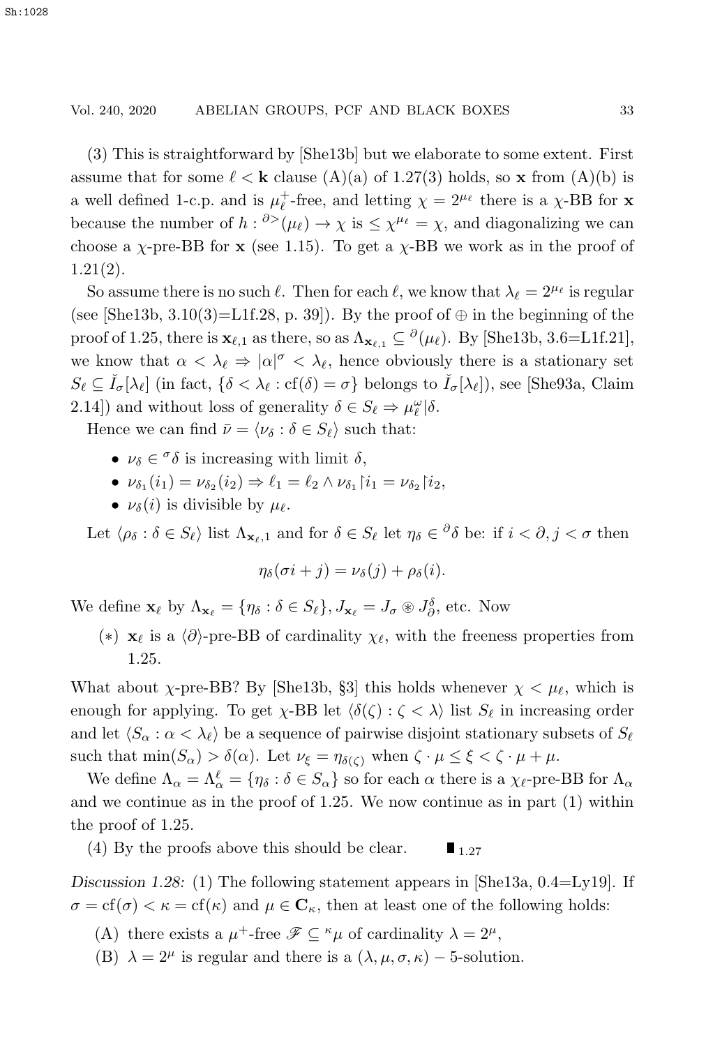(3) This is straightforward by [She13b] but we elaborate to some extent. First assume that for some $\ell < \mathbf{k}$ clause (A)(a) of 1.27(3) holds, so $\mathbf{x}$ from (A)(b) is a well defined 1-c.p. and is $\mu_\ell^+$-free, and letting $\chi = 2^{\mu_\ell}$ there is a $\chi$-BB for $\mathbf{x}$ because the number of $h : {}^{\partial >}(\mu_\ell) \to \chi$ is $\leq \chi^{\mu_\ell} = \chi$, and diagonalizing we can choose a $\chi$-pre-BB for $\mathbf{x}$ (see 1.15). To get a $\chi$-BB we work as in the proof of 1.21(2).

So assume there is no such $\ell$. Then for each $\ell$, we know that $\lambda_\ell = 2^{\mu_\ell}$ is regular (see [She13b, 3.10(3)=L1f.28, p. 39]). By the proof of $\oplus$ in the beginning of the proof of 1.25, there is $\mathbf{x}_{\ell,1}$ as there, so as $\Lambda_{\mathbf{x}_{\ell,1}} \subseteq {}^{\partial}(\mu_\ell)$. By [She13b, 3.6=L1f.21], we know that $\alpha < \lambda_\ell \Rightarrow |\alpha|^\sigma < \lambda_\ell$, hence obviously there is a stationary set $S_\ell \subseteq \check{I}_\sigma[\lambda_\ell]$ (in fact, $\{\delta < \lambda_\ell : \mathrm{cf}(\delta) = \sigma\}$ belongs to $\check{I}_\sigma[\lambda_\ell]$), see [She93a, Claim 2.14]) and without loss of generality $\delta \in S_\ell \Rightarrow \mu_\ell^\omega | \delta$.

Hence we can find $\bar{\nu} = \langle \nu_\delta : \delta \in S_\ell \rangle$ such that:

- $\nu_\delta \in {}^\sigma\delta$ is increasing with limit $\delta$,
- $\nu_{\delta_1}(i_1) = \nu_{\delta_2}(i_2) \Rightarrow \ell_1 = \ell_2 \wedge \nu_{\delta_1}{\restriction} i_1 = \nu_{\delta_2}{\restriction} i_2$,
- $\nu_\delta(i)$ is divisible by $\mu_\ell$.

Let $\langle \rho_\delta : \delta \in S_\ell \rangle$ list $\Lambda_{\mathbf{x}_{\ell,1}}$ and for $\delta \in S_\ell$ let $\eta_\delta \in {}^\partial\delta$ be: if $i < \partial, j < \sigma$ then

$$\eta_\delta(\sigma i + j) = \nu_\delta(j) + \rho_\delta(i).$$

We define $\mathbf{x}_\ell$ by $\Lambda_{\mathbf{x}_\ell} = \{\eta_\delta : \delta \in S_\ell\}$, $J_{\mathbf{x}_\ell} = J_\sigma \circledast J_\partial^\delta$, etc. Now

(∗) $\mathbf{x}_\ell$ is a $\langle \partial \rangle$-pre-BB of cardinality $\chi_\ell$, with the freeness properties from 1.25.

What about $\chi$-pre-BB? By [She13b, §3] this holds whenever $\chi < \mu_\ell$, which is enough for applying. To get $\chi$-BB let $\langle \delta(\zeta) : \zeta < \lambda \rangle$ list $S_\ell$ in increasing order and let $\langle S_\alpha : \alpha < \lambda_\ell \rangle$ be a sequence of pairwise disjoint stationary subsets of $S_\ell$ such that $\min(S_\alpha) > \delta(\alpha)$. Let $\nu_\xi = \eta_{\delta(\zeta)}$ when $\zeta \cdot \mu \leq \xi < \zeta \cdot \mu + \mu$.

We define $\Lambda_\alpha = \Lambda_\alpha^\ell = \{\eta_\delta : \delta \in S_\alpha\}$ so for each $\alpha$ there is a $\chi_\ell$-pre-BB for $\Lambda_\alpha$ and we continue as in the proof of 1.25. We now continue as in part (1) within the proof of 1.25.

(4) By the proofs above this should be clear. $\blacksquare_{1.27}$

*Discussion 1.28:* (1) The following statement appears in [She13a, 0.4=Ly19]. If $\sigma = \mathrm{cf}(\sigma) < \kappa = \mathrm{cf}(\kappa)$ and $\mu \in \mathbf{C}_\kappa$, then at least one of the following holds:

(A) there exists a $\mu^+$-free $\mathscr{F} \subseteq {}^\kappa\mu$ of cardinality $\lambda = 2^\mu$,

(B) $\lambda = 2^\mu$ is regular and there is a $(\lambda, \mu, \sigma, \kappa) - 5$-solution.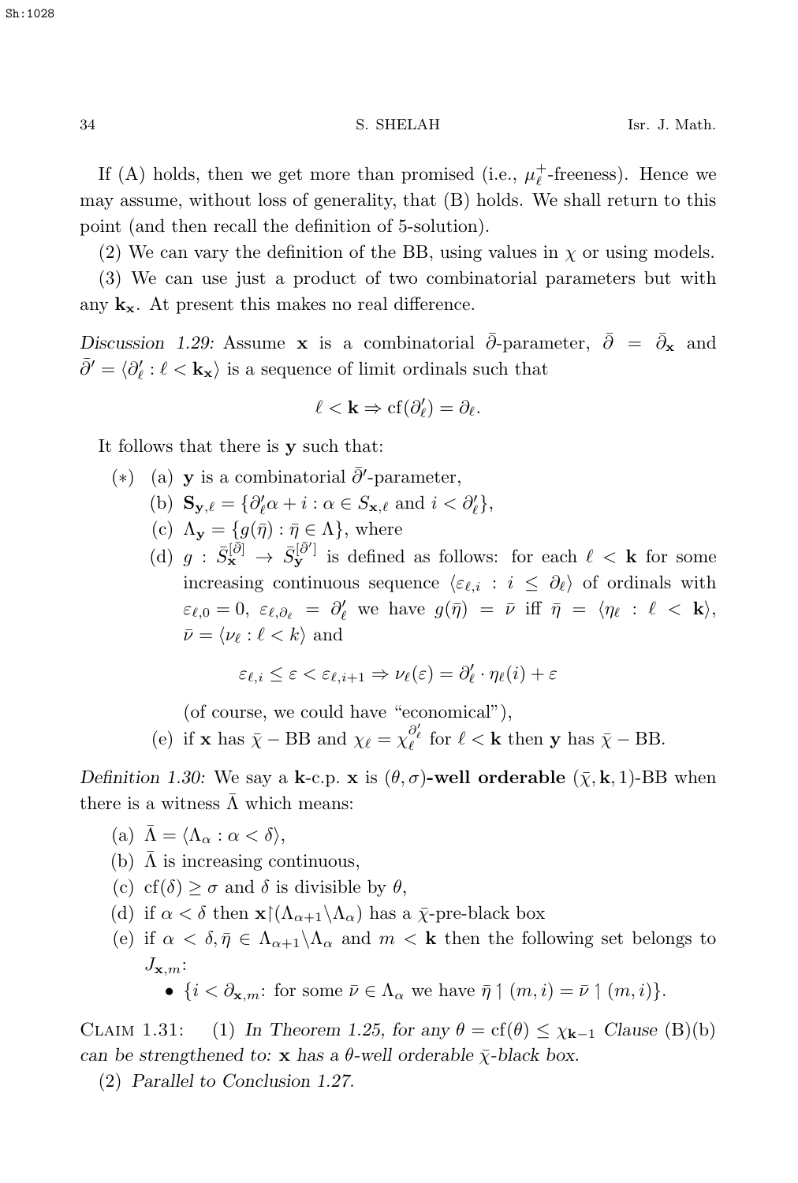If (A) holds, then we get more than promised (i.e., $\mu_\ell^+$-freeness). Hence we may assume, without loss of generality, that (B) holds. We shall return to this point (and then recall the definition of 5-solution).

(2) We can vary the definition of the BB, using values in $\chi$ or using models.

(3) We can use just a product of two combinatorial parameters but with any $\mathbf{k}_{\mathbf{x}}$. At present this makes no real difference.

*Discussion 1.29:* Assume $\mathbf{x}$ is a combinatorial $\bar\partial$-parameter, $\bar\partial = \bar\partial_{\mathbf{x}}$ and $\bar\partial' = \langle \partial'_\ell : \ell < \mathbf{k}_{\mathbf{x}} \rangle$ is a sequence of limit ordinals such that

$$\ell < \mathbf{k} \Rightarrow \operatorname{cf}(\partial'_\ell) = \partial_\ell.$$

It follows that there is $\mathbf{y}$ such that:

$(*)$ (a) $\mathbf{y}$ is a combinatorial $\bar\partial'$-parameter,

(b) $\mathbf{S}_{\mathbf{y},\ell} = \{\partial'_\ell \alpha + i : \alpha \in S_{\mathbf{x},\ell} \text{ and } i < \partial'_\ell\}$,

(c) $\Lambda_{\mathbf{y}} = \{g(\bar\eta) : \bar\eta \in \Lambda\}$, where

(d) $g : \bar S_{\mathbf{x}}^{[\bar\partial]} \to \bar S_{\mathbf{y}}^{[\bar\partial']}$ is defined as follows: for each $\ell < \mathbf{k}$ for some increasing continuous sequence $\langle \varepsilon_{\ell,i} : i \leq \partial_\ell \rangle$ of ordinals with $\varepsilon_{\ell,0} = 0$, $\varepsilon_{\ell,\partial_\ell} = \partial'_\ell$ we have $g(\bar\eta) = \bar\nu$ iff $\bar\eta = \langle \eta_\ell : \ell < \mathbf{k} \rangle$, $\bar\nu = \langle \nu_\ell : \ell < k \rangle$ and

$$\varepsilon_{\ell,i} \leq \varepsilon < \varepsilon_{\ell,i+1} \Rightarrow \nu_\ell(\varepsilon) = \partial'_\ell \cdot \eta_\ell(i) + \varepsilon$$

(of course, we could have "economical"),

(e) if $\mathbf{x}$ has $\bar\chi -$ BB and $\chi_\ell = \chi_\ell^{\partial'_\ell}$ for $\ell < \mathbf{k}$ then $\mathbf{y}$ has $\bar\chi -$ BB.

*Definition 1.30:* We say a $\mathbf{k}$-c.p. $\mathbf{x}$ is $(\theta, \sigma)$**-well orderable** $(\bar\chi, \mathbf{k}, 1)$-BB when there is a witness $\bar\Lambda$ which means:

(a) $\bar\Lambda = \langle \Lambda_\alpha : \alpha < \delta \rangle$,

(b) $\bar\Lambda$ is increasing continuous,

(c) $\operatorname{cf}(\delta) \geq \sigma$ and $\delta$ is divisible by $\theta$,

(d) if $\alpha < \delta$ then $\mathbf{x} {\restriction} (\Lambda_{\alpha+1} \backslash \Lambda_\alpha)$ has a $\bar\chi$-pre-black box

(e) if $\alpha < \delta, \bar\eta \in \Lambda_{\alpha+1} \backslash \Lambda_\alpha$ and $m < \mathbf{k}$ then the following set belongs to $J_{\mathbf{x},m}$:

- $\{i < \partial_{\mathbf{x},m}$: for some $\bar\nu \in \Lambda_\alpha$ we have $\bar\eta \upharpoonright (m,i) = \bar\nu \upharpoonright (m,i)\}$.

Claim 1.31: (1) *In Theorem 1.25, for any $\theta = \operatorname{cf}(\theta) \leq \chi_{\mathbf{k}-1}$ Clause* (B)(b) *can be strengthened to:* $\mathbf{x}$ *has a $\theta$-well orderable $\bar\chi$-black box.*

(2) *Parallel to Conclusion 1.27.*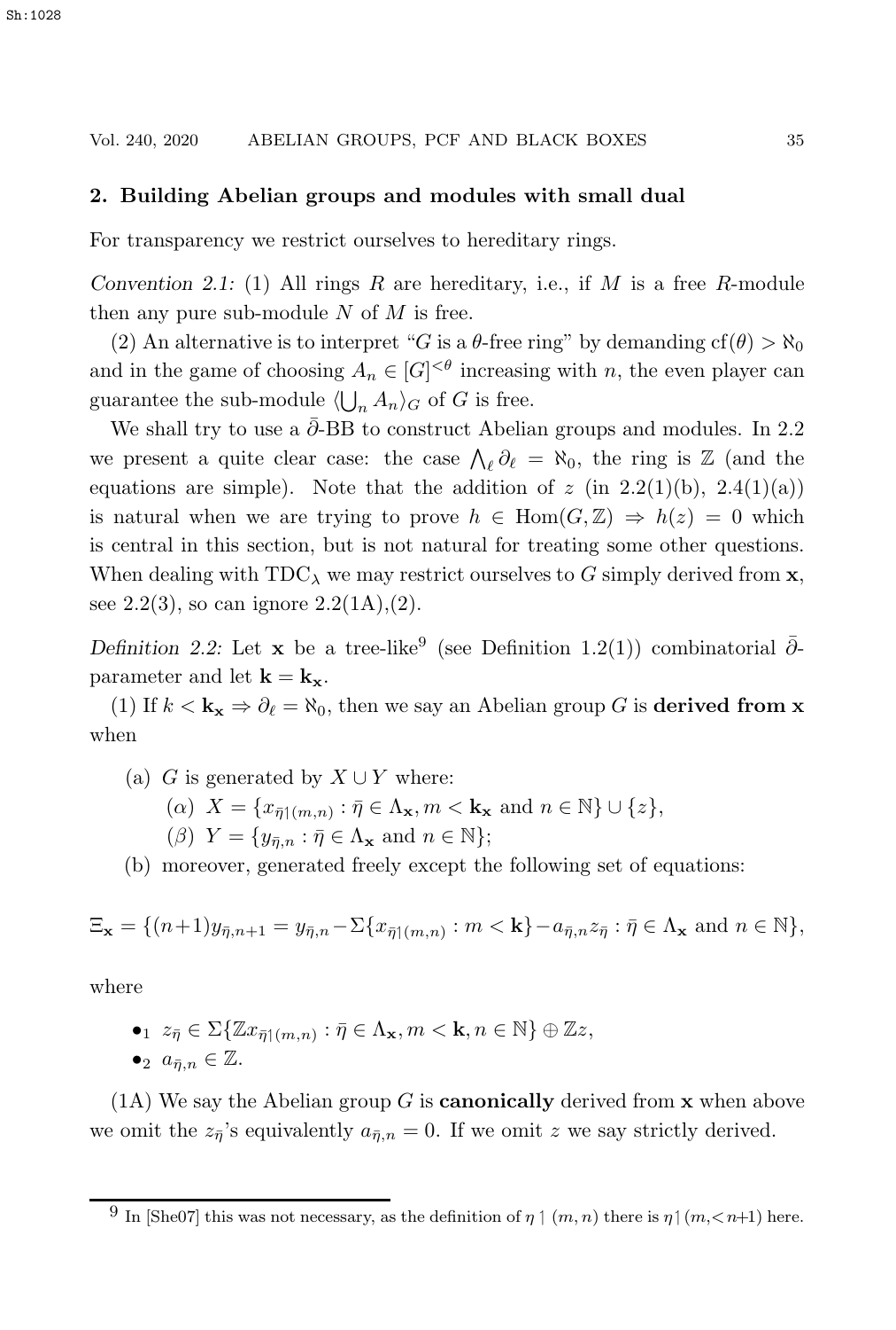## 2. Building Abelian groups and modules with small dual

For transparency we restrict ourselves to hereditary rings.

*Convention 2.1:* (1) All rings $R$ are hereditary, i.e., if $M$ is a free $R$-module then any pure sub-module $N$ of $M$ is free.

(2) An alternative is to interpret "$G$ is a $\theta$-free ring" by demanding $\mathrm{cf}(\theta) > \aleph_0$ and in the game of choosing $A_n \in [G]^{<\theta}$ increasing with $n$, the even player can guarantee the sub-module $\langle \bigcup_n A_n \rangle_G$ of $G$ is free.

We shall try to use a $\bar{\partial}$-BB to construct Abelian groups and modules. In 2.2 we present a quite clear case: the case $\bigwedge_\ell \partial_\ell = \aleph_0$, the ring is $\mathbb{Z}$ (and the equations are simple). Note that the addition of $z$ (in 2.2(1)(b), 2.4(1)(a)) is natural when we are trying to prove $h \in \mathrm{Hom}(G, \mathbb{Z}) \Rightarrow h(z) = 0$ which is central in this section, but is not natural for treating some other questions. When dealing with $\mathrm{TDC}_\lambda$ we may restrict ourselves to $G$ simply derived from $\mathbf{x}$, see 2.2(3), so can ignore 2.2(1A),(2).

*Definition 2.2:* Let $\mathbf{x}$ be a tree-like[9] (see Definition 1.2(1)) combinatorial $\bar{\partial}$-parameter and let $\mathbf{k} = \mathbf{k}_\mathbf{x}$.

(1) If $k < \mathbf{k}_\mathbf{x} \Rightarrow \partial_\ell = \aleph_0$, then we say an Abelian group $G$ is **derived from x** when

- (a) $G$ is generated by $X \cup Y$ where:
  - ($\alpha$) $X = \{x_{\bar{\eta}\restriction(m,n)} : \bar{\eta} \in \Lambda_\mathbf{x}, m < \mathbf{k}_\mathbf{x} \text{ and } n \in \mathbb{N}\} \cup \{z\}$,
  - ($\beta$) $Y = \{y_{\bar{\eta},n} : \bar{\eta} \in \Lambda_\mathbf{x} \text{ and } n \in \mathbb{N}\}$;
- (b) moreover, generated freely except the following set of equations:

$$\Xi_\mathbf{x} = \{(n+1)y_{\bar{\eta},n+1} = y_{\bar{\eta},n} - \Sigma\{x_{\bar{\eta}\restriction(m,n)} : m < \mathbf{k}\} - a_{\bar{\eta},n} z_{\bar{\eta}} : \bar{\eta} \in \Lambda_\mathbf{x} \text{ and } n \in \mathbb{N}\},$$

where

- $\bullet_1$ $z_{\bar{\eta}} \in \Sigma\{\mathbb{Z}x_{\bar{\eta}\restriction(m,n)} : \bar{\eta} \in \Lambda_\mathbf{x}, m < \mathbf{k}, n \in \mathbb{N}\} \oplus \mathbb{Z}z$,
- $\bullet_2$ $a_{\bar{\eta},n} \in \mathbb{Z}$.

(1A) We say the Abelian group $G$ is **canonically** derived from $\mathbf{x}$ when above we omit the $z_{\bar{\eta}}$'s equivalently $a_{\bar{\eta},n} = 0$. If we omit $z$ we say strictly derived.

[9] In [She07] this was not necessary, as the definition of $\eta \restriction (m, n)$ there is $\eta \restriction (m, < n+1)$ here.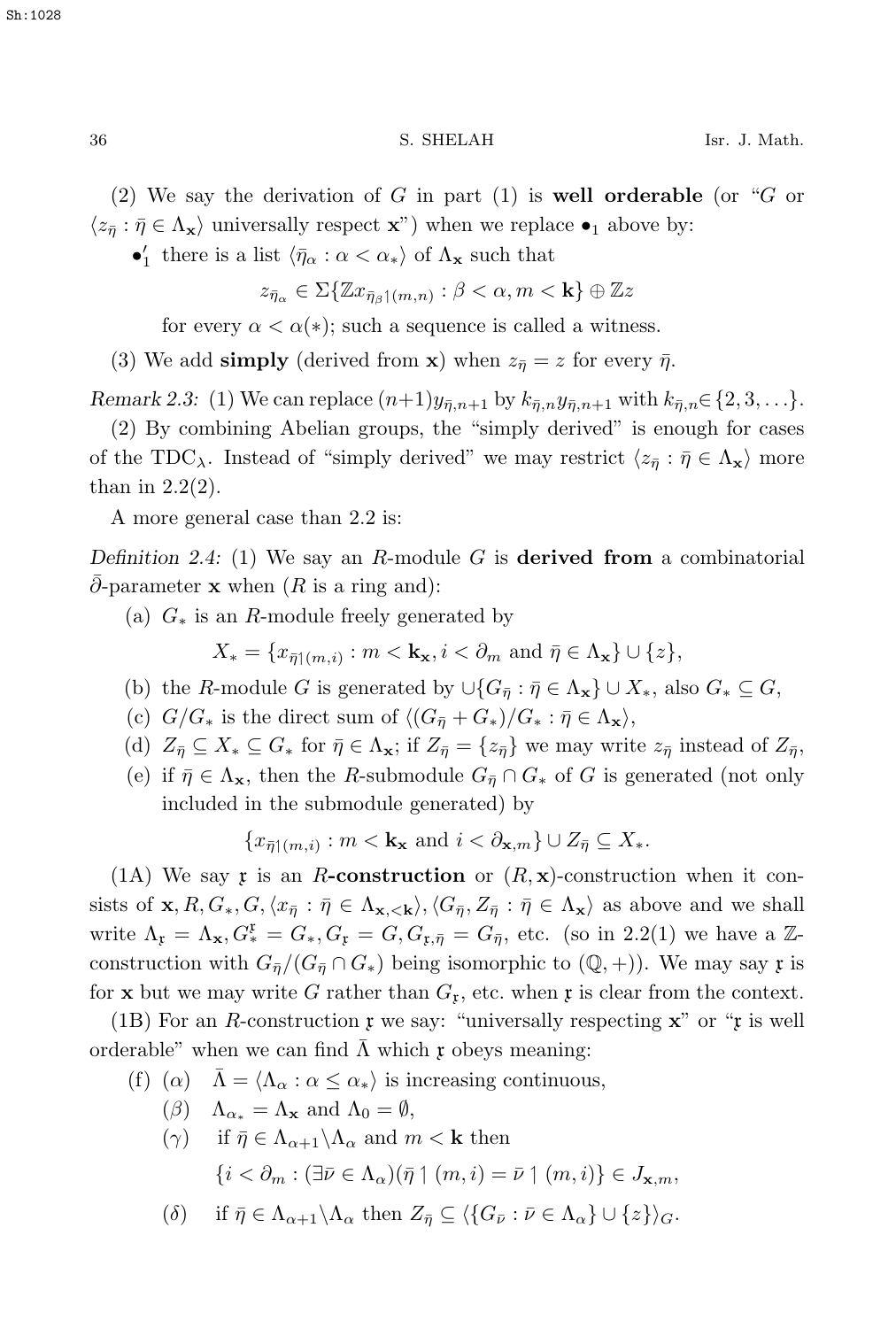(2) We say the derivation of $G$ in part (1) is **well orderable** (or "$G$ or $\langle z_{\bar\eta} : \bar\eta \in \Lambda_{\mathbf{x}}\rangle$ universally respect $\mathbf{x}$") when we replace $\bullet_1$ above by:

- $\bullet_1'$ there is a list $\langle \bar\eta_\alpha : \alpha < \alpha_*\rangle$ of $\Lambda_{\mathbf{x}}$ such that

$$z_{\bar\eta_\alpha} \in \Sigma\{\mathbb{Z}x_{\bar\eta_\beta\upharpoonright(m,n)} : \beta < \alpha, m < \mathbf{k}\} \oplus \mathbb{Z}z$$

for every $\alpha < \alpha(*)$; such a sequence is called a witness.

(3) We add **simply** (derived from $\mathbf{x}$) when $z_{\bar\eta} = z$ for every $\bar\eta$.

*Remark 2.3:* (1) We can replace $(n+1)y_{\bar\eta,n+1}$ by $k_{\bar\eta,n}y_{\bar\eta,n+1}$ with $k_{\bar\eta,n} \in \{2,3,\ldots\}$.

(2) By combining Abelian groups, the "simply derived" is enough for cases of the $\mathrm{TDC}_\lambda$. Instead of "simply derived" we may restrict $\langle z_{\bar\eta} : \bar\eta \in \Lambda_{\mathbf{x}}\rangle$ more than in 2.2(2).

A more general case than 2.2 is:

*Definition 2.4:* (1) We say an $R$-module $G$ is **derived from** a combinatorial $\bar\partial$-parameter $\mathbf{x}$ when ($R$ is a ring and):

(a) $G_*$ is an $R$-module freely generated by

$$X_* = \{x_{\bar\eta\upharpoonright(m,i)} : m < \mathbf{k}_{\mathbf{x}}, i < \partial_m \text{ and } \bar\eta \in \Lambda_{\mathbf{x}}\} \cup \{z\},$$

(b) the $R$-module $G$ is generated by $\cup\{G_{\bar\eta} : \bar\eta \in \Lambda_{\mathbf{x}}\} \cup X_*$, also $G_* \subseteq G$,

(c) $G/G_*$ is the direct sum of $\langle (G_{\bar\eta} + G_*)/G_* : \bar\eta \in \Lambda_{\mathbf{x}}\rangle$,

(d) $Z_{\bar\eta} \subseteq X_* \subseteq G_*$ for $\bar\eta \in \Lambda_{\mathbf{x}}$; if $Z_{\bar\eta} = \{z_{\bar\eta}\}$ we may write $z_{\bar\eta}$ instead of $Z_{\bar\eta}$,

(e) if $\bar\eta \in \Lambda_{\mathbf{x}}$, then the $R$-submodule $G_{\bar\eta} \cap G_*$ of $G$ is generated (not only included in the submodule generated) by

$$\{x_{\bar\eta\upharpoonright(m,i)} : m < \mathbf{k}_{\mathbf{x}} \text{ and } i < \partial_{\mathbf{x},m}\} \cup Z_{\bar\eta} \subseteq X_*.$$

(1A) We say $\mathfrak{x}$ is an **$R$-construction** or $(R,\mathbf{x})$-construction when it consists of $\mathbf{x}, R, G_*, G, \langle x_{\bar\eta} : \bar\eta \in \Lambda_{\mathbf{x},<\mathbf{k}}\rangle, \langle G_{\bar\eta}, Z_{\bar\eta} : \bar\eta \in \Lambda_{\mathbf{x}}\rangle$ as above and we shall write $\Lambda_{\mathfrak{x}} = \Lambda_{\mathbf{x}}, G_*^{\mathfrak{x}} = G_*, G_{\mathfrak{x}} = G, G_{\mathfrak{x},\bar\eta} = G_{\bar\eta}$, etc. (so in 2.2(1) we have a $\mathbb{Z}$-construction with $G_{\bar\eta}/(G_{\bar\eta} \cap G_*)$ being isomorphic to $(\mathbb{Q},+)$). We may say $\mathfrak{x}$ is for $\mathbf{x}$ but we may write $G$ rather than $G_{\mathfrak{x}}$, etc. when $\mathfrak{x}$ is clear from the context.

(1B) For an $R$-construction $\mathfrak{x}$ we say: "universally respecting $\mathbf{x}$" or "$\mathfrak{x}$ is well orderable" when we can find $\bar\Lambda$ which $\mathfrak{x}$ obeys meaning:

(f) ($\alpha$) $\bar\Lambda = \langle \Lambda_\alpha : \alpha \le \alpha_*\rangle$ is increasing continuous,

($\beta$) $\Lambda_{\alpha_*} = \Lambda_{\mathbf{x}}$ and $\Lambda_0 = \emptyset$,

($\gamma$) if $\bar\eta \in \Lambda_{\alpha+1}\backslash\Lambda_\alpha$ and $m < \mathbf{k}$ then

$$\{i < \partial_m : (\exists \bar\nu \in \Lambda_\alpha)(\bar\eta \upharpoonright (m,i) = \bar\nu \upharpoonright (m,i)\} \in J_{\mathbf{x},m},$$

($\delta$) if $\bar\eta \in \Lambda_{\alpha+1}\backslash\Lambda_\alpha$ then $Z_{\bar\eta} \subseteq \langle \{G_{\bar\nu} : \bar\nu \in \Lambda_\alpha\} \cup \{z\}\rangle_G$.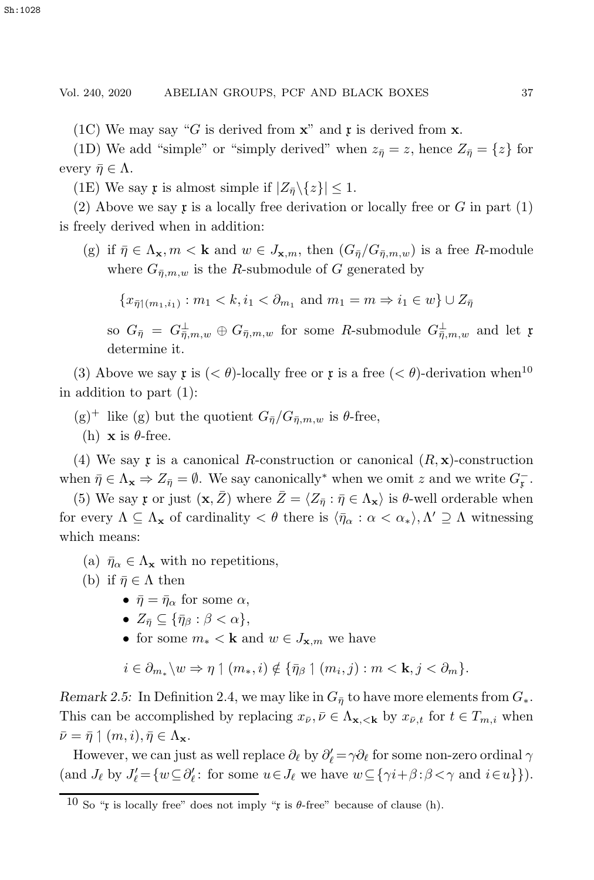(1C) We may say "$G$ is derived from $\mathbf{x}$" and $\mathfrak{x}$ is derived from $\mathbf{x}$.

(1D) We add "simple" or "simply derived" when $z_{\bar\eta} = z$, hence $Z_{\bar\eta} = \{z\}$ for every $\bar\eta \in \Lambda$.

(1E) We say $\mathfrak{x}$ is almost simple if $|Z_{\bar\eta}\backslash\{z\}| \le 1$.

(2) Above we say $\mathfrak{x}$ is a locally free derivation or locally free or $G$ in part (1) is freely derived when in addition:

- (g) if $\bar\eta \in \Lambda_{\mathbf{x}}, m < \mathbf{k}$ and $w \in J_{\mathbf{x},m}$, then $(G_{\bar\eta}/G_{\bar\eta,m,w})$ is a free $R$-module where $G_{\bar\eta,m,w}$ is the $R$-submodule of $G$ generated by

$$\{x_{\bar\eta\restriction(m_1,i_1)} : m_1 < k, i_1 < \partial_{m_1} \text{ and } m_1 = m \Rightarrow i_1 \in w\} \cup Z_{\bar\eta}$$

  so $G_{\bar\eta} = G^{\perp}_{\bar\eta,m,w} \oplus G_{\bar\eta,m,w}$ for some $R$-submodule $G^{\perp}_{\bar\eta,m,w}$ and let $\mathfrak{x}$ determine it.

(3) Above we say $\mathfrak{x}$ is $(<\theta)$-locally free or $\mathfrak{x}$ is a free $(<\theta)$-derivation when[10] in addition to part (1):

- (g)$^+$ like (g) but the quotient $G_{\bar\eta}/G_{\bar\eta,m,w}$ is $\theta$-free,
- (h) $\mathbf{x}$ is $\theta$-free.

(4) We say $\mathfrak{x}$ is a canonical $R$-construction or canonical $(R,\mathbf{x})$-construction when $\bar\eta \in \Lambda_{\mathbf{x}} \Rightarrow Z_{\bar\eta} = \emptyset$. We say canonically$^*$ when we omit $z$ and we write $G^-_{\mathfrak{x}}$.

(5) We say $\mathfrak{x}$ or just $(\mathbf{x}, \bar Z)$ where $\bar Z = \langle Z_{\bar\eta} : \bar\eta \in \Lambda_{\mathbf{x}}\rangle$ is $\theta$-well orderable when for every $\Lambda \subseteq \Lambda_{\mathbf{x}}$ of cardinality $< \theta$ there is $\langle \bar\eta_\alpha : \alpha < \alpha_*\rangle, \Lambda' \supseteq \Lambda$ witnessing which means:

- (a) $\bar\eta_\alpha \in \Lambda_{\mathbf{x}}$ with no repetitions,
- (b) if $\bar\eta \in \Lambda$ then
  - $\bar\eta = \bar\eta_\alpha$ for some $\alpha$,
  - $Z_{\bar\eta} \subseteq \{\bar\eta_\beta : \beta < \alpha\}$,
  - for some $m_* < \mathbf{k}$ and $w \in J_{\mathbf{x},m}$ we have

$$i \in \partial_{m_*}\backslash w \Rightarrow \eta \restriction (m_*, i) \notin \{\bar\eta_\beta \restriction (m_i, j) : m < \mathbf{k}, j < \partial_m\}.$$

*Remark 2.5:* In Definition 2.4, we may like in $G_{\bar\eta}$ to have more elements from $G_*$. This can be accomplished by replacing $x_{\bar\nu}, \bar\nu \in \Lambda_{\mathbf{x},<\mathbf{k}}$ by $x_{\bar\nu,t}$ for $t \in T_{m,i}$ when $\bar\nu = \bar\eta \restriction (m,i), \bar\eta \in \Lambda_{\mathbf{x}}$.

However, we can just as well replace $\partial_\ell$ by $\partial'_\ell = \gamma\partial_\ell$ for some non-zero ordinal $\gamma$ (and $J_\ell$ by $J'_\ell = \{w \subseteq \partial'_\ell$: for some $u \in J_\ell$ we have $w \subseteq \{\gamma i + \beta : \beta < \gamma$ and $i \in u\}\}$).

---

[10] So "$\mathfrak{x}$ is locally free" does not imply "$\mathfrak{x}$ is $\theta$-free" because of clause (h).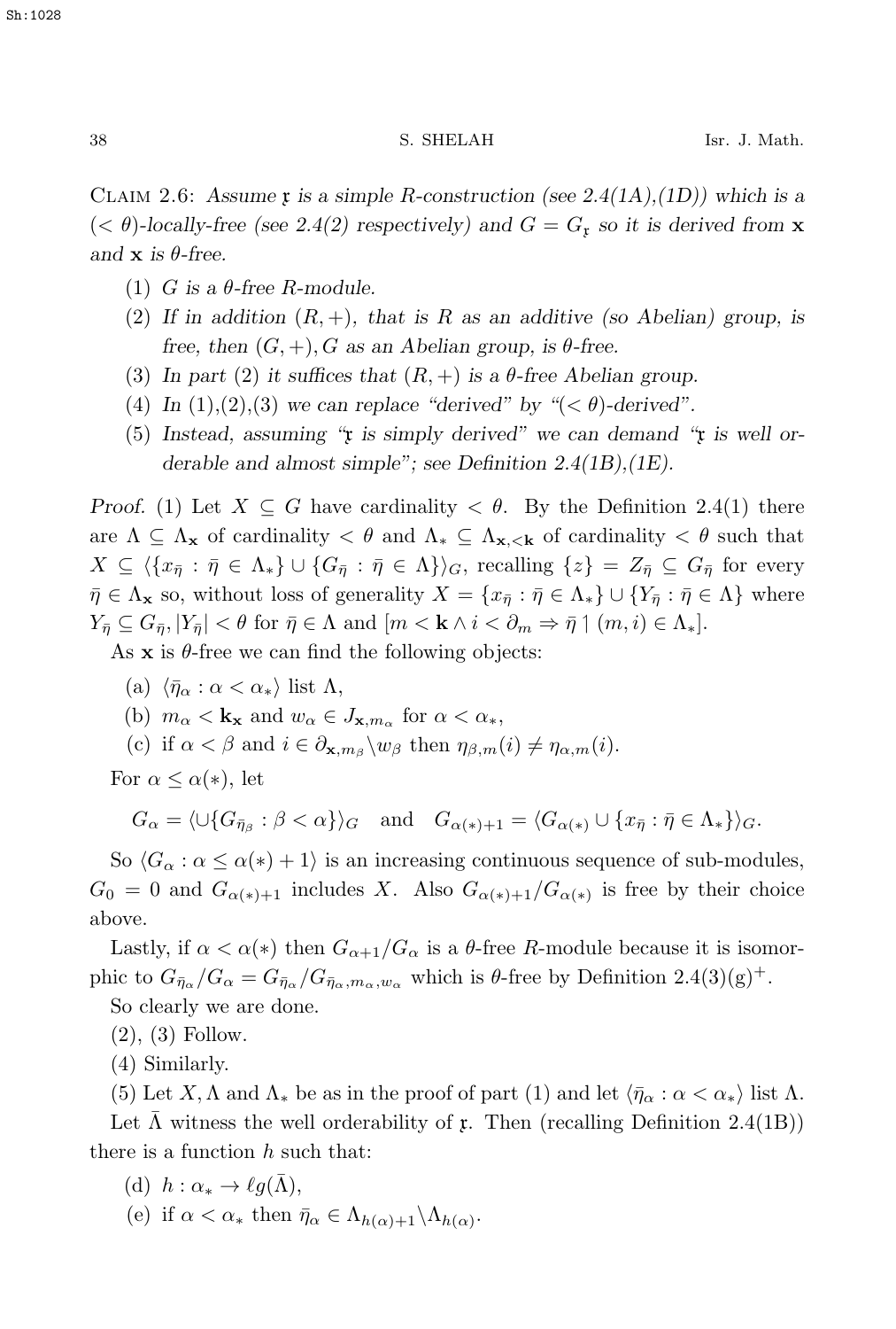CLAIM 2.6: *Assume $\mathfrak{x}$ is a simple $R$-construction (see 2.4(1A),(1D)) which is a $(<\theta)$-locally-free (see 2.4(2) respectively) and $G = G_{\mathfrak{x}}$ so it is derived from $\mathbf{x}$ and $\mathbf{x}$ is $\theta$-free.*

1. *$G$ is a $\theta$-free $R$-module.*
2. *If in addition $(R,+)$, that is $R$ as an additive (so Abelian) group, is free, then $(G,+), G$ as an Abelian group, is $\theta$-free.*
3. *In part (2) it suffices that $(R,+)$ is a $\theta$-free Abelian group.*
4. *In (1),(2),(3) we can replace "derived" by "$(<\theta)$-derived".*
5. *Instead, assuming "$\mathfrak{x}$ is simply derived" we can demand "$\mathfrak{x}$ is well orderable and almost simple"; see Definition 2.4(1B),(1E).*

*Proof.* (1) Let $X \subseteq G$ have cardinality $<\theta$. By the Definition 2.4(1) there are $\Lambda \subseteq \Lambda_{\mathbf{x}}$ of cardinality $<\theta$ and $\Lambda_* \subseteq \Lambda_{\mathbf{x},<\mathbf{k}}$ of cardinality $<\theta$ such that $X \subseteq \langle \{x_{\bar\eta} : \bar\eta \in \Lambda_*\} \cup \{G_{\bar\eta} : \bar\eta \in \Lambda\}\rangle_G$, recalling $\{z\} = Z_{\bar\eta} \subseteq G_{\bar\eta}$ for every $\bar\eta \in \Lambda_{\mathbf{x}}$ so, without loss of generality $X = \{x_{\bar\eta} : \bar\eta \in \Lambda_*\} \cup \{Y_{\bar\eta} : \bar\eta \in \Lambda\}$ where $Y_{\bar\eta} \subseteq G_{\bar\eta}, |Y_{\bar\eta}| < \theta$ for $\bar\eta \in \Lambda$ and $[m < \mathbf{k} \wedge i < \partial_m \Rightarrow \bar\eta \restriction (m,i) \in \Lambda_*]$.

As $\mathbf{x}$ is $\theta$-free we can find the following objects:

(a) $\langle \bar\eta_\alpha : \alpha < \alpha_* \rangle$ list $\Lambda$,

(b) $m_\alpha < \mathbf{k}_{\mathbf{x}}$ and $w_\alpha \in J_{\mathbf{x},m_\alpha}$ for $\alpha < \alpha_*$,

(c) if $\alpha < \beta$ and $i \in \partial_{\mathbf{x},m_\beta} \backslash w_\beta$ then $\eta_{\beta,m}(i) \neq \eta_{\alpha,m}(i)$.

For $\alpha \le \alpha(*)$, let

$$G_\alpha = \langle \cup \{G_{\bar\eta_\beta} : \beta < \alpha\}\rangle_G \quad \text{and} \quad G_{\alpha(*)+1} = \langle G_{\alpha(*)} \cup \{x_{\bar\eta} : \bar\eta \in \Lambda_*\}\rangle_G.$$

So $\langle G_\alpha : \alpha \le \alpha(*)+1\rangle$ is an increasing continuous sequence of sub-modules, $G_0 = 0$ and $G_{\alpha(*)+1}$ includes $X$. Also $G_{\alpha(*)+1}/G_{\alpha(*)}$ is free by their choice above.

Lastly, if $\alpha < \alpha(*)$ then $G_{\alpha+1}/G_\alpha$ is a $\theta$-free $R$-module because it is isomorphic to $G_{\bar\eta_\alpha}/G_\alpha = G_{\bar\eta_\alpha}/G_{\bar\eta_\alpha,m_\alpha,w_\alpha}$ which is $\theta$-free by Definition 2.4(3)(g)$^+$.

So clearly we are done.

(2), (3) Follow.

(4) Similarly.

(5) Let $X, \Lambda$ and $\Lambda_*$ be as in the proof of part (1) and let $\langle \bar\eta_\alpha : \alpha < \alpha_*\rangle$ list $\Lambda$. Let $\bar\Lambda$ witness the well orderability of $\mathfrak{x}$. Then (recalling Definition 2.4(1B)) there is a function $h$ such that:

(d) $h : \alpha_* \to \ell g(\bar\Lambda)$,

(e) if $\alpha < \alpha_*$ then $\bar\eta_\alpha \in \Lambda_{h(\alpha)+1} \backslash \Lambda_{h(\alpha)}$.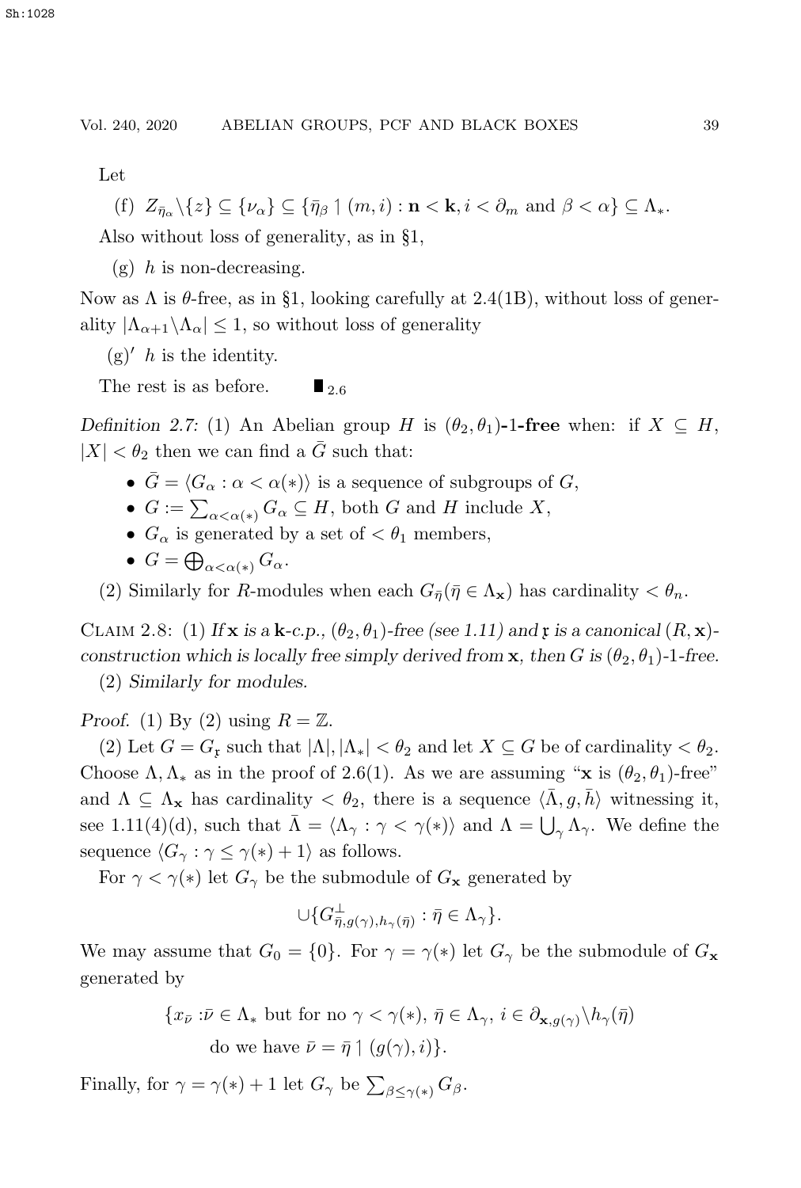Let

(f) $Z_{\bar{\eta}_\alpha} \backslash \{z\} \subseteq \{\nu_\alpha\} \subseteq \{\bar{\eta}_\beta \upharpoonright (m,i) : \mathbf{n} < \mathbf{k}, i < \partial_m \text{ and } \beta < \alpha\} \subseteq \Lambda_*$.

Also without loss of generality, as in §1,

(g) $h$ is non-decreasing.

Now as $\Lambda$ is $\theta$-free, as in §1, looking carefully at 2.4(1B), without loss of generality $|\Lambda_{\alpha+1} \backslash \Lambda_\alpha| \le 1$, so without loss of generality

(g)′ $h$ is the identity.

The rest is as before. $\blacksquare_{2.6}$

*Definition 2.7:* (1) An Abelian group $H$ is $(\theta_2, \theta_1)$**-1-free** when: if $X \subseteq H$, $|X| < \theta_2$ then we can find a $\bar{G}$ such that:

- $\bar{G} = \langle G_\alpha : \alpha < \alpha(*) \rangle$ is a sequence of subgroups of $G$,
- $G := \sum_{\alpha < \alpha(*)} G_\alpha \subseteq H$, both $G$ and $H$ include $X$,
- $G_\alpha$ is generated by a set of $< \theta_1$ members,
- $G = \bigoplus_{\alpha < \alpha(*)} G_\alpha$.

(2) Similarly for $R$-modules when each $G_{\bar{\eta}} (\bar{\eta} \in \Lambda_{\mathbf{x}})$ has cardinality $< \theta_n$.

Claim 2.8: (1) *If* $\mathbf{x}$ *is a* $\mathbf{k}$*-c.p.,* $(\theta_2, \theta_1)$*-free (see 1.11) and* $\mathfrak{x}$ *is a canonical* $(R, \mathbf{x})$*-construction which is locally free simply derived from* $\mathbf{x}$*, then* $G$ *is* $(\theta_2, \theta_1)$*-1-free.*

(2) *Similarly for modules.*

*Proof.* (1) By (2) using $R = \mathbb{Z}$.

(2) Let $G = G_{\mathfrak{x}}$ such that $|\Lambda|, |\Lambda_*| < \theta_2$ and let $X \subseteq G$ be of cardinality $< \theta_2$. Choose $\Lambda, \Lambda_*$ as in the proof of 2.6(1). As we are assuming "$\mathbf{x}$ is $(\theta_2, \theta_1)$-free" and $\Lambda \subseteq \Lambda_{\mathbf{x}}$ has cardinality $< \theta_2$, there is a sequence $\langle \bar{\Lambda}, g, \bar{h} \rangle$ witnessing it, see 1.11(4)(d), such that $\bar{\Lambda} = \langle \Lambda_\gamma : \gamma < \gamma(*) \rangle$ and $\Lambda = \bigcup_\gamma \Lambda_\gamma$. We define the sequence $\langle G_\gamma : \gamma \le \gamma(*) + 1 \rangle$ as follows.

For $\gamma < \gamma(*)$ let $G_\gamma$ be the submodule of $G_{\mathbf{x}}$ generated by

$$\cup \{ G^{\perp}_{\bar{\eta}, g(\gamma), h_\gamma(\bar{\eta})} : \bar{\eta} \in \Lambda_\gamma \}.$$

We may assume that $G_0 = \{0\}$. For $\gamma = \gamma(*)$ let $G_\gamma$ be the submodule of $G_{\mathbf{x}}$ generated by

$$\{x_{\bar{\nu}} : \bar{\nu} \in \Lambda_* \text{ but for no } \gamma < \gamma(*),\ \bar{\eta} \in \Lambda_\gamma,\ i \in \partial_{\mathbf{x}, g(\gamma)} \backslash h_\gamma(\bar{\eta})$$
$$\text{do we have } \bar{\nu} = \bar{\eta} \upharpoonright (g(\gamma), i)\}.$$

Finally, for $\gamma = \gamma(*) + 1$ let $G_\gamma$ be $\sum_{\beta \le \gamma(*)} G_\beta$.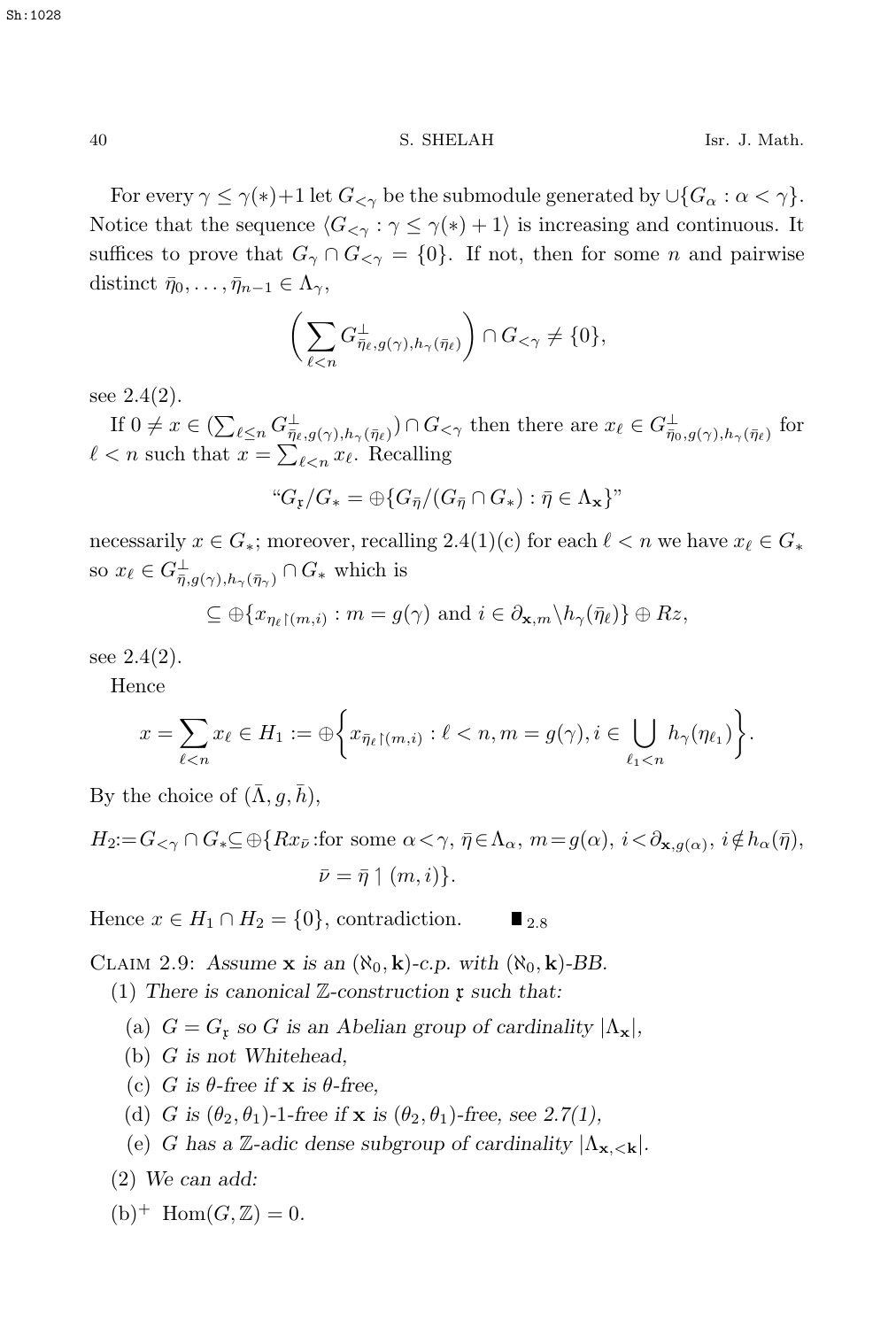For every $\gamma \le \gamma(*)+1$ let $G_{<\gamma}$ be the submodule generated by $\cup\{G_\alpha : \alpha < \gamma\}$. Notice that the sequence $\langle G_{<\gamma} : \gamma \le \gamma(*)+1\rangle$ is increasing and continuous. It suffices to prove that $G_\gamma \cap G_{<\gamma} = \{0\}$. If not, then for some $n$ and pairwise distinct $\bar\eta_0, \dots, \bar\eta_{n-1} \in \Lambda_\gamma$,

$$\left(\sum_{\ell<n} G^{\perp}_{\bar\eta_\ell, g(\gamma), h_\gamma(\bar\eta_\ell)}\right) \cap G_{<\gamma} \ne \{0\},$$

see 2.4(2).

If $0 \ne x \in (\sum_{\ell \le n} G^{\perp}_{\bar\eta_\ell, g(\gamma), h_\gamma(\bar\eta_\ell)}) \cap G_{<\gamma}$ then there are $x_\ell \in G^{\perp}_{\bar\eta_0, g(\gamma), h_\gamma(\bar\eta_\ell)}$ for $\ell < n$ such that $x = \sum_{\ell<n} x_\ell$. Recalling

$$\text{“}G_{\mathfrak{x}}/G_* = \oplus\{G_{\bar\eta}/(G_{\bar\eta} \cap G_*) : \bar\eta \in \Lambda_{\mathbf{x}}\}\text{”}$$

necessarily $x \in G_*$; moreover, recalling 2.4(1)(c) for each $\ell < n$ we have $x_\ell \in G_*$ so $x_\ell \in G^{\perp}_{\bar\eta, g(\gamma), h_\gamma(\bar\eta_\gamma)} \cap G_*$ which is

$$\subseteq \oplus\{x_{\eta_\ell \restriction (m,i)} : m = g(\gamma) \text{ and } i \in \partial_{\mathbf{x},m} \backslash h_\gamma(\bar\eta_\ell)\} \oplus Rz,$$

see 2.4(2).

Hence

$$x = \sum_{\ell<n} x_\ell \in H_1 := \oplus\left\{x_{\bar\eta_\ell \restriction (m,i)} : \ell < n, m = g(\gamma), i \in \bigcup_{\ell_1 < n} h_\gamma(\eta_{\ell_1})\right\}.$$

By the choice of $(\bar\Lambda, g, \bar h)$,

$$\begin{aligned} H_2 := G_{<\gamma} \cap G_* \subseteq \oplus\{R x_{\bar\nu} :&\text{for some } \alpha < \gamma,\ \bar\eta \in \Lambda_\alpha,\ m = g(\alpha),\ i < \partial_{\mathbf{x}, g(\alpha)},\ i \notin h_\alpha(\bar\eta),\\ &\bar\nu = \bar\eta \restriction (m,i)\}.\end{aligned}$$

Hence $x \in H_1 \cap H_2 = \{0\}$, contradiction. $\blacksquare_{2.8}$

Claim 2.9: *Assume $\mathbf{x}$ is an $(\aleph_0, \mathbf{k})$-c.p. with $(\aleph_0, \mathbf{k})$-BB.*

(1) *There is canonical $\mathbb{Z}$-construction $\mathfrak{x}$ such that:*

- (a) $G = G_{\mathfrak{x}}$ *so $G$ is an Abelian group of cardinality $|\Lambda_{\mathbf{x}}|$,*
- (b) *$G$ is not Whitehead,*
- (c) *$G$ is $\theta$-free if $\mathbf{x}$ is $\theta$-free,*
- (d) *$G$ is $(\theta_2, \theta_1)$-1-free if $\mathbf{x}$ is $(\theta_2, \theta_1)$-free, see 2.7(1),*
- (e) *$G$ has a $\mathbb{Z}$-adic dense subgroup of cardinality $|\Lambda_{\mathbf{x},<\mathbf{k}}|$.*

(2) *We can add:*

(b)$^+$ $\mathrm{Hom}(G, \mathbb{Z}) = 0$.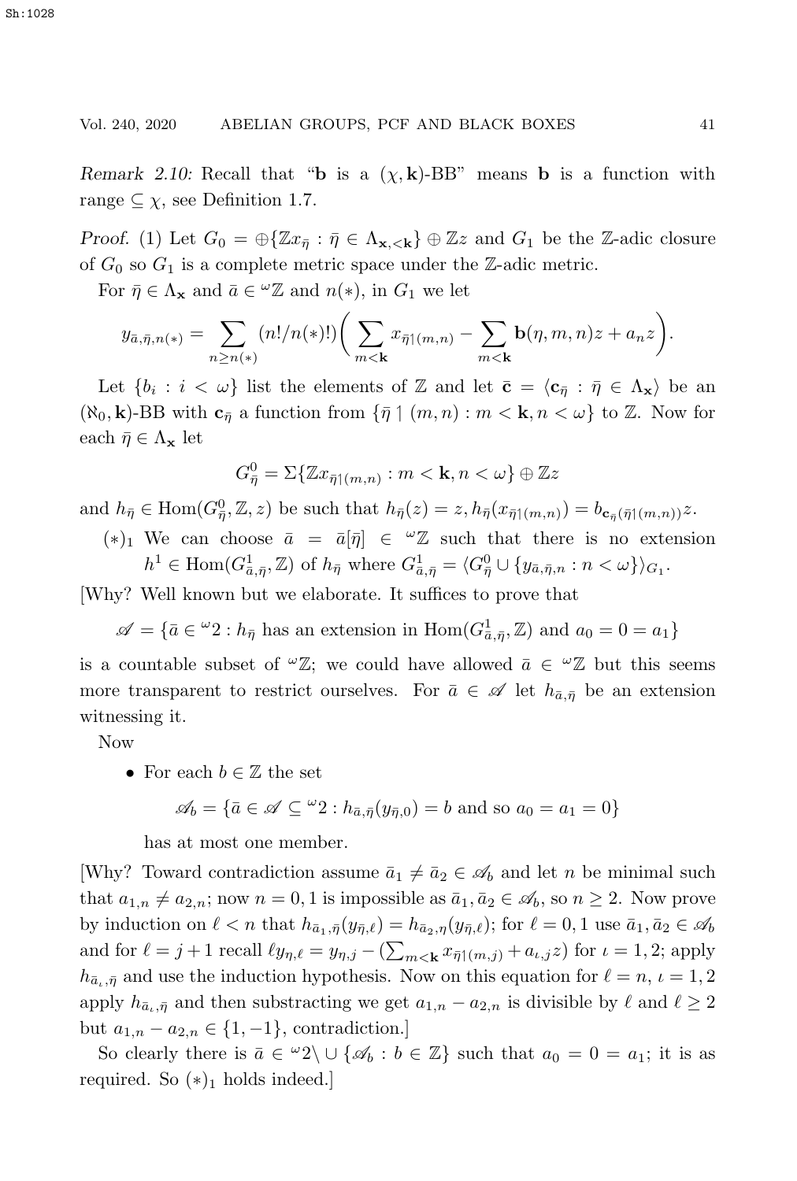*Remark 2.10:* Recall that "$\mathbf{b}$ is a $(\chi, \mathbf{k})$-BB" means $\mathbf{b}$ is a function with range $\subseteq \chi$, see Definition 1.7.

*Proof.* (1) Let $G_0 = \oplus\{\mathbb{Z}x_{\bar\eta} : \bar\eta \in \Lambda_{\mathbf{x},<\mathbf{k}}\} \oplus \mathbb{Z}z$ and $G_1$ be the $\mathbb{Z}$-adic closure of $G_0$ so $G_1$ is a complete metric space under the $\mathbb{Z}$-adic metric.

For $\bar\eta \in \Lambda_{\mathbf{x}}$ and $\bar a \in {}^\omega\mathbb{Z}$ and $n(*)$, in $G_1$ we let

$$y_{\bar a,\bar\eta,n(*)} = \sum_{n \geq n(*)} (n!/n(*)!)\bigg(\sum_{m<\mathbf{k}} x_{\bar\eta\restriction(m,n)} - \sum_{m<\mathbf{k}} \mathbf{b}(\eta, m, n)z + a_n z\bigg).$$

Let $\{b_i : i < \omega\}$ list the elements of $\mathbb{Z}$ and let $\bar{\mathbf{c}} = \langle \mathbf{c}_{\bar\eta} : \bar\eta \in \Lambda_{\mathbf{x}}\rangle$ be an $(\aleph_0, \mathbf{k})$-BB with $\mathbf{c}_{\bar\eta}$ a function from $\{\bar\eta \restriction (m,n) : m < \mathbf{k}, n < \omega\}$ to $\mathbb{Z}$. Now for each $\bar\eta \in \Lambda_{\mathbf{x}}$ let

$$G^0_{\bar\eta} = \Sigma\{\mathbb{Z}x_{\bar\eta\restriction(m,n)} : m < \mathbf{k}, n < \omega\} \oplus \mathbb{Z}z$$

and $h_{\bar\eta} \in \mathrm{Hom}(G^0_{\bar\eta}, \mathbb{Z}, z)$ be such that $h_{\bar\eta}(z) = z, h_{\bar\eta}(x_{\bar\eta\restriction(m,n)}) = b_{\mathbf{c}_{\bar\eta}(\bar\eta\restriction(m,n))}z$.

$(*)_1$ We can choose $\bar a = \bar a[\bar\eta] \in {}^\omega\mathbb{Z}$ such that there is no extension $h^1 \in \mathrm{Hom}(G^1_{\bar a,\bar\eta}, \mathbb{Z})$ of $h_{\bar\eta}$ where $G^1_{\bar a,\bar\eta} = \langle G^0_{\bar\eta} \cup \{y_{\bar a,\bar\eta,n} : n < \omega\}\rangle_{G_1}$.

[Why? Well known but we elaborate. It suffices to prove that

$$\mathscr{A} = \{\bar a \in {}^\omega 2 : h_{\bar\eta} \text{ has an extension in } \mathrm{Hom}(G^1_{\bar a,\bar\eta}, \mathbb{Z}) \text{ and } a_0 = 0 = a_1\}$$

is a countable subset of ${}^\omega\mathbb{Z}$; we could have allowed $\bar a \in {}^\omega\mathbb{Z}$ but this seems more transparent to restrict ourselves. For $\bar a \in \mathscr{A}$ let $h_{\bar a,\bar\eta}$ be an extension witnessing it.

Now

- For each $b \in \mathbb{Z}$ the set

$$\mathscr{A}_b = \{\bar a \in \mathscr{A} \subseteq {}^\omega 2 : h_{\bar a,\bar\eta}(y_{\bar\eta,0}) = b \text{ and so } a_0 = a_1 = 0\}$$

  has at most one member.

[Why? Toward contradiction assume $\bar a_1 \neq \bar a_2 \in \mathscr{A}_b$ and let $n$ be minimal such that $a_{1,n} \neq a_{2,n}$; now $n = 0, 1$ is impossible as $\bar a_1, \bar a_2 \in \mathscr{A}_b$, so $n \geq 2$. Now prove by induction on $\ell < n$ that $h_{\bar a_1,\bar\eta}(y_{\bar\eta,\ell}) = h_{\bar a_2,\eta}(y_{\bar\eta,\ell})$; for $\ell = 0, 1$ use $\bar a_1, \bar a_2 \in \mathscr{A}_b$ and for $\ell = j+1$ recall $\ell y_{\eta,\ell} = y_{\eta,j} - (\sum_{m<\mathbf{k}} x_{\bar\eta\restriction(m,j)} + a_{\iota,j}z)$ for $\iota = 1, 2$; apply $h_{\bar a_\iota,\bar\eta}$ and use the induction hypothesis. Now on this equation for $\ell = n$, $\iota = 1, 2$ apply $h_{\bar a_\iota,\bar\eta}$ and then substracting we get $a_{1,n} - a_{2,n}$ is divisible by $\ell$ and $\ell \geq 2$ but $a_{1,n} - a_{2,n} \in \{1, -1\}$, contradiction.]

So clearly there is $\bar a \in {}^\omega 2 \setminus \cup\{\mathscr{A}_b : b \in \mathbb{Z}\}$ such that $a_0 = 0 = a_1$; it is as required. So $(*)_1$ holds indeed.]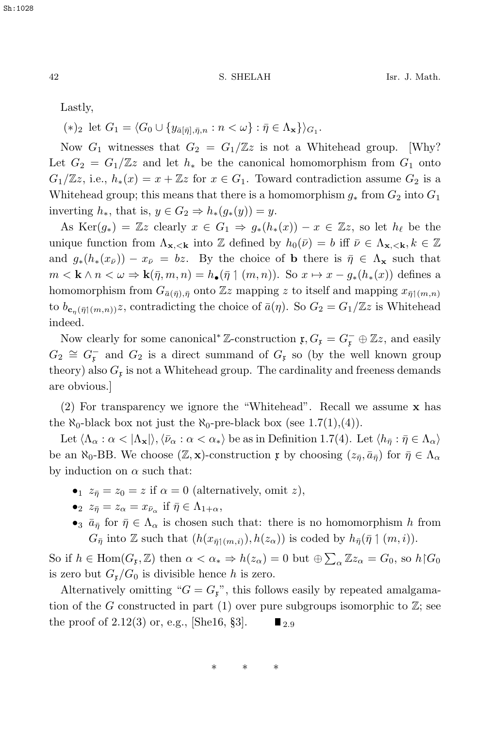Lastly,

$(*)_2$ let $G_1 = \langle G_0 \cup \{y_{\bar{a}[\bar{\eta}],\bar{\eta},n} : n < \omega\} : \bar{\eta} \in \Lambda_{\mathbf{x}}\}\rangle_{G_1}$.

Now $G_1$ witnesses that $G_2 = G_1/\mathbb{Z}z$ is not a Whitehead group. [Why? Let $G_2 = G_1/\mathbb{Z}z$ and let $h_*$ be the canonical homomorphism from $G_1$ onto $G_1/\mathbb{Z}z$, i.e., $h_*(x) = x + \mathbb{Z}z$ for $x \in G_1$. Toward contradiction assume $G_2$ is a Whitehead group; this means that there is a homomorphism $g_*$ from $G_2$ into $G_1$ inverting $h_*$, that is, $y \in G_2 \Rightarrow h_*(g_*(y)) = y$.

As $\mathrm{Ker}(g_*) = \mathbb{Z}z$ clearly $x \in G_1 \Rightarrow g_*(h_*(x)) - x \in \mathbb{Z}z$, so let $h_\ell$ be the unique function from $\Lambda_{\mathbf{x},<\mathbf{k}}$ into $\mathbb{Z}$ defined by $h_0(\bar{\nu}) = b$ iff $\bar{\nu} \in \Lambda_{\mathbf{x},<\mathbf{k}}, k \in \mathbb{Z}$ and $g_*(h_*(x_{\bar{\nu}})) - x_{\bar{\nu}} = bz$. By the choice of $\mathbf{b}$ there is $\bar{\eta} \in \Lambda_{\mathbf{x}}$ such that $m < \mathbf{k} \wedge n < \omega \Rightarrow \mathbf{k}(\bar{\eta}, m, n) = h_\bullet(\bar{\eta} \restriction (m, n))$. So $x \mapsto x - g_*(h_*(x))$ defines a homomorphism from $G_{\bar{a}(\bar{\eta}),\bar{\eta}}$ onto $\mathbb{Z}z$ mapping $z$ to itself and mapping $x_{\bar{\eta}\restriction(m,n)}$ to $b_{\mathbf{c}_\eta(\bar{\eta}\restriction(m,n))}z$, contradicting the choice of $\bar{a}(\eta)$. So $G_2 = G_1/\mathbb{Z}z$ is Whitehead indeed.

Now clearly for some canonical$^*$ $\mathbb{Z}$-construction $\mathfrak{x}, G_{\mathfrak{x}} = G^-_{\mathfrak{x}} \oplus \mathbb{Z}z$, and easily $G_2 \cong G^-_{\mathfrak{x}}$ and $G_2$ is a direct summand of $G_{\mathfrak{x}}$ so (by the well known group theory) also $G_{\mathfrak{x}}$ is not a Whitehead group. The cardinality and freeness demands are obvious.]

(2) For transparency we ignore the "Whitehead". Recall we assume $\mathbf{x}$ has the $\aleph_0$-black box not just the $\aleph_0$-pre-black box (see 1.7(1),(4)).

Let $\langle \Lambda_\alpha : \alpha < |\Lambda_{\mathbf{x}}|\rangle, \langle \bar{\nu}_\alpha : \alpha < \alpha_*\rangle$ be as in Definition 1.7(4). Let $\langle h_{\bar{\eta}} : \bar{\eta} \in \Lambda_\alpha\rangle$ be an $\aleph_0$-BB. We choose $(\mathbb{Z}, \mathbf{x})$-construction $\mathfrak{x}$ by choosing $(z_{\bar{\eta}}, \bar{a}_{\bar{\eta}})$ for $\bar{\eta} \in \Lambda_\alpha$ by induction on $\alpha$ such that:

- $\bullet_1$ $z_{\bar{\eta}} = z_0 = z$ if $\alpha = 0$ (alternatively, omit $z$),
- $\bullet_2$ $z_{\bar{\eta}} = z_\alpha = x_{\bar{\nu}_\alpha}$ if $\bar{\eta} \in \Lambda_{1+\alpha}$,
- $\bullet_3$ $\bar{a}_{\bar{\eta}}$ for $\bar{\eta} \in \Lambda_\alpha$ is chosen such that: there is no homomorphism $h$ from $G_{\bar{\eta}}$ into $\mathbb{Z}$ such that $(h(x_{\bar{\eta}\restriction(m,i)}), h(z_\alpha))$ is coded by $h_{\bar{\eta}}(\bar{\eta} \restriction (m, i))$.

So if $h \in \mathrm{Hom}(G_{\mathfrak{x}}, \mathbb{Z})$ then $\alpha < \alpha_* \Rightarrow h(z_\alpha) = 0$ but $\oplus \sum_\alpha \mathbb{Z}z_\alpha = G_0$, so $h{\restriction}G_0$ is zero but $G_{\mathfrak{x}}/G_0$ is divisible hence $h$ is zero.

Alternatively omitting "$G = G_{\mathfrak{x}}$", this follows easily by repeated amalgamation of the $G$ constructed in part (1) over pure subgroups isomorphic to $\mathbb{Z}$; see the proof of 2.12(3) or, e.g., [She16, §3]. $\blacksquare_{2.9}$

\* \* \*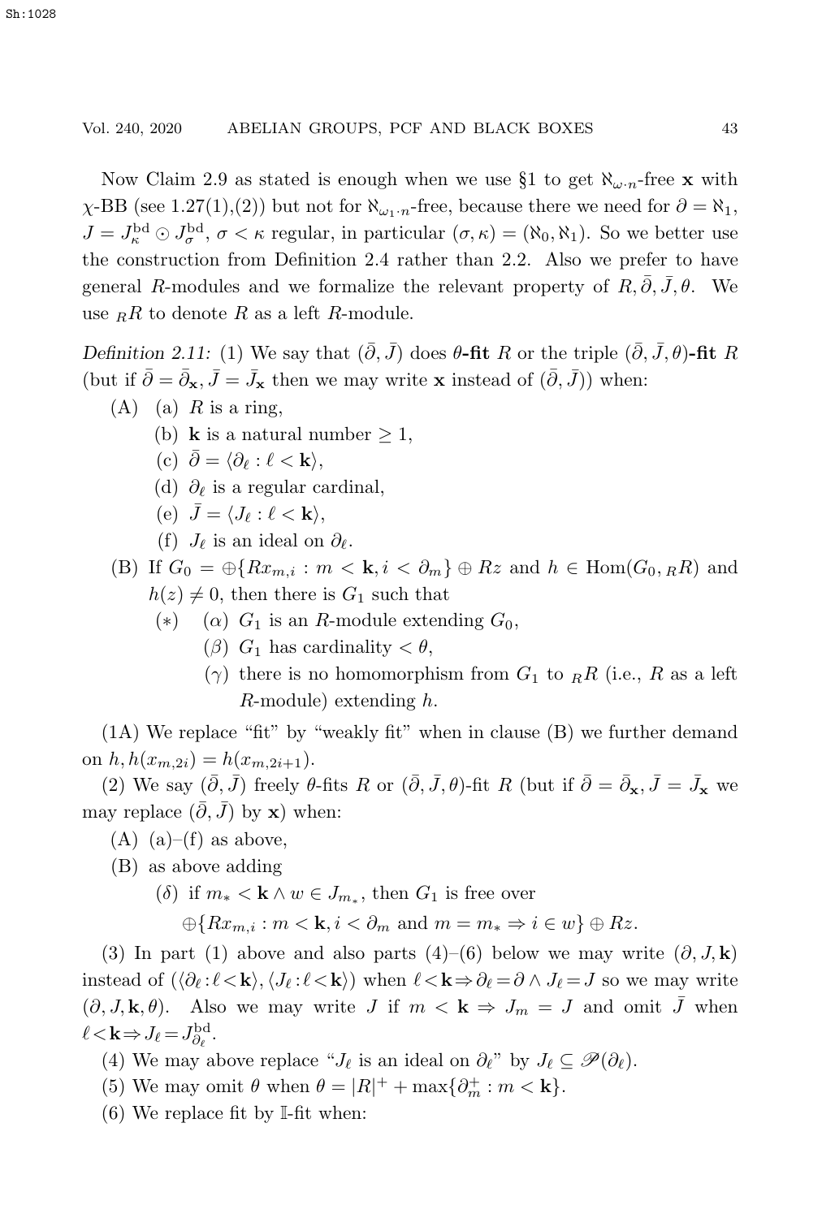Now Claim 2.9 as stated is enough when we use §1 to get $\aleph_{\omega \cdot n}$-free $\mathbf{x}$ with $\chi$-BB (see 1.27(1),(2)) but not for $\aleph_{\omega_1 \cdot n}$-free, because there we need for $\partial = \aleph_1$, $J = J^{\rm bd}_\kappa \odot J^{\rm bd}_\sigma$, $\sigma < \kappa$ regular, in particular $(\sigma, \kappa) = (\aleph_0, \aleph_1)$. So we better use the construction from Definition 2.4 rather than 2.2. Also we prefer to have general $R$-modules and we formalize the relevant property of $R, \bar\partial, \bar J, \theta$. We use ${}_R R$ to denote $R$ as a left $R$-module.

*Definition 2.11:* (1) We say that $(\bar\partial, \bar J)$ does $\theta$**-fit** $R$ or the triple $(\bar\partial, \bar J, \theta)$**-fit** $R$ (but if $\bar\partial = \bar\partial_{\mathbf{x}}, \bar J = \bar J_{\mathbf{x}}$ then we may write $\mathbf{x}$ instead of $(\bar\partial, \bar J)$) when:

- (A)
  - (a) $R$ is a ring,
  - (b) $\mathbf{k}$ is a natural number $\geq 1$,
  - (c) $\bar\partial = \langle \partial_\ell : \ell < \mathbf{k} \rangle$,
  - (d) $\partial_\ell$ is a regular cardinal,
  - (e) $\bar J = \langle J_\ell : \ell < \mathbf{k} \rangle$,
  - (f) $J_\ell$ is an ideal on $\partial_\ell$.
- (B) If $G_0 = \oplus\{R x_{m,i} : m < \mathbf{k}, i < \partial_m\} \oplus Rz$ and $h \in \mathrm{Hom}(G_0, {}_R R)$ and $h(z) \neq 0$, then there is $G_1$ such that
  - $(*)$
    - $(\alpha)$ $G_1$ is an $R$-module extending $G_0$,
    - $(\beta)$ $G_1$ has cardinality $< \theta$,
    - $(\gamma)$ there is no homomorphism from $G_1$ to ${}_R R$ (i.e., $R$ as a left $R$-module) extending $h$.

(1A) We replace "fit" by "weakly fit" when in clause (B) we further demand on $h, h(x_{m,2i}) = h(x_{m,2i+1})$.

(2) We say $(\bar\partial, \bar J)$ freely $\theta$-fits $R$ or $(\bar\partial, \bar J, \theta)$-fit $R$ (but if $\bar\partial = \bar\partial_{\mathbf{x}}, \bar J = \bar J_{\mathbf{x}}$ we may replace $(\bar\partial, \bar J)$ by $\mathbf{x}$) when:

- (A) (a)–(f) as above,
- (B) as above adding
  - $(\delta)$ if $m_* < \mathbf{k} \wedge w \in J_{m_*}$, then $G_1$ is free over
  $$\oplus\{R x_{m,i} : m < \mathbf{k}, i < \partial_m \text{ and } m = m_* \Rightarrow i \in w\} \oplus Rz.$$

(3) In part (1) above and also parts (4)–(6) below we may write $(\partial, J, \mathbf{k})$ instead of $(\langle \partial_\ell : \ell < \mathbf{k} \rangle, \langle J_\ell : \ell < \mathbf{k} \rangle)$ when $\ell < \mathbf{k} \Rightarrow \partial_\ell = \partial \wedge J_\ell = J$ so we may write $(\partial, J, \mathbf{k}, \theta)$. Also we may write $J$ if $m < \mathbf{k} \Rightarrow J_m = J$ and omit $\bar J$ when $\ell < \mathbf{k} \Rightarrow J_\ell = J^{\rm bd}_{\partial_\ell}$.

(4) We may above replace "$J_\ell$ is an ideal on $\partial_\ell$" by $J_\ell \subseteq \mathscr{P}(\partial_\ell)$.

(5) We may omit $\theta$ when $\theta = |R|^+ + \max\{\partial_m^+ : m < \mathbf{k}\}$.

(6) We replace fit by $\mathbb{I}$-fit when: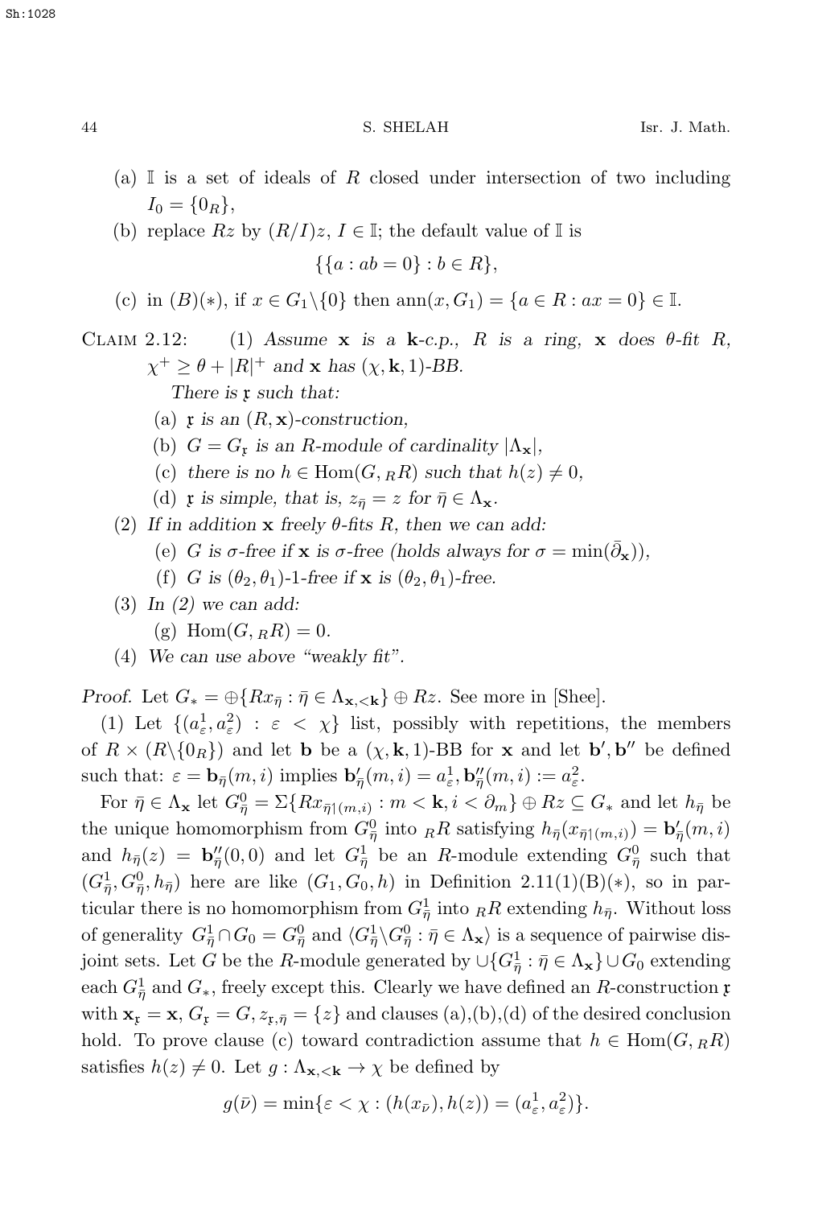(a) $\mathbb{I}$ is a set of ideals of $R$ closed under intersection of two including $I_0 = \{0_R\}$,

(b) replace $Rz$ by $(R/I)z$, $I \in \mathbb{I}$; the default value of $\mathbb{I}$ is

$$\{\{a : ab = 0\} : b \in R\},$$

(c) in (B)(∗), if $x \in G_1 \backslash \{0\}$ then $\mathrm{ann}(x, G_1) = \{a \in R : ax = 0\} \in \mathbb{I}$.

Claim 2.12: (1) *Assume* $\mathbf{x}$ *is a* $\mathbf{k}$*-c.p.,* $R$ *is a ring,* $\mathbf{x}$ *does* $\theta$*-fit* $R$*,* $\chi^+ \geq \theta + |R|^+$ *and* $\mathbf{x}$ *has* $(\chi, \mathbf{k}, 1)$*-BB.*

*There is* $\mathfrak{x}$ *such that:*

(a) $\mathfrak{x}$ *is an* $(R, \mathbf{x})$*-construction,*

(b) $G = G_{\mathfrak{x}}$ *is an* $R$*-module of cardinality* $|\Lambda_{\mathbf{x}}|$*,*

(c) *there is no* $h \in \mathrm{Hom}(G, {}_R R)$ *such that* $h(z) \neq 0$*,*

(d) $\mathfrak{x}$ *is simple, that is,* $z_{\bar{\eta}} = z$ *for* $\bar{\eta} \in \Lambda_{\mathbf{x}}$*.*

(2) *If in addition* $\mathbf{x}$ *freely* $\theta$*-fits* $R$*, then we can add:*

(e) $G$ *is* $\sigma$*-free if* $\mathbf{x}$ *is* $\sigma$*-free (holds always for* $\sigma = \min(\bar{\partial}_{\mathbf{x}})$*),*

(f) $G$ *is* $(\theta_2, \theta_1)$*-1-free if* $\mathbf{x}$ *is* $(\theta_2, \theta_1)$*-free.*

(3) *In (2) we can add:*

(g) $\mathrm{Hom}(G, {}_R R) = 0$*.*

(4) *We can use above "weakly fit".*

*Proof.* Let $G_* = \oplus\{Rx_{\bar{\eta}} : \bar{\eta} \in \Lambda_{\mathbf{x},<\mathbf{k}}\} \oplus Rz$. See more in [Shee].

(1) Let $\{(a^1_\varepsilon, a^2_\varepsilon) : \varepsilon < \chi\}$ list, possibly with repetitions, the members of $R \times (R \backslash \{0_R\})$ and let $\mathbf{b}$ be a $(\chi, \mathbf{k}, 1)$-BB for $\mathbf{x}$ and let $\mathbf{b}', \mathbf{b}''$ be defined such that: $\varepsilon = \mathbf{b}_{\bar{\eta}}(m, i)$ implies $\mathbf{b}'_{\bar{\eta}}(m, i) = a^1_\varepsilon, \mathbf{b}''_{\bar{\eta}}(m, i) := a^2_\varepsilon$.

For $\bar{\eta} \in \Lambda_{\mathbf{x}}$ let $G^0_{\bar{\eta}} = \Sigma\{Rx_{\bar{\eta}\restriction(m,i)} : m < \mathbf{k}, i < \partial_m\} \oplus Rz \subseteq G_*$ and let $h_{\bar{\eta}}$ be the unique homomorphism from $G^0_{\bar{\eta}}$ into ${}_R R$ satisfying $h_{\bar{\eta}}(x_{\bar{\eta}\restriction(m,i)}) = \mathbf{b}'_{\bar{\eta}}(m, i)$ and $h_{\bar{\eta}}(z) = \mathbf{b}''_{\bar{\eta}}(0, 0)$ and let $G^1_{\bar{\eta}}$ be an $R$-module extending $G^0_{\bar{\eta}}$ such that $(G^1_{\bar{\eta}}, G^0_{\bar{\eta}}, h_{\bar{\eta}})$ here are like $(G_1, G_0, h)$ in Definition 2.11(1)(B)(∗), so in particular there is no homomorphism from $G^1_{\bar{\eta}}$ into ${}_R R$ extending $h_{\bar{\eta}}$. Without loss of generality $G^1_{\bar{\eta}} \cap G_0 = G^0_{\bar{\eta}}$ and $\langle G^1_{\bar{\eta}} \backslash G^0_{\bar{\eta}} : \bar{\eta} \in \Lambda_{\mathbf{x}} \rangle$ is a sequence of pairwise disjoint sets. Let $G$ be the $R$-module generated by $\cup\{G^1_{\bar{\eta}} : \bar{\eta} \in \Lambda_{\mathbf{x}}\} \cup G_0$ extending each $G^1_{\bar{\eta}}$ and $G_*$, freely except this. Clearly we have defined an $R$-construction $\mathfrak{x}$ with $\mathbf{x}_{\mathfrak{x}} = \mathbf{x}$, $G_{\mathfrak{x}} = G$, $z_{\mathfrak{x},\bar{\eta}} = \{z\}$ and clauses (a),(b),(d) of the desired conclusion hold. To prove clause (c) toward contradiction assume that $h \in \mathrm{Hom}(G, {}_R R)$ satisfies $h(z) \neq 0$. Let $g : \Lambda_{\mathbf{x},<\mathbf{k}} \to \chi$ be defined by

$$g(\bar{\nu}) = \min\{\varepsilon < \chi : (h(x_{\bar{\nu}}), h(z)) = (a^1_\varepsilon, a^2_\varepsilon)\}.$$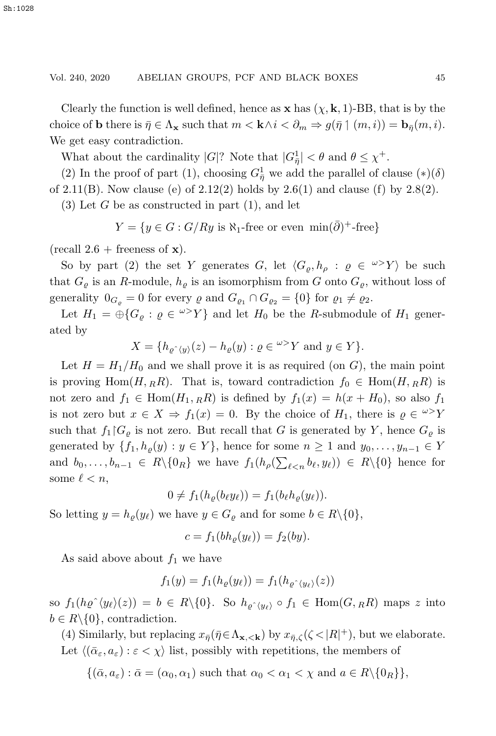Clearly the function is well defined, hence as $\mathbf{x}$ has $(\chi, \mathbf{k}, 1)$-BB, that is by the choice of $\mathbf{b}$ there is $\bar{\eta} \in \Lambda_{\mathbf{x}}$ such that $m < \mathbf{k} \wedge i < \partial_m \Rightarrow g(\bar{\eta} \restriction (m,i)) = \mathbf{b}_{\bar{\eta}}(m,i)$. We get easy contradiction.

What about the cardinality $|G|$? Note that $|G^1_{\bar{\eta}}| < \theta$ and $\theta \leq \chi^+$.

(2) In the proof of part (1), choosing $G^1_{\bar{\eta}}$ we add the parallel of clause $(*)(\delta)$ of 2.11(B). Now clause (e) of 2.12(2) holds by 2.6(1) and clause (f) by 2.8(2).

(3) Let $G$ be as constructed in part (1), and let

$$Y = \{y \in G : G/Ry \text{ is } \aleph_1\text{-free or even } \min(\bar{\partial})^+\text{-free}\}$$

(recall 2.6 + freeness of $\mathbf{x}$).

So by part (2) the set $Y$ generates $G$, let $\langle G_\varrho, h_\rho : \varrho \in {}^{\omega>}Y\rangle$ be such that $G_\varrho$ is an $R$-module, $h_\varrho$ is an isomorphism from $G$ onto $G_\varrho$, without loss of generality $0_{G_\varrho} = 0$ for every $\varrho$ and $G_{\varrho_1} \cap G_{\varrho_2} = \{0\}$ for $\varrho_1 \neq \varrho_2$.

Let $H_1 = \oplus\{G_\varrho : \varrho \in {}^{\omega>}Y\}$ and let $H_0$ be the $R$-submodule of $H_1$ generated by

$$X = \{h_{\varrho\hat{\ }\langle y\rangle}(z) - h_\varrho(y) : \varrho \in {}^{\omega>}Y \text{ and } y \in Y\}.$$

Let $H = H_1/H_0$ and we shall prove it is as required (on $G$), the main point is proving $\mathrm{Hom}(H, {}_RR)$. That is, toward contradiction $f_0 \in \mathrm{Hom}(H, {}_RR)$ is not zero and $f_1 \in \mathrm{Hom}(H_1, {}_RR)$ is defined by $f_1(x) = h(x + H_0)$, so also $f_1$ is not zero but $x \in X \Rightarrow f_1(x) = 0$. By the choice of $H_1$, there is $\varrho \in {}^{\omega>}Y$ such that $f_1 \restriction G_\varrho$ is not zero. But recall that $G$ is generated by $Y$, hence $G_\varrho$ is generated by $\{f_1, h_\varrho(y) : y \in Y\}$, hence for some $n \geq 1$ and $y_0, \dots, y_{n-1} \in Y$ and $b_0, \dots, b_{n-1} \in R\backslash\{0_R\}$ we have $f_1(h_\rho(\sum_{\ell<n} b_\ell, y_\ell)) \in R\backslash\{0\}$ hence for some $\ell < n$,

$$0 \neq f_1(h_\varrho(b_\ell y_\ell)) = f_1(b_\ell h_\varrho(y_\ell)).$$

So letting $y = h_\varrho(y_\ell)$ we have $y \in G_\varrho$ and for some $b \in R\backslash\{0\}$,

$$c = f_1(b h_\varrho(y_\ell)) = f_2(by).$$

As said above about $f_1$ we have

$$f_1(y) = f_1(h_\varrho(y_\ell)) = f_1(h_{\varrho\hat{\ }\langle y_\ell\rangle}(z))$$

so $f_1(h\varrho\hat{\ }\langle y_\ell\rangle(z)) = b \in R\backslash\{0\}$. So $h_{\varrho\hat{\ }\langle y_\ell\rangle} \circ f_1 \in \mathrm{Hom}(G, {}_RR)$ maps $z$ into $b \in R\backslash\{0\}$, contradiction.

(4) Similarly, but replacing $x_{\bar{\eta}}(\bar{\eta} \in \Lambda_{\mathbf{x},<\mathbf{k}})$ by $x_{\bar{\eta},\zeta}(\zeta < |R|^+)$, but we elaborate. Let $\langle(\bar{\alpha}_\varepsilon, a_\varepsilon) : \varepsilon < \chi\rangle$ list, possibly with repetitions, the members of

$$\{(\bar{\alpha}, a_\varepsilon) : \bar{\alpha} = (\alpha_0, \alpha_1) \text{ such that } \alpha_0 < \alpha_1 < \chi \text{ and } a \in R\backslash\{0_R\}\},$$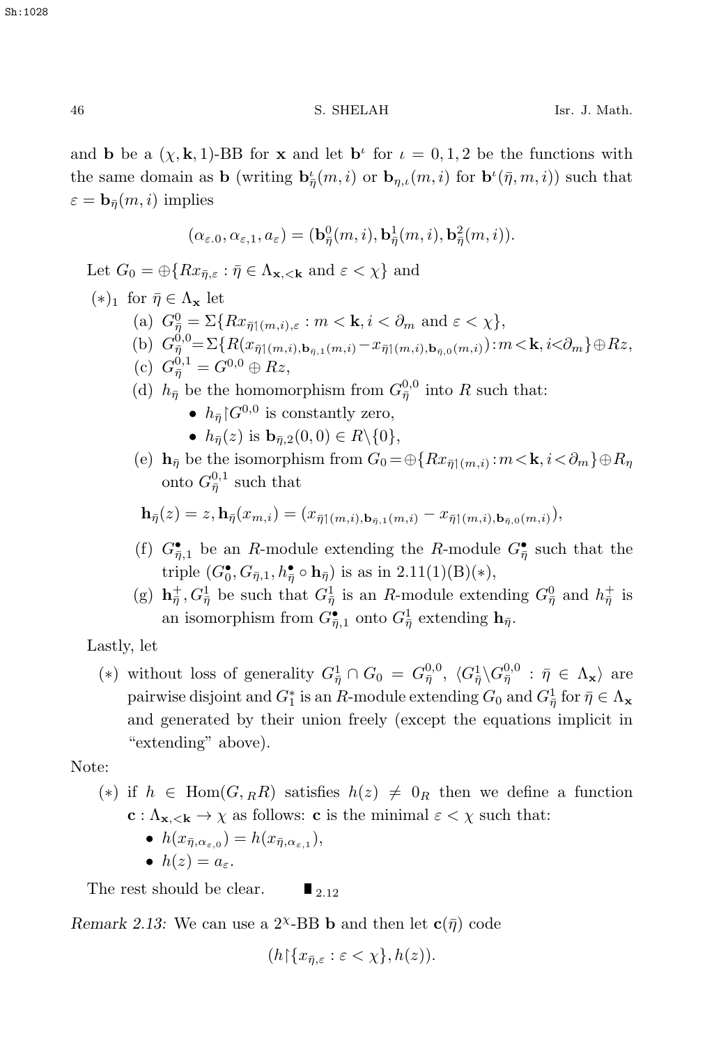and $\mathbf{b}$ be a $(\chi, \mathbf{k}, 1)$-BB for $\mathbf{x}$ and let $\mathbf{b}^\iota$ for $\iota = 0, 1, 2$ be the functions with the same domain as $\mathbf{b}$ (writing $\mathbf{b}^\iota_{\bar\eta}(m, i)$ or $\mathbf{b}_{\eta,\iota}(m, i)$ for $\mathbf{b}^\iota(\bar\eta, m, i)$) such that $\varepsilon = \mathbf{b}_{\bar\eta}(m, i)$ implies

$$(\alpha_{\varepsilon.0}, \alpha_{\varepsilon,1}, a_\varepsilon) = (\mathbf{b}^0_{\bar\eta}(m, i), \mathbf{b}^1_{\bar\eta}(m, i), \mathbf{b}^2_{\bar\eta}(m, i)).$$

Let $G_0 = \oplus\{Rx_{\bar\eta,\varepsilon} : \bar\eta \in \Lambda_{\mathbf{x},<\mathbf{k}}$ and $\varepsilon < \chi\}$ and

$(*)_1$ for $\bar\eta \in \Lambda_{\mathbf{x}}$ let

(a) $G^0_{\bar\eta} = \Sigma\{Rx_{\bar\eta\restriction(m,i),\varepsilon} : m < \mathbf{k}, i < \partial_m$ and $\varepsilon < \chi\}$,

(b) $G^{0,0}_{\bar\eta} = \Sigma\{R(x_{\bar\eta\restriction(m,i),\mathbf{b}_{\bar\eta,1}(m,i)} - x_{\bar\eta\restriction(m,i),\mathbf{b}_{\bar\eta,0}(m,i)}) : m < \mathbf{k}, i < \partial_m\} \oplus Rz$,

(c) $G^{0,1}_{\bar\eta} = G^{0,0} \oplus Rz$,

(d) $h_{\bar\eta}$ be the homomorphism from $G^{0,0}_{\bar\eta}$ into $R$ such that:
- $h_{\bar\eta}\restriction G^{0,0}$ is constantly zero,
- $h_{\bar\eta}(z)$ is $\mathbf{b}_{\bar\eta,2}(0,0) \in R\backslash\{0\}$,

(e) $\mathbf{h}_{\bar\eta}$ be the isomorphism from $G_0 = \oplus\{Rx_{\bar\eta\restriction(m,i)} : m < \mathbf{k}, i < \partial_m\} \oplus R_\eta$ onto $G^{0,1}_{\bar\eta}$ such that

$$\mathbf{h}_{\bar\eta}(z) = z, \mathbf{h}_{\bar\eta}(x_{m,i}) = (x_{\bar\eta\restriction(m,i),\mathbf{b}_{\bar\eta,1}(m,i)} - x_{\bar\eta\restriction(m,i),\mathbf{b}_{\bar\eta,0}(m,i)}),$$

(f) $G^\bullet_{\bar\eta,1}$ be an $R$-module extending the $R$-module $G^\bullet_{\bar\eta}$ such that the triple $(G^\bullet_0, G_{\bar\eta,1}, h^\bullet_{\bar\eta} \circ \mathbf{h}_{\bar\eta})$ is as in 2.11(1)(B)$(*)$,

(g) $\mathbf{h}^+_{\bar\eta}, G^1_{\bar\eta}$ be such that $G^1_{\bar\eta}$ is an $R$-module extending $G^0_{\bar\eta}$ and $h^+_{\bar\eta}$ is an isomorphism from $G^\bullet_{\bar\eta,1}$ onto $G^1_{\bar\eta}$ extending $\mathbf{h}_{\bar\eta}$.

Lastly, let

$(*)$ without loss of generality $G^1_{\bar\eta} \cap G_0 = G^{0,0}_{\bar\eta}$, $\langle G^1_{\bar\eta}\backslash G^{0,0}_{\bar\eta} : \bar\eta \in \Lambda_{\mathbf{x}}\rangle$ are pairwise disjoint and $G^*_1$ is an $R$-module extending $G_0$ and $G^1_{\bar\eta}$ for $\bar\eta \in \Lambda_{\mathbf{x}}$ and generated by their union freely (except the equations implicit in "extending" above).

Note:

$(*)$ if $h \in \mathrm{Hom}(G, {}_RR)$ satisfies $h(z) \neq 0_R$ then we define a function $\mathbf{c} : \Lambda_{\mathbf{x},<\mathbf{k}} \to \chi$ as follows: $\mathbf{c}$ is the minimal $\varepsilon < \chi$ such that:
- $h(x_{\bar\eta,\alpha_{\varepsilon,0}}) = h(x_{\bar\eta,\alpha_{\varepsilon,1}})$,
- $h(z) = a_\varepsilon$.

The rest should be clear. $\blacksquare_{2.12}$

*Remark 2.13:* We can use a $2^\chi$-BB $\mathbf{b}$ and then let $\mathbf{c}(\bar\eta)$ code

$$(h\restriction\{x_{\bar\eta,\varepsilon} : \varepsilon < \chi\}, h(z)).$$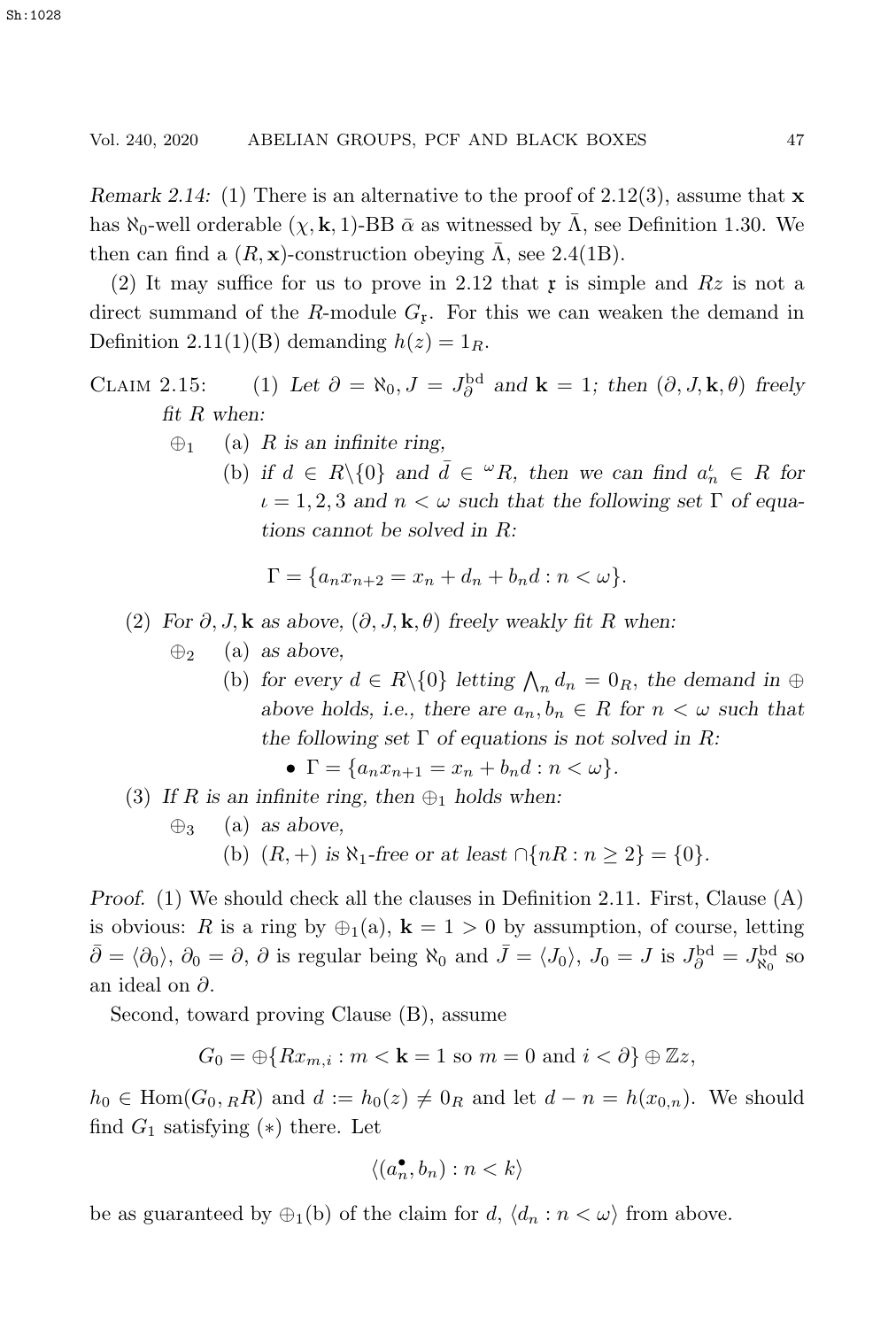*Remark 2.14:* (1) There is an alternative to the proof of 2.12(3), assume that $\mathbf{x}$ has $\aleph_0$-well orderable $(\chi, \mathbf{k}, 1)$-BB $\bar{\alpha}$ as witnessed by $\bar{\Lambda}$, see Definition 1.30. We then can find a $(R, \mathbf{x})$-construction obeying $\bar{\Lambda}$, see 2.4(1B).

(2) It may suffice for us to prove in 2.12 that $\mathfrak{x}$ is simple and $Rz$ is not a direct summand of the $R$-module $G_{\mathfrak{r}}$. For this we can weaken the demand in Definition 2.11(1)(B) demanding $h(z) = 1_R$.

CLAIM 2.15: (1) *Let $\partial = \aleph_0, J = J^{\mathrm{bd}}_{\partial}$ and $\mathbf{k} = 1$; then $(\partial, J, \mathbf{k}, \theta)$ freely fit $R$ when:*

$\oplus_1$ (a) *$R$ is an infinite ring,*

(b) *if $d \in R\backslash\{0\}$ and $\bar{d} \in {}^{\omega}R$, then we can find $a^{\iota}_n \in R$ for $\iota = 1, 2, 3$ and $n < \omega$ such that the following set $\Gamma$ of equations cannot be solved in $R$:*

$$\Gamma = \{a_n x_{n+2} = x_n + d_n + b_n d : n < \omega\}.$$

(2) *For $\partial, J, \mathbf{k}$ as above, $(\partial, J, \mathbf{k}, \theta)$ freely weakly fit $R$ when:*

$\oplus_2$ (a) *as above,*

(b) *for every $d \in R\backslash\{0\}$ letting $\bigwedge_n d_n = 0_R$, the demand in $\oplus$ above holds, i.e., there are $a_n, b_n \in R$ for $n < \omega$ such that the following set $\Gamma$ of equations is not solved in $R$:*

- $\Gamma = \{a_n x_{n+1} = x_n + b_n d : n < \omega\}$.

(3) *If $R$ is an infinite ring, then $\oplus_1$ holds when:*

$\oplus_3$ (a) *as above,*

(b) *$(R, +)$ is $\aleph_1$-free or at least $\cap\{nR : n \geq 2\} = \{0\}$.*

*Proof.* (1) We should check all the clauses in Definition 2.11. First, Clause (A) is obvious: $R$ is a ring by $\oplus_1$(a), $\mathbf{k} = 1 > 0$ by assumption, of course, letting $\bar{\partial} = \langle \partial_0 \rangle$, $\partial_0 = \partial$, $\partial$ is regular being $\aleph_0$ and $\bar{J} = \langle J_0 \rangle$, $J_0 = J$ is $J^{\mathrm{bd}}_{\partial} = J^{\mathrm{bd}}_{\aleph_0}$ so an ideal on $\partial$.

Second, toward proving Clause (B), assume

$$G_0 = \oplus\{Rx_{m,i} : m < \mathbf{k} = 1 \text{ so } m = 0 \text{ and } i < \partial\} \oplus \mathbb{Z}z,$$

$h_0 \in \mathrm{Hom}(G_0, {}_RR)$ and $d := h_0(z) \neq 0_R$ and let $d - n = h(x_{0,n})$. We should find $G_1$ satisfying $(*)$ there. Let

$$\langle (a^{\bullet}_n, b_n) : n < k \rangle$$

be as guaranteed by $\oplus_1$(b) of the claim for $d$, $\langle d_n : n < \omega \rangle$ from above.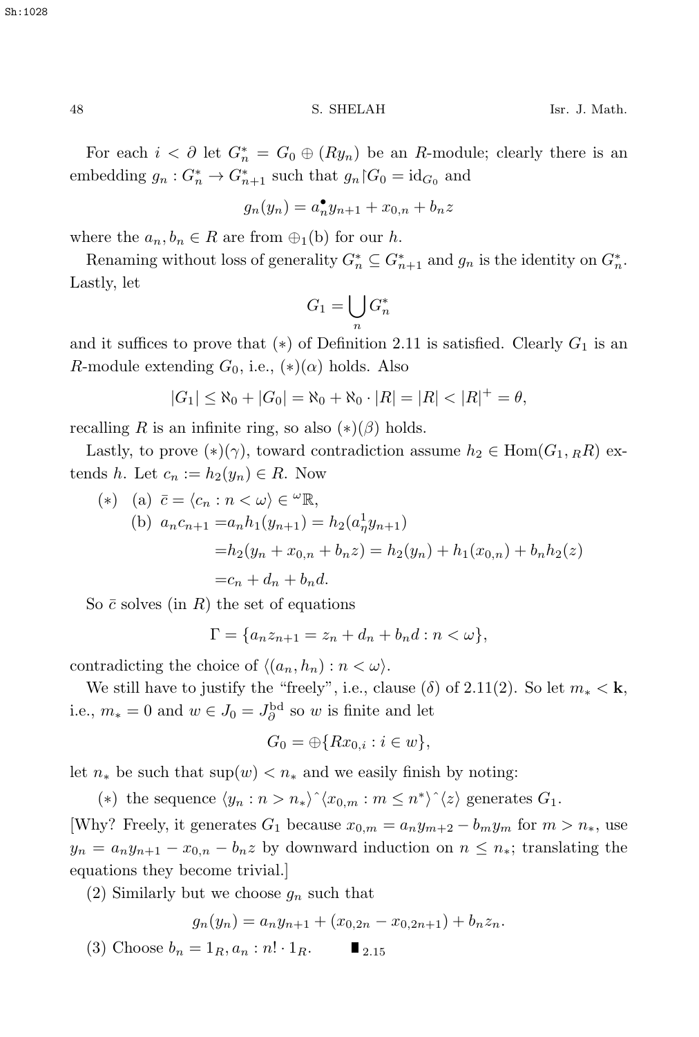For each $i < \partial$ let $G^*_n = G_0 \oplus (Ry_n)$ be an $R$-module; clearly there is an embedding $g_n : G^*_n \to G^*_{n+1}$ such that $g_n{\restriction}G_0 = \mathrm{id}_{G_0}$ and

$$g_n(y_n) = a^{\bullet}_n y_{n+1} + x_{0,n} + b_n z$$

where the $a_n, b_n \in R$ are from $\oplus_1$(b) for our $h$.

Renaming without loss of generality $G^*_n \subseteq G^*_{n+1}$ and $g_n$ is the identity on $G^*_n$. Lastly, let

$$G_1 = \bigcup_n G^*_n$$

and it suffices to prove that $(*)$ of Definition 2.11 is satisfied. Clearly $G_1$ is an $R$-module extending $G_0$, i.e., $(*)(\alpha)$ holds. Also

$$|G_1| \le \aleph_0 + |G_0| = \aleph_0 + \aleph_0 \cdot |R| = |R| < |R|^+ = \theta,$$

recalling $R$ is an infinite ring, so also $(*)(\beta)$ holds.

Lastly, to prove $(*)(\gamma)$, toward contradiction assume $h_2 \in \mathrm{Hom}(G_1, {}_RR)$ extends $h$. Let $c_n := h_2(y_n) \in R$. Now

$(*)$ (a) $\bar{c} = \langle c_n : n < \omega\rangle \in {}^{\omega}\mathbb{R}$,

(b)
$$\begin{aligned} a_n c_{n+1} &= a_n h_1(y_{n+1}) = h_2(a^1_\eta y_{n+1}) \\ &= h_2(y_n + x_{0,n} + b_n z) = h_2(y_n) + h_1(x_{0,n}) + b_n h_2(z) \\ &= c_n + d_n + b_n d. \end{aligned}$$

So $\bar{c}$ solves (in $R$) the set of equations

$$\Gamma = \{a_n z_{n+1} = z_n + d_n + b_n d : n < \omega\},$$

contradicting the choice of $\langle (a_n, h_n) : n < \omega\rangle$.

We still have to justify the "freely", i.e., clause $(\delta)$ of 2.11(2). So let $m_* < \mathbf{k}$, i.e., $m_* = 0$ and $w \in J_0 = J^{\mathrm{bd}}_\partial$ so $w$ is finite and let

$$G_0 = \oplus\{Rx_{0,i} : i \in w\},$$

let $n_*$ be such that $\sup(w) < n_*$ and we easily finish by noting:

$(*)$ the sequence $\langle y_n : n > n_*\rangle{}^\frown\langle x_{0,m} : m \le n^*\rangle{}^\frown\langle z\rangle$ generates $G_1$.

[Why? Freely, it generates $G_1$ because $x_{0,m} = a_n y_{m+2} - b_m y_m$ for $m > n_*$, use $y_n = a_n y_{n+1} - x_{0,n} - b_n z$ by downward induction on $n \le n_*$; translating the equations they become trivial.]

(2) Similarly but we choose $g_n$ such that

$$g_n(y_n) = a_n y_{n+1} + (x_{0,2n} - x_{0,2n+1}) + b_n z_n.$$

(3) Choose $b_n = 1_R, a_n : n! \cdot 1_R$. $\blacksquare_{2.15}$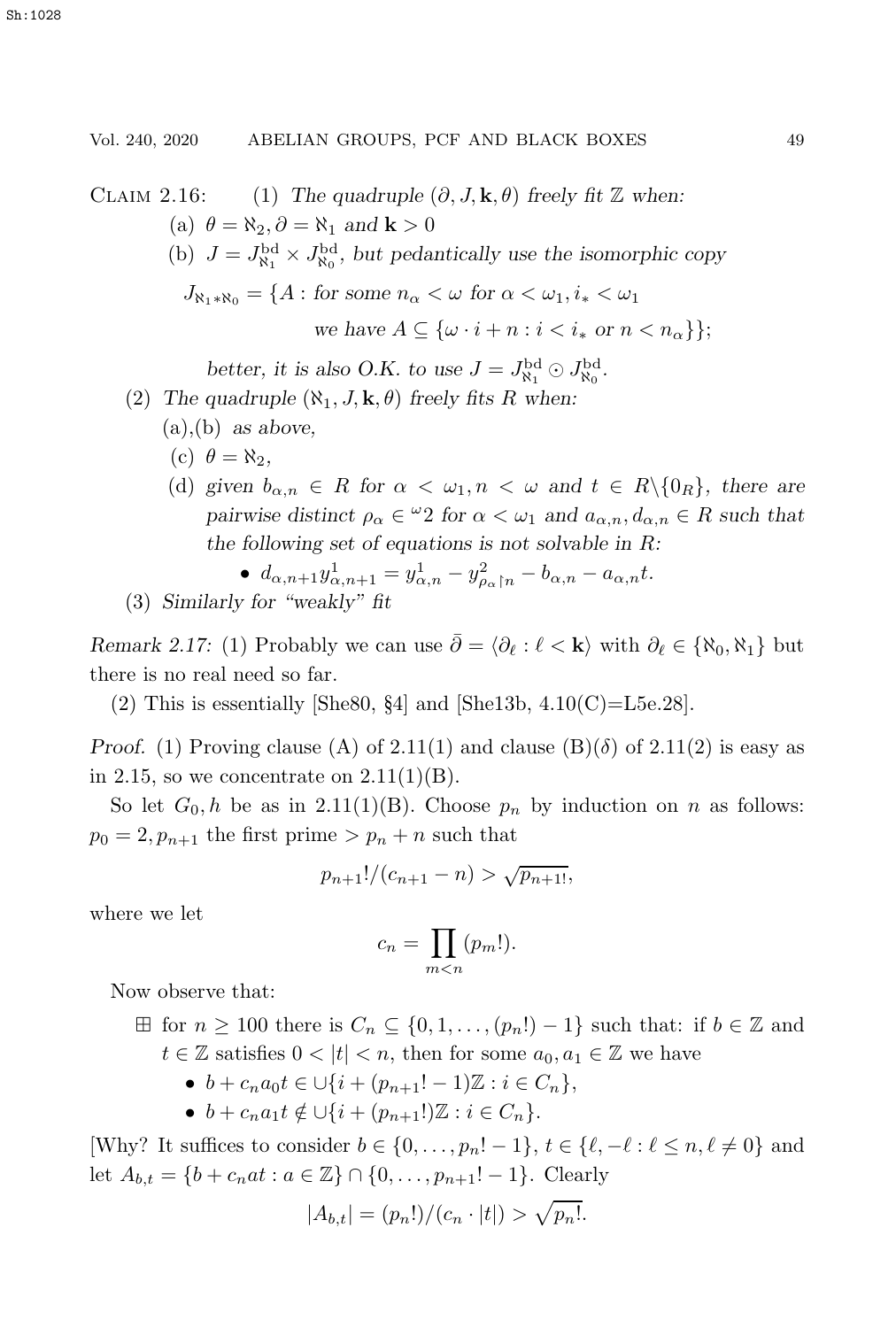CLAIM 2.16: (1) *The quadruple* $(\partial, J, \mathbf{k}, \theta)$ *freely fit* $\mathbb{Z}$ *when:*

(a) $\theta = \aleph_2, \partial = \aleph_1$ *and* $\mathbf{k} > 0$

(b) $J = J^{\rm bd}_{\aleph_1} \times J^{\rm bd}_{\aleph_0}$, *but pedantically use the isomorphic copy*

$$J_{\aleph_1 * \aleph_0} = \{A : \textit{for some } n_\alpha < \omega \textit{ for } \alpha < \omega_1, i_* < \omega_1 \textit{ we have } A \subseteq \{\omega \cdot i + n : i < i_* \textit{ or } n < n_\alpha\}\};$$

*better, it is also O.K. to use* $J = J^{\rm bd}_{\aleph_1} \odot J^{\rm bd}_{\aleph_0}$.

(2) *The quadruple* $(\aleph_1, J, \mathbf{k}, \theta)$ *freely fits* $R$ *when:*

(a),(b) *as above,*

(c) $\theta = \aleph_2$,

(d) *given* $b_{\alpha,n} \in R$ *for* $\alpha < \omega_1, n < \omega$ *and* $t \in R \backslash \{0_R\}$, *there are pairwise distinct* $\rho_\alpha \in {}^\omega 2$ *for* $\alpha < \omega_1$ *and* $a_{\alpha,n}, d_{\alpha,n} \in R$ *such that the following set of equations is not solvable in* $R$:

- $d_{\alpha,n+1} y^1_{\alpha,n+1} = y^1_{\alpha,n} - y^2_{\rho_\alpha \restriction n} - b_{\alpha,n} - a_{\alpha,n} t$.

(3) *Similarly for "weakly" fit*

*Remark 2.17:* (1) Probably we can use $\bar{\partial} = \langle \partial_\ell : \ell < \mathbf{k} \rangle$ with $\partial_\ell \in \{\aleph_0, \aleph_1\}$ but there is no real need so far.

(2) This is essentially [She80, §4] and [She13b, 4.10(C)=L5e.28].

*Proof.* (1) Proving clause (A) of 2.11(1) and clause (B)($\delta$) of 2.11(2) is easy as in 2.15, so we concentrate on 2.11(1)(B).

So let $G_0, h$ be as in 2.11(1)(B). Choose $p_n$ by induction on $n$ as follows: $p_0 = 2, p_{n+1}$ the first prime $> p_n + n$ such that

$$p_{n+1}!/(c_{n+1} - n) > \sqrt{p_{n+1!}},$$

where we let

$$c_n = \prod_{m<n} (p_m!).$$

Now observe that:

$\boxplus$ for $n \geq 100$ there is $C_n \subseteq \{0, 1, \ldots, (p_n!) - 1\}$ such that: if $b \in \mathbb{Z}$ and $t \in \mathbb{Z}$ satisfies $0 < |t| < n$, then for some $a_0, a_1 \in \mathbb{Z}$ we have

- $b + c_n a_0 t \in \cup \{i + (p_{n+1}! - 1)\mathbb{Z} : i \in C_n\}$,
- $b + c_n a_1 t \notin \cup \{i + (p_{n+1}!)\mathbb{Z} : i \in C_n\}$.

[Why? It suffices to consider $b \in \{0, \ldots, p_n! - 1\}$, $t \in \{\ell, -\ell : \ell \leq n, \ell \neq 0\}$ and let $A_{b,t} = \{b + c_n a t : a \in \mathbb{Z}\} \cap \{0, \ldots, p_{n+1}! - 1\}$. Clearly

$$|A_{b,t}| = (p_n!)/(c_n \cdot |t|) > \sqrt{p_n!}.$$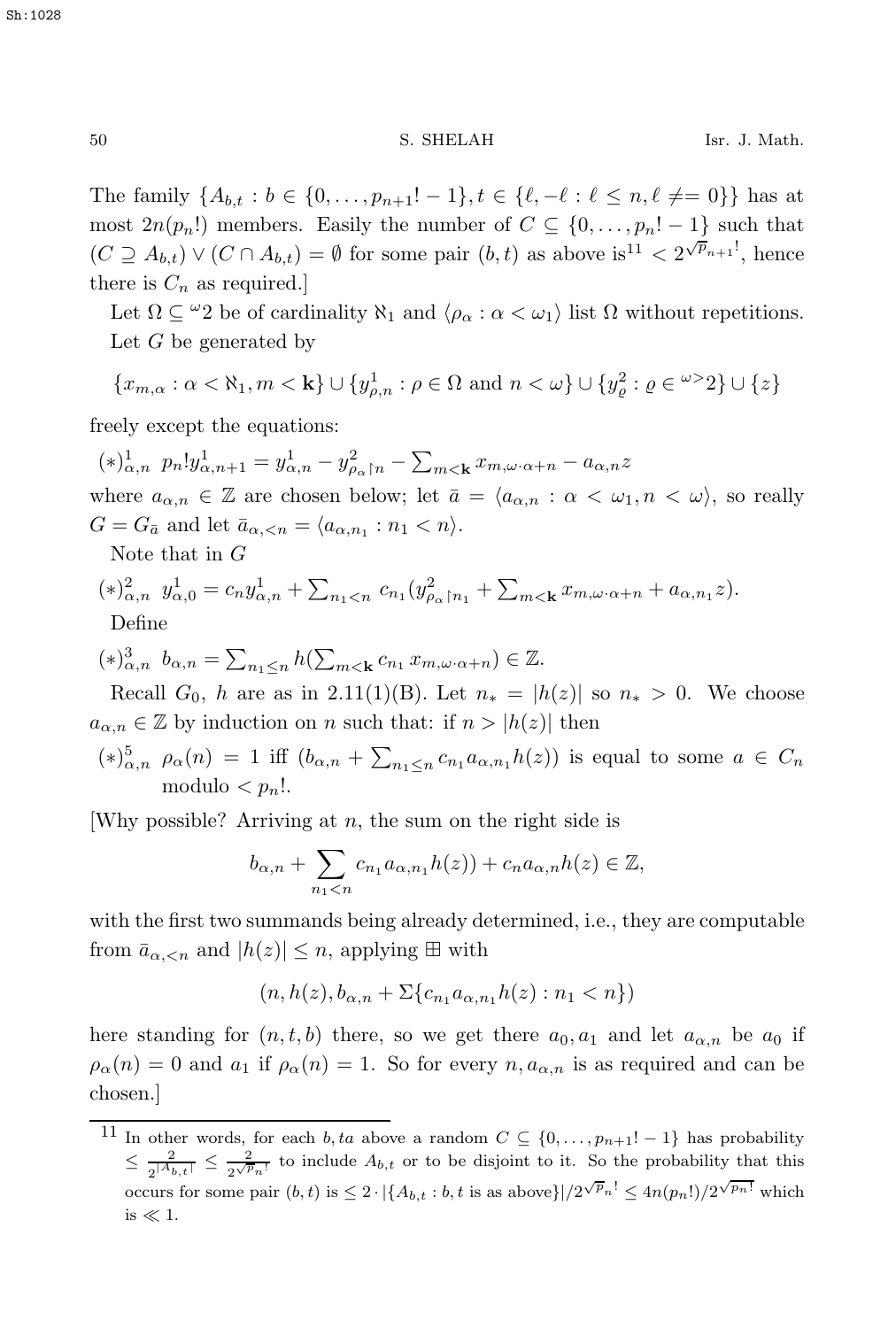The family $\{A_{b,t} : b \in \{0, \dots, p_{n+1}! - 1\}, t \in \{\ell, -\ell : \ell \leq n, \ell \neq= 0\}\}$ has at most $2n(p_n!)$ members. Easily the number of $C \subseteq \{0, \dots, p_n! - 1\}$ such that $(C \supseteq A_{b,t}) \vee (C \cap A_{b,t}) = \emptyset$ for some pair $(b,t)$ as above is[11] $< 2^{\sqrt{p}_{n+1}!}$, hence there is $C_n$ as required.]

Let $\Omega \subseteq {}^\omega 2$ be of cardinality $\aleph_1$ and $\langle \rho_\alpha : \alpha < \omega_1 \rangle$ list $\Omega$ without repetitions.

Let $G$ be generated by

$$\{x_{m,\alpha} : \alpha < \aleph_1, m < \mathbf{k}\} \cup \{y^1_{\rho,n} : \rho \in \Omega \text{ and } n < \omega\} \cup \{y^2_\varrho : \varrho \in {}^{\omega>}2\} \cup \{z\}$$

freely except the equations:

$(*)^1_{\alpha,n}$ $p_n! y^1_{\alpha,n+1} = y^1_{\alpha,n} - y^2_{\rho_\alpha \restriction n} - \sum_{m<\mathbf{k}} x_{m,\omega\cdot\alpha+n} - a_{\alpha,n} z$

where $a_{\alpha,n} \in \mathbb{Z}$ are chosen below; let $\bar{a} = \langle a_{\alpha,n} : \alpha < \omega_1, n < \omega \rangle$, so really $G = G_{\bar{a}}$ and let $\bar{a}_{\alpha,<n} = \langle a_{\alpha,n_1} : n_1 < n \rangle$.

Note that in $G$

$(*)^2_{\alpha,n}$ $y^1_{\alpha,0} = c_n y^1_{\alpha,n} + \sum_{n_1<n} c_{n_1}(y^2_{\rho_\alpha \restriction n_1} + \sum_{m<\mathbf{k}} x_{m,\omega\cdot\alpha+n} + a_{\alpha,n_1} z)$.

Define

$(*)^3_{\alpha,n}$ $b_{\alpha,n} = \sum_{n_1 \leq n} h(\sum_{m<\mathbf{k}} c_{n_1} x_{m,\omega\cdot\alpha+n}) \in \mathbb{Z}$.

Recall $G_0$, $h$ are as in 2.11(1)(B). Let $n_* = |h(z)|$ so $n_* > 0$. We choose $a_{\alpha,n} \in \mathbb{Z}$ by induction on $n$ such that: if $n > |h(z)|$ then

$(*)^5_{\alpha,n}$ $\rho_\alpha(n) = 1$ iff $(b_{\alpha,n} + \sum_{n_1 \leq n} c_{n_1} a_{\alpha,n_1} h(z))$ is equal to some $a \in C_n$ modulo $< p_n!$.

[Why possible? Arriving at $n$, the sum on the right side is

$$b_{\alpha,n} + \sum_{n_1<n} c_{n_1} a_{\alpha,n_1} h(z)) + c_n a_{\alpha,n} h(z) \in \mathbb{Z},$$

with the first two summands being already determined, i.e., they are computable from $\bar{a}_{\alpha,<n}$ and $|h(z)| \leq n$, applying $\boxplus$ with

$$(n, h(z), b_{\alpha,n} + \Sigma\{c_{n_1} a_{\alpha,n_1} h(z) : n_1 < n\})$$

here standing for $(n,t,b)$ there, so we get there $a_0, a_1$ and let $a_{\alpha,n}$ be $a_0$ if $\rho_\alpha(n) = 0$ and $a_1$ if $\rho_\alpha(n) = 1$. So for every $n, a_{\alpha,n}$ is as required and can be chosen.]

---

[11] In other words, for each $b, ta$ above a random $C \subseteq \{0, \dots, p_{n+1}! - 1\}$ has probability $\leq \frac{2}{2^{|A_{b,t}|}} \leq \frac{2}{2^{\sqrt{p}_n!}}$ to include $A_{b,t}$ or to be disjoint to it. So the probability that this occurs for some pair $(b,t)$ is $\leq 2 \cdot |\{A_{b,t} : b, t \text{ is as above}\}|/2^{\sqrt{p}_n!} \leq 4n(p_n!)/2^{\sqrt{p_n!}}$ which is $\ll 1$.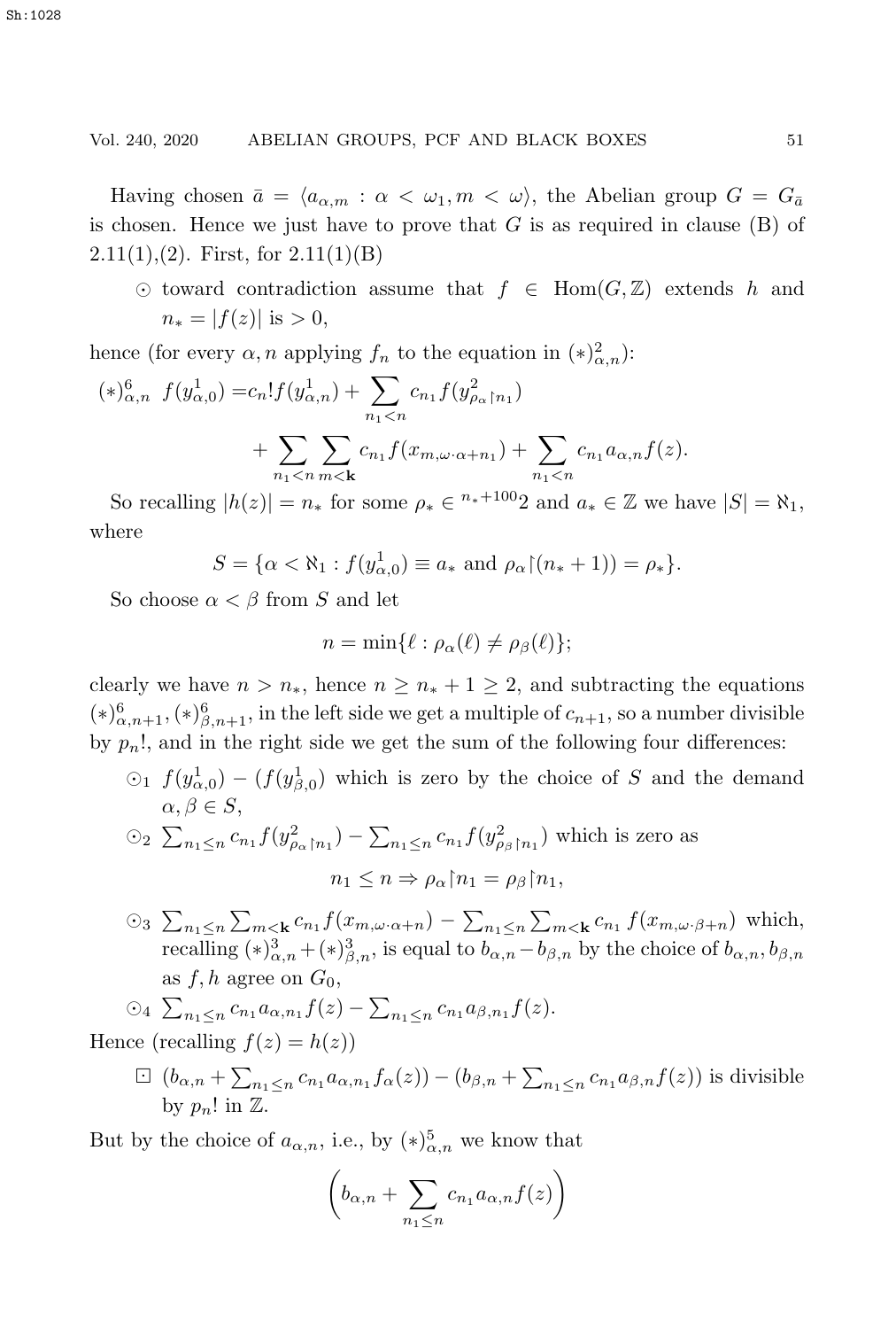Having chosen $\bar{a} = \langle a_{\alpha,m} : \alpha < \omega_1, m < \omega\rangle$, the Abelian group $G = G_{\bar{a}}$ is chosen. Hence we just have to prove that $G$ is as required in clause (B) of 2.11(1),(2). First, for 2.11(1)(B)

- $\odot$ toward contradiction assume that $f \in \mathrm{Hom}(G, \mathbb{Z})$ extends $h$ and $n_* = |f(z)|$ is $> 0$,

hence (for every $\alpha, n$ applying $f_n$ to the equation in $(*)^2_{\alpha,n}$):

$$(*)^6_{\alpha,n} \quad f(y^1_{\alpha,0}) = c_n! f(y^1_{\alpha,n}) + \sum_{n_1<n} c_{n_1} f(y^2_{\rho_\alpha \restriction n_1}) + \sum_{n_1<n}\sum_{m<\mathbf{k}} c_{n_1} f(x_{m,\omega\cdot\alpha+n_1}) + \sum_{n_1<n} c_{n_1} a_{\alpha,n} f(z).$$

So recalling $|h(z)| = n_*$ for some $\rho_* \in {}^{n_*+100}2$ and $a_* \in \mathbb{Z}$ we have $|S| = \aleph_1$, where

$$S = \{\alpha < \aleph_1 : f(y^1_{\alpha,0}) \equiv a_* \text{ and } \rho_\alpha \restriction (n_*+1)) = \rho_*\}.$$

So choose $\alpha < \beta$ from $S$ and let

$$n = \min\{\ell : \rho_\alpha(\ell) \neq \rho_\beta(\ell)\};$$

clearly we have $n > n_*$, hence $n \geq n_* + 1 \geq 2$, and subtracting the equations $(*)^6_{\alpha,n+1}, (*)^6_{\beta,n+1}$, in the left side we get a multiple of $c_{n+1}$, so a number divisible by $p_n!$, and in the right side we get the sum of the following four differences:

- $\odot_1$ $f(y^1_{\alpha,0}) - (f(y^1_{\beta,0})$ which is zero by the choice of $S$ and the demand $\alpha, \beta \in S$,
- $\odot_2$ $\sum_{n_1\leq n} c_{n_1} f(y^2_{\rho_\alpha \restriction n_1}) - \sum_{n_1\leq n} c_{n_1} f(y^2_{\rho_\beta \restriction n_1})$ which is zero as
$$n_1 \leq n \Rightarrow \rho_\alpha \restriction n_1 = \rho_\beta \restriction n_1,$$
- $\odot_3$ $\sum_{n_1\leq n}\sum_{m<\mathbf{k}} c_{n_1} f(x_{m,\omega\cdot\alpha+n}) - \sum_{n_1\leq n}\sum_{m<\mathbf{k}} c_{n_1}\, f(x_{m,\omega\cdot\beta+n})$ which, recalling $(*)^3_{\alpha,n} + (*)^3_{\beta,n}$, is equal to $b_{\alpha,n} - b_{\beta,n}$ by the choice of $b_{\alpha,n}, b_{\beta,n}$ as $f, h$ agree on $G_0$,
- $\odot_4$ $\sum_{n_1\leq n} c_{n_1} a_{\alpha,n_1} f(z) - \sum_{n_1\leq n} c_{n_1} a_{\beta,n_1} f(z)$.

Hence (recalling $f(z) = h(z)$)

- $\boxdot$ $(b_{\alpha,n} + \sum_{n_1\leq n} c_{n_1} a_{\alpha,n_1} f_\alpha(z)) - (b_{\beta,n} + \sum_{n_1\leq n} c_{n_1} a_{\beta,n} f(z))$ is divisible by $p_n!$ in $\mathbb{Z}$.

But by the choice of $a_{\alpha,n}$, i.e., by $(*)^5_{\alpha,n}$ we know that

$$\left(b_{\alpha,n} + \sum_{n_1\leq n} c_{n_1} a_{\alpha,n} f(z)\right)$$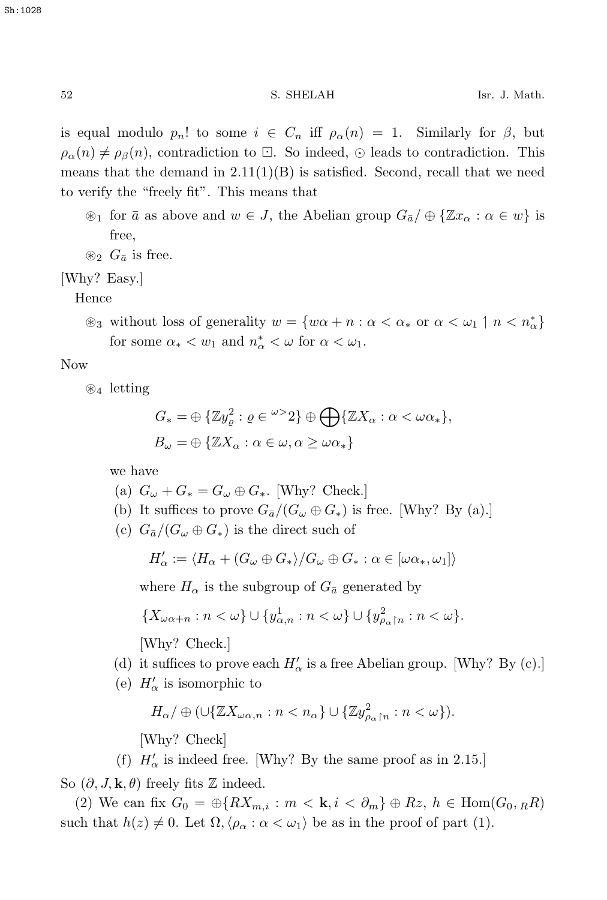is equal modulo $p_n!$ to some $i \in C_n$ iff $\rho_\alpha(n) = 1$. Similarly for $\beta$, but $\rho_\alpha(n) \neq \rho_\beta(n)$, contradiction to $\boxdot$. So indeed, $\odot$ leads to contradiction. This means that the demand in 2.11(1)(B) is satisfied. Second, recall that we need to verify the "freely fit". This means that

- $\circledast_1$ for $\bar{a}$ as above and $w \in J$, the Abelian group $G_{\bar{a}}/\oplus\{\mathbb{Z}x_\alpha : \alpha \in w\}$ is free,
- $\circledast_2$ $G_{\bar{a}}$ is free.

[Why? Easy.]

Hence

- $\circledast_3$ without loss of generality $w = \{w\alpha + n : \alpha < \alpha_*$ or $\alpha < \omega_1 \restriction n < n^*_\alpha\}$ for some $\alpha_* < w_1$ and $n^*_\alpha < \omega$ for $\alpha < \omega_1$.

Now

- $\circledast_4$ letting
$$G_* = \oplus\{\mathbb{Z}y^2_\varrho : \varrho \in {}^{\omega>}2\} \oplus \bigoplus\{\mathbb{Z}X_\alpha : \alpha < \omega\alpha_*\},$$
$$B_\omega = \oplus\{\mathbb{Z}X_\alpha : \alpha \in \omega, \alpha \geq \omega\alpha_*\}$$
we have
  - (a) $G_\omega + G_* = G_\omega \oplus G_*$. [Why? Check.]
  - (b) It suffices to prove $G_{\bar{a}}/(G_\omega \oplus G_*)$ is free. [Why? By (a).]
  - (c) $G_{\bar{a}}/(G_\omega \oplus G_*)$ is the direct such of
  $$H'_\alpha := \langle H_\alpha + (G_\omega \oplus G_*\rangle / G_\omega \oplus G_* : \alpha \in [\omega\alpha_*, \omega_1]\rangle$$
  where $H_\alpha$ is the subgroup of $G_{\bar{a}}$ generated by
  $$\{X_{\omega\alpha+n} : n < \omega\} \cup \{y^1_{\alpha,n} : n < \omega\} \cup \{y^2_{\rho_\alpha \restriction n} : n < \omega\}.$$
  [Why? Check.]
  - (d) it suffices to prove each $H'_\alpha$ is a free Abelian group. [Why? By (c).]
  - (e) $H'_\alpha$ is isomorphic to
  $$H_\alpha/\oplus(\cup\{\mathbb{Z}X_{\omega\alpha,n} : n < n_\alpha\} \cup \{\mathbb{Z}y^2_{\rho_\alpha \restriction n} : n < \omega\}).$$
  [Why? Check]
  - (f) $H'_\alpha$ is indeed free. [Why? By the same proof as in 2.15.]

So $(\partial, J, \mathbf{k}, \theta)$ freely fits $\mathbb{Z}$ indeed.

(2) We can fix $G_0 = \oplus\{RX_{m,i} : m < \mathbf{k}, i < \partial_m\} \oplus Rz$, $h \in \mathrm{Hom}(G_0, {}_RR)$ such that $h(z) \neq 0$. Let $\Omega, \langle \rho_\alpha : \alpha < \omega_1\rangle$ be as in the proof of part (1).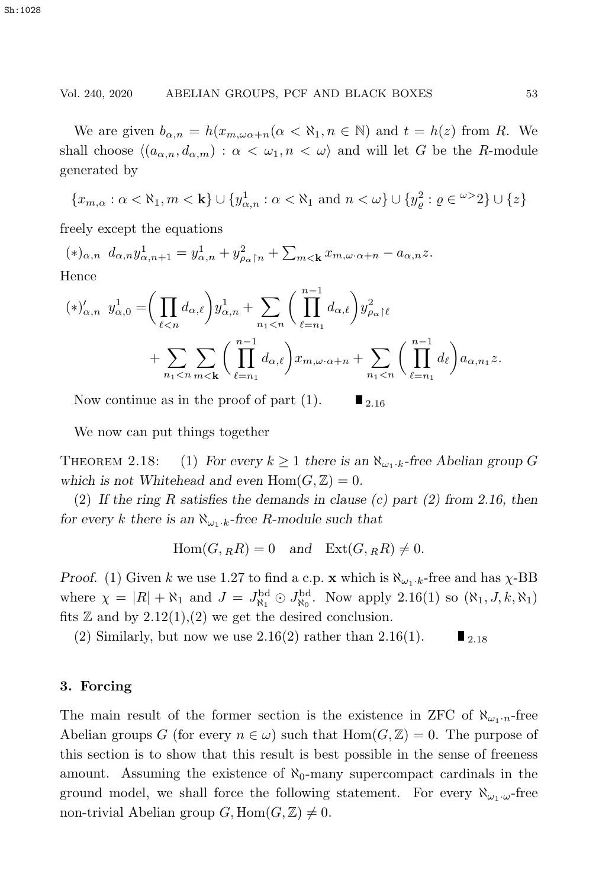We are given $b_{\alpha,n} = h(x_{m,\omega\alpha+n}(\alpha < \aleph_1, n \in \mathbb{N})$ and $t = h(z)$ from $R$. We shall choose $\langle (a_{\alpha,n}, d_{\alpha,m}) : \alpha < \omega_1, n < \omega \rangle$ and will let $G$ be the $R$-module generated by

$$\{x_{m,\alpha} : \alpha < \aleph_1, m < \mathbf{k}\} \cup \{y^1_{\alpha,n} : \alpha < \aleph_1 \text{ and } n < \omega\} \cup \{y^2_\varrho : \varrho \in {}^{\omega>}2\} \cup \{z\}$$

freely except the equations

$(*)_{\alpha,n}$ $d_{\alpha,n} y^1_{\alpha,n+1} = y^1_{\alpha,n} + y^2_{\rho_\alpha \restriction n} + \sum_{m<\mathbf{k}} x_{m,\omega\cdot\alpha+n} - a_{\alpha,n} z.$

Hence

$$(*)'_{\alpha,n} \ y^1_{\alpha,0} = \Big(\prod_{\ell<n} d_{\alpha,\ell}\Big) y^1_{\alpha,n} + \sum_{n_1<n} \Big(\prod_{\ell=n_1}^{n-1} d_{\alpha,\ell}\Big) y^2_{\rho_\alpha \restriction \ell}$$
$$+ \sum_{n_1<n} \sum_{m<\mathbf{k}} \Big(\prod_{\ell=n_1}^{n-1} d_{\alpha,\ell}\Big) x_{m,\omega\cdot\alpha+n} + \sum_{n_1<n} \Big(\prod_{\ell=n_1}^{n-1} d_\ell\Big) a_{\alpha,n_1} z.$$

Now continue as in the proof of part (1). $\blacksquare_{2.16}$

We now can put things together

Theorem 2.18: (1) *For every $k \geq 1$ there is an $\aleph_{\omega_1 \cdot k}$-free Abelian group $G$ which is not Whitehead and even $\mathrm{Hom}(G, \mathbb{Z}) = 0$.*

(2) *If the ring $R$ satisfies the demands in clause (c) part (2) from 2.16, then for every $k$ there is an $\aleph_{\omega_1 \cdot k}$-free $R$-module such that*

$$\mathrm{Hom}(G, {}_R R) = 0 \quad \textit{and} \quad \mathrm{Ext}(G, {}_R R) \neq 0.$$

*Proof.* (1) Given $k$ we use 1.27 to find a c.p. $\mathbf{x}$ which is $\aleph_{\omega_1 \cdot k}$-free and has $\chi$-BB where $\chi = |R| + \aleph_1$ and $J = J^{\mathrm{bd}}_{\aleph_1} \odot J^{\mathrm{bd}}_{\aleph_0}$. Now apply 2.16(1) so $(\aleph_1, J, k, \aleph_1)$ fits $\mathbb{Z}$ and by 2.12(1),(2) we get the desired conclusion.

(2) Similarly, but now we use 2.16(2) rather than 2.16(1). $\blacksquare_{2.18}$

## 3. Forcing

The main result of the former section is the existence in ZFC of $\aleph_{\omega_1 \cdot n}$-free Abelian groups $G$ (for every $n \in \omega$) such that $\mathrm{Hom}(G, \mathbb{Z}) = 0$. The purpose of this section is to show that this result is best possible in the sense of freeness amount. Assuming the existence of $\aleph_0$-many supercompact cardinals in the ground model, we shall force the following statement. For every $\aleph_{\omega_1 \cdot \omega}$-free non-trivial Abelian group $G, \mathrm{Hom}(G, \mathbb{Z}) \neq 0$.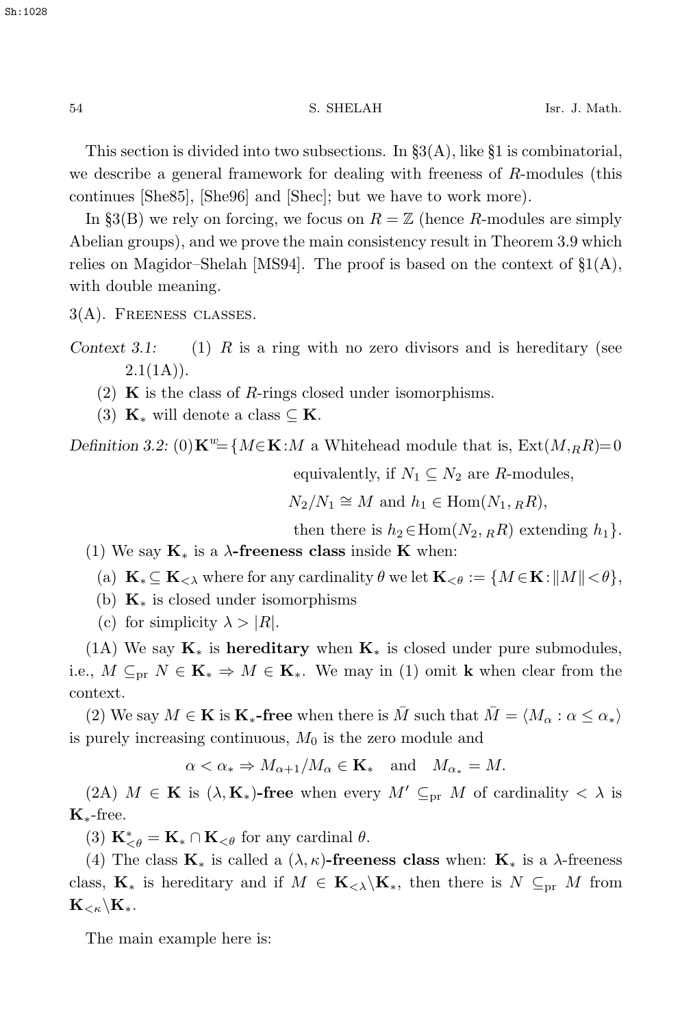This section is divided into two subsections. In §3(A), like §1 is combinatorial, we describe a general framework for dealing with freeness of $R$-modules (this continues [She85], [She96] and [Shec]; but we have to work more).

In §3(B) we rely on forcing, we focus on $R = \mathbb{Z}$ (hence $R$-modules are simply Abelian groups), and we prove the main consistency result in Theorem 3.9 which relies on Magidor–Shelah [MS94]. The proof is based on the context of §1(A), with double meaning.

3(A). Freeness classes.

*Context 3.1:* (1) $R$ is a ring with no zero divisors and is hereditary (see 2.1(1A)).

(2) $\mathbf{K}$ is the class of $R$-rings closed under isomorphisms.

(3) $\mathbf{K}_*$ will denote a class $\subseteq \mathbf{K}$.

*Definition 3.2:* (0) $\mathbf{K}^w = \{M \in \mathbf{K} : M$ a Whitehead module that is, $\mathrm{Ext}(M, {}_R R) = 0$ equivalently, if $N_1 \subseteq N_2$ are $R$-modules, $N_2/N_1 \cong M$ and $h_1 \in \mathrm{Hom}(N_1, {}_R R)$, then there is $h_2 \in \mathrm{Hom}(N_2, {}_R R)$ extending $h_1\}$.

(1) We say $\mathbf{K}_*$ is a **$\lambda$-freeness class** inside $\mathbf{K}$ when:

(a) $\mathbf{K}_* \subseteq \mathbf{K}_{<\lambda}$ where for any cardinality $\theta$ we let $\mathbf{K}_{<\theta} := \{M \in \mathbf{K} : \|M\| < \theta\}$,

(b) $\mathbf{K}_*$ is closed under isomorphisms

(c) for simplicity $\lambda > |R|$.

(1A) We say $\mathbf{K}_*$ is **hereditary** when $\mathbf{K}_*$ is closed under pure submodules, i.e., $M \subseteq_{\mathrm{pr}} N \in \mathbf{K}_* \Rightarrow M \in \mathbf{K}_*$. We may in (1) omit $\mathbf{k}$ when clear from the context.

(2) We say $M \in \mathbf{K}$ is **$\mathbf{K}_*$-free** when there is $\bar{M}$ such that $\bar{M} = \langle M_\alpha : \alpha \leq \alpha_* \rangle$ is purely increasing continuous, $M_0$ is the zero module and

$$\alpha < \alpha_* \Rightarrow M_{\alpha+1}/M_\alpha \in \mathbf{K}_* \quad \text{and} \quad M_{\alpha_*} = M.$$

(2A) $M \in \mathbf{K}$ is **$(\lambda, \mathbf{K}_*)$-free** when every $M' \subseteq_{\mathrm{pr}} M$ of cardinality $< \lambda$ is $\mathbf{K}_*$-free.

(3) $\mathbf{K}^*_{<\theta} = \mathbf{K}_* \cap \mathbf{K}_{<\theta}$ for any cardinal $\theta$.

(4) The class $\mathbf{K}_*$ is called a **$(\lambda, \kappa)$-freeness class** when: $\mathbf{K}_*$ is a $\lambda$-freeness class, $\mathbf{K}_*$ is hereditary and if $M \in \mathbf{K}_{<\lambda} \backslash \mathbf{K}_*$, then there is $N \subseteq_{\mathrm{pr}} M$ from $\mathbf{K}_{<\kappa} \backslash \mathbf{K}_*$.

The main example here is: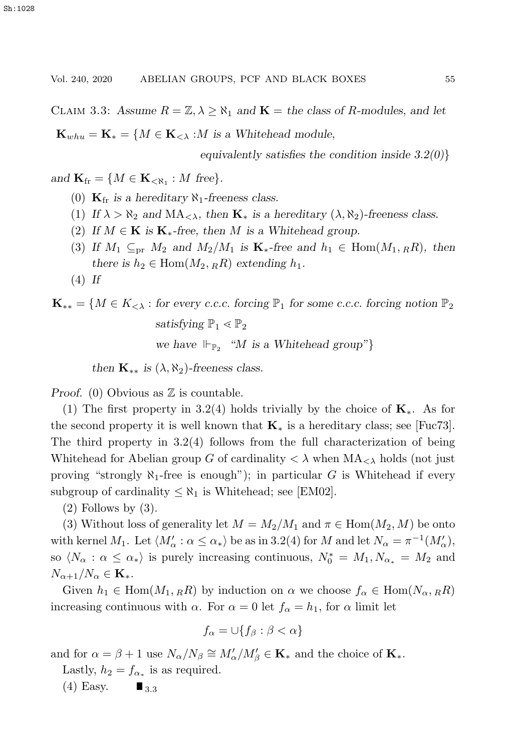CLAIM 3.3: *Assume $R = \mathbb{Z}, \lambda \geq \aleph_1$ and $\mathbf{K}$ = the class of $R$-modules, and let*

$$\mathbf{K}_{whu} = \mathbf{K}_* = \{M \in \mathbf{K}_{<\lambda} : M \text{ is a Whitehead module, equivalently satisfies the condition inside 3.2(0)}\}$$

*and* $\mathbf{K}_{\rm fr} = \{M \in \mathbf{K}_{<\aleph_1} : M \text{ free}\}$.

(0) $\mathbf{K}_{\rm fr}$ *is a hereditary $\aleph_1$-freeness class.*

(1) *If $\lambda > \aleph_2$ and $\mathrm{MA}_{<\lambda}$, then $\mathbf{K}_*$ is a hereditary $(\lambda, \aleph_2)$-freeness class.*

(2) *If $M \in \mathbf{K}$ is $\mathbf{K}_*$-free, then $M$ is a Whitehead group.*

(3) *If $M_1 \subseteq_{\rm pr} M_2$ and $M_2/M_1$ is $\mathbf{K}_*$-free and $h_1 \in \mathrm{Hom}(M_1, {}_RR)$, then there is $h_2 \in \mathrm{Hom}(M_2, {}_RR)$ extending $h_1$.*

(4) *If*

$$\mathbf{K}_{**} = \{M \in K_{<\lambda} : \text{for every c.c.c. forcing } \mathbb{P}_1 \text{ for some c.c.c. forcing notion } \mathbb{P}_2 \text{ satisfying } \mathbb{P}_1 \lessdot \mathbb{P}_2 \text{ we have } \Vdash_{\mathbb{P}_2} \text{ “}M \text{ is a Whitehead group”}\}$$

*then $\mathbf{K}_{**}$ is $(\lambda, \aleph_2)$-freeness class.*

*Proof.* (0) Obvious as $\mathbb{Z}$ is countable.

(1) The first property in 3.2(4) holds trivially by the choice of $\mathbf{K}_*$. As for the second property it is well known that $\mathbf{K}_*$ is a hereditary class; see [Fuc73]. The third property in 3.2(4) follows from the full characterization of being Whitehead for Abelian group $G$ of cardinality $< \lambda$ when $\mathrm{MA}_{<\lambda}$ holds (not just proving “strongly $\aleph_1$-free is enough”); in particular $G$ is Whitehead if every subgroup of cardinality $\leq \aleph_1$ is Whitehead; see [EM02].

(2) Follows by (3).

(3) Without loss of generality let $M = M_2/M_1$ and $\pi \in \mathrm{Hom}(M_2, M)$ be onto with kernel $M_1$. Let $\langle M'_\alpha : \alpha \leq \alpha_* \rangle$ be as in 3.2(4) for $M$ and let $N_\alpha = \pi^{-1}(M'_\alpha)$, so $\langle N_\alpha : \alpha \leq \alpha_* \rangle$ is purely increasing continuous, $N^*_0 = M_1, N_{\alpha_*} = M_2$ and $N_{\alpha+1}/N_\alpha \in \mathbf{K}_*$.

Given $h_1 \in \mathrm{Hom}(M_1, {}_RR)$ by induction on $\alpha$ we choose $f_\alpha \in \mathrm{Hom}(N_\alpha, {}_RR)$ increasing continuous with $\alpha$. For $\alpha = 0$ let $f_\alpha = h_1$, for $\alpha$ limit let

$$f_\alpha = \cup\{f_\beta : \beta < \alpha\}$$

and for $\alpha = \beta + 1$ use $N_\alpha/N_\beta \cong M'_\alpha/M'_\beta \in \mathbf{K}_*$ and the choice of $\mathbf{K}_*$.

Lastly, $h_2 = f_{\alpha_*}$ is as required.

(4) Easy. $\blacksquare_{3.3}$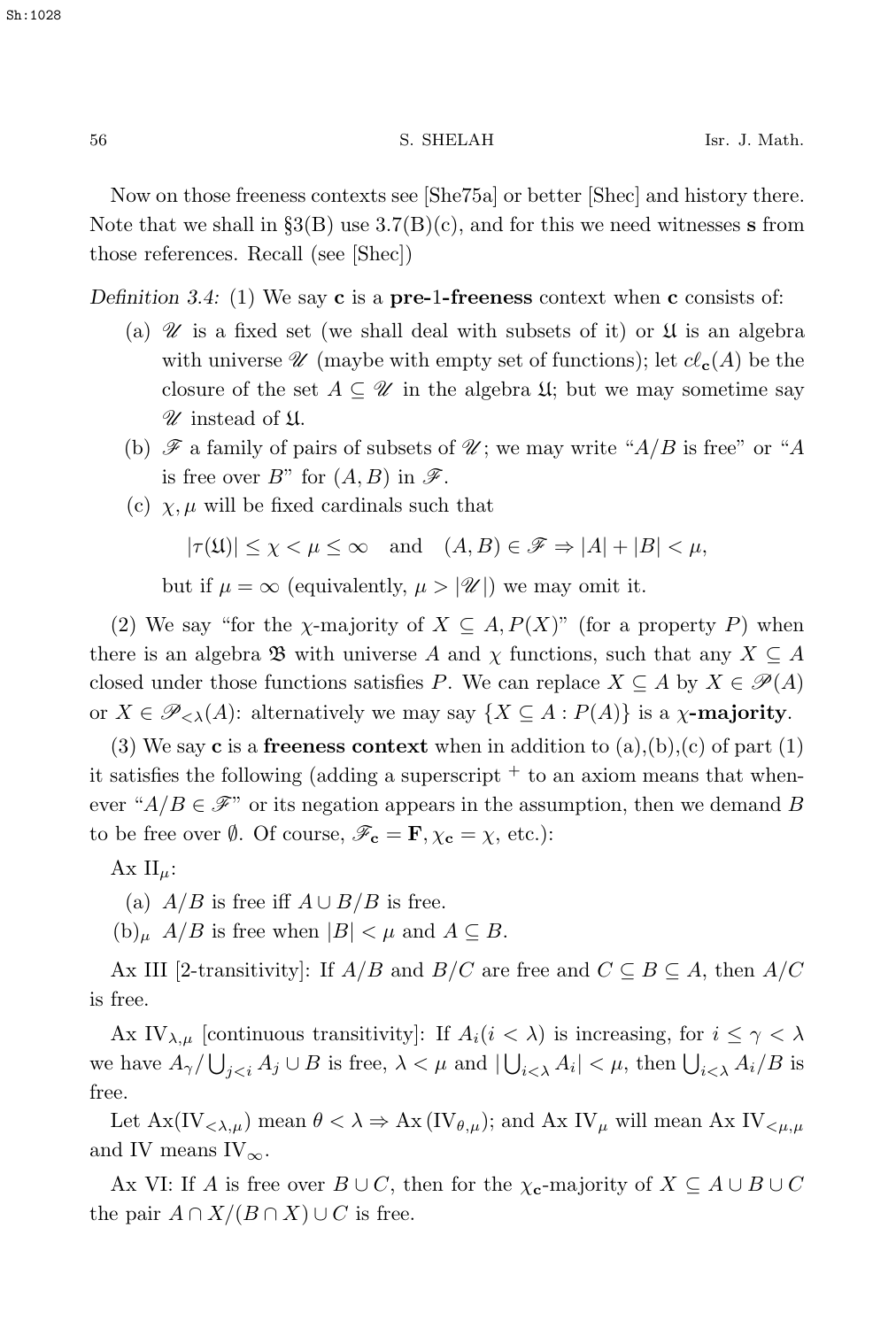Now on those freeness contexts see [She75a] or better [Shec] and history there. Note that we shall in §3(B) use 3.7(B)(c), and for this we need witnesses $\mathbf{s}$ from those references. Recall (see [Shec])

*Definition 3.4:* (1) We say $\mathbf{c}$ is a **pre-1-freeness** context when $\mathbf{c}$ consists of:

(a) $\mathscr{U}$ is a fixed set (we shall deal with subsets of it) or $\mathfrak{U}$ is an algebra with universe $\mathscr{U}$ (maybe with empty set of functions); let $c\ell_{\mathbf{c}}(A)$ be the closure of the set $A \subseteq \mathscr{U}$ in the algebra $\mathfrak{U}$; but we may sometime say $\mathscr{U}$ instead of $\mathfrak{U}$.

(b) $\mathscr{F}$ a family of pairs of subsets of $\mathscr{U}$; we may write "$A/B$ is free" or "$A$ is free over $B$" for $(A, B)$ in $\mathscr{F}$.

(c) $\chi, \mu$ will be fixed cardinals such that

$$|\tau(\mathfrak{U})| \leq \chi < \mu \leq \infty \quad \text{and} \quad (A, B) \in \mathscr{F} \Rightarrow |A| + |B| < \mu,$$

but if $\mu = \infty$ (equivalently, $\mu > |\mathscr{U}|$) we may omit it.

(2) We say "for the $\chi$-majority of $X \subseteq A, P(X)$" (for a property $P$) when there is an algebra $\mathfrak{B}$ with universe $A$ and $\chi$ functions, such that any $X \subseteq A$ closed under those functions satisfies $P$. We can replace $X \subseteq A$ by $X \in \mathscr{P}(A)$ or $X \in \mathscr{P}_{<\lambda}(A)$: alternatively we may say $\{X \subseteq A : P(A)\}$ is a **$\chi$-majority**.

(3) We say $\mathbf{c}$ is a **freeness context** when in addition to (a),(b),(c) of part (1) it satisfies the following (adding a superscript $^+$ to an axiom means that whenever "$A/B \in \mathscr{F}$" or its negation appears in the assumption, then we demand $B$ to be free over $\emptyset$. Of course, $\mathscr{F}_{\mathbf{c}} = \mathbf{F}, \chi_{\mathbf{c}} = \chi$, etc.):

Ax $\mathrm{II}_\mu$:

(a) $A/B$ is free iff $A \cup B/B$ is free.

$(\mathrm{b})_\mu$ $A/B$ is free when $|B| < \mu$ and $A \subseteq B$.

Ax III [2-transitivity]: If $A/B$ and $B/C$ are free and $C \subseteq B \subseteq A$, then $A/C$ is free.

Ax $\mathrm{IV}_{\lambda,\mu}$ [continuous transitivity]: If $A_i (i < \lambda)$ is increasing, for $i \leq \gamma < \lambda$ we have $A_\gamma / \bigcup_{j<i} A_j \cup B$ is free, $\lambda < \mu$ and $|\bigcup_{i<\lambda} A_i| < \mu$, then $\bigcup_{i<\lambda} A_i / B$ is free.

Let $\mathrm{Ax}(\mathrm{IV}_{<\lambda,\mu})$ mean $\theta < \lambda \Rightarrow \mathrm{Ax}\,(\mathrm{IV}_{\theta,\mu})$; and Ax $\mathrm{IV}_\mu$ will mean Ax $\mathrm{IV}_{<\mu,\mu}$ and IV means $\mathrm{IV}_\infty$.

Ax VI: If $A$ is free over $B \cup C$, then for the $\chi_{\mathbf{c}}$-majority of $X \subseteq A \cup B \cup C$ the pair $A \cap X/(B \cap X) \cup C$ is free.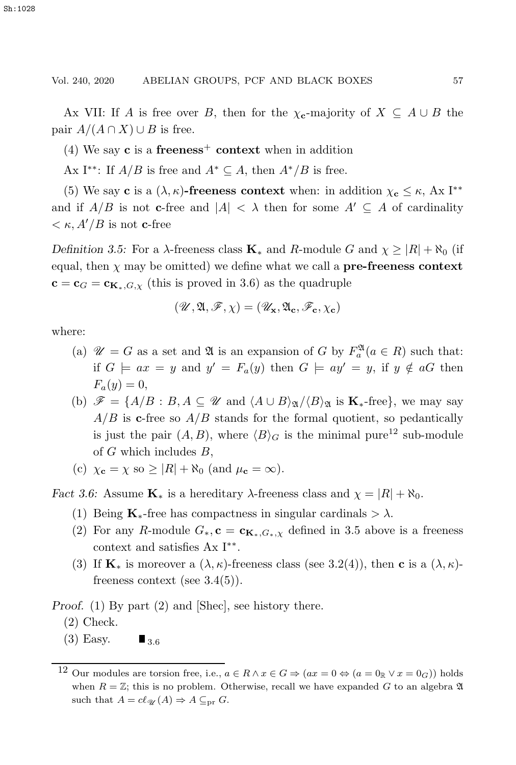Ax VII: If $A$ is free over $B$, then for the $\chi_{\mathbf{c}}$-majority of $X \subseteq A \cup B$ the pair $A/(A \cap X) \cup B$ is free.

(4) We say $\mathbf{c}$ is a **freeness$^+$ context** when in addition

Ax I$^{**}$: If $A/B$ is free and $A^* \subseteq A$, then $A^*/B$ is free.

(5) We say $\mathbf{c}$ is a **$(\lambda, \kappa)$-freeness context** when: in addition $\chi_{\mathbf{c}} \leq \kappa$, Ax I$^{**}$ and if $A/B$ is not $\mathbf{c}$-free and $|A| < \lambda$ then for some $A' \subseteq A$ of cardinality $< \kappa$, $A'/B$ is not $\mathbf{c}$-free

*Definition 3.5:* For a $\lambda$-freeness class $\mathbf{K}_*$ and $R$-module $G$ and $\chi \geq |R| + \aleph_0$ (if equal, then $\chi$ may be omitted) we define what we call a **pre-freeness context** $\mathbf{c} = \mathbf{c}_G = \mathbf{c}_{\mathbf{K}_*, G, \chi}$ (this is proved in 3.6) as the quadruple

$$(\mathscr{U}, \mathfrak{A}, \mathscr{F}, \chi) = (\mathscr{U}_{\mathbf{x}}, \mathfrak{A}_{\mathbf{c}}, \mathscr{F}_{\mathbf{c}}, \chi_{\mathbf{c}})$$

where:

(a) $\mathscr{U} = G$ as a set and $\mathfrak{A}$ is an expansion of $G$ by $F_a^{\mathfrak{A}}(a \in R)$ such that: if $G \models ax = y$ and $y' = F_a(y)$ then $G \models ay' = y$, if $y \notin aG$ then $F_a(y) = 0$,

(b) $\mathscr{F} = \{A/B : B, A \subseteq \mathscr{U}$ and $\langle A \cup B \rangle_{\mathfrak{A}} / \langle B \rangle_{\mathfrak{A}}$ is $\mathbf{K}_*$-free$\}$, we may say $A/B$ is $\mathbf{c}$-free so $A/B$ stands for the formal quotient, so pedantically is just the pair $(A, B)$, where $\langle B \rangle_G$ is the minimal pure[12] sub-module of $G$ which includes $B$,

(c) $\chi_{\mathbf{c}} = \chi$ so $\geq |R| + \aleph_0$ (and $\mu_{\mathbf{c}} = \infty$).

*Fact 3.6:* Assume $\mathbf{K}_*$ is a hereditary $\lambda$-freeness class and $\chi = |R| + \aleph_0$.

(1) Being $\mathbf{K}_*$-free has compactness in singular cardinals $> \lambda$.

(2) For any $R$-module $G_*$, $\mathbf{c} = \mathbf{c}_{\mathbf{K}_*, G_*, \chi}$ defined in 3.5 above is a freeness context and satisfies Ax I$^{**}$.

(3) If $\mathbf{K}_*$ is moreover a $(\lambda, \kappa)$-freeness class (see 3.2(4)), then $\mathbf{c}$ is a $(\lambda, \kappa)$-freeness context (see 3.4(5)).

*Proof.* (1) By part (2) and [Shec], see history there.

(2) Check.

(3) Easy. $\blacksquare_{3.6}$

---

[12] Our modules are torsion free, i.e., $a \in R \wedge x \in G \Rightarrow (ax = 0 \Leftrightarrow (a = 0_{\mathbb{R}} \vee x = 0_G))$ holds when $R = \mathbb{Z}$; this is no problem. Otherwise, recall we have expanded $G$ to an algebra $\mathfrak{A}$ such that $A = c\ell_{\mathscr{U}}(A) \Rightarrow A \subseteq_{\text{pr}} G$.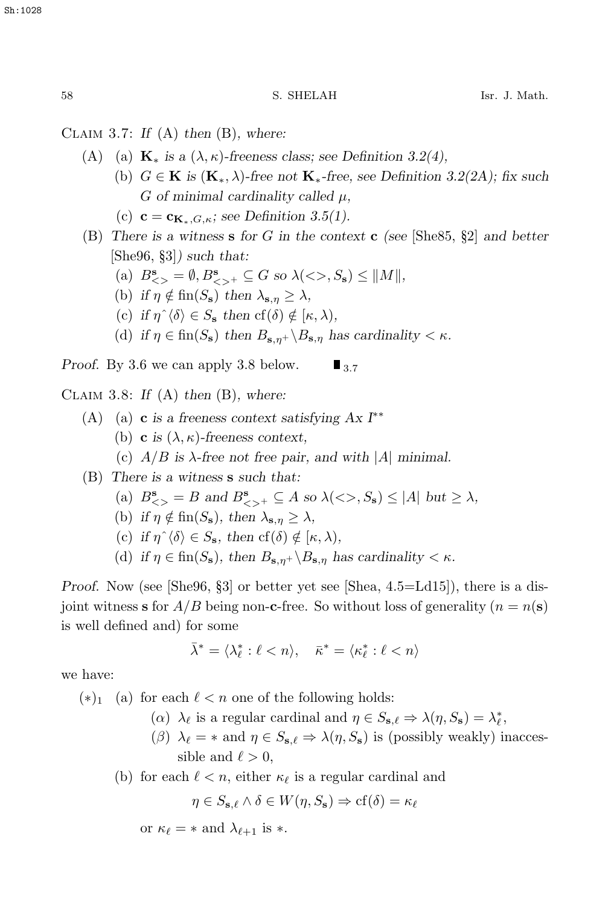Claim 3.7: *If* (A) *then* (B), *where:*

(A) (a) $\mathbf{K}_*$ *is a* $(\lambda, \kappa)$*-freeness class; see Definition 3.2(4),*

(b) $G \in \mathbf{K}$ *is* $(\mathbf{K}_*, \lambda)$*-free not* $\mathbf{K}_*$*-free, see Definition 3.2(2A); fix such* $G$ *of minimal cardinality called* $\mu$*,*

(c) $\mathbf{c} = \mathbf{c}_{\mathbf{K}_*, G, \kappa}$*; see Definition 3.5(1).*

(B) *There is a witness* $\mathbf{s}$ *for* $G$ *in the context* $\mathbf{c}$ *(see* [She85, §2] *and better* [She96, §3]*) such that:*

(a) $B^{\mathbf{s}}_{<>} = \emptyset, B^{\mathbf{s}}_{<>^+} \subseteq G$ *so* $\lambda(<>, S_{\mathbf{s}}) \leq \|M\|$*,*

(b) *if* $\eta \notin \operatorname{fin}(S_{\mathbf{s}})$ *then* $\lambda_{\mathbf{s},\eta} \geq \lambda$*,*

(c) *if* $\eta\hat{\ }\langle\delta\rangle \in S_{\mathbf{s}}$ *then* $\operatorname{cf}(\delta) \notin [\kappa, \lambda)$*,*

(d) *if* $\eta \in \operatorname{fin}(S_{\mathbf{s}})$ *then* $B_{\mathbf{s},\eta^+} \backslash B_{\mathbf{s},\eta}$ *has cardinality* $< \kappa$*.*

*Proof.* By 3.6 we can apply 3.8 below. $\blacksquare_{3.7}$

Claim 3.8: *If* (A) *then* (B), *where:*

(A) (a) $\mathbf{c}$ *is a freeness context satisfying Ax* $I^{**}$

(b) $\mathbf{c}$ *is* $(\lambda, \kappa)$*-freeness context,*

(c) $A/B$ *is* $\lambda$*-free not free pair, and with* $|A|$ *minimal.*

(B) *There is a witness* $\mathbf{s}$ *such that:*

(a) $B^{\mathbf{s}}_{<>} = B$ *and* $B^{\mathbf{s}}_{<>^+} \subseteq A$ *so* $\lambda(<>, S_{\mathbf{s}}) \leq |A|$ *but* $\geq \lambda$*,*

(b) *if* $\eta \notin \operatorname{fin}(S_{\mathbf{s}})$*, then* $\lambda_{\mathbf{s},\eta} \geq \lambda$*,*

(c) *if* $\eta\hat{\ }\langle\delta\rangle \in S_{\mathbf{s}}$*, then* $\operatorname{cf}(\delta) \notin [\kappa, \lambda)$*,*

(d) *if* $\eta \in \operatorname{fin}(S_{\mathbf{s}})$*, then* $B_{\mathbf{s},\eta^+} \backslash B_{\mathbf{s},\eta}$ *has cardinality* $< \kappa$*.*

*Proof.* Now (see [She96, §3] or better yet see [Shea, 4.5=Ld15]), there is a disjoint witness $\mathbf{s}$ for $A/B$ being non-$\mathbf{c}$-free. So without loss of generality ($n = n(\mathbf{s})$ is well defined and) for some

$$\bar{\lambda}^* = \langle \lambda^*_\ell : \ell < n \rangle, \quad \bar{\kappa}^* = \langle \kappa^*_\ell : \ell < n \rangle$$

we have:

$(*)_1$ (a) for each $\ell < n$ one of the following holds:

($\alpha$) $\lambda_\ell$ is a regular cardinal and $\eta \in S_{\mathbf{s},\ell} \Rightarrow \lambda(\eta, S_{\mathbf{s}}) = \lambda^*_\ell$,

($\beta$) $\lambda_\ell = *$ and $\eta \in S_{\mathbf{s},\ell} \Rightarrow \lambda(\eta, S_{\mathbf{s}})$ is (possibly weakly) inaccessible and $\ell > 0$,

(b) for each $\ell < n$, either $\kappa_\ell$ is a regular cardinal and

$$\eta \in S_{\mathbf{s},\ell} \wedge \delta \in W(\eta, S_{\mathbf{s}}) \Rightarrow \operatorname{cf}(\delta) = \kappa_\ell$$

or $\kappa_\ell = *$ and $\lambda_{\ell+1}$ is $*$.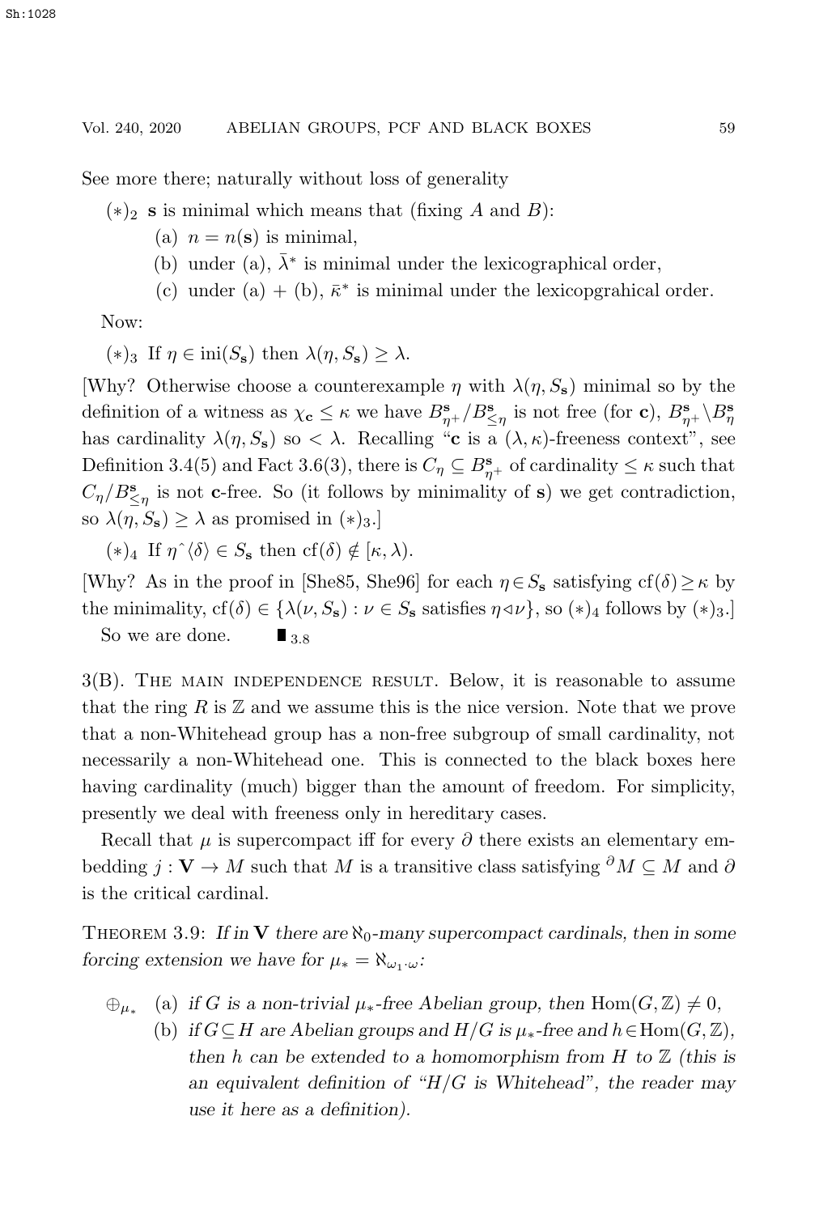See more there; naturally without loss of generality

$(*)_2$ $\mathbf{s}$ is minimal which means that (fixing $A$ and $B$):

(a) $n = n(\mathbf{s})$ is minimal,

(b) under (a), $\bar{\lambda}^*$ is minimal under the lexicographical order,

(c) under (a) + (b), $\bar{\kappa}^*$ is minimal under the lexicopgrahical order.

Now:

$(*)_3$ If $\eta \in \mathrm{ini}(S_{\mathbf{s}})$ then $\lambda(\eta, S_{\mathbf{s}}) \geq \lambda$.

[Why? Otherwise choose a counterexample $\eta$ with $\lambda(\eta, S_{\mathbf{s}})$ minimal so by the definition of a witness as $\chi_{\mathbf{c}} \leq \kappa$ we have $B^{\mathbf{s}}_{\eta^+}/B^{\mathbf{s}}_{\leq\eta}$ is not free (for $\mathbf{c}$), $B^{\mathbf{s}}_{\eta^+} \backslash B^{\mathbf{s}}_{\eta}$ has cardinality $\lambda(\eta, S_{\mathbf{s}})$ so $< \lambda$. Recalling "$\mathbf{c}$ is a $(\lambda, \kappa)$-freeness context", see Definition 3.4(5) and Fact 3.6(3), there is $C_\eta \subseteq B^{\mathbf{s}}_{\eta^+}$ of cardinality $\leq \kappa$ such that $C_\eta/B^{\mathbf{s}}_{\leq\eta}$ is not $\mathbf{c}$-free. So (it follows by minimality of $\mathbf{s}$) we get contradiction, so $\lambda(\eta, S_{\mathbf{s}}) \geq \lambda$ as promised in $(*)_3$.]

$(*)_4$ If $\eta\hat{\ }\langle\delta\rangle \in S_{\mathbf{s}}$ then $\mathrm{cf}(\delta) \notin [\kappa, \lambda)$.

[Why? As in the proof in [She85, She96] for each $\eta \in S_{\mathbf{s}}$ satisfying $\mathrm{cf}(\delta) \geq \kappa$ by the minimality, $\mathrm{cf}(\delta) \in \{\lambda(\nu, S_{\mathbf{s}}) : \nu \in S_{\mathbf{s}}$ satisfies $\eta \triangleleft \nu\}$, so $(*)_4$ follows by $(*)_3$.]

So we are done. $\blacksquare_{3.8}$

## 3(B). The main independence result.

Below, it is reasonable to assume that the ring $R$ is $\mathbb{Z}$ and we assume this is the nice version. Note that we prove that a non-Whitehead group has a non-free subgroup of small cardinality, not necessarily a non-Whitehead one. This is connected to the black boxes here having cardinality (much) bigger than the amount of freedom. For simplicity, presently we deal with freeness only in hereditary cases.

Recall that $\mu$ is supercompact iff for every $\partial$ there exists an elementary embedding $j : \mathbf{V} \to M$ such that $M$ is a transitive class satisfying ${}^{\partial}M \subseteq M$ and $\partial$ is the critical cardinal.

**Theorem 3.9:** *If in $\mathbf{V}$ there are $\aleph_0$-many supercompact cardinals, then in some forcing extension we have for $\mu_* = \aleph_{\omega_1 \cdot \omega}$:*

$\oplus_{\mu_*}$ (a) *if $G$ is a non-trivial $\mu_*$-free Abelian group, then $\mathrm{Hom}(G, \mathbb{Z}) \neq 0$,*

(b) *if $G \subseteq H$ are Abelian groups and $H/G$ is $\mu_*$-free and $h \in \mathrm{Hom}(G, \mathbb{Z})$, then $h$ can be extended to a homomorphism from $H$ to $\mathbb{Z}$ (this is an equivalent definition of "$H/G$ is Whitehead", the reader may use it here as a definition).*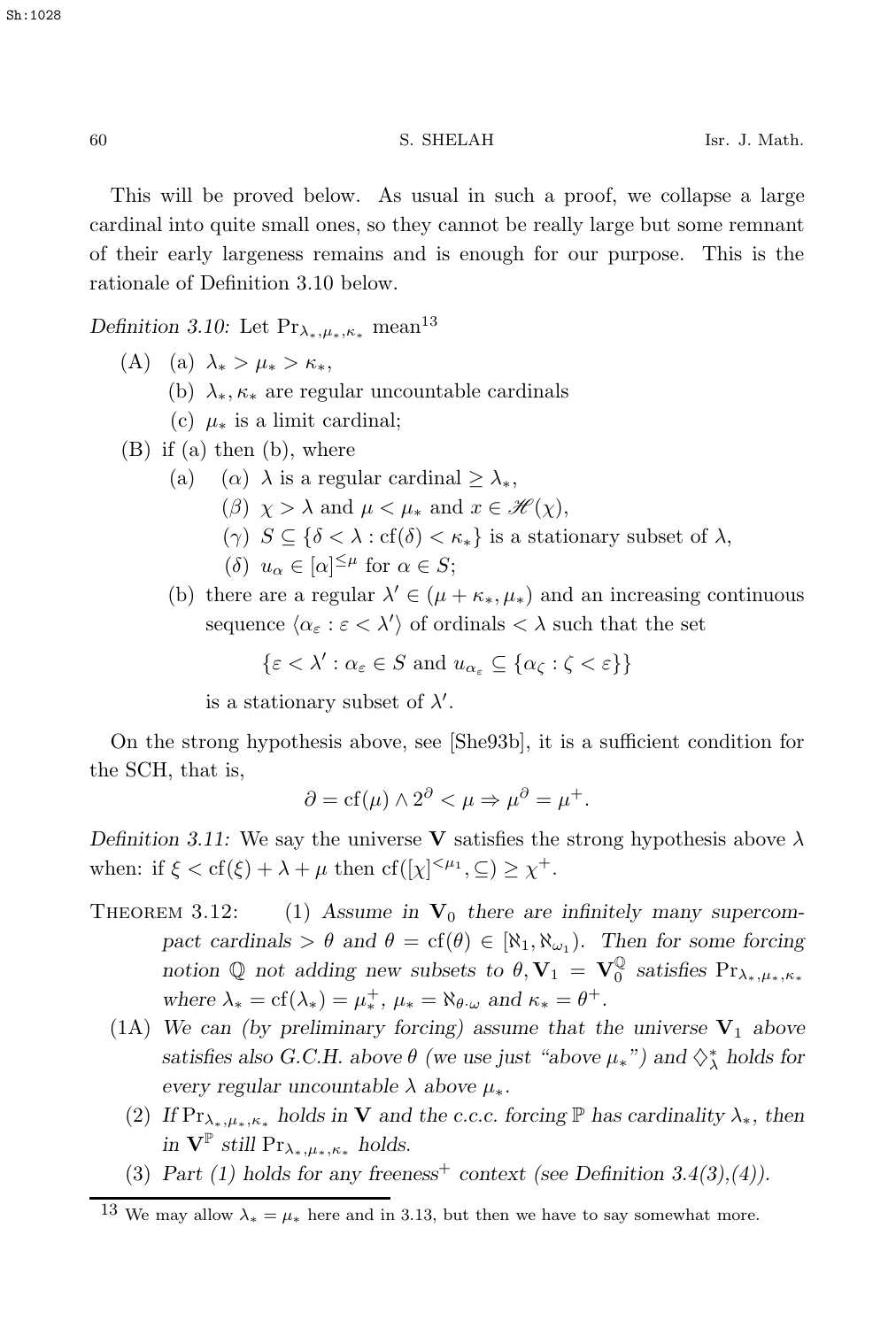This will be proved below. As usual in such a proof, we collapse a large cardinal into quite small ones, so they cannot be really large but some remnant of their early largeness remains and is enough for our purpose. This is the rationale of Definition 3.10 below.

*Definition 3.10:* Let $\Pr_{\lambda_*,\mu_*,\kappa_*}$ mean[13]

(A) (a) $\lambda_* > \mu_* > \kappa_*$,

  (b) $\lambda_*, \kappa_*$ are regular uncountable cardinals

  (c) $\mu_*$ is a limit cardinal;

(B) if (a) then (b), where

  (a) ($\alpha$) $\lambda$ is a regular cardinal $\geq \lambda_*$,

   ($\beta$) $\chi > \lambda$ and $\mu < \mu_*$ and $x \in \mathscr{H}(\chi)$,

   ($\gamma$) $S \subseteq \{\delta < \lambda : \mathrm{cf}(\delta) < \kappa_*\}$ is a stationary subset of $\lambda$,

   ($\delta$) $u_\alpha \in [\alpha]^{\leq \mu}$ for $\alpha \in S$;

  (b) there are a regular $\lambda' \in (\mu + \kappa_*, \mu_*)$ and an increasing continuous sequence $\langle \alpha_\varepsilon : \varepsilon < \lambda' \rangle$ of ordinals $< \lambda$ such that the set

$$\{\varepsilon < \lambda' : \alpha_\varepsilon \in S \text{ and } u_{\alpha_\varepsilon} \subseteq \{\alpha_\zeta : \zeta < \varepsilon\}\}$$

  is a stationary subset of $\lambda'$.

On the strong hypothesis above, see [She93b], it is a sufficient condition for the SCH, that is,

$$\partial = \mathrm{cf}(\mu) \wedge 2^\partial < \mu \Rightarrow \mu^\partial = \mu^+.$$

*Definition 3.11:* We say the universe $\mathbf{V}$ satisfies the strong hypothesis above $\lambda$ when: if $\xi < \mathrm{cf}(\xi) + \lambda + \mu$ then $\mathrm{cf}([\chi]^{<\mu_1}, \subseteq) \geq \chi^+$.

Theorem 3.12: (1) *Assume in $\mathbf{V}_0$ there are infinitely many supercompact cardinals $> \theta$ and $\theta = \mathrm{cf}(\theta) \in [\aleph_1, \aleph_{\omega_1})$. Then for some forcing notion $\mathbb{Q}$ not adding new subsets to $\theta, \mathbf{V}_1 = \mathbf{V}_0^{\mathbb{Q}}$ satisfies $\Pr_{\lambda_*,\mu_*,\kappa_*}$ where $\lambda_* = \mathrm{cf}(\lambda_*) = \mu_*^+$, $\mu_* = \aleph_{\theta \cdot \omega}$ and $\kappa_* = \theta^+$.*

(1A) *We can (by preliminary forcing) assume that the universe $\mathbf{V}_1$ above satisfies also G.C.H. above $\theta$ (we use just "above $\mu_*$") and $\diamondsuit^*_\lambda$ holds for every regular uncountable $\lambda$ above $\mu_*$.*

(2) *If $\Pr_{\lambda_*,\mu_*,\kappa_*}$ holds in $\mathbf{V}$ and the c.c.c. forcing $\mathbb{P}$ has cardinality $\lambda_*$, then in $\mathbf{V}^{\mathbb{P}}$ still $\Pr_{\lambda_*,\mu_*,\kappa_*}$ holds.*

(3) *Part (1) holds for any freeness$^+$ context (see Definition 3.4(3),(4)).*

[13] We may allow $\lambda_* = \mu_*$ here and in 3.13, but then we have to say somewhat more.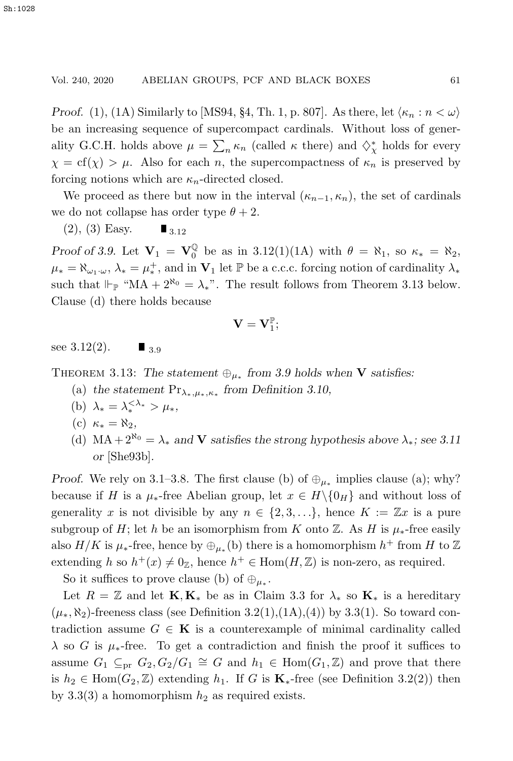*Proof.* (1), (1A) Similarly to [MS94, §4, Th. 1, p. 807]. As there, let $\langle \kappa_n : n < \omega \rangle$ be an increasing sequence of supercompact cardinals. Without loss of generality G.C.H. holds above $\mu = \sum_n \kappa_n$ (called $\kappa$ there) and $\diamondsuit^*_\chi$ holds for every $\chi = \mathrm{cf}(\chi) > \mu$. Also for each $n$, the supercompactness of $\kappa_n$ is preserved by forcing notions which are $\kappa_n$-directed closed.

We proceed as there but now in the interval $(\kappa_{n-1}, \kappa_n)$, the set of cardinals we do not collapse has order type $\theta + 2$.

(2), (3) Easy. $\blacksquare_{3.12}$

*Proof of 3.9.* Let $\mathbf{V}_1 = \mathbf{V}_0^{\mathbb{Q}}$ be as in 3.12(1)(1A) with $\theta = \aleph_1$, so $\kappa_* = \aleph_2$, $\mu_* = \aleph_{\omega_1 \cdot \omega}$, $\lambda_* = \mu_*^+$, and in $\mathbf{V}_1$ let $\mathbb{P}$ be a c.c.c. forcing notion of cardinality $\lambda_*$ such that $\Vdash_{\mathbb{P}}$ "$\mathrm{MA} + 2^{\aleph_0} = \lambda_*$". The result follows from Theorem 3.13 below. Clause (d) there holds because

$$\mathbf{V} = \mathbf{V}_1^{\mathbb{P}};$$

see 3.12(2). $\blacksquare_{3.9}$

Theorem 3.13: *The statement $\oplus_{\mu_*}$ from 3.9 holds when $\mathbf{V}$ satisfies:*

(a) *the statement $\mathrm{Pr}_{\lambda_*,\mu_*,\kappa_*}$ from Definition 3.10,*

(b) $\lambda_* = \lambda_*^{<\lambda_*} > \mu_*$,

(c) $\kappa_* = \aleph_2$,

(d) $\mathrm{MA} + 2^{\aleph_0} = \lambda_*$ *and $\mathbf{V}$ satisfies the strong hypothesis above $\lambda_*$; see 3.11 or* [She93b].

*Proof.* We rely on 3.1–3.8. The first clause (b) of $\oplus_{\mu_*}$ implies clause (a); why? because if $H$ is a $\mu_*$-free Abelian group, let $x \in H \backslash \{0_H\}$ and without loss of generality $x$ is not divisible by any $n \in \{2, 3, \ldots\}$, hence $K := \mathbb{Z}x$ is a pure subgroup of $H$; let $h$ be an isomorphism from $K$ onto $\mathbb{Z}$. As $H$ is $\mu_*$-free easily also $H/K$ is $\mu_*$-free, hence by $\oplus_{\mu_*}$(b) there is a homomorphism $h^+$ from $H$ to $\mathbb{Z}$ extending $h$ so $h^+(x) \neq 0_{\mathbb{Z}}$, hence $h^+ \in \mathrm{Hom}(H, \mathbb{Z})$ is non-zero, as required.

So it suffices to prove clause (b) of $\oplus_{\mu_*}$.

Let $R = \mathbb{Z}$ and let $\mathbf{K}, \mathbf{K}_*$ be as in Claim 3.3 for $\lambda_*$ so $\mathbf{K}_*$ is a hereditary $(\mu_*, \aleph_2)$-freeness class (see Definition 3.2(1),(1A),(4)) by 3.3(1). So toward contradiction assume $G \in \mathbf{K}$ is a counterexample of minimal cardinality called $\lambda$ so $G$ is $\mu_*$-free. To get a contradiction and finish the proof it suffices to assume $G_1 \subseteq_{\mathrm{pr}} G_2, G_2/G_1 \cong G$ and $h_1 \in \mathrm{Hom}(G_1, \mathbb{Z})$ and prove that there is $h_2 \in \mathrm{Hom}(G_2, \mathbb{Z})$ extending $h_1$. If $G$ is $\mathbf{K}_*$-free (see Definition 3.2(2)) then by 3.3(3) a homomorphism $h_2$ as required exists.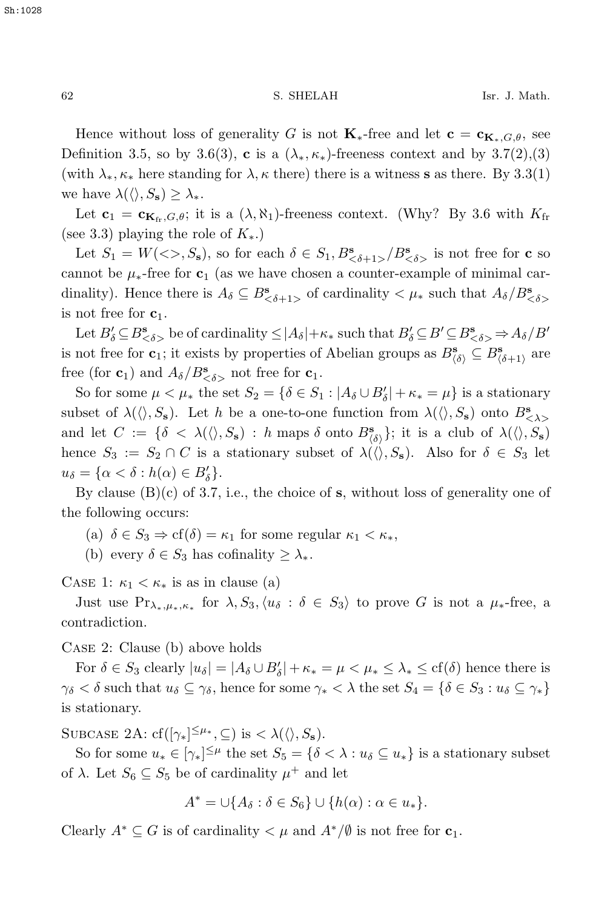Hence without loss of generality $G$ is not $\mathbf{K}_*$-free and let $\mathbf{c} = \mathbf{c}_{\mathbf{K}_*,G,\theta}$, see Definition 3.5, so by 3.6(3), $\mathbf{c}$ is a $(\lambda_*,\kappa_*)$-freeness context and by 3.7(2),(3) (with $\lambda_*,\kappa_*$ here standing for $\lambda,\kappa$ there) there is a witness $\mathbf{s}$ as there. By 3.3(1) we have $\lambda(\langle\rangle, S_{\mathbf{s}}) \geq \lambda_*$.

Let $\mathbf{c}_1 = \mathbf{c}_{\mathbf{K}_{\rm fr},G,\theta}$; it is a $(\lambda,\aleph_1)$-freeness context. (Why? By 3.6 with $K_{\rm fr}$ (see 3.3) playing the role of $K_*$.)

Let $S_1 = W(<>, S_{\mathbf{s}})$, so for each $\delta \in S_1, B^{\mathbf{s}}_{<\delta+1>}/B^{\mathbf{s}}_{<\delta>}$ is not free for $\mathbf{c}$ so cannot be $\mu_*$-free for $\mathbf{c}_1$ (as we have chosen a counter-example of minimal cardinality). Hence there is $A_\delta \subseteq B^{\mathbf{s}}_{<\delta+1>}$ of cardinality $< \mu_*$ such that $A_\delta/B^{\mathbf{s}}_{<\delta>}$ is not free for $\mathbf{c}_1$.

Let $B'_\delta \subseteq B^{\mathbf{s}}_{<\delta>}$ be of cardinality $\leq |A_\delta| + \kappa_*$ such that $B'_\delta \subseteq B' \subseteq B^{\mathbf{s}}_{<\delta>} \Rightarrow A_\delta/B'$ is not free for $\mathbf{c}_1$; it exists by properties of Abelian groups as $B^{\mathbf{s}}_{\langle\delta\rangle} \subseteq B^{\mathbf{s}}_{\langle\delta+1\rangle}$ are free (for $\mathbf{c}_1$) and $A_\delta/B^{\mathbf{s}}_{<\delta>}$ not free for $\mathbf{c}_1$.

So for some $\mu < \mu_*$ the set $S_2 = \{\delta \in S_1 : |A_\delta \cup B'_\delta| + \kappa_* = \mu\}$ is a stationary subset of $\lambda(\langle\rangle, S_{\mathbf{s}})$. Let $h$ be a one-to-one function from $\lambda(\langle\rangle, S_{\mathbf{s}})$ onto $B^{\mathbf{s}}_{<\lambda>}$ and let $C := \{\delta < \lambda(\langle\rangle, S_{\mathbf{s}}) : h \text{ maps } \delta \text{ onto } B^{\mathbf{s}}_{\langle\delta\rangle}\}$; it is a club of $\lambda(\langle\rangle, S_{\mathbf{s}})$ hence $S_3 := S_2 \cap C$ is a stationary subset of $\lambda(\langle\rangle, S_{\mathbf{s}})$. Also for $\delta \in S_3$ let $u_\delta = \{\alpha < \delta : h(\alpha) \in B'_\delta\}$.

By clause (B)(c) of 3.7, i.e., the choice of $\mathbf{s}$, without loss of generality one of the following occurs:

(a) $\delta \in S_3 \Rightarrow \mathrm{cf}(\delta) = \kappa_1$ for some regular $\kappa_1 < \kappa_*$,

(b) every $\delta \in S_3$ has cofinality $\geq \lambda_*$.

Case 1: $\kappa_1 < \kappa_*$ is as in clause (a)

Just use $\mathrm{Pr}_{\lambda_*,\mu_*,\kappa_*}$ for $\lambda, S_3, \langle u_\delta : \delta \in S_3\rangle$ to prove $G$ is not a $\mu_*$-free, a contradiction.

Case 2: Clause (b) above holds

For $\delta \in S_3$ clearly $|u_\delta| = |A_\delta \cup B'_\delta| + \kappa_* = \mu < \mu_* \leq \lambda_* \leq \mathrm{cf}(\delta)$ hence there is $\gamma_\delta < \delta$ such that $u_\delta \subseteq \gamma_\delta$, hence for some $\gamma_* < \lambda$ the set $S_4 = \{\delta \in S_3 : u_\delta \subseteq \gamma_*\}$ is stationary.

Subcase 2A: $\mathrm{cf}([\gamma_*]^{\leq\mu_*}, \subseteq)$ is $< \lambda(\langle\rangle, S_{\mathbf{s}})$.

So for some $u_* \in [\gamma_*]^{\leq\mu}$ the set $S_5 = \{\delta < \lambda : u_\delta \subseteq u_*\}$ is a stationary subset of $\lambda$. Let $S_6 \subseteq S_5$ be of cardinality $\mu^+$ and let

$$A^* = \cup\{A_\delta : \delta \in S_6\} \cup \{h(\alpha) : \alpha \in u_*\}.$$

Clearly $A^* \subseteq G$ is of cardinality $< \mu$ and $A^*/\emptyset$ is not free for $\mathbf{c}_1$.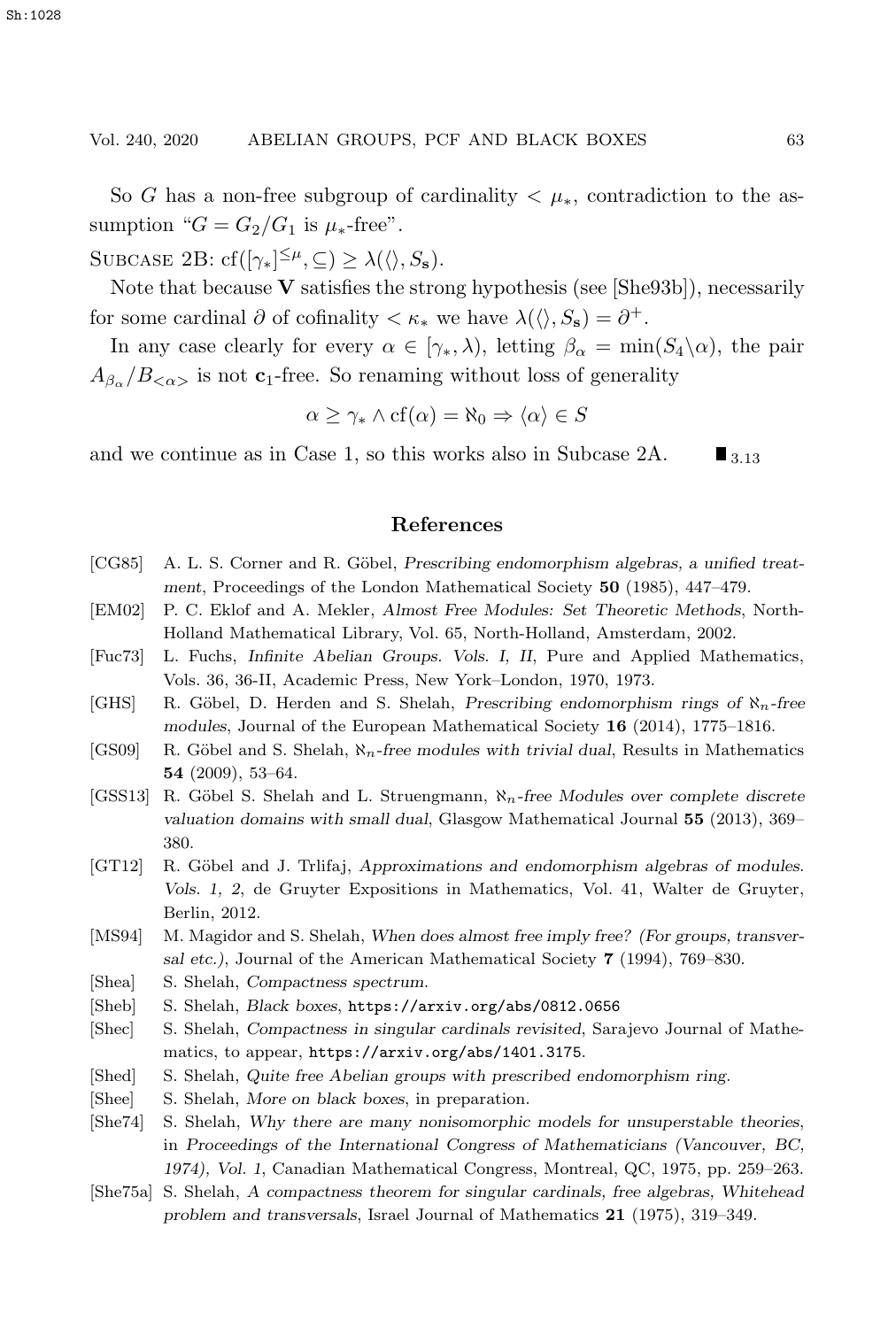So $G$ has a non-free subgroup of cardinality $< \mu_*$, contradiction to the assumption "$G = G_2/G_1$ is $\mu_*$-free".

Subcase 2B: $\mathrm{cf}([\gamma_*]^{\leq \mu}, \subseteq) \geq \lambda(\langle\rangle, S_{\mathbf{s}})$.

Note that because $\mathbf{V}$ satisfies the strong hypothesis (see [She93b]), necessarily for some cardinal $\partial$ of cofinality $< \kappa_*$ we have $\lambda(\langle\rangle, S_{\mathbf{s}}) = \partial^+$.

In any case clearly for every $\alpha \in [\gamma_*, \lambda)$, letting $\beta_\alpha = \min(S_4 \backslash \alpha)$, the pair $A_{\beta_\alpha}/B_{<\alpha>}$ is not $\mathbf{c}_1$-free. So renaming without loss of generality

$$\alpha \geq \gamma_* \wedge \mathrm{cf}(\alpha) = \aleph_0 \Rightarrow \langle \alpha \rangle \in S$$

and we continue as in Case 1, so this works also in Subcase 2A. $\blacksquare_{3.13}$

## References

- [CG85] A. L. S. Corner and R. Göbel, *Prescribing endomorphism algebras, a unified treatment*, Proceedings of the London Mathematical Society **50** (1985), 447–479.
- [EM02] P. C. Eklof and A. Mekler, *Almost Free Modules: Set Theoretic Methods*, North-Holland Mathematical Library, Vol. 65, North-Holland, Amsterdam, 2002.
- [Fuc73] L. Fuchs, *Infinite Abelian Groups. Vols. I, II*, Pure and Applied Mathematics, Vols. 36, 36-II, Academic Press, New York–London, 1970, 1973.
- [GHS] R. Göbel, D. Herden and S. Shelah, *Prescribing endomorphism rings of $\aleph_n$-free modules*, Journal of the European Mathematical Society **16** (2014), 1775–1816.
- [GS09] R. Göbel and S. Shelah, *$\aleph_n$-free modules with trivial dual*, Results in Mathematics **54** (2009), 53–64.
- [GSS13] R. Göbel S. Shelah and L. Struengmann, *$\aleph_n$-free Modules over complete discrete valuation domains with small dual*, Glasgow Mathematical Journal **55** (2013), 369–380.
- [GT12] R. Göbel and J. Trlifaj, *Approximations and endomorphism algebras of modules. Vols. 1, 2*, de Gruyter Expositions in Mathematics, Vol. 41, Walter de Gruyter, Berlin, 2012.
- [MS94] M. Magidor and S. Shelah, *When does almost free imply free? (For groups, transversal etc.)*, Journal of the American Mathematical Society **7** (1994), 769–830.
- [Shea] S. Shelah, *Compactness spectrum*.
- [Sheb] S. Shelah, *Black boxes*, https://arxiv.org/abs/0812.0656
- [Shec] S. Shelah, *Compactness in singular cardinals revisited*, Sarajevo Journal of Mathematics, to appear, https://arxiv.org/abs/1401.3175.
- [Shed] S. Shelah, *Quite free Abelian groups with prescribed endomorphism ring*.
- [Shee] S. Shelah, *More on black boxes*, in preparation.
- [She74] S. Shelah, *Why there are many nonisomorphic models for unsuperstable theories*, in *Proceedings of the International Congress of Mathematicians (Vancouver, BC, 1974), Vol. 1*, Canadian Mathematical Congress, Montreal, QC, 1975, pp. 259–263.
- [She75a] S. Shelah, *A compactness theorem for singular cardinals, free algebras, Whitehead problem and transversals*, Israel Journal of Mathematics **21** (1975), 319–349.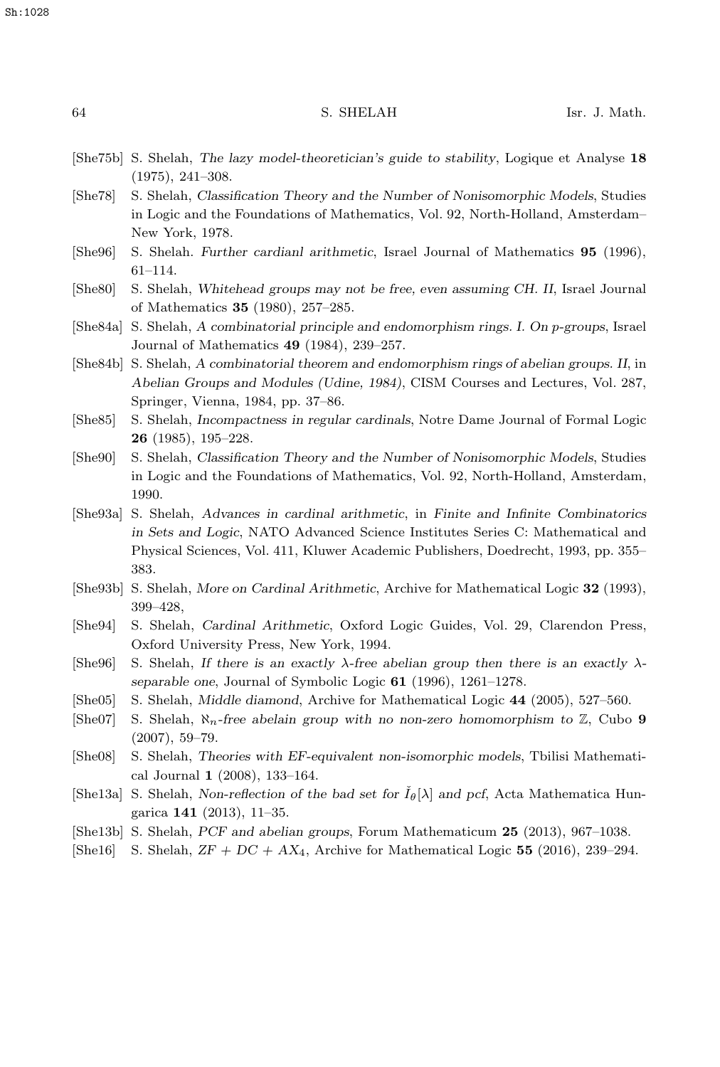[She75b] S. Shelah, *The lazy model-theoretician's guide to stability*, Logique et Analyse **18** (1975), 241–308.

[She78] S. Shelah, *Classification Theory and the Number of Nonisomorphic Models*, Studies in Logic and the Foundations of Mathematics, Vol. 92, North-Holland, Amsterdam–New York, 1978.

[She96] S. Shelah. *Further cardianl arithmetic*, Israel Journal of Mathematics **95** (1996), 61–114.

[She80] S. Shelah, *Whitehead groups may not be free, even assuming CH. II*, Israel Journal of Mathematics **35** (1980), 257–285.

[She84a] S. Shelah, *A combinatorial principle and endomorphism rings. I. On p-groups*, Israel Journal of Mathematics **49** (1984), 239–257.

[She84b] S. Shelah, *A combinatorial theorem and endomorphism rings of abelian groups. II*, in *Abelian Groups and Modules (Udine, 1984)*, CISM Courses and Lectures, Vol. 287, Springer, Vienna, 1984, pp. 37–86.

[She85] S. Shelah, *Incompactness in regular cardinals*, Notre Dame Journal of Formal Logic **26** (1985), 195–228.

[She90] S. Shelah, *Classification Theory and the Number of Nonisomorphic Models*, Studies in Logic and the Foundations of Mathematics, Vol. 92, North-Holland, Amsterdam, 1990.

[She93a] S. Shelah, *Advances in cardinal arithmetic*, in *Finite and Infinite Combinatorics in Sets and Logic*, NATO Advanced Science Institutes Series C: Mathematical and Physical Sciences, Vol. 411, Kluwer Academic Publishers, Doedrecht, 1993, pp. 355–383.

[She93b] S. Shelah, *More on Cardinal Arithmetic*, Archive for Mathematical Logic **32** (1993), 399–428,

[She94] S. Shelah, *Cardinal Arithmetic*, Oxford Logic Guides, Vol. 29, Clarendon Press, Oxford University Press, New York, 1994.

[She96] S. Shelah, *If there is an exactly $\lambda$-free abelian group then there is an exactly $\lambda$-separable one*, Journal of Symbolic Logic **61** (1996), 1261–1278.

[She05] S. Shelah, *Middle diamond*, Archive for Mathematical Logic **44** (2005), 527–560.

[She07] S. Shelah, *$\aleph_n$-free abelain group with no non-zero homomorphism to $\mathbb{Z}$*, Cubo **9** (2007), 59–79.

[She08] S. Shelah, *Theories with EF-equivalent non-isomorphic models*, Tbilisi Mathematical Journal **1** (2008), 133–164.

[She13a] S. Shelah, *Non-reflection of the bad set for $\check{I}_\theta[\lambda]$ and pcf*, Acta Mathematica Hungarica **141** (2013), 11–35.

[She13b] S. Shelah, *PCF and abelian groups*, Forum Mathematicum **25** (2013), 967–1038.

[She16] S. Shelah, *ZF + DC + AX$_4$*, Archive for Mathematical Logic **55** (2016), 239–294.